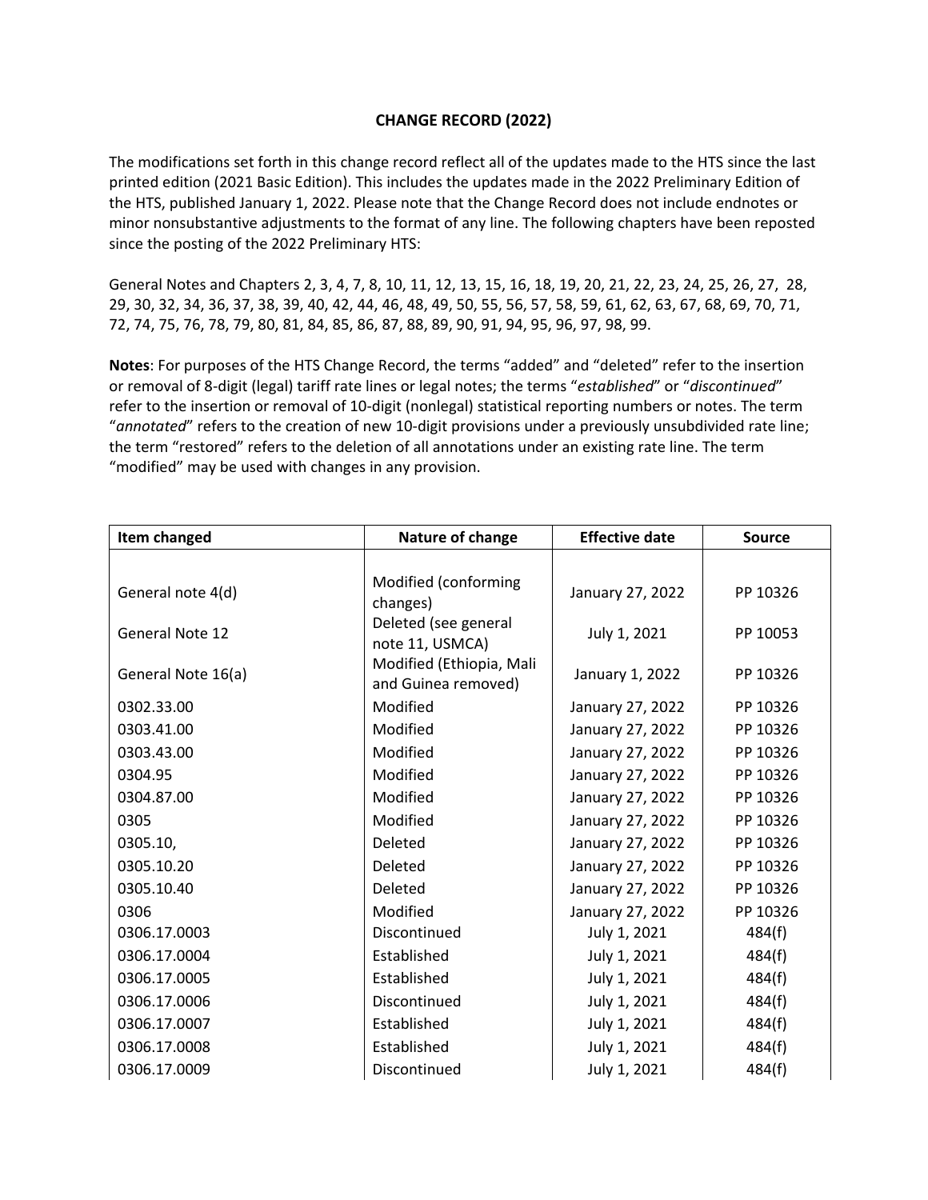# CHANGE RECORD (2022)

The modifications set forth in this change record reflect all of the updates made to the HTS since the last printed edition (2021 Basic Edition). This includes the updates made in the 2022 Preliminary Edition of the HTS, published January 1, 2022. Please note that the Change Record does not include endnotes or minor nonsubstantive adjustments to the format of any line. The following chapters have been reposted since the posting of the 2022 Preliminary HTS:

General Notes and Chapters 2, 3, 4, 7, 8, 10, 11, 12, 13, 15, 16, 18, 19, 20, 21, 22, 23, 24, 25, 26, 27, 28, 29, 30, 32, 34, 36, 37, 38, 39, 40, 42, 44, 46, 48, 49, 50, 55, 56, 57, 58, 59, 61, 62, 63, 67, 68, 69, 70, 71, 72, 74, 75, 76, 78, 79, 80, 81, 84, 85, 86, 87, 88, 89, 90, 91, 94, 95, 96, 97, 98, 99.

**Notes**: For purposes of the HTS Change Record, the terms "added" and "deleted" refer to the insertion or removal of 8-digit (legal) tariff rate lines or legal notes; the terms "*established*" or "*discontinued*" refer to the insertion or removal of 10-digit (nonlegal) statistical reporting numbers or notes. The term "*annotated*" refers to the creation of new 10-digit provisions under a previously unsubdivided rate line; the term "restored" refers to the deletion of all annotations under an existing rate line. The term "modified" may be used with changes in any provision.

| Item changed | Nature of change | Effective date | Source |
|---|---|---|---|
| General note 4(d) | Modified (conforming changes) | January 27, 2022 | PP 10326 |
| General Note 12 | Deleted (see general note 11, USMCA) | July 1, 2021 | PP 10053 |
| General Note 16(a) | Modified (Ethiopia, Mali and Guinea removed) | January 1, 2022 | PP 10326 |
| 0302.33.00 | Modified | January 27, 2022 | PP 10326 |
| 0303.41.00 | Modified | January 27, 2022 | PP 10326 |
| 0303.43.00 | Modified | January 27, 2022 | PP 10326 |
| 0304.95 | Modified | January 27, 2022 | PP 10326 |
| 0304.87.00 | Modified | January 27, 2022 | PP 10326 |
| 0305 | Modified | January 27, 2022 | PP 10326 |
| 0305.10, | Deleted | January 27, 2022 | PP 10326 |
| 0305.10.20 | Deleted | January 27, 2022 | PP 10326 |
| 0305.10.40 | Deleted | January 27, 2022 | PP 10326 |
| 0306 | Modified | January 27, 2022 | PP 10326 |
| 0306.17.0003 | Discontinued | July 1, 2021 | 484(f) |
| 0306.17.0004 | Established | July 1, 2021 | 484(f) |
| 0306.17.0005 | Established | July 1, 2021 | 484(f) |
| 0306.17.0006 | Discontinued | July 1, 2021 | 484(f) |
| 0306.17.0007 | Established | July 1, 2021 | 484(f) |
| 0306.17.0008 | Established | July 1, 2021 | 484(f) |
| 0306.17.0009 | Discontinued | July 1, 2021 | 484(f) |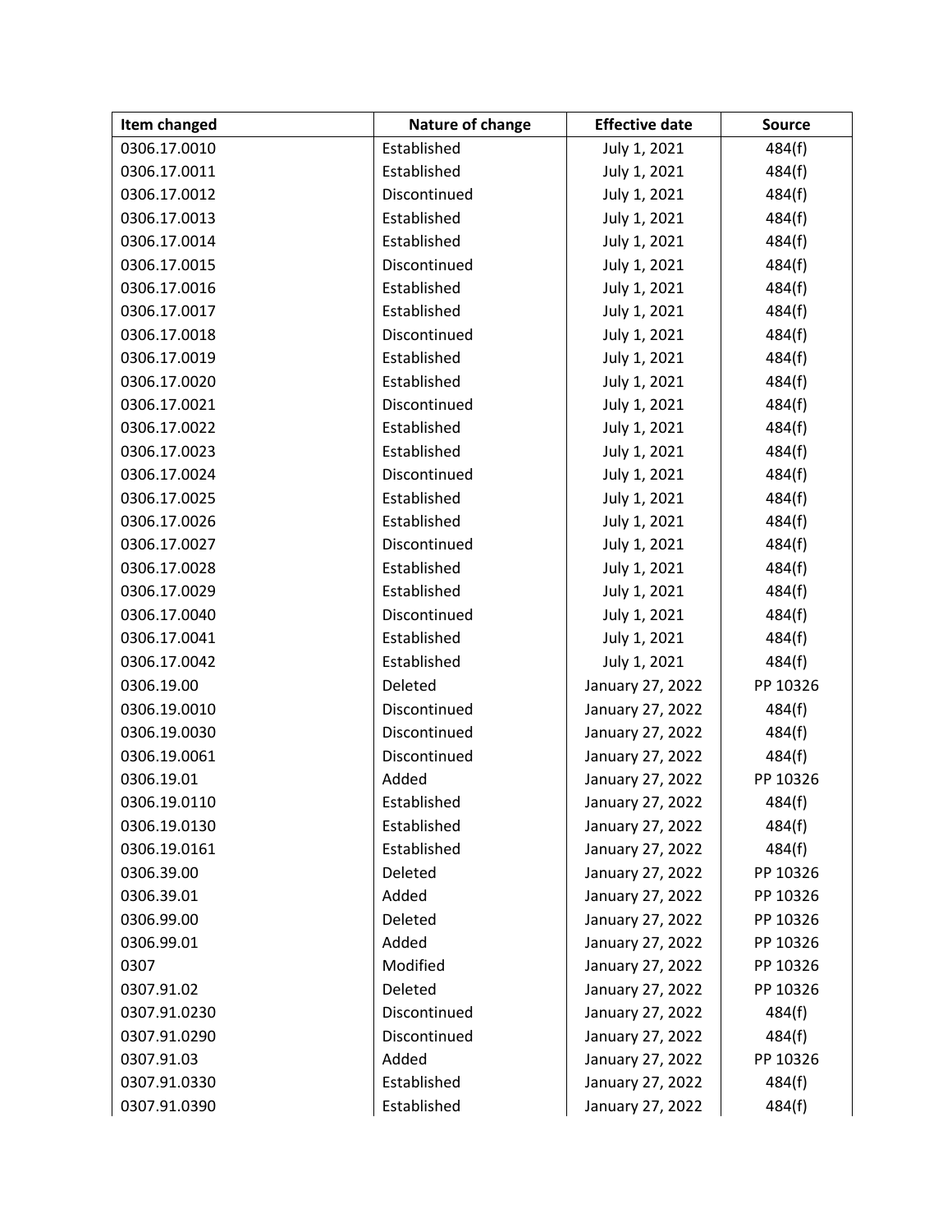| Item changed | Nature of change | Effective date | Source |
| --- | --- | --- | --- |
| 0306.17.0010 | Established | July 1, 2021 | 484(f) |
| 0306.17.0011 | Established | July 1, 2021 | 484(f) |
| 0306.17.0012 | Discontinued | July 1, 2021 | 484(f) |
| 0306.17.0013 | Established | July 1, 2021 | 484(f) |
| 0306.17.0014 | Established | July 1, 2021 | 484(f) |
| 0306.17.0015 | Discontinued | July 1, 2021 | 484(f) |
| 0306.17.0016 | Established | July 1, 2021 | 484(f) |
| 0306.17.0017 | Established | July 1, 2021 | 484(f) |
| 0306.17.0018 | Discontinued | July 1, 2021 | 484(f) |
| 0306.17.0019 | Established | July 1, 2021 | 484(f) |
| 0306.17.0020 | Established | July 1, 2021 | 484(f) |
| 0306.17.0021 | Discontinued | July 1, 2021 | 484(f) |
| 0306.17.0022 | Established | July 1, 2021 | 484(f) |
| 0306.17.0023 | Established | July 1, 2021 | 484(f) |
| 0306.17.0024 | Discontinued | July 1, 2021 | 484(f) |
| 0306.17.0025 | Established | July 1, 2021 | 484(f) |
| 0306.17.0026 | Established | July 1, 2021 | 484(f) |
| 0306.17.0027 | Discontinued | July 1, 2021 | 484(f) |
| 0306.17.0028 | Established | July 1, 2021 | 484(f) |
| 0306.17.0029 | Established | July 1, 2021 | 484(f) |
| 0306.17.0040 | Discontinued | July 1, 2021 | 484(f) |
| 0306.17.0041 | Established | July 1, 2021 | 484(f) |
| 0306.17.0042 | Established | July 1, 2021 | 484(f) |
| 0306.19.00 | Deleted | January 27, 2022 | PP 10326 |
| 0306.19.0010 | Discontinued | January 27, 2022 | 484(f) |
| 0306.19.0030 | Discontinued | January 27, 2022 | 484(f) |
| 0306.19.0061 | Discontinued | January 27, 2022 | 484(f) |
| 0306.19.01 | Added | January 27, 2022 | PP 10326 |
| 0306.19.0110 | Established | January 27, 2022 | 484(f) |
| 0306.19.0130 | Established | January 27, 2022 | 484(f) |
| 0306.19.0161 | Established | January 27, 2022 | 484(f) |
| 0306.39.00 | Deleted | January 27, 2022 | PP 10326 |
| 0306.39.01 | Added | January 27, 2022 | PP 10326 |
| 0306.99.00 | Deleted | January 27, 2022 | PP 10326 |
| 0306.99.01 | Added | January 27, 2022 | PP 10326 |
| 0307 | Modified | January 27, 2022 | PP 10326 |
| 0307.91.02 | Deleted | January 27, 2022 | PP 10326 |
| 0307.91.0230 | Discontinued | January 27, 2022 | 484(f) |
| 0307.91.0290 | Discontinued | January 27, 2022 | 484(f) |
| 0307.91.03 | Added | January 27, 2022 | PP 10326 |
| 0307.91.0330 | Established | January 27, 2022 | 484(f) |
| 0307.91.0390 | Established | January 27, 2022 | 484(f) |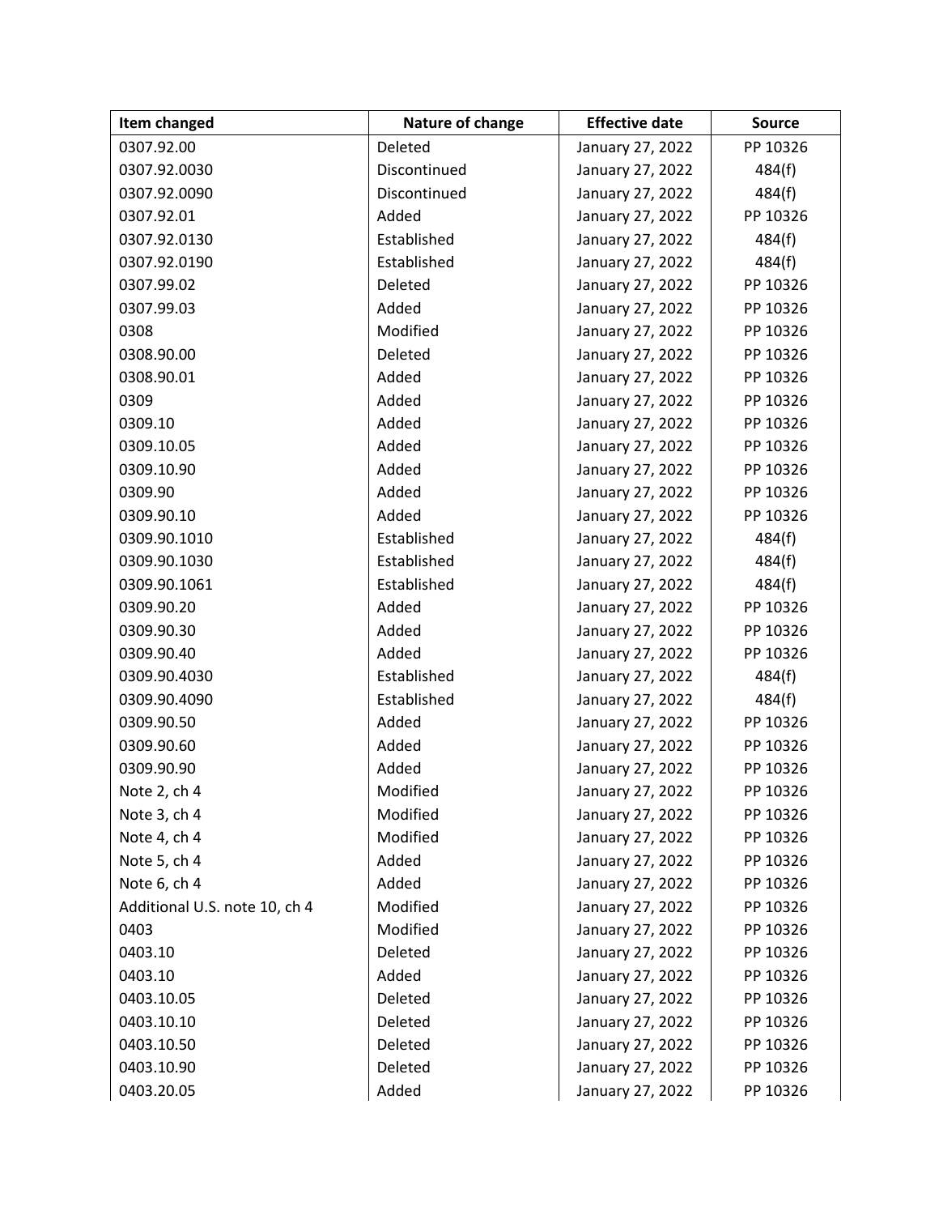| Item changed | Nature of change | Effective date | Source |
| --- | --- | --- | --- |
| 0307.92.00 | Deleted | January 27, 2022 | PP 10326 |
| 0307.92.0030 | Discontinued | January 27, 2022 | 484(f) |
| 0307.92.0090 | Discontinued | January 27, 2022 | 484(f) |
| 0307.92.01 | Added | January 27, 2022 | PP 10326 |
| 0307.92.0130 | Established | January 27, 2022 | 484(f) |
| 0307.92.0190 | Established | January 27, 2022 | 484(f) |
| 0307.99.02 | Deleted | January 27, 2022 | PP 10326 |
| 0307.99.03 | Added | January 27, 2022 | PP 10326 |
| 0308 | Modified | January 27, 2022 | PP 10326 |
| 0308.90.00 | Deleted | January 27, 2022 | PP 10326 |
| 0308.90.01 | Added | January 27, 2022 | PP 10326 |
| 0309 | Added | January 27, 2022 | PP 10326 |
| 0309.10 | Added | January 27, 2022 | PP 10326 |
| 0309.10.05 | Added | January 27, 2022 | PP 10326 |
| 0309.10.90 | Added | January 27, 2022 | PP 10326 |
| 0309.90 | Added | January 27, 2022 | PP 10326 |
| 0309.90.10 | Added | January 27, 2022 | PP 10326 |
| 0309.90.1010 | Established | January 27, 2022 | 484(f) |
| 0309.90.1030 | Established | January 27, 2022 | 484(f) |
| 0309.90.1061 | Established | January 27, 2022 | 484(f) |
| 0309.90.20 | Added | January 27, 2022 | PP 10326 |
| 0309.90.30 | Added | January 27, 2022 | PP 10326 |
| 0309.90.40 | Added | January 27, 2022 | PP 10326 |
| 0309.90.4030 | Established | January 27, 2022 | 484(f) |
| 0309.90.4090 | Established | January 27, 2022 | 484(f) |
| 0309.90.50 | Added | January 27, 2022 | PP 10326 |
| 0309.90.60 | Added | January 27, 2022 | PP 10326 |
| 0309.90.90 | Added | January 27, 2022 | PP 10326 |
| Note 2, ch 4 | Modified | January 27, 2022 | PP 10326 |
| Note 3, ch 4 | Modified | January 27, 2022 | PP 10326 |
| Note 4, ch 4 | Modified | January 27, 2022 | PP 10326 |
| Note 5, ch 4 | Added | January 27, 2022 | PP 10326 |
| Note 6, ch 4 | Added | January 27, 2022 | PP 10326 |
| Additional U.S. note 10, ch 4 | Modified | January 27, 2022 | PP 10326 |
| 0403 | Modified | January 27, 2022 | PP 10326 |
| 0403.10 | Deleted | January 27, 2022 | PP 10326 |
| 0403.10 | Added | January 27, 2022 | PP 10326 |
| 0403.10.05 | Deleted | January 27, 2022 | PP 10326 |
| 0403.10.10 | Deleted | January 27, 2022 | PP 10326 |
| 0403.10.50 | Deleted | January 27, 2022 | PP 10326 |
| 0403.10.90 | Deleted | January 27, 2022 | PP 10326 |
| 0403.20.05 | Added | January 27, 2022 | PP 10326 |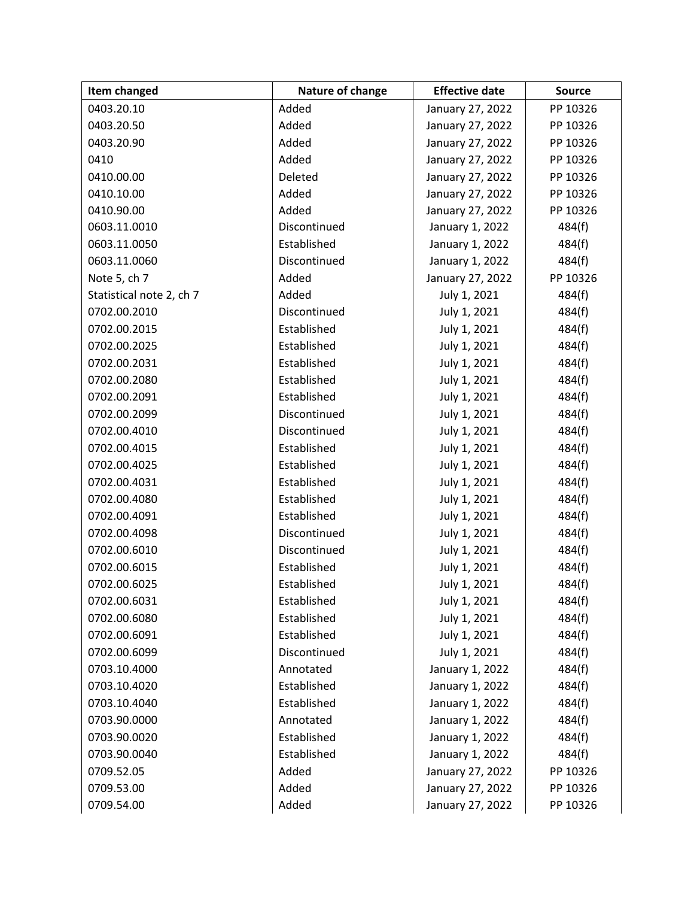| Item changed | Nature of change | Effective date | Source |
|---|---|---|---|
| 0403.20.10 | Added | January 27, 2022 | PP 10326 |
| 0403.20.50 | Added | January 27, 2022 | PP 10326 |
| 0403.20.90 | Added | January 27, 2022 | PP 10326 |
| 0410 | Added | January 27, 2022 | PP 10326 |
| 0410.00.00 | Deleted | January 27, 2022 | PP 10326 |
| 0410.10.00 | Added | January 27, 2022 | PP 10326 |
| 0410.90.00 | Added | January 27, 2022 | PP 10326 |
| 0603.11.0010 | Discontinued | January 1, 2022 | 484(f) |
| 0603.11.0050 | Established | January 1, 2022 | 484(f) |
| 0603.11.0060 | Discontinued | January 1, 2022 | 484(f) |
| Note 5, ch 7 | Added | January 27, 2022 | PP 10326 |
| Statistical note 2, ch 7 | Added | July 1, 2021 | 484(f) |
| 0702.00.2010 | Discontinued | July 1, 2021 | 484(f) |
| 0702.00.2015 | Established | July 1, 2021 | 484(f) |
| 0702.00.2025 | Established | July 1, 2021 | 484(f) |
| 0702.00.2031 | Established | July 1, 2021 | 484(f) |
| 0702.00.2080 | Established | July 1, 2021 | 484(f) |
| 0702.00.2091 | Established | July 1, 2021 | 484(f) |
| 0702.00.2099 | Discontinued | July 1, 2021 | 484(f) |
| 0702.00.4010 | Discontinued | July 1, 2021 | 484(f) |
| 0702.00.4015 | Established | July 1, 2021 | 484(f) |
| 0702.00.4025 | Established | July 1, 2021 | 484(f) |
| 0702.00.4031 | Established | July 1, 2021 | 484(f) |
| 0702.00.4080 | Established | July 1, 2021 | 484(f) |
| 0702.00.4091 | Established | July 1, 2021 | 484(f) |
| 0702.00.4098 | Discontinued | July 1, 2021 | 484(f) |
| 0702.00.6010 | Discontinued | July 1, 2021 | 484(f) |
| 0702.00.6015 | Established | July 1, 2021 | 484(f) |
| 0702.00.6025 | Established | July 1, 2021 | 484(f) |
| 0702.00.6031 | Established | July 1, 2021 | 484(f) |
| 0702.00.6080 | Established | July 1, 2021 | 484(f) |
| 0702.00.6091 | Established | July 1, 2021 | 484(f) |
| 0702.00.6099 | Discontinued | July 1, 2021 | 484(f) |
| 0703.10.4000 | Annotated | January 1, 2022 | 484(f) |
| 0703.10.4020 | Established | January 1, 2022 | 484(f) |
| 0703.10.4040 | Established | January 1, 2022 | 484(f) |
| 0703.90.0000 | Annotated | January 1, 2022 | 484(f) |
| 0703.90.0020 | Established | January 1, 2022 | 484(f) |
| 0703.90.0040 | Established | January 1, 2022 | 484(f) |
| 0709.52.05 | Added | January 27, 2022 | PP 10326 |
| 0709.53.00 | Added | January 27, 2022 | PP 10326 |
| 0709.54.00 | Added | January 27, 2022 | PP 10326 |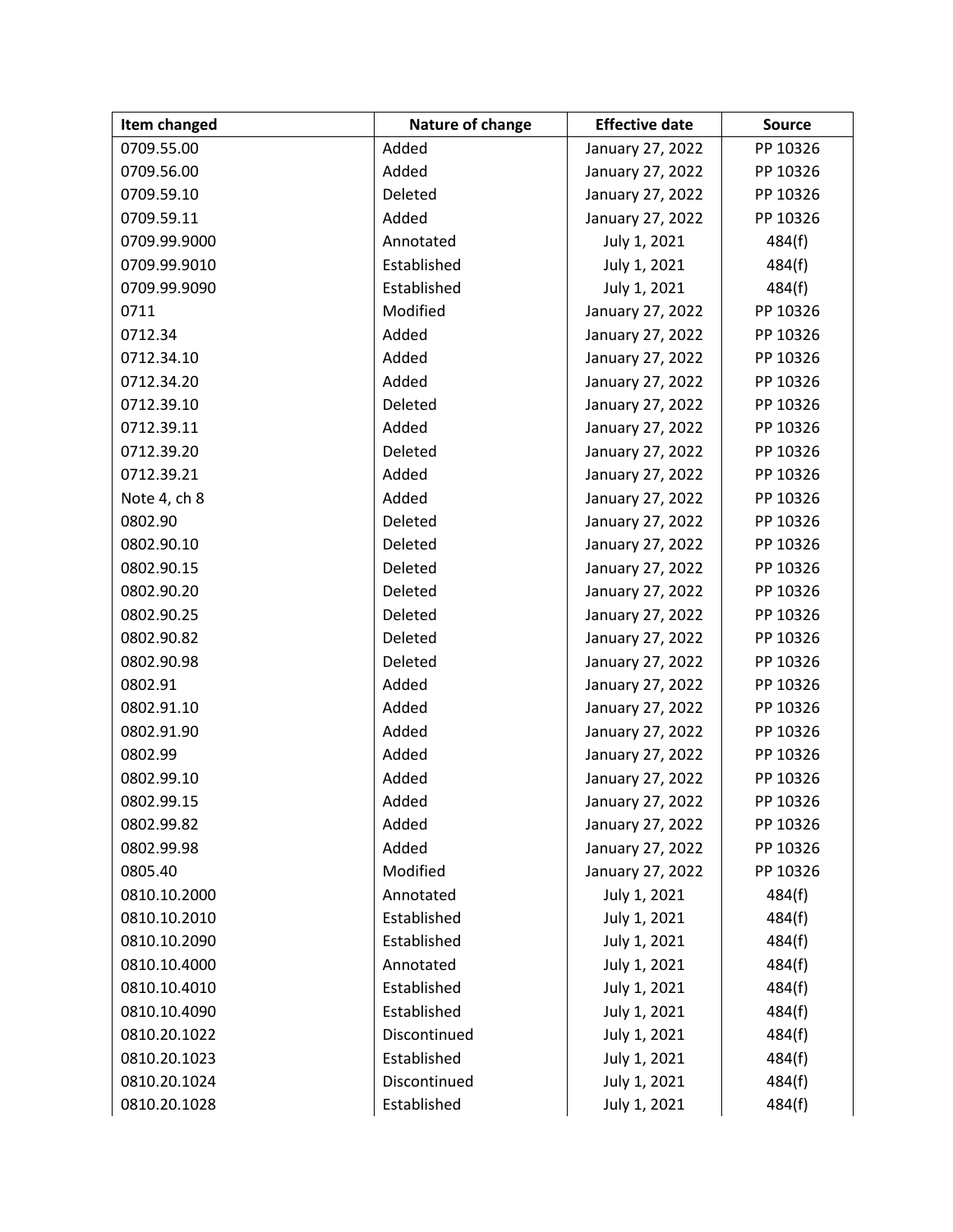| Item changed | Nature of change | Effective date | Source |
| --- | --- | --- | --- |
| 0709.55.00 | Added | January 27, 2022 | PP 10326 |
| 0709.56.00 | Added | January 27, 2022 | PP 10326 |
| 0709.59.10 | Deleted | January 27, 2022 | PP 10326 |
| 0709.59.11 | Added | January 27, 2022 | PP 10326 |
| 0709.99.9000 | Annotated | July 1, 2021 | 484(f) |
| 0709.99.9010 | Established | July 1, 2021 | 484(f) |
| 0709.99.9090 | Established | July 1, 2021 | 484(f) |
| 0711 | Modified | January 27, 2022 | PP 10326 |
| 0712.34 | Added | January 27, 2022 | PP 10326 |
| 0712.34.10 | Added | January 27, 2022 | PP 10326 |
| 0712.34.20 | Added | January 27, 2022 | PP 10326 |
| 0712.39.10 | Deleted | January 27, 2022 | PP 10326 |
| 0712.39.11 | Added | January 27, 2022 | PP 10326 |
| 0712.39.20 | Deleted | January 27, 2022 | PP 10326 |
| 0712.39.21 | Added | January 27, 2022 | PP 10326 |
| Note 4, ch 8 | Added | January 27, 2022 | PP 10326 |
| 0802.90 | Deleted | January 27, 2022 | PP 10326 |
| 0802.90.10 | Deleted | January 27, 2022 | PP 10326 |
| 0802.90.15 | Deleted | January 27, 2022 | PP 10326 |
| 0802.90.20 | Deleted | January 27, 2022 | PP 10326 |
| 0802.90.25 | Deleted | January 27, 2022 | PP 10326 |
| 0802.90.82 | Deleted | January 27, 2022 | PP 10326 |
| 0802.90.98 | Deleted | January 27, 2022 | PP 10326 |
| 0802.91 | Added | January 27, 2022 | PP 10326 |
| 0802.91.10 | Added | January 27, 2022 | PP 10326 |
| 0802.91.90 | Added | January 27, 2022 | PP 10326 |
| 0802.99 | Added | January 27, 2022 | PP 10326 |
| 0802.99.10 | Added | January 27, 2022 | PP 10326 |
| 0802.99.15 | Added | January 27, 2022 | PP 10326 |
| 0802.99.82 | Added | January 27, 2022 | PP 10326 |
| 0802.99.98 | Added | January 27, 2022 | PP 10326 |
| 0805.40 | Modified | January 27, 2022 | PP 10326 |
| 0810.10.2000 | Annotated | July 1, 2021 | 484(f) |
| 0810.10.2010 | Established | July 1, 2021 | 484(f) |
| 0810.10.2090 | Established | July 1, 2021 | 484(f) |
| 0810.10.4000 | Annotated | July 1, 2021 | 484(f) |
| 0810.10.4010 | Established | July 1, 2021 | 484(f) |
| 0810.10.4090 | Established | July 1, 2021 | 484(f) |
| 0810.20.1022 | Discontinued | July 1, 2021 | 484(f) |
| 0810.20.1023 | Established | July 1, 2021 | 484(f) |
| 0810.20.1024 | Discontinued | July 1, 2021 | 484(f) |
| 0810.20.1028 | Established | July 1, 2021 | 484(f) |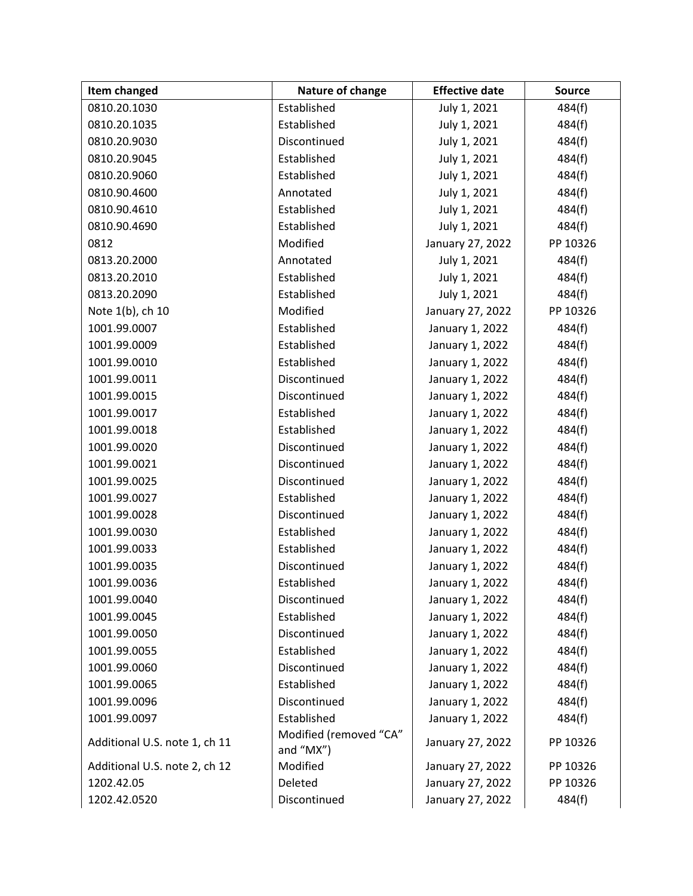| Item changed | Nature of change | Effective date | Source |
|---|---|---|---|
| 0810.20.1030 | Established | July 1, 2021 | 484(f) |
| 0810.20.1035 | Established | July 1, 2021 | 484(f) |
| 0810.20.9030 | Discontinued | July 1, 2021 | 484(f) |
| 0810.20.9045 | Established | July 1, 2021 | 484(f) |
| 0810.20.9060 | Established | July 1, 2021 | 484(f) |
| 0810.90.4600 | Annotated | July 1, 2021 | 484(f) |
| 0810.90.4610 | Established | July 1, 2021 | 484(f) |
| 0810.90.4690 | Established | July 1, 2021 | 484(f) |
| 0812 | Modified | January 27, 2022 | PP 10326 |
| 0813.20.2000 | Annotated | July 1, 2021 | 484(f) |
| 0813.20.2010 | Established | July 1, 2021 | 484(f) |
| 0813.20.2090 | Established | July 1, 2021 | 484(f) |
| Note 1(b), ch 10 | Modified | January 27, 2022 | PP 10326 |
| 1001.99.0007 | Established | January 1, 2022 | 484(f) |
| 1001.99.0009 | Established | January 1, 2022 | 484(f) |
| 1001.99.0010 | Established | January 1, 2022 | 484(f) |
| 1001.99.0011 | Discontinued | January 1, 2022 | 484(f) |
| 1001.99.0015 | Discontinued | January 1, 2022 | 484(f) |
| 1001.99.0017 | Established | January 1, 2022 | 484(f) |
| 1001.99.0018 | Established | January 1, 2022 | 484(f) |
| 1001.99.0020 | Discontinued | January 1, 2022 | 484(f) |
| 1001.99.0021 | Discontinued | January 1, 2022 | 484(f) |
| 1001.99.0025 | Discontinued | January 1, 2022 | 484(f) |
| 1001.99.0027 | Established | January 1, 2022 | 484(f) |
| 1001.99.0028 | Discontinued | January 1, 2022 | 484(f) |
| 1001.99.0030 | Established | January 1, 2022 | 484(f) |
| 1001.99.0033 | Established | January 1, 2022 | 484(f) |
| 1001.99.0035 | Discontinued | January 1, 2022 | 484(f) |
| 1001.99.0036 | Established | January 1, 2022 | 484(f) |
| 1001.99.0040 | Discontinued | January 1, 2022 | 484(f) |
| 1001.99.0045 | Established | January 1, 2022 | 484(f) |
| 1001.99.0050 | Discontinued | January 1, 2022 | 484(f) |
| 1001.99.0055 | Established | January 1, 2022 | 484(f) |
| 1001.99.0060 | Discontinued | January 1, 2022 | 484(f) |
| 1001.99.0065 | Established | January 1, 2022 | 484(f) |
| 1001.99.0096 | Discontinued | January 1, 2022 | 484(f) |
| 1001.99.0097 | Established | January 1, 2022 | 484(f) |
| Additional U.S. note 1, ch 11 | Modified (removed "CA" and "MX") | January 27, 2022 | PP 10326 |
| Additional U.S. note 2, ch 12 | Modified | January 27, 2022 | PP 10326 |
| 1202.42.05 | Deleted | January 27, 2022 | PP 10326 |
| 1202.42.0520 | Discontinued | January 27, 2022 | 484(f) |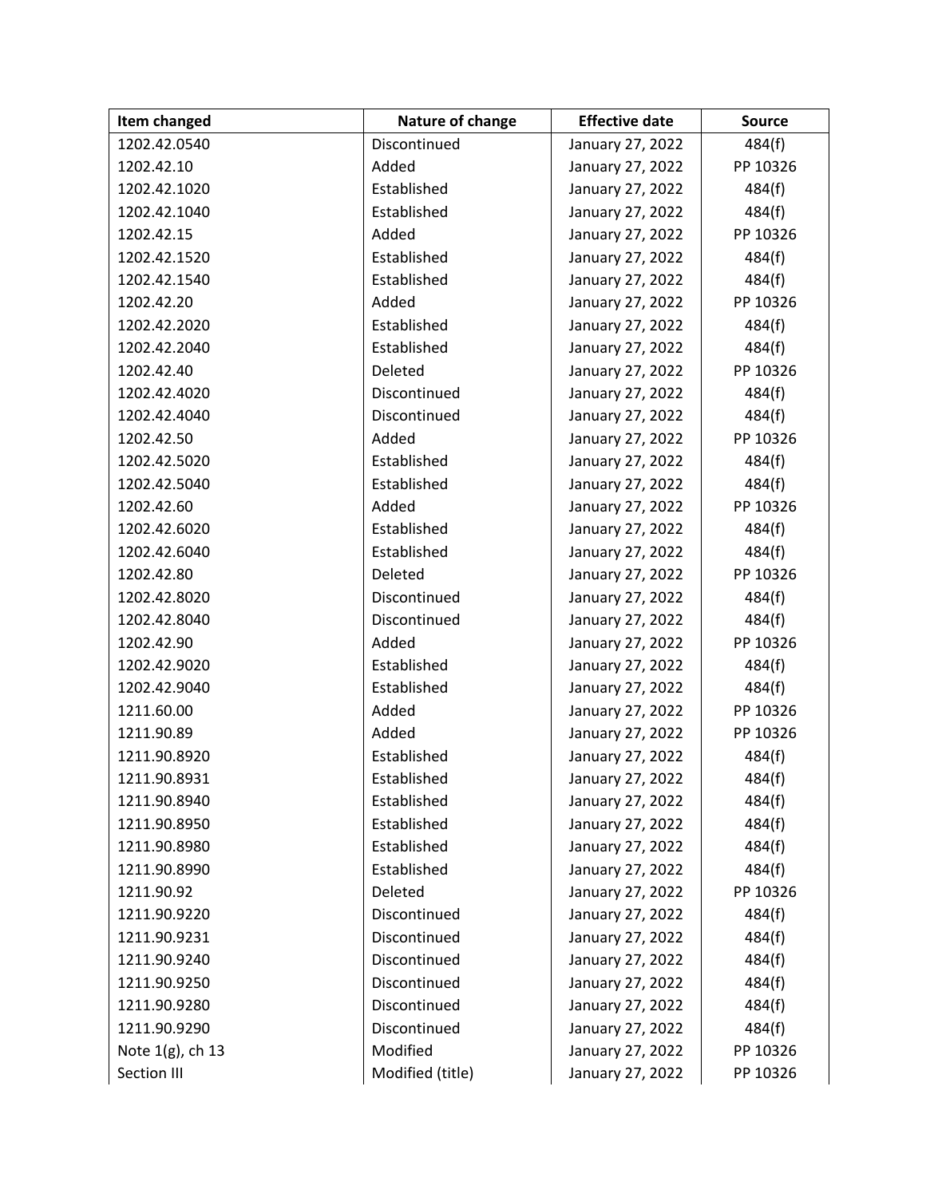| Item changed | Nature of change | Effective date | Source |
|---|---|---|---|
| 1202.42.0540 | Discontinued | January 27, 2022 | 484(f) |
| 1202.42.10 | Added | January 27, 2022 | PP 10326 |
| 1202.42.1020 | Established | January 27, 2022 | 484(f) |
| 1202.42.1040 | Established | January 27, 2022 | 484(f) |
| 1202.42.15 | Added | January 27, 2022 | PP 10326 |
| 1202.42.1520 | Established | January 27, 2022 | 484(f) |
| 1202.42.1540 | Established | January 27, 2022 | 484(f) |
| 1202.42.20 | Added | January 27, 2022 | PP 10326 |
| 1202.42.2020 | Established | January 27, 2022 | 484(f) |
| 1202.42.2040 | Established | January 27, 2022 | 484(f) |
| 1202.42.40 | Deleted | January 27, 2022 | PP 10326 |
| 1202.42.4020 | Discontinued | January 27, 2022 | 484(f) |
| 1202.42.4040 | Discontinued | January 27, 2022 | 484(f) |
| 1202.42.50 | Added | January 27, 2022 | PP 10326 |
| 1202.42.5020 | Established | January 27, 2022 | 484(f) |
| 1202.42.5040 | Established | January 27, 2022 | 484(f) |
| 1202.42.60 | Added | January 27, 2022 | PP 10326 |
| 1202.42.6020 | Established | January 27, 2022 | 484(f) |
| 1202.42.6040 | Established | January 27, 2022 | 484(f) |
| 1202.42.80 | Deleted | January 27, 2022 | PP 10326 |
| 1202.42.8020 | Discontinued | January 27, 2022 | 484(f) |
| 1202.42.8040 | Discontinued | January 27, 2022 | 484(f) |
| 1202.42.90 | Added | January 27, 2022 | PP 10326 |
| 1202.42.9020 | Established | January 27, 2022 | 484(f) |
| 1202.42.9040 | Established | January 27, 2022 | 484(f) |
| 1211.60.00 | Added | January 27, 2022 | PP 10326 |
| 1211.90.89 | Added | January 27, 2022 | PP 10326 |
| 1211.90.8920 | Established | January 27, 2022 | 484(f) |
| 1211.90.8931 | Established | January 27, 2022 | 484(f) |
| 1211.90.8940 | Established | January 27, 2022 | 484(f) |
| 1211.90.8950 | Established | January 27, 2022 | 484(f) |
| 1211.90.8980 | Established | January 27, 2022 | 484(f) |
| 1211.90.8990 | Established | January 27, 2022 | 484(f) |
| 1211.90.92 | Deleted | January 27, 2022 | PP 10326 |
| 1211.90.9220 | Discontinued | January 27, 2022 | 484(f) |
| 1211.90.9231 | Discontinued | January 27, 2022 | 484(f) |
| 1211.90.9240 | Discontinued | January 27, 2022 | 484(f) |
| 1211.90.9250 | Discontinued | January 27, 2022 | 484(f) |
| 1211.90.9280 | Discontinued | January 27, 2022 | 484(f) |
| 1211.90.9290 | Discontinued | January 27, 2022 | 484(f) |
| Note 1(g), ch 13 | Modified | January 27, 2022 | PP 10326 |
| Section III | Modified (title) | January 27, 2022 | PP 10326 |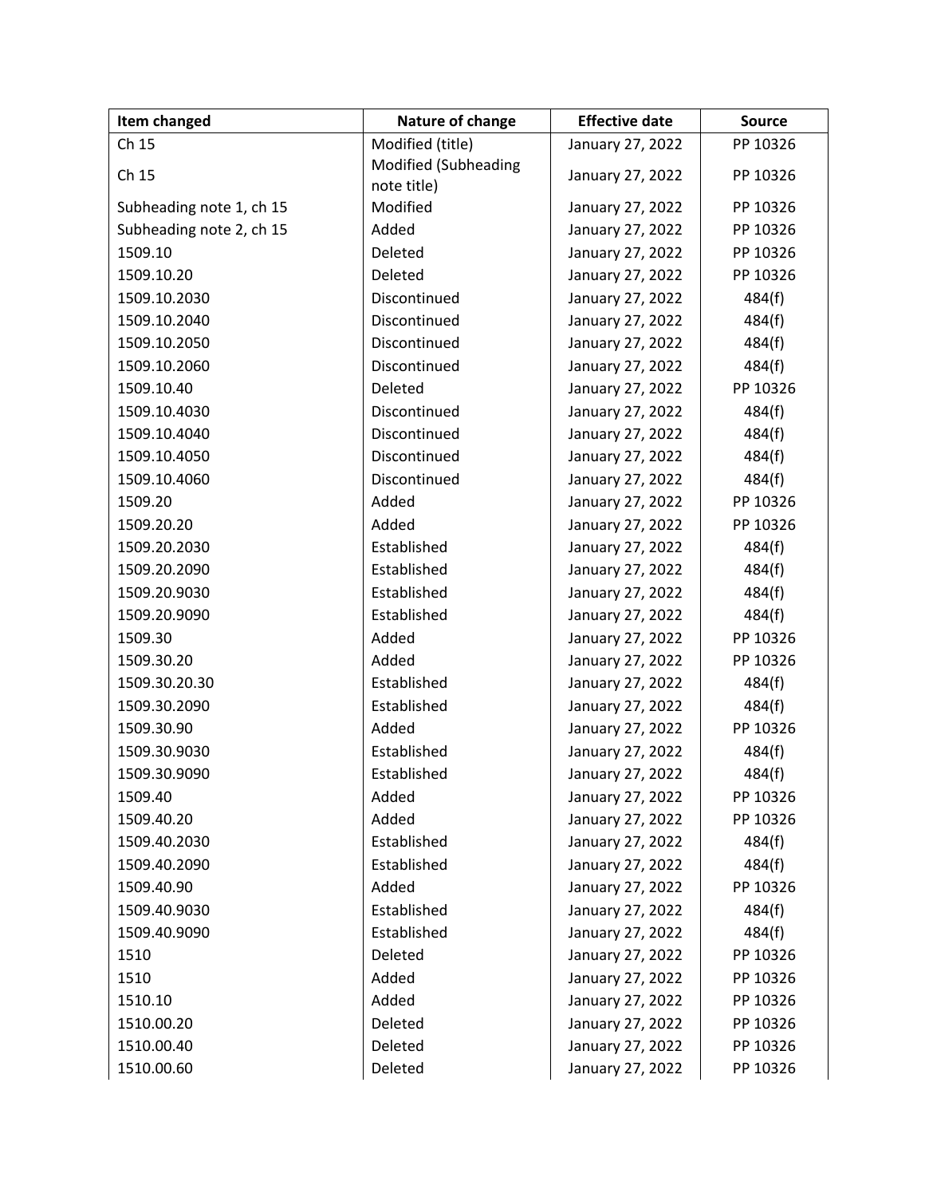| Item changed | Nature of change | Effective date | Source |
|---|---|---|---|
| Ch 15 | Modified (title) | January 27, 2022 | PP 10326 |
| Ch 15 | Modified (Subheading note title) | January 27, 2022 | PP 10326 |
| Subheading note 1, ch 15 | Modified | January 27, 2022 | PP 10326 |
| Subheading note 2, ch 15 | Added | January 27, 2022 | PP 10326 |
| 1509.10 | Deleted | January 27, 2022 | PP 10326 |
| 1509.10.20 | Deleted | January 27, 2022 | PP 10326 |
| 1509.10.2030 | Discontinued | January 27, 2022 | 484(f) |
| 1509.10.2040 | Discontinued | January 27, 2022 | 484(f) |
| 1509.10.2050 | Discontinued | January 27, 2022 | 484(f) |
| 1509.10.2060 | Discontinued | January 27, 2022 | 484(f) |
| 1509.10.40 | Deleted | January 27, 2022 | PP 10326 |
| 1509.10.4030 | Discontinued | January 27, 2022 | 484(f) |
| 1509.10.4040 | Discontinued | January 27, 2022 | 484(f) |
| 1509.10.4050 | Discontinued | January 27, 2022 | 484(f) |
| 1509.10.4060 | Discontinued | January 27, 2022 | 484(f) |
| 1509.20 | Added | January 27, 2022 | PP 10326 |
| 1509.20.20 | Added | January 27, 2022 | PP 10326 |
| 1509.20.2030 | Established | January 27, 2022 | 484(f) |
| 1509.20.2090 | Established | January 27, 2022 | 484(f) |
| 1509.20.9030 | Established | January 27, 2022 | 484(f) |
| 1509.20.9090 | Established | January 27, 2022 | 484(f) |
| 1509.30 | Added | January 27, 2022 | PP 10326 |
| 1509.30.20 | Added | January 27, 2022 | PP 10326 |
| 1509.30.20.30 | Established | January 27, 2022 | 484(f) |
| 1509.30.2090 | Established | January 27, 2022 | 484(f) |
| 1509.30.90 | Added | January 27, 2022 | PP 10326 |
| 1509.30.9030 | Established | January 27, 2022 | 484(f) |
| 1509.30.9090 | Established | January 27, 2022 | 484(f) |
| 1509.40 | Added | January 27, 2022 | PP 10326 |
| 1509.40.20 | Added | January 27, 2022 | PP 10326 |
| 1509.40.2030 | Established | January 27, 2022 | 484(f) |
| 1509.40.2090 | Established | January 27, 2022 | 484(f) |
| 1509.40.90 | Added | January 27, 2022 | PP 10326 |
| 1509.40.9030 | Established | January 27, 2022 | 484(f) |
| 1509.40.9090 | Established | January 27, 2022 | 484(f) |
| 1510 | Deleted | January 27, 2022 | PP 10326 |
| 1510 | Added | January 27, 2022 | PP 10326 |
| 1510.10 | Added | January 27, 2022 | PP 10326 |
| 1510.00.20 | Deleted | January 27, 2022 | PP 10326 |
| 1510.00.40 | Deleted | January 27, 2022 | PP 10326 |
| 1510.00.60 | Deleted | January 27, 2022 | PP 10326 |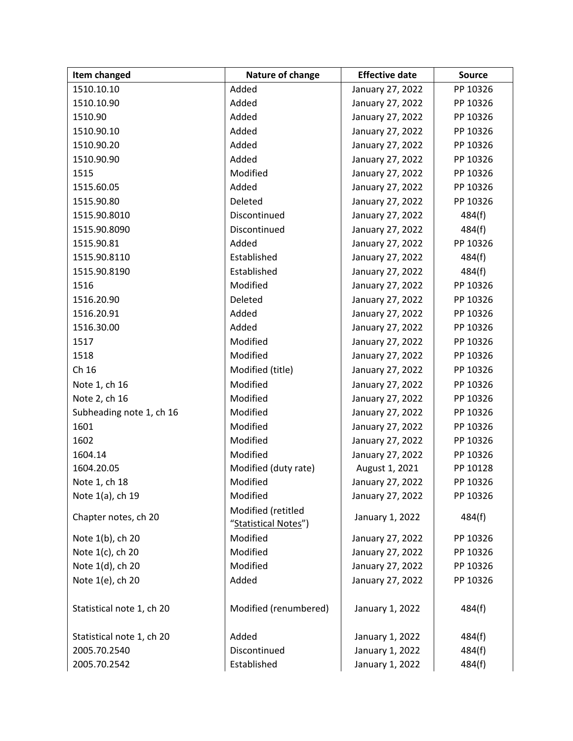| Item changed | Nature of change | Effective date | Source |
|---|---|---|---|
| 1510.10.10 | Added | January 27, 2022 | PP 10326 |
| 1510.10.90 | Added | January 27, 2022 | PP 10326 |
| 1510.90 | Added | January 27, 2022 | PP 10326 |
| 1510.90.10 | Added | January 27, 2022 | PP 10326 |
| 1510.90.20 | Added | January 27, 2022 | PP 10326 |
| 1510.90.90 | Added | January 27, 2022 | PP 10326 |
| 1515 | Modified | January 27, 2022 | PP 10326 |
| 1515.60.05 | Added | January 27, 2022 | PP 10326 |
| 1515.90.80 | Deleted | January 27, 2022 | PP 10326 |
| 1515.90.8010 | Discontinued | January 27, 2022 | 484(f) |
| 1515.90.8090 | Discontinued | January 27, 2022 | 484(f) |
| 1515.90.81 | Added | January 27, 2022 | PP 10326 |
| 1515.90.8110 | Established | January 27, 2022 | 484(f) |
| 1515.90.8190 | Established | January 27, 2022 | 484(f) |
| 1516 | Modified | January 27, 2022 | PP 10326 |
| 1516.20.90 | Deleted | January 27, 2022 | PP 10326 |
| 1516.20.91 | Added | January 27, 2022 | PP 10326 |
| 1516.30.00 | Added | January 27, 2022 | PP 10326 |
| 1517 | Modified | January 27, 2022 | PP 10326 |
| 1518 | Modified | January 27, 2022 | PP 10326 |
| Ch 16 | Modified (title) | January 27, 2022 | PP 10326 |
| Note 1, ch 16 | Modified | January 27, 2022 | PP 10326 |
| Note 2, ch 16 | Modified | January 27, 2022 | PP 10326 |
| Subheading note 1, ch 16 | Modified | January 27, 2022 | PP 10326 |
| 1601 | Modified | January 27, 2022 | PP 10326 |
| 1602 | Modified | January 27, 2022 | PP 10326 |
| 1604.14 | Modified | January 27, 2022 | PP 10326 |
| 1604.20.05 | Modified (duty rate) | August 1, 2021 | PP 10128 |
| Note 1, ch 18 | Modified | January 27, 2022 | PP 10326 |
| Note 1(a), ch 19 | Modified | January 27, 2022 | PP 10326 |
| Chapter notes, ch 20 | Modified (retitled "Statistical Notes") | January 1, 2022 | 484(f) |
| Note 1(b), ch 20 | Modified | January 27, 2022 | PP 10326 |
| Note 1(c), ch 20 | Modified | January 27, 2022 | PP 10326 |
| Note 1(d), ch 20 | Modified | January 27, 2022 | PP 10326 |
| Note 1(e), ch 20 | Added | January 27, 2022 | PP 10326 |
| Statistical note 1, ch 20 | Modified (renumbered) | January 1, 2022 | 484(f) |
| Statistical note 1, ch 20 | Added | January 1, 2022 | 484(f) |
| 2005.70.2540 | Discontinued | January 1, 2022 | 484(f) |
| 2005.70.2542 | Established | January 1, 2022 | 484(f) |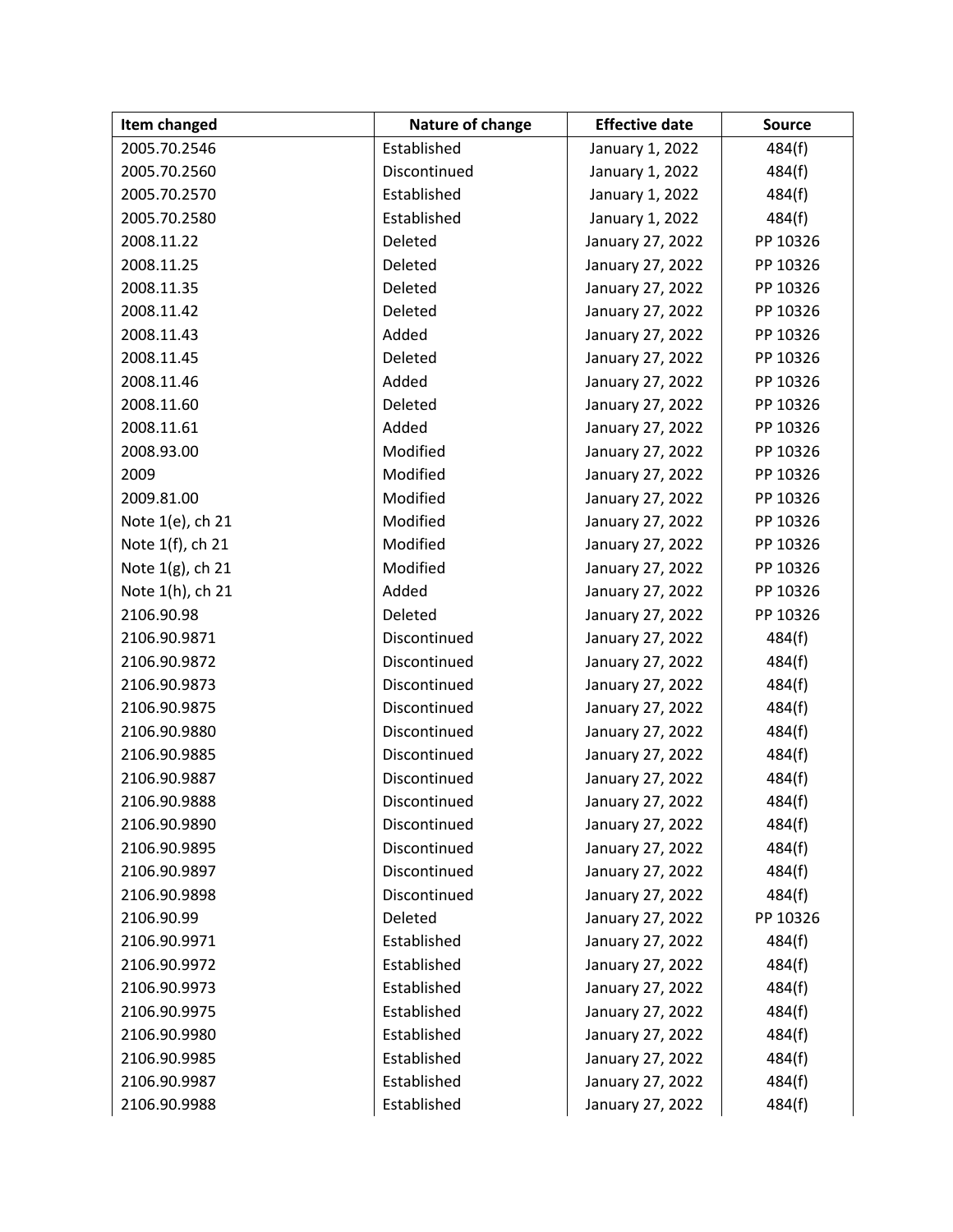| Item changed | Nature of change | Effective date | Source |
|---|---|---|---|
| 2005.70.2546 | Established | January 1, 2022 | 484(f) |
| 2005.70.2560 | Discontinued | January 1, 2022 | 484(f) |
| 2005.70.2570 | Established | January 1, 2022 | 484(f) |
| 2005.70.2580 | Established | January 1, 2022 | 484(f) |
| 2008.11.22 | Deleted | January 27, 2022 | PP 10326 |
| 2008.11.25 | Deleted | January 27, 2022 | PP 10326 |
| 2008.11.35 | Deleted | January 27, 2022 | PP 10326 |
| 2008.11.42 | Deleted | January 27, 2022 | PP 10326 |
| 2008.11.43 | Added | January 27, 2022 | PP 10326 |
| 2008.11.45 | Deleted | January 27, 2022 | PP 10326 |
| 2008.11.46 | Added | January 27, 2022 | PP 10326 |
| 2008.11.60 | Deleted | January 27, 2022 | PP 10326 |
| 2008.11.61 | Added | January 27, 2022 | PP 10326 |
| 2008.93.00 | Modified | January 27, 2022 | PP 10326 |
| 2009 | Modified | January 27, 2022 | PP 10326 |
| 2009.81.00 | Modified | January 27, 2022 | PP 10326 |
| Note 1(e), ch 21 | Modified | January 27, 2022 | PP 10326 |
| Note 1(f), ch 21 | Modified | January 27, 2022 | PP 10326 |
| Note 1(g), ch 21 | Modified | January 27, 2022 | PP 10326 |
| Note 1(h), ch 21 | Added | January 27, 2022 | PP 10326 |
| 2106.90.98 | Deleted | January 27, 2022 | PP 10326 |
| 2106.90.9871 | Discontinued | January 27, 2022 | 484(f) |
| 2106.90.9872 | Discontinued | January 27, 2022 | 484(f) |
| 2106.90.9873 | Discontinued | January 27, 2022 | 484(f) |
| 2106.90.9875 | Discontinued | January 27, 2022 | 484(f) |
| 2106.90.9880 | Discontinued | January 27, 2022 | 484(f) |
| 2106.90.9885 | Discontinued | January 27, 2022 | 484(f) |
| 2106.90.9887 | Discontinued | January 27, 2022 | 484(f) |
| 2106.90.9888 | Discontinued | January 27, 2022 | 484(f) |
| 2106.90.9890 | Discontinued | January 27, 2022 | 484(f) |
| 2106.90.9895 | Discontinued | January 27, 2022 | 484(f) |
| 2106.90.9897 | Discontinued | January 27, 2022 | 484(f) |
| 2106.90.9898 | Discontinued | January 27, 2022 | 484(f) |
| 2106.90.99 | Deleted | January 27, 2022 | PP 10326 |
| 2106.90.9971 | Established | January 27, 2022 | 484(f) |
| 2106.90.9972 | Established | January 27, 2022 | 484(f) |
| 2106.90.9973 | Established | January 27, 2022 | 484(f) |
| 2106.90.9975 | Established | January 27, 2022 | 484(f) |
| 2106.90.9980 | Established | January 27, 2022 | 484(f) |
| 2106.90.9985 | Established | January 27, 2022 | 484(f) |
| 2106.90.9987 | Established | January 27, 2022 | 484(f) |
| 2106.90.9988 | Established | January 27, 2022 | 484(f) |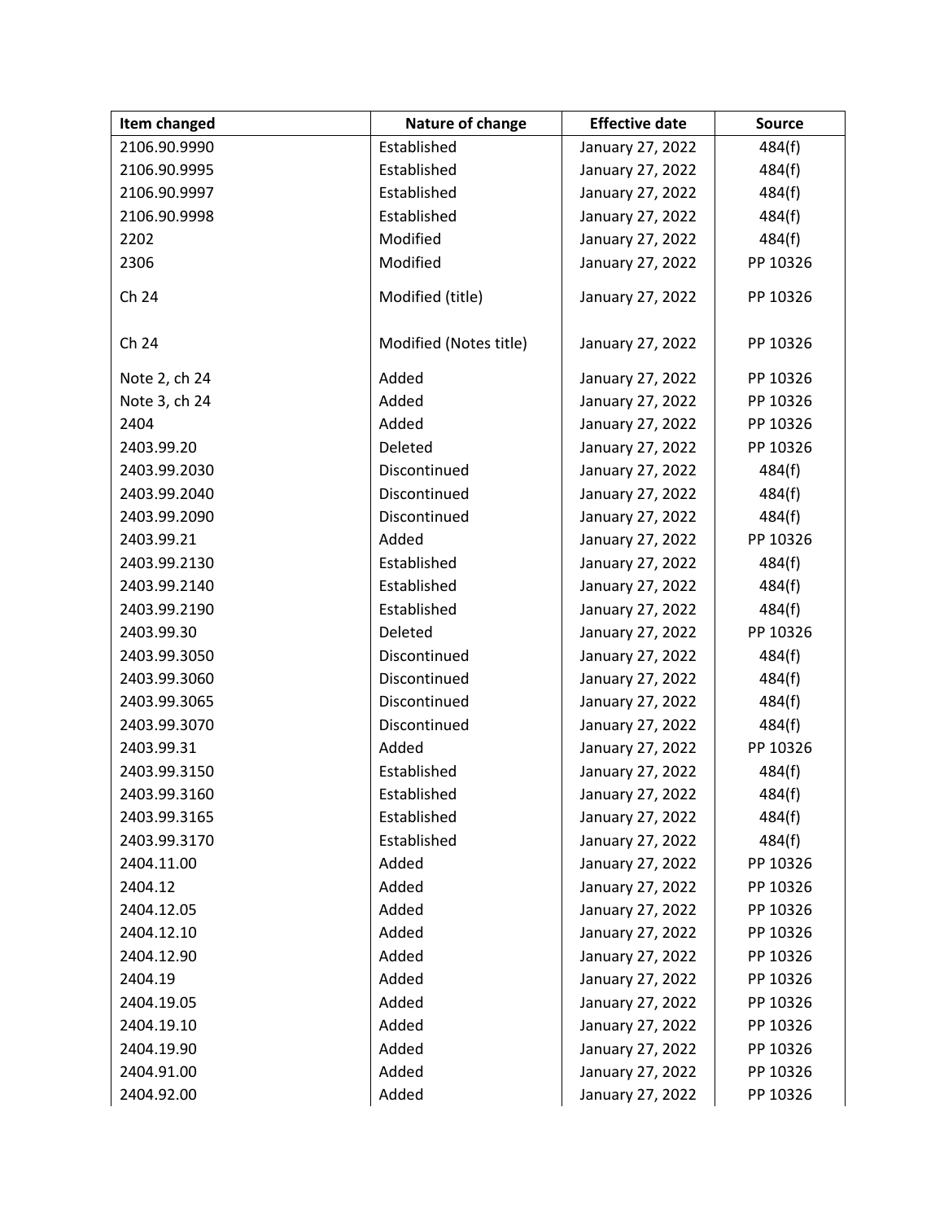| Item changed | Nature of change | Effective date | Source |
|---|---|---|---|
| 2106.90.9990 | Established | January 27, 2022 | 484(f) |
| 2106.90.9995 | Established | January 27, 2022 | 484(f) |
| 2106.90.9997 | Established | January 27, 2022 | 484(f) |
| 2106.90.9998 | Established | January 27, 2022 | 484(f) |
| 2202 | Modified | January 27, 2022 | 484(f) |
| 2306 | Modified | January 27, 2022 | PP 10326 |
| Ch 24 | Modified (title) | January 27, 2022 | PP 10326 |
| Ch 24 | Modified (Notes title) | January 27, 2022 | PP 10326 |
| Note 2, ch 24 | Added | January 27, 2022 | PP 10326 |
| Note 3, ch 24 | Added | January 27, 2022 | PP 10326 |
| 2404 | Added | January 27, 2022 | PP 10326 |
| 2403.99.20 | Deleted | January 27, 2022 | PP 10326 |
| 2403.99.2030 | Discontinued | January 27, 2022 | 484(f) |
| 2403.99.2040 | Discontinued | January 27, 2022 | 484(f) |
| 2403.99.2090 | Discontinued | January 27, 2022 | 484(f) |
| 2403.99.21 | Added | January 27, 2022 | PP 10326 |
| 2403.99.2130 | Established | January 27, 2022 | 484(f) |
| 2403.99.2140 | Established | January 27, 2022 | 484(f) |
| 2403.99.2190 | Established | January 27, 2022 | 484(f) |
| 2403.99.30 | Deleted | January 27, 2022 | PP 10326 |
| 2403.99.3050 | Discontinued | January 27, 2022 | 484(f) |
| 2403.99.3060 | Discontinued | January 27, 2022 | 484(f) |
| 2403.99.3065 | Discontinued | January 27, 2022 | 484(f) |
| 2403.99.3070 | Discontinued | January 27, 2022 | 484(f) |
| 2403.99.31 | Added | January 27, 2022 | PP 10326 |
| 2403.99.3150 | Established | January 27, 2022 | 484(f) |
| 2403.99.3160 | Established | January 27, 2022 | 484(f) |
| 2403.99.3165 | Established | January 27, 2022 | 484(f) |
| 2403.99.3170 | Established | January 27, 2022 | 484(f) |
| 2404.11.00 | Added | January 27, 2022 | PP 10326 |
| 2404.12 | Added | January 27, 2022 | PP 10326 |
| 2404.12.05 | Added | January 27, 2022 | PP 10326 |
| 2404.12.10 | Added | January 27, 2022 | PP 10326 |
| 2404.12.90 | Added | January 27, 2022 | PP 10326 |
| 2404.19 | Added | January 27, 2022 | PP 10326 |
| 2404.19.05 | Added | January 27, 2022 | PP 10326 |
| 2404.19.10 | Added | January 27, 2022 | PP 10326 |
| 2404.19.90 | Added | January 27, 2022 | PP 10326 |
| 2404.91.00 | Added | January 27, 2022 | PP 10326 |
| 2404.92.00 | Added | January 27, 2022 | PP 10326 |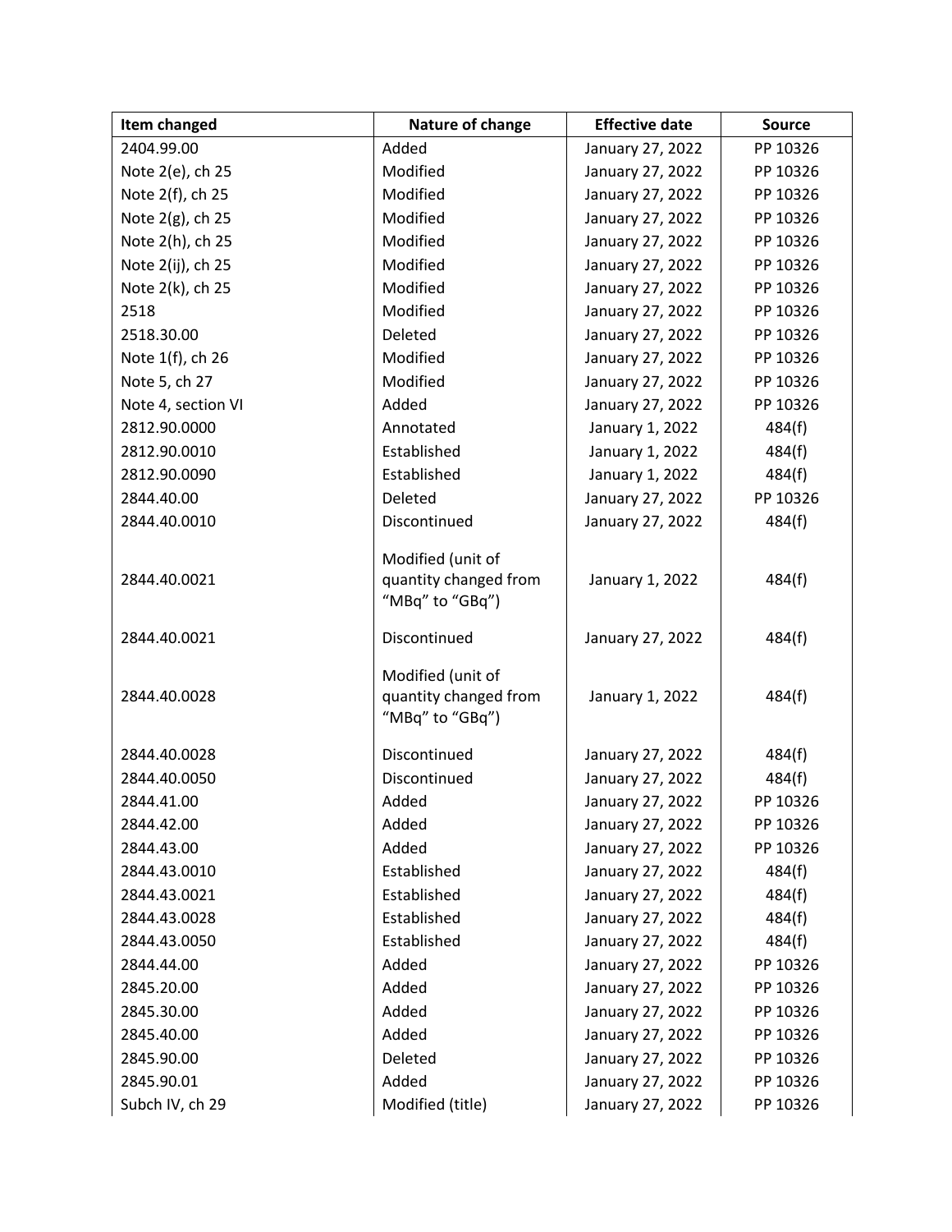| Item changed | Nature of change | Effective date | Source |
|---|---|---|---|
| 2404.99.00 | Added | January 27, 2022 | PP 10326 |
| Note 2(e), ch 25 | Modified | January 27, 2022 | PP 10326 |
| Note 2(f), ch 25 | Modified | January 27, 2022 | PP 10326 |
| Note 2(g), ch 25 | Modified | January 27, 2022 | PP 10326 |
| Note 2(h), ch 25 | Modified | January 27, 2022 | PP 10326 |
| Note 2(ij), ch 25 | Modified | January 27, 2022 | PP 10326 |
| Note 2(k), ch 25 | Modified | January 27, 2022 | PP 10326 |
| 2518 | Modified | January 27, 2022 | PP 10326 |
| 2518.30.00 | Deleted | January 27, 2022 | PP 10326 |
| Note 1(f), ch 26 | Modified | January 27, 2022 | PP 10326 |
| Note 5, ch 27 | Modified | January 27, 2022 | PP 10326 |
| Note 4, section VI | Added | January 27, 2022 | PP 10326 |
| 2812.90.0000 | Annotated | January 1, 2022 | 484(f) |
| 2812.90.0010 | Established | January 1, 2022 | 484(f) |
| 2812.90.0090 | Established | January 1, 2022 | 484(f) |
| 2844.40.00 | Deleted | January 27, 2022 | PP 10326 |
| 2844.40.0010 | Discontinued | January 27, 2022 | 484(f) |
| 2844.40.0021 | Modified (unit of quantity changed from “MBq” to “GBq”) | January 1, 2022 | 484(f) |
| 2844.40.0021 | Discontinued | January 27, 2022 | 484(f) |
| 2844.40.0028 | Modified (unit of quantity changed from “MBq” to “GBq”) | January 1, 2022 | 484(f) |
| 2844.40.0028 | Discontinued | January 27, 2022 | 484(f) |
| 2844.40.0050 | Discontinued | January 27, 2022 | 484(f) |
| 2844.41.00 | Added | January 27, 2022 | PP 10326 |
| 2844.42.00 | Added | January 27, 2022 | PP 10326 |
| 2844.43.00 | Added | January 27, 2022 | PP 10326 |
| 2844.43.0010 | Established | January 27, 2022 | 484(f) |
| 2844.43.0021 | Established | January 27, 2022 | 484(f) |
| 2844.43.0028 | Established | January 27, 2022 | 484(f) |
| 2844.43.0050 | Established | January 27, 2022 | 484(f) |
| 2844.44.00 | Added | January 27, 2022 | PP 10326 |
| 2845.20.00 | Added | January 27, 2022 | PP 10326 |
| 2845.30.00 | Added | January 27, 2022 | PP 10326 |
| 2845.40.00 | Added | January 27, 2022 | PP 10326 |
| 2845.90.00 | Deleted | January 27, 2022 | PP 10326 |
| 2845.90.01 | Added | January 27, 2022 | PP 10326 |
| Subch IV, ch 29 | Modified (title) | January 27, 2022 | PP 10326 |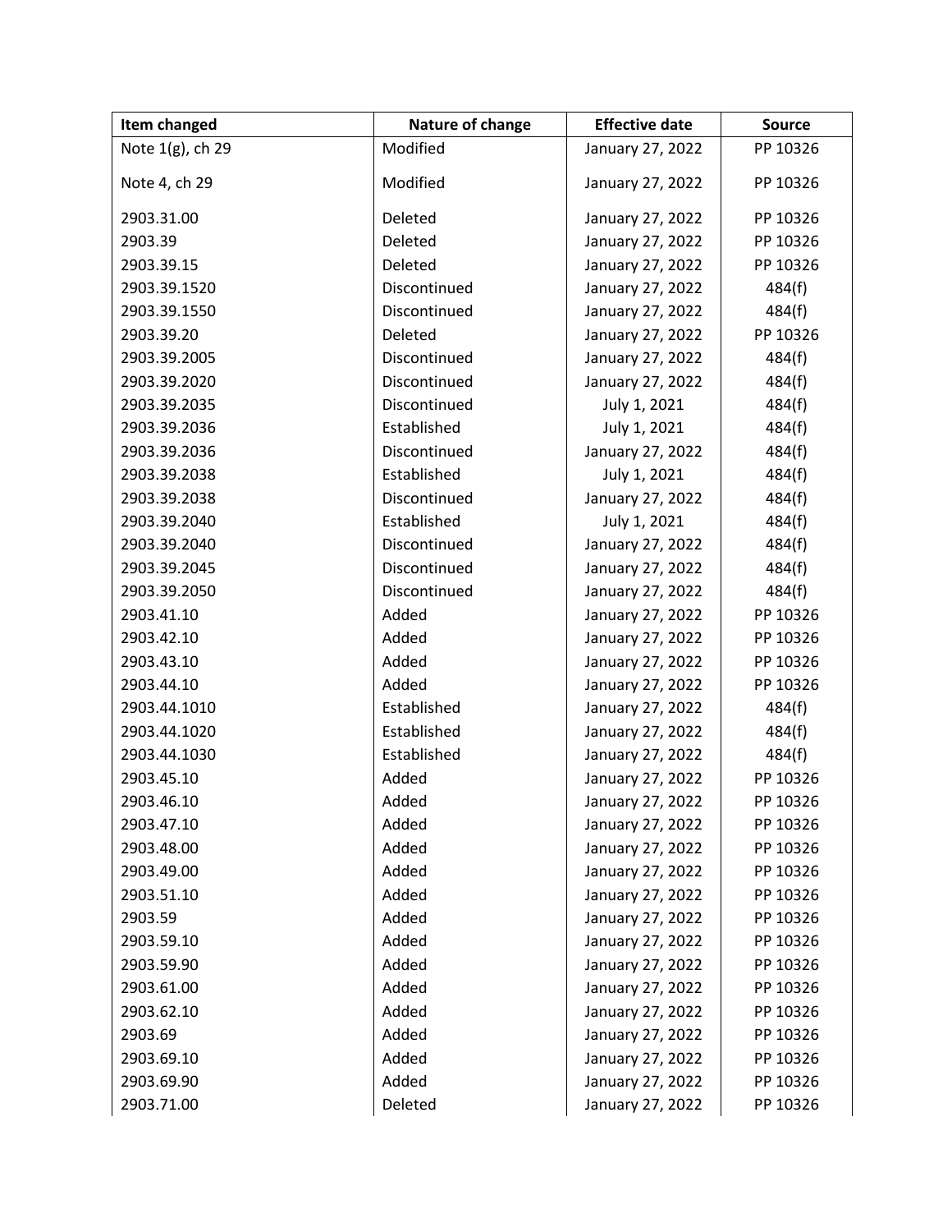| Item changed | Nature of change | Effective date | Source |
| --- | --- | --- | --- |
| Note 1(g), ch 29 | Modified | January 27, 2022 | PP 10326 |
| Note 4, ch 29 | Modified | January 27, 2022 | PP 10326 |
| 2903.31.00 | Deleted | January 27, 2022 | PP 10326 |
| 2903.39 | Deleted | January 27, 2022 | PP 10326 |
| 2903.39.15 | Deleted | January 27, 2022 | PP 10326 |
| 2903.39.1520 | Discontinued | January 27, 2022 | 484(f) |
| 2903.39.1550 | Discontinued | January 27, 2022 | 484(f) |
| 2903.39.20 | Deleted | January 27, 2022 | PP 10326 |
| 2903.39.2005 | Discontinued | January 27, 2022 | 484(f) |
| 2903.39.2020 | Discontinued | January 27, 2022 | 484(f) |
| 2903.39.2035 | Discontinued | July 1, 2021 | 484(f) |
| 2903.39.2036 | Established | July 1, 2021 | 484(f) |
| 2903.39.2036 | Discontinued | January 27, 2022 | 484(f) |
| 2903.39.2038 | Established | July 1, 2021 | 484(f) |
| 2903.39.2038 | Discontinued | January 27, 2022 | 484(f) |
| 2903.39.2040 | Established | July 1, 2021 | 484(f) |
| 2903.39.2040 | Discontinued | January 27, 2022 | 484(f) |
| 2903.39.2045 | Discontinued | January 27, 2022 | 484(f) |
| 2903.39.2050 | Discontinued | January 27, 2022 | 484(f) |
| 2903.41.10 | Added | January 27, 2022 | PP 10326 |
| 2903.42.10 | Added | January 27, 2022 | PP 10326 |
| 2903.43.10 | Added | January 27, 2022 | PP 10326 |
| 2903.44.10 | Added | January 27, 2022 | PP 10326 |
| 2903.44.1010 | Established | January 27, 2022 | 484(f) |
| 2903.44.1020 | Established | January 27, 2022 | 484(f) |
| 2903.44.1030 | Established | January 27, 2022 | 484(f) |
| 2903.45.10 | Added | January 27, 2022 | PP 10326 |
| 2903.46.10 | Added | January 27, 2022 | PP 10326 |
| 2903.47.10 | Added | January 27, 2022 | PP 10326 |
| 2903.48.00 | Added | January 27, 2022 | PP 10326 |
| 2903.49.00 | Added | January 27, 2022 | PP 10326 |
| 2903.51.10 | Added | January 27, 2022 | PP 10326 |
| 2903.59 | Added | January 27, 2022 | PP 10326 |
| 2903.59.10 | Added | January 27, 2022 | PP 10326 |
| 2903.59.90 | Added | January 27, 2022 | PP 10326 |
| 2903.61.00 | Added | January 27, 2022 | PP 10326 |
| 2903.62.10 | Added | January 27, 2022 | PP 10326 |
| 2903.69 | Added | January 27, 2022 | PP 10326 |
| 2903.69.10 | Added | January 27, 2022 | PP 10326 |
| 2903.69.90 | Added | January 27, 2022 | PP 10326 |
| 2903.71.00 | Deleted | January 27, 2022 | PP 10326 |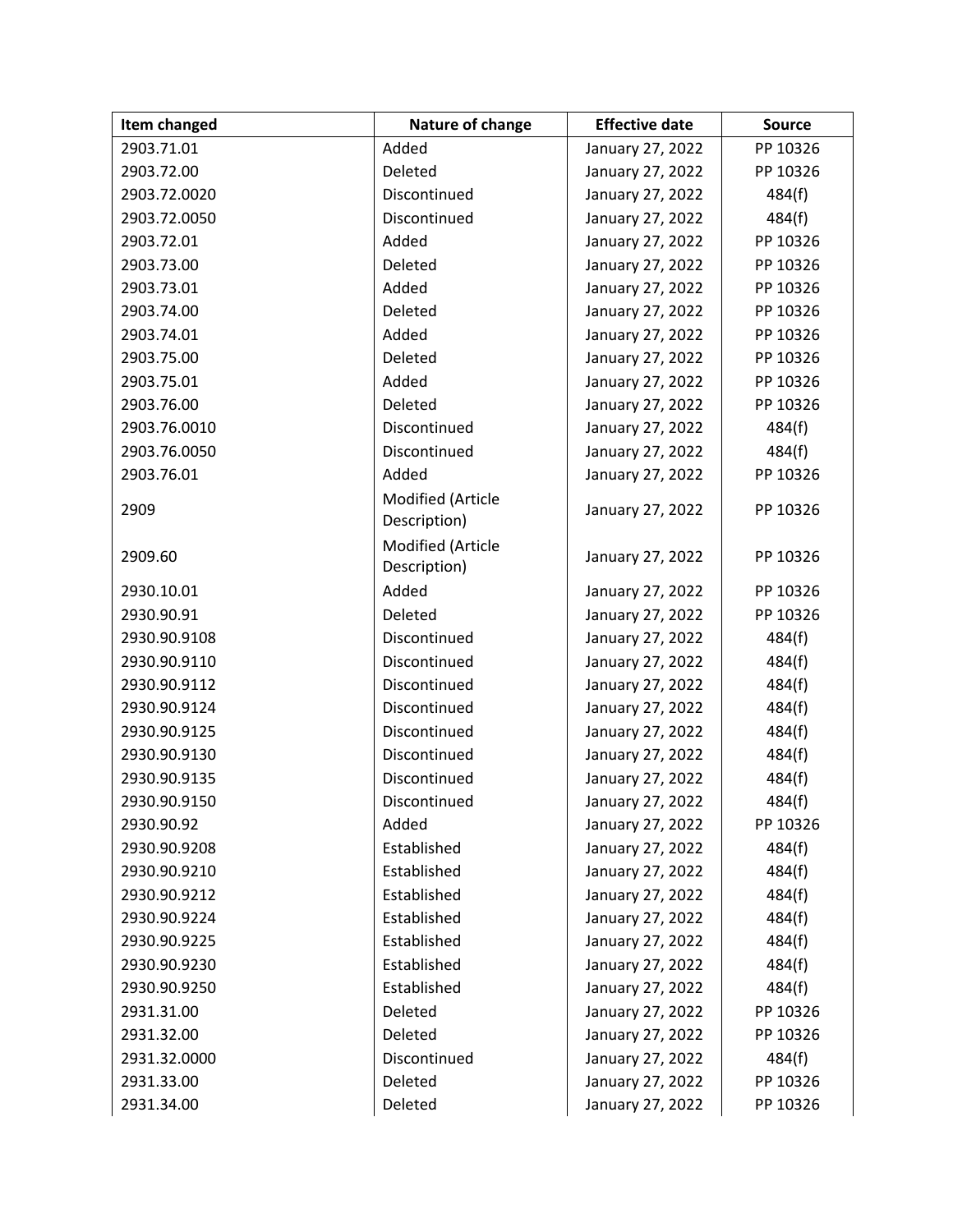| Item changed | Nature of change | Effective date | Source |
|---|---|---|---|
| 2903.71.01 | Added | January 27, 2022 | PP 10326 |
| 2903.72.00 | Deleted | January 27, 2022 | PP 10326 |
| 2903.72.0020 | Discontinued | January 27, 2022 | 484(f) |
| 2903.72.0050 | Discontinued | January 27, 2022 | 484(f) |
| 2903.72.01 | Added | January 27, 2022 | PP 10326 |
| 2903.73.00 | Deleted | January 27, 2022 | PP 10326 |
| 2903.73.01 | Added | January 27, 2022 | PP 10326 |
| 2903.74.00 | Deleted | January 27, 2022 | PP 10326 |
| 2903.74.01 | Added | January 27, 2022 | PP 10326 |
| 2903.75.00 | Deleted | January 27, 2022 | PP 10326 |
| 2903.75.01 | Added | January 27, 2022 | PP 10326 |
| 2903.76.00 | Deleted | January 27, 2022 | PP 10326 |
| 2903.76.0010 | Discontinued | January 27, 2022 | 484(f) |
| 2903.76.0050 | Discontinued | January 27, 2022 | 484(f) |
| 2903.76.01 | Added | January 27, 2022 | PP 10326 |
| 2909 | Modified (Article Description) | January 27, 2022 | PP 10326 |
| 2909.60 | Modified (Article Description) | January 27, 2022 | PP 10326 |
| 2930.10.01 | Added | January 27, 2022 | PP 10326 |
| 2930.90.91 | Deleted | January 27, 2022 | PP 10326 |
| 2930.90.9108 | Discontinued | January 27, 2022 | 484(f) |
| 2930.90.9110 | Discontinued | January 27, 2022 | 484(f) |
| 2930.90.9112 | Discontinued | January 27, 2022 | 484(f) |
| 2930.90.9124 | Discontinued | January 27, 2022 | 484(f) |
| 2930.90.9125 | Discontinued | January 27, 2022 | 484(f) |
| 2930.90.9130 | Discontinued | January 27, 2022 | 484(f) |
| 2930.90.9135 | Discontinued | January 27, 2022 | 484(f) |
| 2930.90.9150 | Discontinued | January 27, 2022 | 484(f) |
| 2930.90.92 | Added | January 27, 2022 | PP 10326 |
| 2930.90.9208 | Established | January 27, 2022 | 484(f) |
| 2930.90.9210 | Established | January 27, 2022 | 484(f) |
| 2930.90.9212 | Established | January 27, 2022 | 484(f) |
| 2930.90.9224 | Established | January 27, 2022 | 484(f) |
| 2930.90.9225 | Established | January 27, 2022 | 484(f) |
| 2930.90.9230 | Established | January 27, 2022 | 484(f) |
| 2930.90.9250 | Established | January 27, 2022 | 484(f) |
| 2931.31.00 | Deleted | January 27, 2022 | PP 10326 |
| 2931.32.00 | Deleted | January 27, 2022 | PP 10326 |
| 2931.32.0000 | Discontinued | January 27, 2022 | 484(f) |
| 2931.33.00 | Deleted | January 27, 2022 | PP 10326 |
| 2931.34.00 | Deleted | January 27, 2022 | PP 10326 |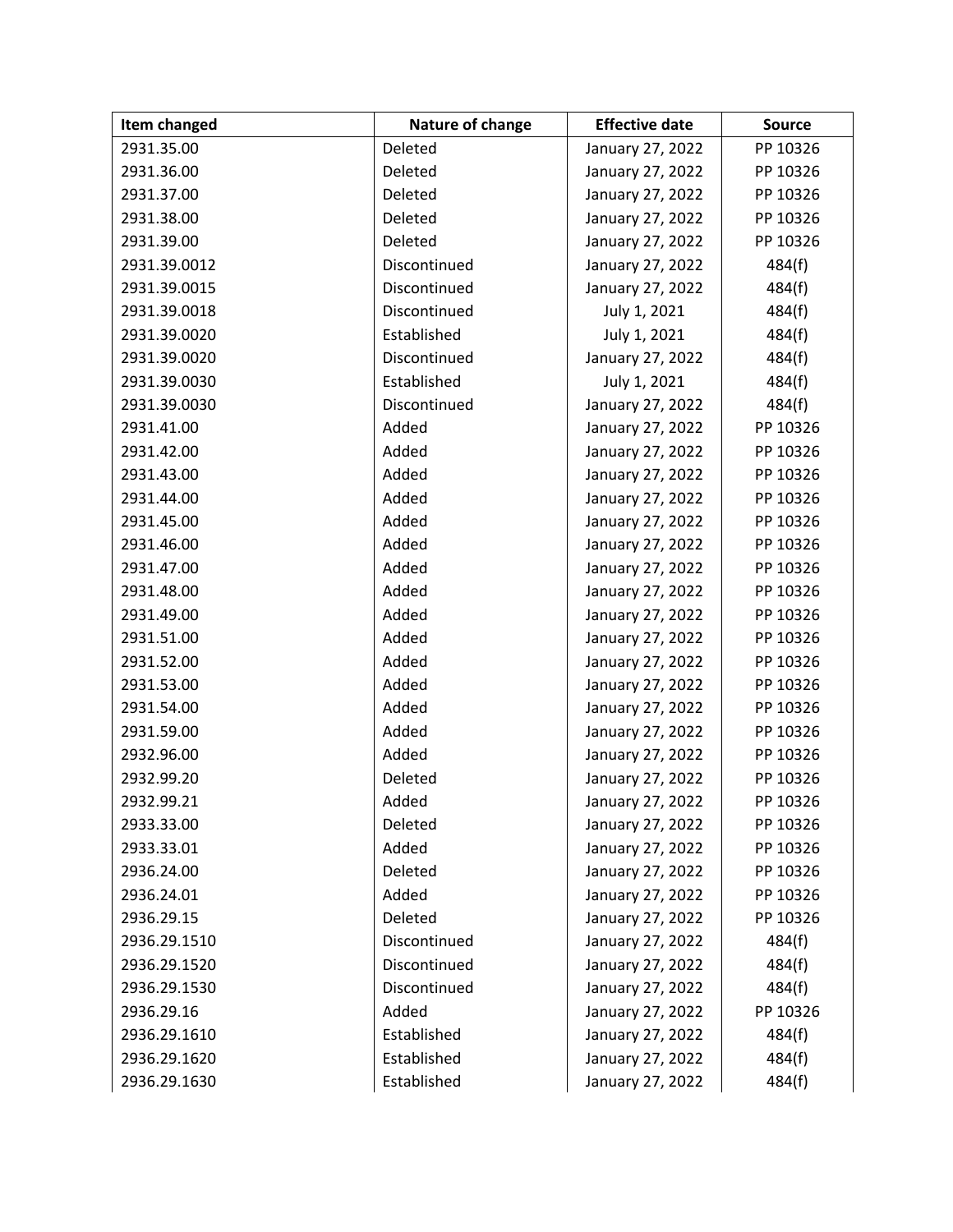| Item changed | Nature of change | Effective date | Source |
|---|---|---|---|
| 2931.35.00 | Deleted | January 27, 2022 | PP 10326 |
| 2931.36.00 | Deleted | January 27, 2022 | PP 10326 |
| 2931.37.00 | Deleted | January 27, 2022 | PP 10326 |
| 2931.38.00 | Deleted | January 27, 2022 | PP 10326 |
| 2931.39.00 | Deleted | January 27, 2022 | PP 10326 |
| 2931.39.0012 | Discontinued | January 27, 2022 | 484(f) |
| 2931.39.0015 | Discontinued | January 27, 2022 | 484(f) |
| 2931.39.0018 | Discontinued | July 1, 2021 | 484(f) |
| 2931.39.0020 | Established | July 1, 2021 | 484(f) |
| 2931.39.0020 | Discontinued | January 27, 2022 | 484(f) |
| 2931.39.0030 | Established | July 1, 2021 | 484(f) |
| 2931.39.0030 | Discontinued | January 27, 2022 | 484(f) |
| 2931.41.00 | Added | January 27, 2022 | PP 10326 |
| 2931.42.00 | Added | January 27, 2022 | PP 10326 |
| 2931.43.00 | Added | January 27, 2022 | PP 10326 |
| 2931.44.00 | Added | January 27, 2022 | PP 10326 |
| 2931.45.00 | Added | January 27, 2022 | PP 10326 |
| 2931.46.00 | Added | January 27, 2022 | PP 10326 |
| 2931.47.00 | Added | January 27, 2022 | PP 10326 |
| 2931.48.00 | Added | January 27, 2022 | PP 10326 |
| 2931.49.00 | Added | January 27, 2022 | PP 10326 |
| 2931.51.00 | Added | January 27, 2022 | PP 10326 |
| 2931.52.00 | Added | January 27, 2022 | PP 10326 |
| 2931.53.00 | Added | January 27, 2022 | PP 10326 |
| 2931.54.00 | Added | January 27, 2022 | PP 10326 |
| 2931.59.00 | Added | January 27, 2022 | PP 10326 |
| 2932.96.00 | Added | January 27, 2022 | PP 10326 |
| 2932.99.20 | Deleted | January 27, 2022 | PP 10326 |
| 2932.99.21 | Added | January 27, 2022 | PP 10326 |
| 2933.33.00 | Deleted | January 27, 2022 | PP 10326 |
| 2933.33.01 | Added | January 27, 2022 | PP 10326 |
| 2936.24.00 | Deleted | January 27, 2022 | PP 10326 |
| 2936.24.01 | Added | January 27, 2022 | PP 10326 |
| 2936.29.15 | Deleted | January 27, 2022 | PP 10326 |
| 2936.29.1510 | Discontinued | January 27, 2022 | 484(f) |
| 2936.29.1520 | Discontinued | January 27, 2022 | 484(f) |
| 2936.29.1530 | Discontinued | January 27, 2022 | 484(f) |
| 2936.29.16 | Added | January 27, 2022 | PP 10326 |
| 2936.29.1610 | Established | January 27, 2022 | 484(f) |
| 2936.29.1620 | Established | January 27, 2022 | 484(f) |
| 2936.29.1630 | Established | January 27, 2022 | 484(f) |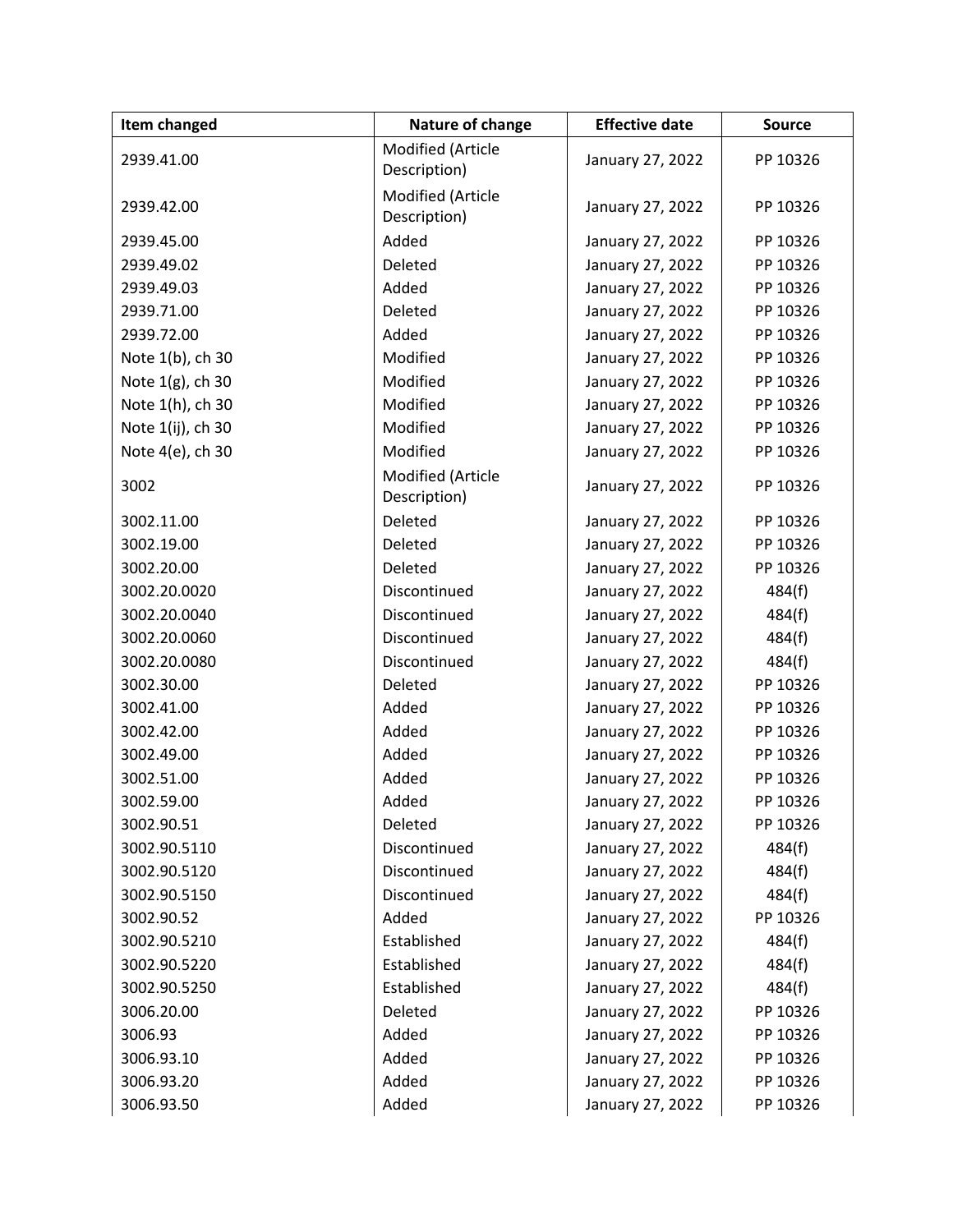| Item changed | Nature of change | Effective date | Source |
|---|---|---|---|
| 2939.41.00 | Modified (Article Description) | January 27, 2022 | PP 10326 |
| 2939.42.00 | Modified (Article Description) | January 27, 2022 | PP 10326 |
| 2939.45.00 | Added | January 27, 2022 | PP 10326 |
| 2939.49.02 | Deleted | January 27, 2022 | PP 10326 |
| 2939.49.03 | Added | January 27, 2022 | PP 10326 |
| 2939.71.00 | Deleted | January 27, 2022 | PP 10326 |
| 2939.72.00 | Added | January 27, 2022 | PP 10326 |
| Note 1(b), ch 30 | Modified | January 27, 2022 | PP 10326 |
| Note 1(g), ch 30 | Modified | January 27, 2022 | PP 10326 |
| Note 1(h), ch 30 | Modified | January 27, 2022 | PP 10326 |
| Note 1(ij), ch 30 | Modified | January 27, 2022 | PP 10326 |
| Note 4(e), ch 30 | Modified | January 27, 2022 | PP 10326 |
| 3002 | Modified (Article Description) | January 27, 2022 | PP 10326 |
| 3002.11.00 | Deleted | January 27, 2022 | PP 10326 |
| 3002.19.00 | Deleted | January 27, 2022 | PP 10326 |
| 3002.20.00 | Deleted | January 27, 2022 | PP 10326 |
| 3002.20.0020 | Discontinued | January 27, 2022 | 484(f) |
| 3002.20.0040 | Discontinued | January 27, 2022 | 484(f) |
| 3002.20.0060 | Discontinued | January 27, 2022 | 484(f) |
| 3002.20.0080 | Discontinued | January 27, 2022 | 484(f) |
| 3002.30.00 | Deleted | January 27, 2022 | PP 10326 |
| 3002.41.00 | Added | January 27, 2022 | PP 10326 |
| 3002.42.00 | Added | January 27, 2022 | PP 10326 |
| 3002.49.00 | Added | January 27, 2022 | PP 10326 |
| 3002.51.00 | Added | January 27, 2022 | PP 10326 |
| 3002.59.00 | Added | January 27, 2022 | PP 10326 |
| 3002.90.51 | Deleted | January 27, 2022 | PP 10326 |
| 3002.90.5110 | Discontinued | January 27, 2022 | 484(f) |
| 3002.90.5120 | Discontinued | January 27, 2022 | 484(f) |
| 3002.90.5150 | Discontinued | January 27, 2022 | 484(f) |
| 3002.90.52 | Added | January 27, 2022 | PP 10326 |
| 3002.90.5210 | Established | January 27, 2022 | 484(f) |
| 3002.90.5220 | Established | January 27, 2022 | 484(f) |
| 3002.90.5250 | Established | January 27, 2022 | 484(f) |
| 3006.20.00 | Deleted | January 27, 2022 | PP 10326 |
| 3006.93 | Added | January 27, 2022 | PP 10326 |
| 3006.93.10 | Added | January 27, 2022 | PP 10326 |
| 3006.93.20 | Added | January 27, 2022 | PP 10326 |
| 3006.93.50 | Added | January 27, 2022 | PP 10326 |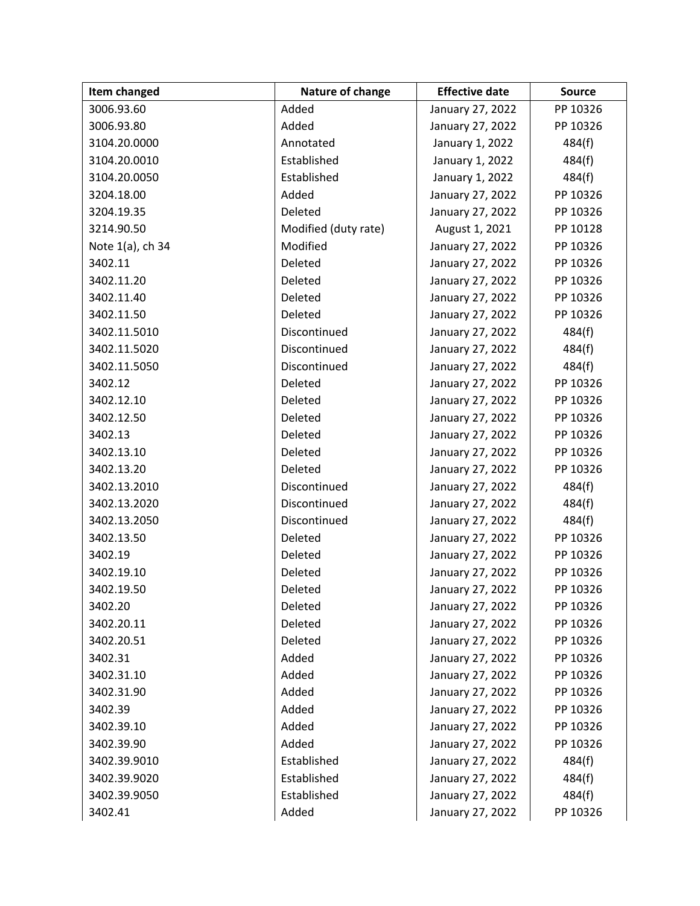| Item changed | Nature of change | Effective date | Source |
|---|---|---|---|
| 3006.93.60 | Added | January 27, 2022 | PP 10326 |
| 3006.93.80 | Added | January 27, 2022 | PP 10326 |
| 3104.20.0000 | Annotated | January 1, 2022 | 484(f) |
| 3104.20.0010 | Established | January 1, 2022 | 484(f) |
| 3104.20.0050 | Established | January 1, 2022 | 484(f) |
| 3204.18.00 | Added | January 27, 2022 | PP 10326 |
| 3204.19.35 | Deleted | January 27, 2022 | PP 10326 |
| 3214.90.50 | Modified (duty rate) | August 1, 2021 | PP 10128 |
| Note 1(a), ch 34 | Modified | January 27, 2022 | PP 10326 |
| 3402.11 | Deleted | January 27, 2022 | PP 10326 |
| 3402.11.20 | Deleted | January 27, 2022 | PP 10326 |
| 3402.11.40 | Deleted | January 27, 2022 | PP 10326 |
| 3402.11.50 | Deleted | January 27, 2022 | PP 10326 |
| 3402.11.5010 | Discontinued | January 27, 2022 | 484(f) |
| 3402.11.5020 | Discontinued | January 27, 2022 | 484(f) |
| 3402.11.5050 | Discontinued | January 27, 2022 | 484(f) |
| 3402.12 | Deleted | January 27, 2022 | PP 10326 |
| 3402.12.10 | Deleted | January 27, 2022 | PP 10326 |
| 3402.12.50 | Deleted | January 27, 2022 | PP 10326 |
| 3402.13 | Deleted | January 27, 2022 | PP 10326 |
| 3402.13.10 | Deleted | January 27, 2022 | PP 10326 |
| 3402.13.20 | Deleted | January 27, 2022 | PP 10326 |
| 3402.13.2010 | Discontinued | January 27, 2022 | 484(f) |
| 3402.13.2020 | Discontinued | January 27, 2022 | 484(f) |
| 3402.13.2050 | Discontinued | January 27, 2022 | 484(f) |
| 3402.13.50 | Deleted | January 27, 2022 | PP 10326 |
| 3402.19 | Deleted | January 27, 2022 | PP 10326 |
| 3402.19.10 | Deleted | January 27, 2022 | PP 10326 |
| 3402.19.50 | Deleted | January 27, 2022 | PP 10326 |
| 3402.20 | Deleted | January 27, 2022 | PP 10326 |
| 3402.20.11 | Deleted | January 27, 2022 | PP 10326 |
| 3402.20.51 | Deleted | January 27, 2022 | PP 10326 |
| 3402.31 | Added | January 27, 2022 | PP 10326 |
| 3402.31.10 | Added | January 27, 2022 | PP 10326 |
| 3402.31.90 | Added | January 27, 2022 | PP 10326 |
| 3402.39 | Added | January 27, 2022 | PP 10326 |
| 3402.39.10 | Added | January 27, 2022 | PP 10326 |
| 3402.39.90 | Added | January 27, 2022 | PP 10326 |
| 3402.39.9010 | Established | January 27, 2022 | 484(f) |
| 3402.39.9020 | Established | January 27, 2022 | 484(f) |
| 3402.39.9050 | Established | January 27, 2022 | 484(f) |
| 3402.41 | Added | January 27, 2022 | PP 10326 |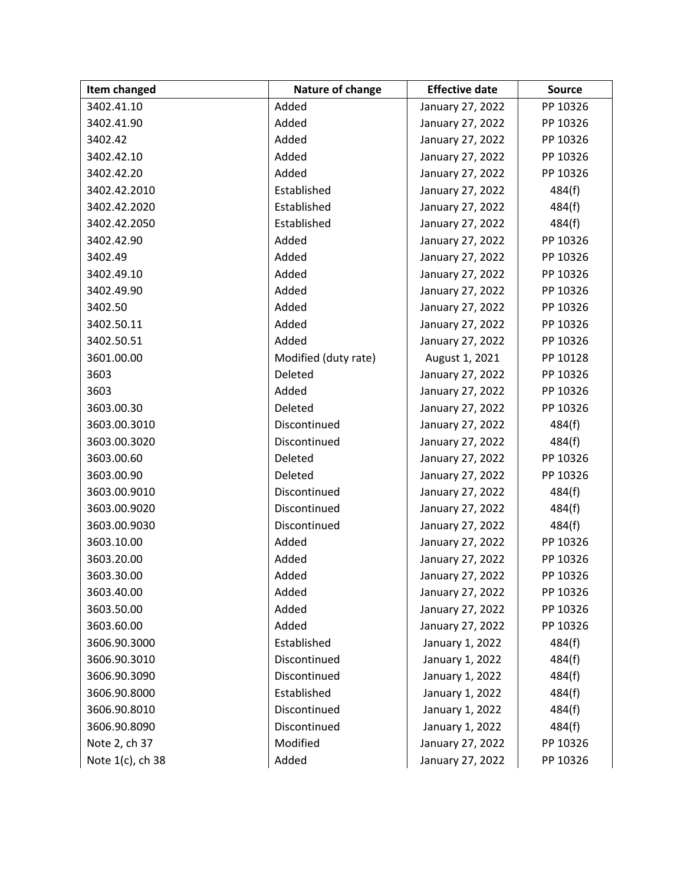| Item changed | Nature of change | Effective date | Source |
|---|---|---|---|
| 3402.41.10 | Added | January 27, 2022 | PP 10326 |
| 3402.41.90 | Added | January 27, 2022 | PP 10326 |
| 3402.42 | Added | January 27, 2022 | PP 10326 |
| 3402.42.10 | Added | January 27, 2022 | PP 10326 |
| 3402.42.20 | Added | January 27, 2022 | PP 10326 |
| 3402.42.2010 | Established | January 27, 2022 | 484(f) |
| 3402.42.2020 | Established | January 27, 2022 | 484(f) |
| 3402.42.2050 | Established | January 27, 2022 | 484(f) |
| 3402.42.90 | Added | January 27, 2022 | PP 10326 |
| 3402.49 | Added | January 27, 2022 | PP 10326 |
| 3402.49.10 | Added | January 27, 2022 | PP 10326 |
| 3402.49.90 | Added | January 27, 2022 | PP 10326 |
| 3402.50 | Added | January 27, 2022 | PP 10326 |
| 3402.50.11 | Added | January 27, 2022 | PP 10326 |
| 3402.50.51 | Added | January 27, 2022 | PP 10326 |
| 3601.00.00 | Modified (duty rate) | August 1, 2021 | PP 10128 |
| 3603 | Deleted | January 27, 2022 | PP 10326 |
| 3603 | Added | January 27, 2022 | PP 10326 |
| 3603.00.30 | Deleted | January 27, 2022 | PP 10326 |
| 3603.00.3010 | Discontinued | January 27, 2022 | 484(f) |
| 3603.00.3020 | Discontinued | January 27, 2022 | 484(f) |
| 3603.00.60 | Deleted | January 27, 2022 | PP 10326 |
| 3603.00.90 | Deleted | January 27, 2022 | PP 10326 |
| 3603.00.9010 | Discontinued | January 27, 2022 | 484(f) |
| 3603.00.9020 | Discontinued | January 27, 2022 | 484(f) |
| 3603.00.9030 | Discontinued | January 27, 2022 | 484(f) |
| 3603.10.00 | Added | January 27, 2022 | PP 10326 |
| 3603.20.00 | Added | January 27, 2022 | PP 10326 |
| 3603.30.00 | Added | January 27, 2022 | PP 10326 |
| 3603.40.00 | Added | January 27, 2022 | PP 10326 |
| 3603.50.00 | Added | January 27, 2022 | PP 10326 |
| 3603.60.00 | Added | January 27, 2022 | PP 10326 |
| 3606.90.3000 | Established | January 1, 2022 | 484(f) |
| 3606.90.3010 | Discontinued | January 1, 2022 | 484(f) |
| 3606.90.3090 | Discontinued | January 1, 2022 | 484(f) |
| 3606.90.8000 | Established | January 1, 2022 | 484(f) |
| 3606.90.8010 | Discontinued | January 1, 2022 | 484(f) |
| 3606.90.8090 | Discontinued | January 1, 2022 | 484(f) |
| Note 2, ch 37 | Modified | January 27, 2022 | PP 10326 |
| Note 1(c), ch 38 | Added | January 27, 2022 | PP 10326 |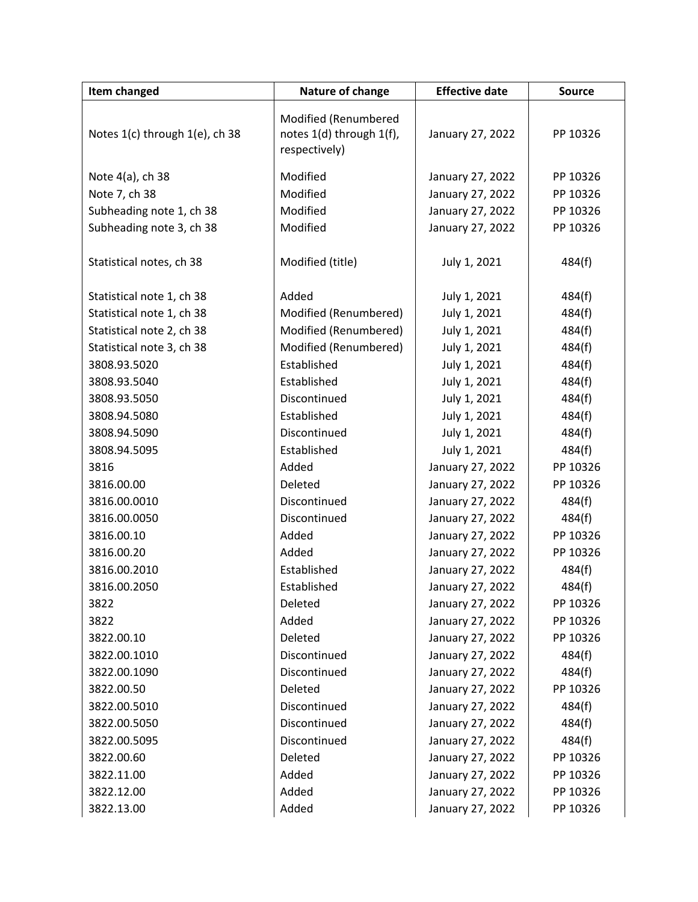| Item changed | Nature of change | Effective date | Source |
|---|---|---|---|
| Notes 1(c) through 1(e), ch 38 | Modified (Renumbered notes 1(d) through 1(f), respectively) | January 27, 2022 | PP 10326 |
| Note 4(a), ch 38 | Modified | January 27, 2022 | PP 10326 |
| Note 7, ch 38 | Modified | January 27, 2022 | PP 10326 |
| Subheading note 1, ch 38 | Modified | January 27, 2022 | PP 10326 |
| Subheading note 3, ch 38 | Modified | January 27, 2022 | PP 10326 |
| Statistical notes, ch 38 | Modified (title) | July 1, 2021 | 484(f) |
| Statistical note 1, ch 38 | Added | July 1, 2021 | 484(f) |
| Statistical note 1, ch 38 | Modified (Renumbered) | July 1, 2021 | 484(f) |
| Statistical note 2, ch 38 | Modified (Renumbered) | July 1, 2021 | 484(f) |
| Statistical note 3, ch 38 | Modified (Renumbered) | July 1, 2021 | 484(f) |
| 3808.93.5020 | Established | July 1, 2021 | 484(f) |
| 3808.93.5040 | Established | July 1, 2021 | 484(f) |
| 3808.93.5050 | Discontinued | July 1, 2021 | 484(f) |
| 3808.94.5080 | Established | July 1, 2021 | 484(f) |
| 3808.94.5090 | Discontinued | July 1, 2021 | 484(f) |
| 3808.94.5095 | Established | July 1, 2021 | 484(f) |
| 3816 | Added | January 27, 2022 | PP 10326 |
| 3816.00.00 | Deleted | January 27, 2022 | PP 10326 |
| 3816.00.0010 | Discontinued | January 27, 2022 | 484(f) |
| 3816.00.0050 | Discontinued | January 27, 2022 | 484(f) |
| 3816.00.10 | Added | January 27, 2022 | PP 10326 |
| 3816.00.20 | Added | January 27, 2022 | PP 10326 |
| 3816.00.2010 | Established | January 27, 2022 | 484(f) |
| 3816.00.2050 | Established | January 27, 2022 | 484(f) |
| 3822 | Deleted | January 27, 2022 | PP 10326 |
| 3822 | Added | January 27, 2022 | PP 10326 |
| 3822.00.10 | Deleted | January 27, 2022 | PP 10326 |
| 3822.00.1010 | Discontinued | January 27, 2022 | 484(f) |
| 3822.00.1090 | Discontinued | January 27, 2022 | 484(f) |
| 3822.00.50 | Deleted | January 27, 2022 | PP 10326 |
| 3822.00.5010 | Discontinued | January 27, 2022 | 484(f) |
| 3822.00.5050 | Discontinued | January 27, 2022 | 484(f) |
| 3822.00.5095 | Discontinued | January 27, 2022 | 484(f) |
| 3822.00.60 | Deleted | January 27, 2022 | PP 10326 |
| 3822.11.00 | Added | January 27, 2022 | PP 10326 |
| 3822.12.00 | Added | January 27, 2022 | PP 10326 |
| 3822.13.00 | Added | January 27, 2022 | PP 10326 |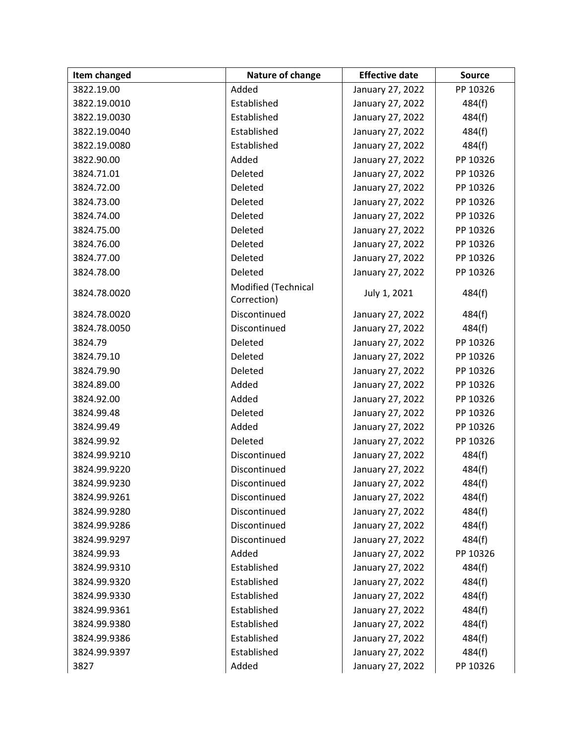| Item changed | Nature of change | Effective date | Source |
| --- | --- | --- | --- |
| 3822.19.00 | Added | January 27, 2022 | PP 10326 |
| 3822.19.0010 | Established | January 27, 2022 | 484(f) |
| 3822.19.0030 | Established | January 27, 2022 | 484(f) |
| 3822.19.0040 | Established | January 27, 2022 | 484(f) |
| 3822.19.0080 | Established | January 27, 2022 | 484(f) |
| 3822.90.00 | Added | January 27, 2022 | PP 10326 |
| 3824.71.01 | Deleted | January 27, 2022 | PP 10326 |
| 3824.72.00 | Deleted | January 27, 2022 | PP 10326 |
| 3824.73.00 | Deleted | January 27, 2022 | PP 10326 |
| 3824.74.00 | Deleted | January 27, 2022 | PP 10326 |
| 3824.75.00 | Deleted | January 27, 2022 | PP 10326 |
| 3824.76.00 | Deleted | January 27, 2022 | PP 10326 |
| 3824.77.00 | Deleted | January 27, 2022 | PP 10326 |
| 3824.78.00 | Deleted | January 27, 2022 | PP 10326 |
| 3824.78.0020 | Modified (Technical Correction) | July 1, 2021 | 484(f) |
| 3824.78.0020 | Discontinued | January 27, 2022 | 484(f) |
| 3824.78.0050 | Discontinued | January 27, 2022 | 484(f) |
| 3824.79 | Deleted | January 27, 2022 | PP 10326 |
| 3824.79.10 | Deleted | January 27, 2022 | PP 10326 |
| 3824.79.90 | Deleted | January 27, 2022 | PP 10326 |
| 3824.89.00 | Added | January 27, 2022 | PP 10326 |
| 3824.92.00 | Added | January 27, 2022 | PP 10326 |
| 3824.99.48 | Deleted | January 27, 2022 | PP 10326 |
| 3824.99.49 | Added | January 27, 2022 | PP 10326 |
| 3824.99.92 | Deleted | January 27, 2022 | PP 10326 |
| 3824.99.9210 | Discontinued | January 27, 2022 | 484(f) |
| 3824.99.9220 | Discontinued | January 27, 2022 | 484(f) |
| 3824.99.9230 | Discontinued | January 27, 2022 | 484(f) |
| 3824.99.9261 | Discontinued | January 27, 2022 | 484(f) |
| 3824.99.9280 | Discontinued | January 27, 2022 | 484(f) |
| 3824.99.9286 | Discontinued | January 27, 2022 | 484(f) |
| 3824.99.9297 | Discontinued | January 27, 2022 | 484(f) |
| 3824.99.93 | Added | January 27, 2022 | PP 10326 |
| 3824.99.9310 | Established | January 27, 2022 | 484(f) |
| 3824.99.9320 | Established | January 27, 2022 | 484(f) |
| 3824.99.9330 | Established | January 27, 2022 | 484(f) |
| 3824.99.9361 | Established | January 27, 2022 | 484(f) |
| 3824.99.9380 | Established | January 27, 2022 | 484(f) |
| 3824.99.9386 | Established | January 27, 2022 | 484(f) |
| 3824.99.9397 | Established | January 27, 2022 | 484(f) |
| 3827 | Added | January 27, 2022 | PP 10326 |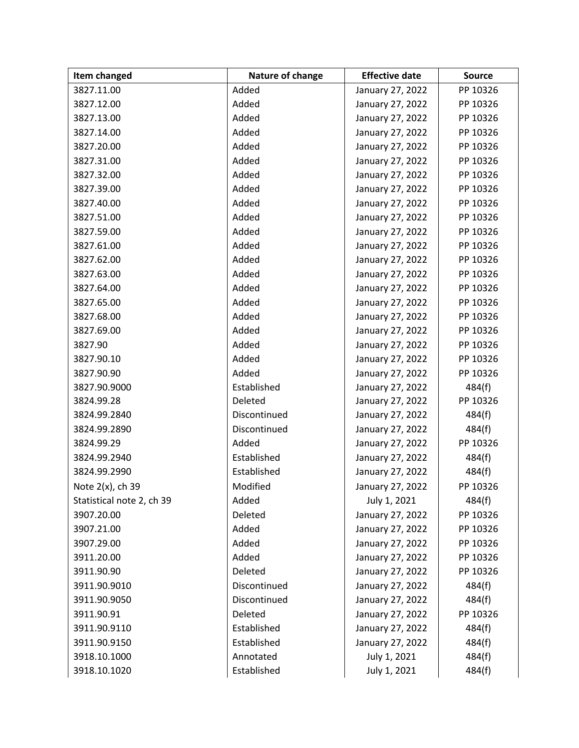| Item changed | Nature of change | Effective date | Source |
| --- | --- | --- | --- |
| 3827.11.00 | Added | January 27, 2022 | PP 10326 |
| 3827.12.00 | Added | January 27, 2022 | PP 10326 |
| 3827.13.00 | Added | January 27, 2022 | PP 10326 |
| 3827.14.00 | Added | January 27, 2022 | PP 10326 |
| 3827.20.00 | Added | January 27, 2022 | PP 10326 |
| 3827.31.00 | Added | January 27, 2022 | PP 10326 |
| 3827.32.00 | Added | January 27, 2022 | PP 10326 |
| 3827.39.00 | Added | January 27, 2022 | PP 10326 |
| 3827.40.00 | Added | January 27, 2022 | PP 10326 |
| 3827.51.00 | Added | January 27, 2022 | PP 10326 |
| 3827.59.00 | Added | January 27, 2022 | PP 10326 |
| 3827.61.00 | Added | January 27, 2022 | PP 10326 |
| 3827.62.00 | Added | January 27, 2022 | PP 10326 |
| 3827.63.00 | Added | January 27, 2022 | PP 10326 |
| 3827.64.00 | Added | January 27, 2022 | PP 10326 |
| 3827.65.00 | Added | January 27, 2022 | PP 10326 |
| 3827.68.00 | Added | January 27, 2022 | PP 10326 |
| 3827.69.00 | Added | January 27, 2022 | PP 10326 |
| 3827.90 | Added | January 27, 2022 | PP 10326 |
| 3827.90.10 | Added | January 27, 2022 | PP 10326 |
| 3827.90.90 | Added | January 27, 2022 | PP 10326 |
| 3827.90.9000 | Established | January 27, 2022 | 484(f) |
| 3824.99.28 | Deleted | January 27, 2022 | PP 10326 |
| 3824.99.2840 | Discontinued | January 27, 2022 | 484(f) |
| 3824.99.2890 | Discontinued | January 27, 2022 | 484(f) |
| 3824.99.29 | Added | January 27, 2022 | PP 10326 |
| 3824.99.2940 | Established | January 27, 2022 | 484(f) |
| 3824.99.2990 | Established | January 27, 2022 | 484(f) |
| Note 2(x), ch 39 | Modified | January 27, 2022 | PP 10326 |
| Statistical note 2, ch 39 | Added | July 1, 2021 | 484(f) |
| 3907.20.00 | Deleted | January 27, 2022 | PP 10326 |
| 3907.21.00 | Added | January 27, 2022 | PP 10326 |
| 3907.29.00 | Added | January 27, 2022 | PP 10326 |
| 3911.20.00 | Added | January 27, 2022 | PP 10326 |
| 3911.90.90 | Deleted | January 27, 2022 | PP 10326 |
| 3911.90.9010 | Discontinued | January 27, 2022 | 484(f) |
| 3911.90.9050 | Discontinued | January 27, 2022 | 484(f) |
| 3911.90.91 | Deleted | January 27, 2022 | PP 10326 |
| 3911.90.9110 | Established | January 27, 2022 | 484(f) |
| 3911.90.9150 | Established | January 27, 2022 | 484(f) |
| 3918.10.1000 | Annotated | July 1, 2021 | 484(f) |
| 3918.10.1020 | Established | July 1, 2021 | 484(f) |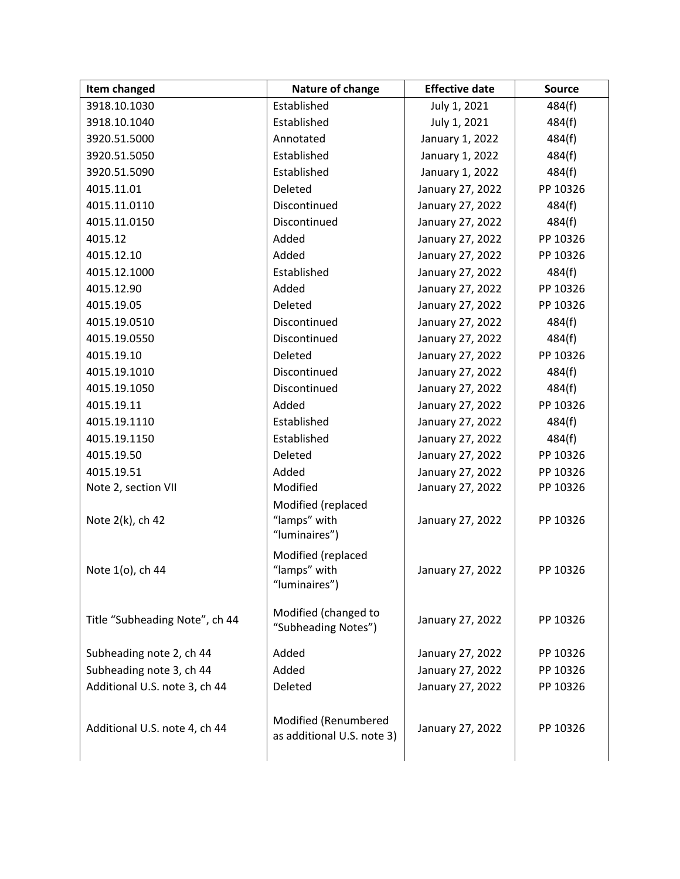| Item changed | Nature of change | Effective date | Source |
|---|---|---|---|
| 3918.10.1030 | Established | July 1, 2021 | 484(f) |
| 3918.10.1040 | Established | July 1, 2021 | 484(f) |
| 3920.51.5000 | Annotated | January 1, 2022 | 484(f) |
| 3920.51.5050 | Established | January 1, 2022 | 484(f) |
| 3920.51.5090 | Established | January 1, 2022 | 484(f) |
| 4015.11.01 | Deleted | January 27, 2022 | PP 10326 |
| 4015.11.0110 | Discontinued | January 27, 2022 | 484(f) |
| 4015.11.0150 | Discontinued | January 27, 2022 | 484(f) |
| 4015.12 | Added | January 27, 2022 | PP 10326 |
| 4015.12.10 | Added | January 27, 2022 | PP 10326 |
| 4015.12.1000 | Established | January 27, 2022 | 484(f) |
| 4015.12.90 | Added | January 27, 2022 | PP 10326 |
| 4015.19.05 | Deleted | January 27, 2022 | PP 10326 |
| 4015.19.0510 | Discontinued | January 27, 2022 | 484(f) |
| 4015.19.0550 | Discontinued | January 27, 2022 | 484(f) |
| 4015.19.10 | Deleted | January 27, 2022 | PP 10326 |
| 4015.19.1010 | Discontinued | January 27, 2022 | 484(f) |
| 4015.19.1050 | Discontinued | January 27, 2022 | 484(f) |
| 4015.19.11 | Added | January 27, 2022 | PP 10326 |
| 4015.19.1110 | Established | January 27, 2022 | 484(f) |
| 4015.19.1150 | Established | January 27, 2022 | 484(f) |
| 4015.19.50 | Deleted | January 27, 2022 | PP 10326 |
| 4015.19.51 | Added | January 27, 2022 | PP 10326 |
| Note 2, section VII | Modified | January 27, 2022 | PP 10326 |
| Note 2(k), ch 42 | Modified (replaced "lamps" with "luminaires") | January 27, 2022 | PP 10326 |
| Note 1(o), ch 44 | Modified (replaced "lamps" with "luminaires") | January 27, 2022 | PP 10326 |
| Title "Subheading Note", ch 44 | Modified (changed to "Subheading Notes") | January 27, 2022 | PP 10326 |
| Subheading note 2, ch 44 | Added | January 27, 2022 | PP 10326 |
| Subheading note 3, ch 44 | Added | January 27, 2022 | PP 10326 |
| Additional U.S. note 3, ch 44 | Deleted | January 27, 2022 | PP 10326 |
| Additional U.S. note 4, ch 44 | Modified (Renumbered as additional U.S. note 3) | January 27, 2022 | PP 10326 |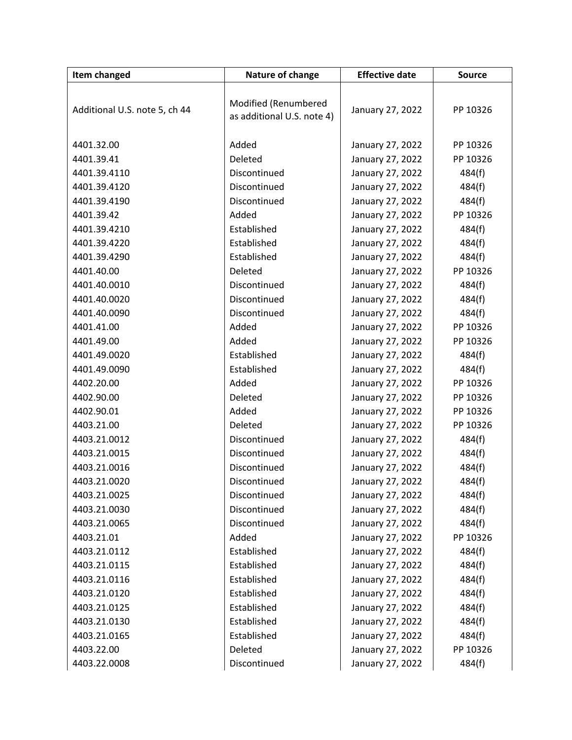| Item changed | Nature of change | Effective date | Source |
| --- | --- | --- | --- |
| Additional U.S. note 5, ch 44 | Modified (Renumbered as additional U.S. note 4) | January 27, 2022 | PP 10326 |
| 4401.32.00 | Added | January 27, 2022 | PP 10326 |
| 4401.39.41 | Deleted | January 27, 2022 | PP 10326 |
| 4401.39.4110 | Discontinued | January 27, 2022 | 484(f) |
| 4401.39.4120 | Discontinued | January 27, 2022 | 484(f) |
| 4401.39.4190 | Discontinued | January 27, 2022 | 484(f) |
| 4401.39.42 | Added | January 27, 2022 | PP 10326 |
| 4401.39.4210 | Established | January 27, 2022 | 484(f) |
| 4401.39.4220 | Established | January 27, 2022 | 484(f) |
| 4401.39.4290 | Established | January 27, 2022 | 484(f) |
| 4401.40.00 | Deleted | January 27, 2022 | PP 10326 |
| 4401.40.0010 | Discontinued | January 27, 2022 | 484(f) |
| 4401.40.0020 | Discontinued | January 27, 2022 | 484(f) |
| 4401.40.0090 | Discontinued | January 27, 2022 | 484(f) |
| 4401.41.00 | Added | January 27, 2022 | PP 10326 |
| 4401.49.00 | Added | January 27, 2022 | PP 10326 |
| 4401.49.0020 | Established | January 27, 2022 | 484(f) |
| 4401.49.0090 | Established | January 27, 2022 | 484(f) |
| 4402.20.00 | Added | January 27, 2022 | PP 10326 |
| 4402.90.00 | Deleted | January 27, 2022 | PP 10326 |
| 4402.90.01 | Added | January 27, 2022 | PP 10326 |
| 4403.21.00 | Deleted | January 27, 2022 | PP 10326 |
| 4403.21.0012 | Discontinued | January 27, 2022 | 484(f) |
| 4403.21.0015 | Discontinued | January 27, 2022 | 484(f) |
| 4403.21.0016 | Discontinued | January 27, 2022 | 484(f) |
| 4403.21.0020 | Discontinued | January 27, 2022 | 484(f) |
| 4403.21.0025 | Discontinued | January 27, 2022 | 484(f) |
| 4403.21.0030 | Discontinued | January 27, 2022 | 484(f) |
| 4403.21.0065 | Discontinued | January 27, 2022 | 484(f) |
| 4403.21.01 | Added | January 27, 2022 | PP 10326 |
| 4403.21.0112 | Established | January 27, 2022 | 484(f) |
| 4403.21.0115 | Established | January 27, 2022 | 484(f) |
| 4403.21.0116 | Established | January 27, 2022 | 484(f) |
| 4403.21.0120 | Established | January 27, 2022 | 484(f) |
| 4403.21.0125 | Established | January 27, 2022 | 484(f) |
| 4403.21.0130 | Established | January 27, 2022 | 484(f) |
| 4403.21.0165 | Established | January 27, 2022 | 484(f) |
| 4403.22.00 | Deleted | January 27, 2022 | PP 10326 |
| 4403.22.0008 | Discontinued | January 27, 2022 | 484(f) |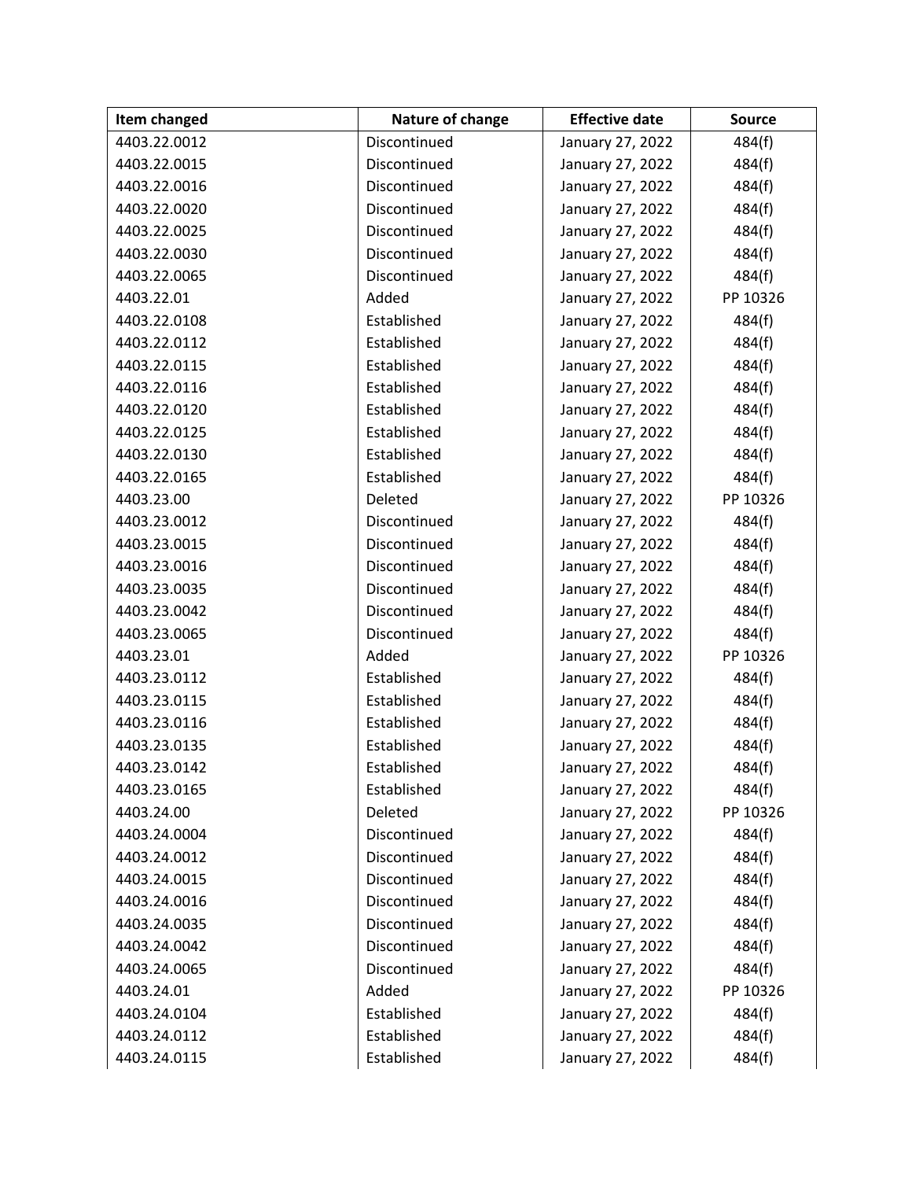| Item changed | Nature of change | Effective date | Source |
|---|---|---|---|
| 4403.22.0012 | Discontinued | January 27, 2022 | 484(f) |
| 4403.22.0015 | Discontinued | January 27, 2022 | 484(f) |
| 4403.22.0016 | Discontinued | January 27, 2022 | 484(f) |
| 4403.22.0020 | Discontinued | January 27, 2022 | 484(f) |
| 4403.22.0025 | Discontinued | January 27, 2022 | 484(f) |
| 4403.22.0030 | Discontinued | January 27, 2022 | 484(f) |
| 4403.22.0065 | Discontinued | January 27, 2022 | 484(f) |
| 4403.22.01 | Added | January 27, 2022 | PP 10326 |
| 4403.22.0108 | Established | January 27, 2022 | 484(f) |
| 4403.22.0112 | Established | January 27, 2022 | 484(f) |
| 4403.22.0115 | Established | January 27, 2022 | 484(f) |
| 4403.22.0116 | Established | January 27, 2022 | 484(f) |
| 4403.22.0120 | Established | January 27, 2022 | 484(f) |
| 4403.22.0125 | Established | January 27, 2022 | 484(f) |
| 4403.22.0130 | Established | January 27, 2022 | 484(f) |
| 4403.22.0165 | Established | January 27, 2022 | 484(f) |
| 4403.23.00 | Deleted | January 27, 2022 | PP 10326 |
| 4403.23.0012 | Discontinued | January 27, 2022 | 484(f) |
| 4403.23.0015 | Discontinued | January 27, 2022 | 484(f) |
| 4403.23.0016 | Discontinued | January 27, 2022 | 484(f) |
| 4403.23.0035 | Discontinued | January 27, 2022 | 484(f) |
| 4403.23.0042 | Discontinued | January 27, 2022 | 484(f) |
| 4403.23.0065 | Discontinued | January 27, 2022 | 484(f) |
| 4403.23.01 | Added | January 27, 2022 | PP 10326 |
| 4403.23.0112 | Established | January 27, 2022 | 484(f) |
| 4403.23.0115 | Established | January 27, 2022 | 484(f) |
| 4403.23.0116 | Established | January 27, 2022 | 484(f) |
| 4403.23.0135 | Established | January 27, 2022 | 484(f) |
| 4403.23.0142 | Established | January 27, 2022 | 484(f) |
| 4403.23.0165 | Established | January 27, 2022 | 484(f) |
| 4403.24.00 | Deleted | January 27, 2022 | PP 10326 |
| 4403.24.0004 | Discontinued | January 27, 2022 | 484(f) |
| 4403.24.0012 | Discontinued | January 27, 2022 | 484(f) |
| 4403.24.0015 | Discontinued | January 27, 2022 | 484(f) |
| 4403.24.0016 | Discontinued | January 27, 2022 | 484(f) |
| 4403.24.0035 | Discontinued | January 27, 2022 | 484(f) |
| 4403.24.0042 | Discontinued | January 27, 2022 | 484(f) |
| 4403.24.0065 | Discontinued | January 27, 2022 | 484(f) |
| 4403.24.01 | Added | January 27, 2022 | PP 10326 |
| 4403.24.0104 | Established | January 27, 2022 | 484(f) |
| 4403.24.0112 | Established | January 27, 2022 | 484(f) |
| 4403.24.0115 | Established | January 27, 2022 | 484(f) |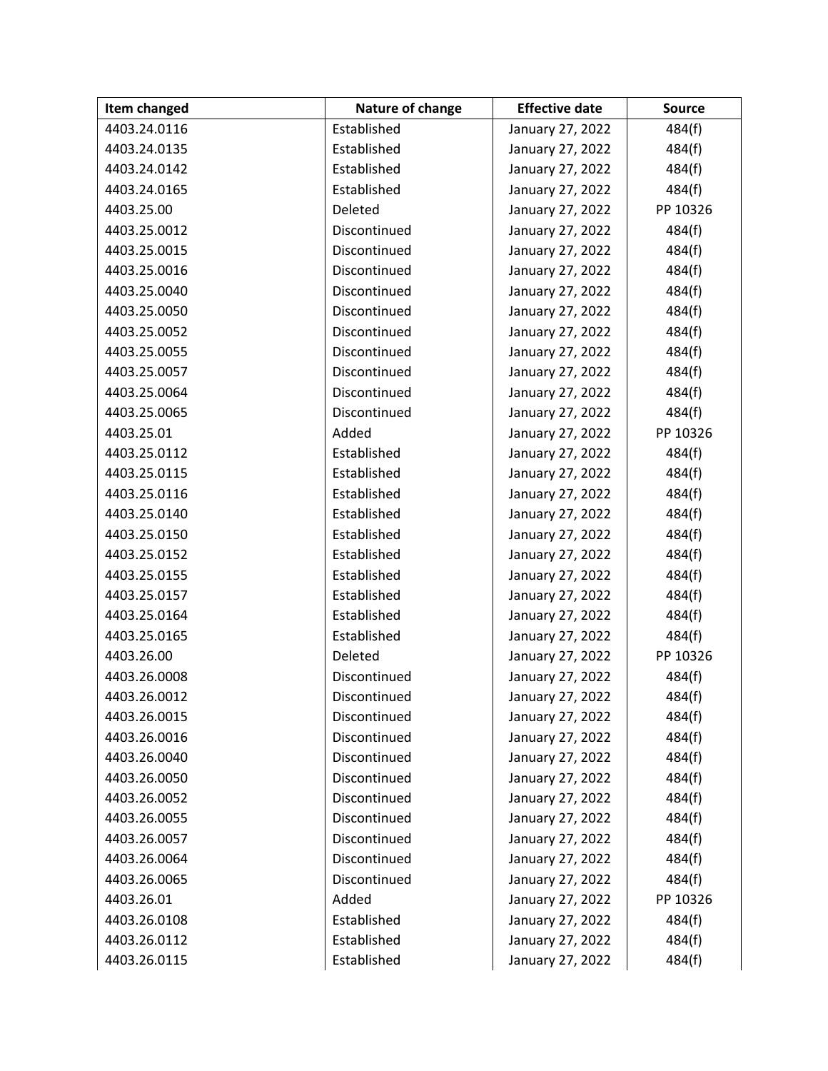| Item changed | Nature of change | Effective date | Source |
|---|---|---|---|
| 4403.24.0116 | Established | January 27, 2022 | 484(f) |
| 4403.24.0135 | Established | January 27, 2022 | 484(f) |
| 4403.24.0142 | Established | January 27, 2022 | 484(f) |
| 4403.24.0165 | Established | January 27, 2022 | 484(f) |
| 4403.25.00 | Deleted | January 27, 2022 | PP 10326 |
| 4403.25.0012 | Discontinued | January 27, 2022 | 484(f) |
| 4403.25.0015 | Discontinued | January 27, 2022 | 484(f) |
| 4403.25.0016 | Discontinued | January 27, 2022 | 484(f) |
| 4403.25.0040 | Discontinued | January 27, 2022 | 484(f) |
| 4403.25.0050 | Discontinued | January 27, 2022 | 484(f) |
| 4403.25.0052 | Discontinued | January 27, 2022 | 484(f) |
| 4403.25.0055 | Discontinued | January 27, 2022 | 484(f) |
| 4403.25.0057 | Discontinued | January 27, 2022 | 484(f) |
| 4403.25.0064 | Discontinued | January 27, 2022 | 484(f) |
| 4403.25.0065 | Discontinued | January 27, 2022 | 484(f) |
| 4403.25.01 | Added | January 27, 2022 | PP 10326 |
| 4403.25.0112 | Established | January 27, 2022 | 484(f) |
| 4403.25.0115 | Established | January 27, 2022 | 484(f) |
| 4403.25.0116 | Established | January 27, 2022 | 484(f) |
| 4403.25.0140 | Established | January 27, 2022 | 484(f) |
| 4403.25.0150 | Established | January 27, 2022 | 484(f) |
| 4403.25.0152 | Established | January 27, 2022 | 484(f) |
| 4403.25.0155 | Established | January 27, 2022 | 484(f) |
| 4403.25.0157 | Established | January 27, 2022 | 484(f) |
| 4403.25.0164 | Established | January 27, 2022 | 484(f) |
| 4403.25.0165 | Established | January 27, 2022 | 484(f) |
| 4403.26.00 | Deleted | January 27, 2022 | PP 10326 |
| 4403.26.0008 | Discontinued | January 27, 2022 | 484(f) |
| 4403.26.0012 | Discontinued | January 27, 2022 | 484(f) |
| 4403.26.0015 | Discontinued | January 27, 2022 | 484(f) |
| 4403.26.0016 | Discontinued | January 27, 2022 | 484(f) |
| 4403.26.0040 | Discontinued | January 27, 2022 | 484(f) |
| 4403.26.0050 | Discontinued | January 27, 2022 | 484(f) |
| 4403.26.0052 | Discontinued | January 27, 2022 | 484(f) |
| 4403.26.0055 | Discontinued | January 27, 2022 | 484(f) |
| 4403.26.0057 | Discontinued | January 27, 2022 | 484(f) |
| 4403.26.0064 | Discontinued | January 27, 2022 | 484(f) |
| 4403.26.0065 | Discontinued | January 27, 2022 | 484(f) |
| 4403.26.01 | Added | January 27, 2022 | PP 10326 |
| 4403.26.0108 | Established | January 27, 2022 | 484(f) |
| 4403.26.0112 | Established | January 27, 2022 | 484(f) |
| 4403.26.0115 | Established | January 27, 2022 | 484(f) |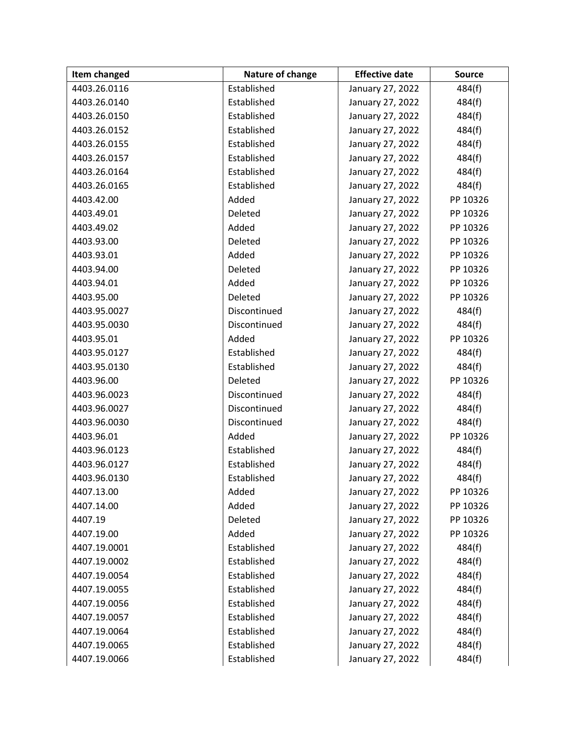| Item changed | Nature of change | Effective date | Source |
|---|---|---|---|
| 4403.26.0116 | Established | January 27, 2022 | 484(f) |
| 4403.26.0140 | Established | January 27, 2022 | 484(f) |
| 4403.26.0150 | Established | January 27, 2022 | 484(f) |
| 4403.26.0152 | Established | January 27, 2022 | 484(f) |
| 4403.26.0155 | Established | January 27, 2022 | 484(f) |
| 4403.26.0157 | Established | January 27, 2022 | 484(f) |
| 4403.26.0164 | Established | January 27, 2022 | 484(f) |
| 4403.26.0165 | Established | January 27, 2022 | 484(f) |
| 4403.42.00 | Added | January 27, 2022 | PP 10326 |
| 4403.49.01 | Deleted | January 27, 2022 | PP 10326 |
| 4403.49.02 | Added | January 27, 2022 | PP 10326 |
| 4403.93.00 | Deleted | January 27, 2022 | PP 10326 |
| 4403.93.01 | Added | January 27, 2022 | PP 10326 |
| 4403.94.00 | Deleted | January 27, 2022 | PP 10326 |
| 4403.94.01 | Added | January 27, 2022 | PP 10326 |
| 4403.95.00 | Deleted | January 27, 2022 | PP 10326 |
| 4403.95.0027 | Discontinued | January 27, 2022 | 484(f) |
| 4403.95.0030 | Discontinued | January 27, 2022 | 484(f) |
| 4403.95.01 | Added | January 27, 2022 | PP 10326 |
| 4403.95.0127 | Established | January 27, 2022 | 484(f) |
| 4403.95.0130 | Established | January 27, 2022 | 484(f) |
| 4403.96.00 | Deleted | January 27, 2022 | PP 10326 |
| 4403.96.0023 | Discontinued | January 27, 2022 | 484(f) |
| 4403.96.0027 | Discontinued | January 27, 2022 | 484(f) |
| 4403.96.0030 | Discontinued | January 27, 2022 | 484(f) |
| 4403.96.01 | Added | January 27, 2022 | PP 10326 |
| 4403.96.0123 | Established | January 27, 2022 | 484(f) |
| 4403.96.0127 | Established | January 27, 2022 | 484(f) |
| 4403.96.0130 | Established | January 27, 2022 | 484(f) |
| 4407.13.00 | Added | January 27, 2022 | PP 10326 |
| 4407.14.00 | Added | January 27, 2022 | PP 10326 |
| 4407.19 | Deleted | January 27, 2022 | PP 10326 |
| 4407.19.00 | Added | January 27, 2022 | PP 10326 |
| 4407.19.0001 | Established | January 27, 2022 | 484(f) |
| 4407.19.0002 | Established | January 27, 2022 | 484(f) |
| 4407.19.0054 | Established | January 27, 2022 | 484(f) |
| 4407.19.0055 | Established | January 27, 2022 | 484(f) |
| 4407.19.0056 | Established | January 27, 2022 | 484(f) |
| 4407.19.0057 | Established | January 27, 2022 | 484(f) |
| 4407.19.0064 | Established | January 27, 2022 | 484(f) |
| 4407.19.0065 | Established | January 27, 2022 | 484(f) |
| 4407.19.0066 | Established | January 27, 2022 | 484(f) |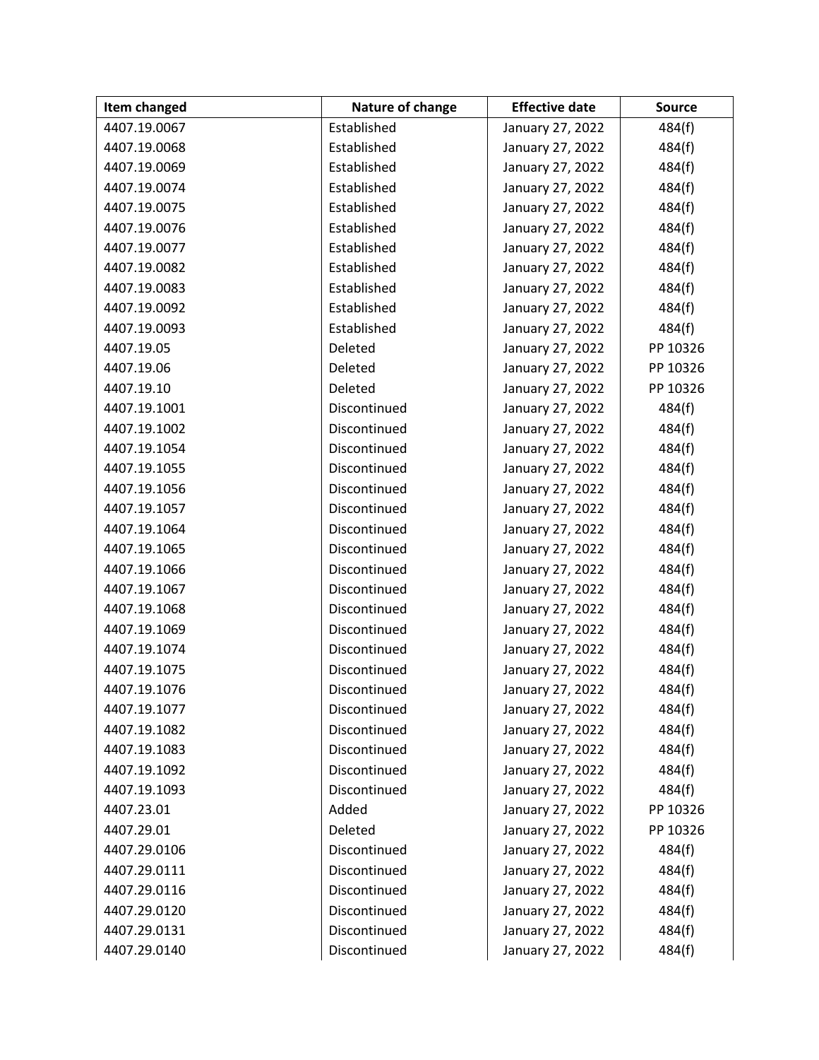| Item changed | Nature of change | Effective date | Source |
| --- | --- | --- | --- |
| 4407.19.0067 | Established | January 27, 2022 | 484(f) |
| 4407.19.0068 | Established | January 27, 2022 | 484(f) |
| 4407.19.0069 | Established | January 27, 2022 | 484(f) |
| 4407.19.0074 | Established | January 27, 2022 | 484(f) |
| 4407.19.0075 | Established | January 27, 2022 | 484(f) |
| 4407.19.0076 | Established | January 27, 2022 | 484(f) |
| 4407.19.0077 | Established | January 27, 2022 | 484(f) |
| 4407.19.0082 | Established | January 27, 2022 | 484(f) |
| 4407.19.0083 | Established | January 27, 2022 | 484(f) |
| 4407.19.0092 | Established | January 27, 2022 | 484(f) |
| 4407.19.0093 | Established | January 27, 2022 | 484(f) |
| 4407.19.05 | Deleted | January 27, 2022 | PP 10326 |
| 4407.19.06 | Deleted | January 27, 2022 | PP 10326 |
| 4407.19.10 | Deleted | January 27, 2022 | PP 10326 |
| 4407.19.1001 | Discontinued | January 27, 2022 | 484(f) |
| 4407.19.1002 | Discontinued | January 27, 2022 | 484(f) |
| 4407.19.1054 | Discontinued | January 27, 2022 | 484(f) |
| 4407.19.1055 | Discontinued | January 27, 2022 | 484(f) |
| 4407.19.1056 | Discontinued | January 27, 2022 | 484(f) |
| 4407.19.1057 | Discontinued | January 27, 2022 | 484(f) |
| 4407.19.1064 | Discontinued | January 27, 2022 | 484(f) |
| 4407.19.1065 | Discontinued | January 27, 2022 | 484(f) |
| 4407.19.1066 | Discontinued | January 27, 2022 | 484(f) |
| 4407.19.1067 | Discontinued | January 27, 2022 | 484(f) |
| 4407.19.1068 | Discontinued | January 27, 2022 | 484(f) |
| 4407.19.1069 | Discontinued | January 27, 2022 | 484(f) |
| 4407.19.1074 | Discontinued | January 27, 2022 | 484(f) |
| 4407.19.1075 | Discontinued | January 27, 2022 | 484(f) |
| 4407.19.1076 | Discontinued | January 27, 2022 | 484(f) |
| 4407.19.1077 | Discontinued | January 27, 2022 | 484(f) |
| 4407.19.1082 | Discontinued | January 27, 2022 | 484(f) |
| 4407.19.1083 | Discontinued | January 27, 2022 | 484(f) |
| 4407.19.1092 | Discontinued | January 27, 2022 | 484(f) |
| 4407.19.1093 | Discontinued | January 27, 2022 | 484(f) |
| 4407.23.01 | Added | January 27, 2022 | PP 10326 |
| 4407.29.01 | Deleted | January 27, 2022 | PP 10326 |
| 4407.29.0106 | Discontinued | January 27, 2022 | 484(f) |
| 4407.29.0111 | Discontinued | January 27, 2022 | 484(f) |
| 4407.29.0116 | Discontinued | January 27, 2022 | 484(f) |
| 4407.29.0120 | Discontinued | January 27, 2022 | 484(f) |
| 4407.29.0131 | Discontinued | January 27, 2022 | 484(f) |
| 4407.29.0140 | Discontinued | January 27, 2022 | 484(f) |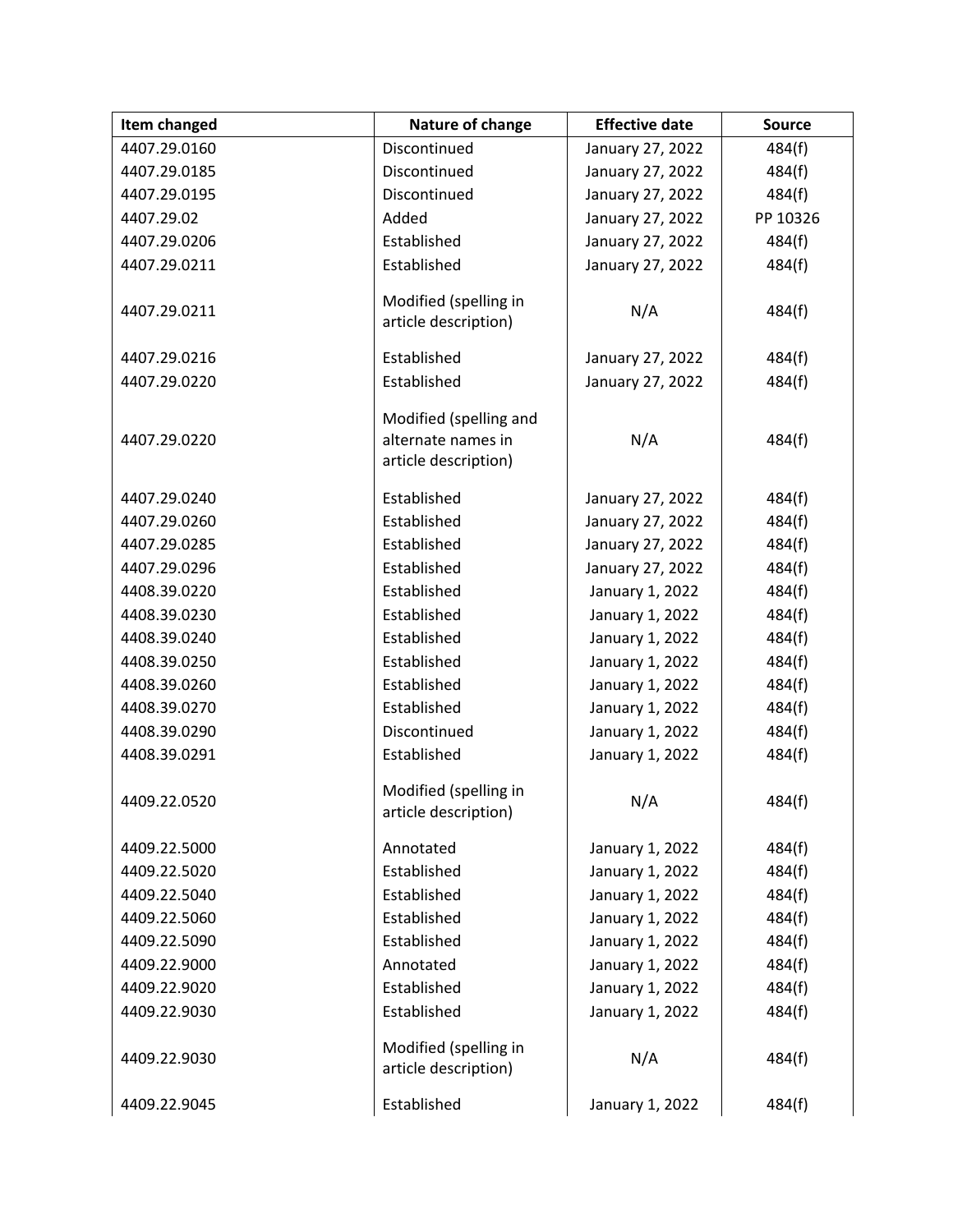| Item changed | Nature of change | Effective date | Source |
|---|---|---|---|
| 4407.29.0160 | Discontinued | January 27, 2022 | 484(f) |
| 4407.29.0185 | Discontinued | January 27, 2022 | 484(f) |
| 4407.29.0195 | Discontinued | January 27, 2022 | 484(f) |
| 4407.29.02 | Added | January 27, 2022 | PP 10326 |
| 4407.29.0206 | Established | January 27, 2022 | 484(f) |
| 4407.29.0211 | Established | January 27, 2022 | 484(f) |
| 4407.29.0211 | Modified (spelling in article description) | N/A | 484(f) |
| 4407.29.0216 | Established | January 27, 2022 | 484(f) |
| 4407.29.0220 | Established | January 27, 2022 | 484(f) |
| 4407.29.0220 | Modified (spelling and alternate names in article description) | N/A | 484(f) |
| 4407.29.0240 | Established | January 27, 2022 | 484(f) |
| 4407.29.0260 | Established | January 27, 2022 | 484(f) |
| 4407.29.0285 | Established | January 27, 2022 | 484(f) |
| 4407.29.0296 | Established | January 27, 2022 | 484(f) |
| 4408.39.0220 | Established | January 1, 2022 | 484(f) |
| 4408.39.0230 | Established | January 1, 2022 | 484(f) |
| 4408.39.0240 | Established | January 1, 2022 | 484(f) |
| 4408.39.0250 | Established | January 1, 2022 | 484(f) |
| 4408.39.0260 | Established | January 1, 2022 | 484(f) |
| 4408.39.0270 | Established | January 1, 2022 | 484(f) |
| 4408.39.0290 | Discontinued | January 1, 2022 | 484(f) |
| 4408.39.0291 | Established | January 1, 2022 | 484(f) |
| 4409.22.0520 | Modified (spelling in article description) | N/A | 484(f) |
| 4409.22.5000 | Annotated | January 1, 2022 | 484(f) |
| 4409.22.5020 | Established | January 1, 2022 | 484(f) |
| 4409.22.5040 | Established | January 1, 2022 | 484(f) |
| 4409.22.5060 | Established | January 1, 2022 | 484(f) |
| 4409.22.5090 | Established | January 1, 2022 | 484(f) |
| 4409.22.9000 | Annotated | January 1, 2022 | 484(f) |
| 4409.22.9020 | Established | January 1, 2022 | 484(f) |
| 4409.22.9030 | Established | January 1, 2022 | 484(f) |
| 4409.22.9030 | Modified (spelling in article description) | N/A | 484(f) |
| 4409.22.9045 | Established | January 1, 2022 | 484(f) |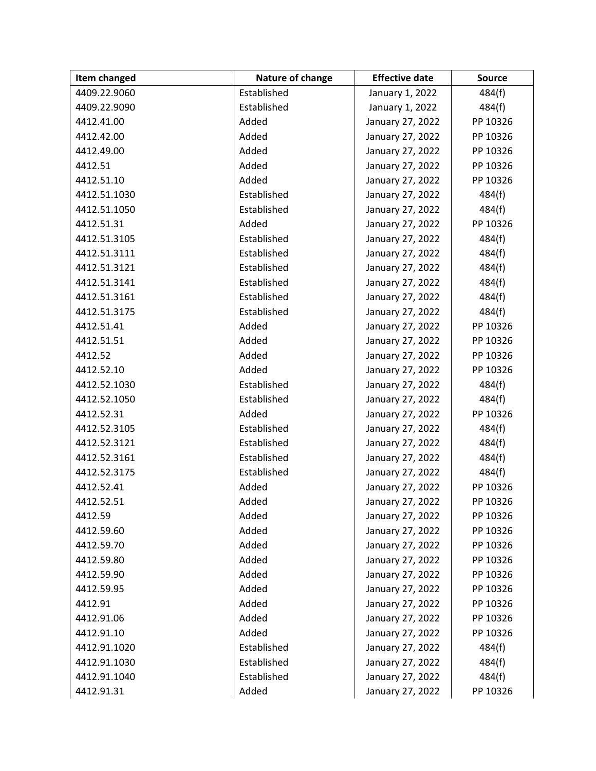| Item changed | Nature of change | Effective date | Source |
|---|---|---|---|
| 4409.22.9060 | Established | January 1, 2022 | 484(f) |
| 4409.22.9090 | Established | January 1, 2022 | 484(f) |
| 4412.41.00 | Added | January 27, 2022 | PP 10326 |
| 4412.42.00 | Added | January 27, 2022 | PP 10326 |
| 4412.49.00 | Added | January 27, 2022 | PP 10326 |
| 4412.51 | Added | January 27, 2022 | PP 10326 |
| 4412.51.10 | Added | January 27, 2022 | PP 10326 |
| 4412.51.1030 | Established | January 27, 2022 | 484(f) |
| 4412.51.1050 | Established | January 27, 2022 | 484(f) |
| 4412.51.31 | Added | January 27, 2022 | PP 10326 |
| 4412.51.3105 | Established | January 27, 2022 | 484(f) |
| 4412.51.3111 | Established | January 27, 2022 | 484(f) |
| 4412.51.3121 | Established | January 27, 2022 | 484(f) |
| 4412.51.3141 | Established | January 27, 2022 | 484(f) |
| 4412.51.3161 | Established | January 27, 2022 | 484(f) |
| 4412.51.3175 | Established | January 27, 2022 | 484(f) |
| 4412.51.41 | Added | January 27, 2022 | PP 10326 |
| 4412.51.51 | Added | January 27, 2022 | PP 10326 |
| 4412.52 | Added | January 27, 2022 | PP 10326 |
| 4412.52.10 | Added | January 27, 2022 | PP 10326 |
| 4412.52.1030 | Established | January 27, 2022 | 484(f) |
| 4412.52.1050 | Established | January 27, 2022 | 484(f) |
| 4412.52.31 | Added | January 27, 2022 | PP 10326 |
| 4412.52.3105 | Established | January 27, 2022 | 484(f) |
| 4412.52.3121 | Established | January 27, 2022 | 484(f) |
| 4412.52.3161 | Established | January 27, 2022 | 484(f) |
| 4412.52.3175 | Established | January 27, 2022 | 484(f) |
| 4412.52.41 | Added | January 27, 2022 | PP 10326 |
| 4412.52.51 | Added | January 27, 2022 | PP 10326 |
| 4412.59 | Added | January 27, 2022 | PP 10326 |
| 4412.59.60 | Added | January 27, 2022 | PP 10326 |
| 4412.59.70 | Added | January 27, 2022 | PP 10326 |
| 4412.59.80 | Added | January 27, 2022 | PP 10326 |
| 4412.59.90 | Added | January 27, 2022 | PP 10326 |
| 4412.59.95 | Added | January 27, 2022 | PP 10326 |
| 4412.91 | Added | January 27, 2022 | PP 10326 |
| 4412.91.06 | Added | January 27, 2022 | PP 10326 |
| 4412.91.10 | Added | January 27, 2022 | PP 10326 |
| 4412.91.1020 | Established | January 27, 2022 | 484(f) |
| 4412.91.1030 | Established | January 27, 2022 | 484(f) |
| 4412.91.1040 | Established | January 27, 2022 | 484(f) |
| 4412.91.31 | Added | January 27, 2022 | PP 10326 |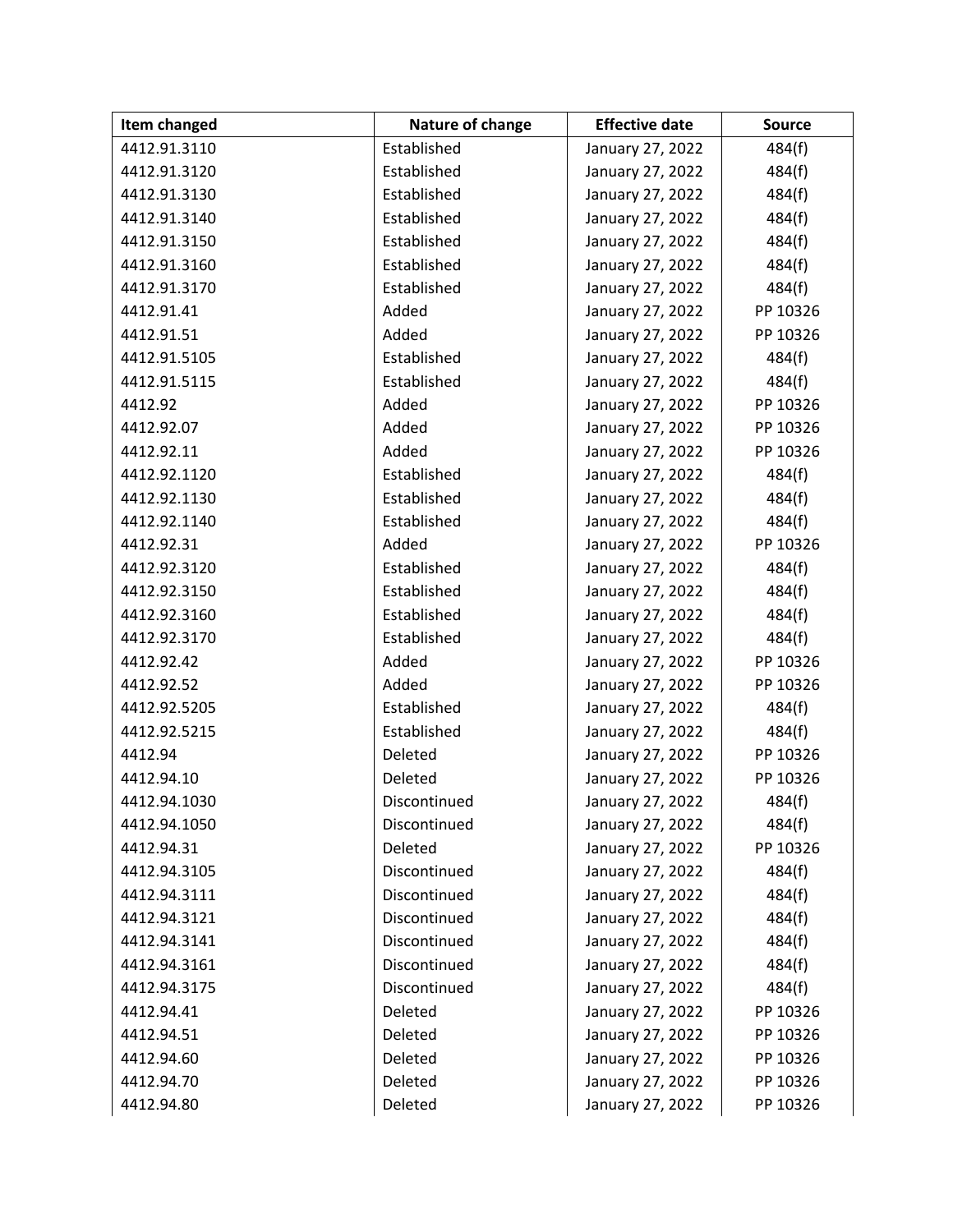| Item changed | Nature of change | Effective date | Source |
|---|---|---|---|
| 4412.91.3110 | Established | January 27, 2022 | 484(f) |
| 4412.91.3120 | Established | January 27, 2022 | 484(f) |
| 4412.91.3130 | Established | January 27, 2022 | 484(f) |
| 4412.91.3140 | Established | January 27, 2022 | 484(f) |
| 4412.91.3150 | Established | January 27, 2022 | 484(f) |
| 4412.91.3160 | Established | January 27, 2022 | 484(f) |
| 4412.91.3170 | Established | January 27, 2022 | 484(f) |
| 4412.91.41 | Added | January 27, 2022 | PP 10326 |
| 4412.91.51 | Added | January 27, 2022 | PP 10326 |
| 4412.91.5105 | Established | January 27, 2022 | 484(f) |
| 4412.91.5115 | Established | January 27, 2022 | 484(f) |
| 4412.92 | Added | January 27, 2022 | PP 10326 |
| 4412.92.07 | Added | January 27, 2022 | PP 10326 |
| 4412.92.11 | Added | January 27, 2022 | PP 10326 |
| 4412.92.1120 | Established | January 27, 2022 | 484(f) |
| 4412.92.1130 | Established | January 27, 2022 | 484(f) |
| 4412.92.1140 | Established | January 27, 2022 | 484(f) |
| 4412.92.31 | Added | January 27, 2022 | PP 10326 |
| 4412.92.3120 | Established | January 27, 2022 | 484(f) |
| 4412.92.3150 | Established | January 27, 2022 | 484(f) |
| 4412.92.3160 | Established | January 27, 2022 | 484(f) |
| 4412.92.3170 | Established | January 27, 2022 | 484(f) |
| 4412.92.42 | Added | January 27, 2022 | PP 10326 |
| 4412.92.52 | Added | January 27, 2022 | PP 10326 |
| 4412.92.5205 | Established | January 27, 2022 | 484(f) |
| 4412.92.5215 | Established | January 27, 2022 | 484(f) |
| 4412.94 | Deleted | January 27, 2022 | PP 10326 |
| 4412.94.10 | Deleted | January 27, 2022 | PP 10326 |
| 4412.94.1030 | Discontinued | January 27, 2022 | 484(f) |
| 4412.94.1050 | Discontinued | January 27, 2022 | 484(f) |
| 4412.94.31 | Deleted | January 27, 2022 | PP 10326 |
| 4412.94.3105 | Discontinued | January 27, 2022 | 484(f) |
| 4412.94.3111 | Discontinued | January 27, 2022 | 484(f) |
| 4412.94.3121 | Discontinued | January 27, 2022 | 484(f) |
| 4412.94.3141 | Discontinued | January 27, 2022 | 484(f) |
| 4412.94.3161 | Discontinued | January 27, 2022 | 484(f) |
| 4412.94.3175 | Discontinued | January 27, 2022 | 484(f) |
| 4412.94.41 | Deleted | January 27, 2022 | PP 10326 |
| 4412.94.51 | Deleted | January 27, 2022 | PP 10326 |
| 4412.94.60 | Deleted | January 27, 2022 | PP 10326 |
| 4412.94.70 | Deleted | January 27, 2022 | PP 10326 |
| 4412.94.80 | Deleted | January 27, 2022 | PP 10326 |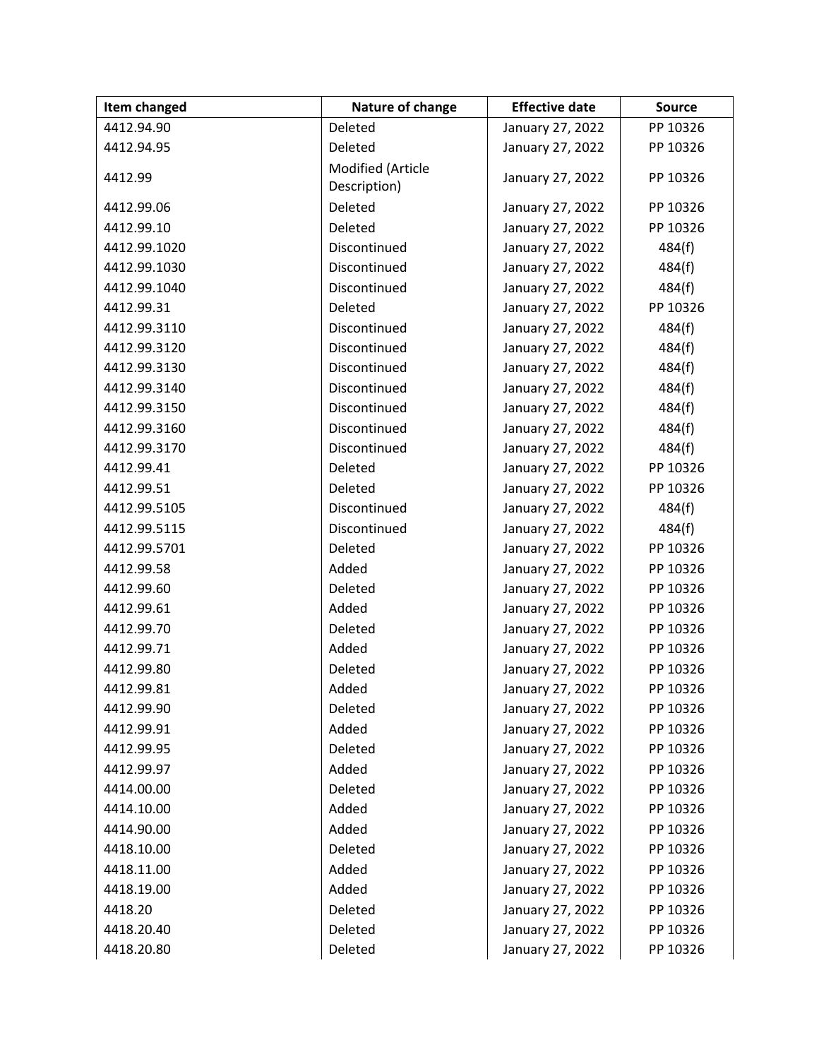| Item changed | Nature of change | Effective date | Source |
|---|---|---|---|
| 4412.94.90 | Deleted | January 27, 2022 | PP 10326 |
| 4412.94.95 | Deleted | January 27, 2022 | PP 10326 |
| 4412.99 | Modified (Article Description) | January 27, 2022 | PP 10326 |
| 4412.99.06 | Deleted | January 27, 2022 | PP 10326 |
| 4412.99.10 | Deleted | January 27, 2022 | PP 10326 |
| 4412.99.1020 | Discontinued | January 27, 2022 | 484(f) |
| 4412.99.1030 | Discontinued | January 27, 2022 | 484(f) |
| 4412.99.1040 | Discontinued | January 27, 2022 | 484(f) |
| 4412.99.31 | Deleted | January 27, 2022 | PP 10326 |
| 4412.99.3110 | Discontinued | January 27, 2022 | 484(f) |
| 4412.99.3120 | Discontinued | January 27, 2022 | 484(f) |
| 4412.99.3130 | Discontinued | January 27, 2022 | 484(f) |
| 4412.99.3140 | Discontinued | January 27, 2022 | 484(f) |
| 4412.99.3150 | Discontinued | January 27, 2022 | 484(f) |
| 4412.99.3160 | Discontinued | January 27, 2022 | 484(f) |
| 4412.99.3170 | Discontinued | January 27, 2022 | 484(f) |
| 4412.99.41 | Deleted | January 27, 2022 | PP 10326 |
| 4412.99.51 | Deleted | January 27, 2022 | PP 10326 |
| 4412.99.5105 | Discontinued | January 27, 2022 | 484(f) |
| 4412.99.5115 | Discontinued | January 27, 2022 | 484(f) |
| 4412.99.5701 | Deleted | January 27, 2022 | PP 10326 |
| 4412.99.58 | Added | January 27, 2022 | PP 10326 |
| 4412.99.60 | Deleted | January 27, 2022 | PP 10326 |
| 4412.99.61 | Added | January 27, 2022 | PP 10326 |
| 4412.99.70 | Deleted | January 27, 2022 | PP 10326 |
| 4412.99.71 | Added | January 27, 2022 | PP 10326 |
| 4412.99.80 | Deleted | January 27, 2022 | PP 10326 |
| 4412.99.81 | Added | January 27, 2022 | PP 10326 |
| 4412.99.90 | Deleted | January 27, 2022 | PP 10326 |
| 4412.99.91 | Added | January 27, 2022 | PP 10326 |
| 4412.99.95 | Deleted | January 27, 2022 | PP 10326 |
| 4412.99.97 | Added | January 27, 2022 | PP 10326 |
| 4414.00.00 | Deleted | January 27, 2022 | PP 10326 |
| 4414.10.00 | Added | January 27, 2022 | PP 10326 |
| 4414.90.00 | Added | January 27, 2022 | PP 10326 |
| 4418.10.00 | Deleted | January 27, 2022 | PP 10326 |
| 4418.11.00 | Added | January 27, 2022 | PP 10326 |
| 4418.19.00 | Added | January 27, 2022 | PP 10326 |
| 4418.20 | Deleted | January 27, 2022 | PP 10326 |
| 4418.20.40 | Deleted | January 27, 2022 | PP 10326 |
| 4418.20.80 | Deleted | January 27, 2022 | PP 10326 |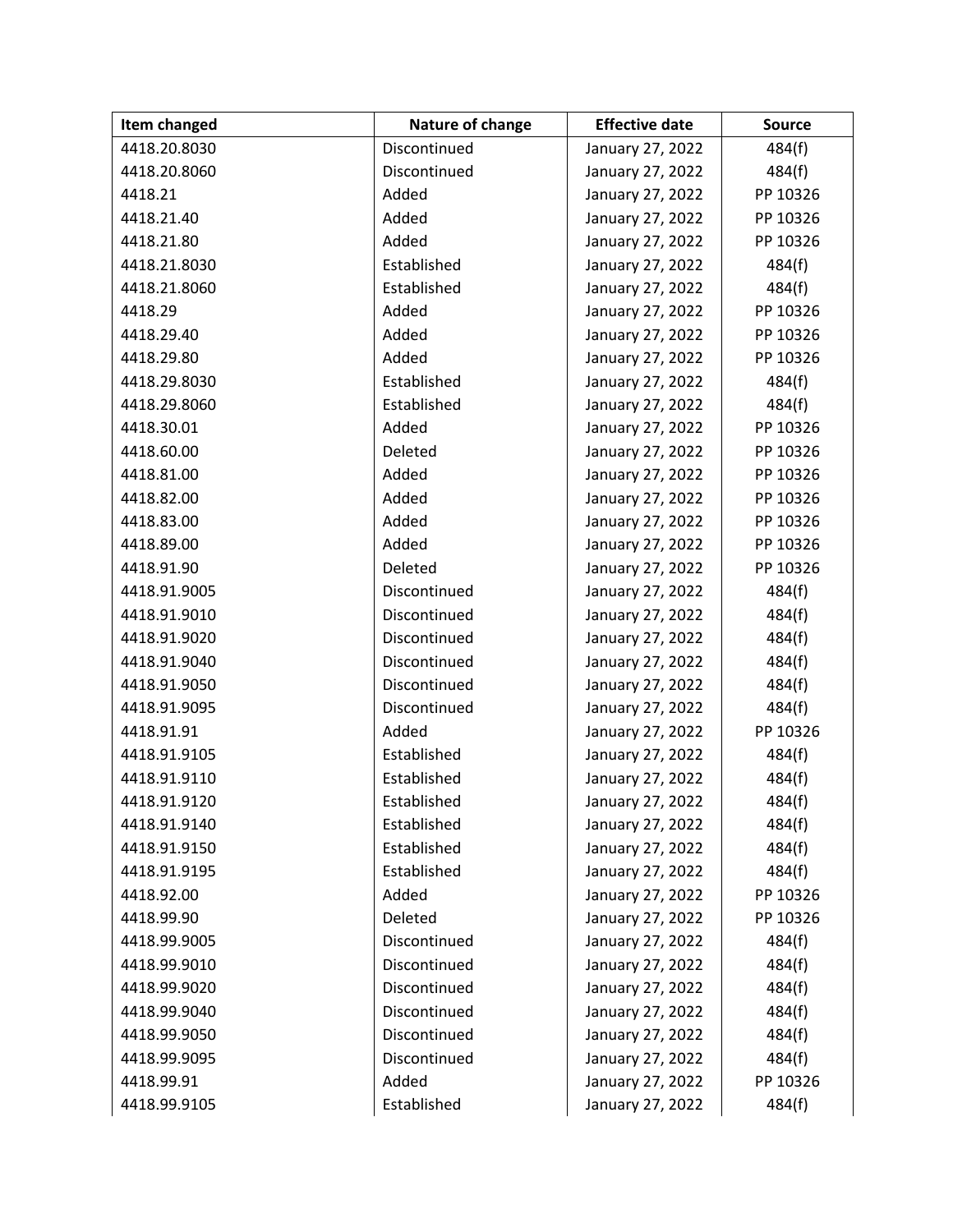| Item changed | Nature of change | Effective date | Source |
| --- | --- | --- | --- |
| 4418.20.8030 | Discontinued | January 27, 2022 | 484(f) |
| 4418.20.8060 | Discontinued | January 27, 2022 | 484(f) |
| 4418.21 | Added | January 27, 2022 | PP 10326 |
| 4418.21.40 | Added | January 27, 2022 | PP 10326 |
| 4418.21.80 | Added | January 27, 2022 | PP 10326 |
| 4418.21.8030 | Established | January 27, 2022 | 484(f) |
| 4418.21.8060 | Established | January 27, 2022 | 484(f) |
| 4418.29 | Added | January 27, 2022 | PP 10326 |
| 4418.29.40 | Added | January 27, 2022 | PP 10326 |
| 4418.29.80 | Added | January 27, 2022 | PP 10326 |
| 4418.29.8030 | Established | January 27, 2022 | 484(f) |
| 4418.29.8060 | Established | January 27, 2022 | 484(f) |
| 4418.30.01 | Added | January 27, 2022 | PP 10326 |
| 4418.60.00 | Deleted | January 27, 2022 | PP 10326 |
| 4418.81.00 | Added | January 27, 2022 | PP 10326 |
| 4418.82.00 | Added | January 27, 2022 | PP 10326 |
| 4418.83.00 | Added | January 27, 2022 | PP 10326 |
| 4418.89.00 | Added | January 27, 2022 | PP 10326 |
| 4418.91.90 | Deleted | January 27, 2022 | PP 10326 |
| 4418.91.9005 | Discontinued | January 27, 2022 | 484(f) |
| 4418.91.9010 | Discontinued | January 27, 2022 | 484(f) |
| 4418.91.9020 | Discontinued | January 27, 2022 | 484(f) |
| 4418.91.9040 | Discontinued | January 27, 2022 | 484(f) |
| 4418.91.9050 | Discontinued | January 27, 2022 | 484(f) |
| 4418.91.9095 | Discontinued | January 27, 2022 | 484(f) |
| 4418.91.91 | Added | January 27, 2022 | PP 10326 |
| 4418.91.9105 | Established | January 27, 2022 | 484(f) |
| 4418.91.9110 | Established | January 27, 2022 | 484(f) |
| 4418.91.9120 | Established | January 27, 2022 | 484(f) |
| 4418.91.9140 | Established | January 27, 2022 | 484(f) |
| 4418.91.9150 | Established | January 27, 2022 | 484(f) |
| 4418.91.9195 | Established | January 27, 2022 | 484(f) |
| 4418.92.00 | Added | January 27, 2022 | PP 10326 |
| 4418.99.90 | Deleted | January 27, 2022 | PP 10326 |
| 4418.99.9005 | Discontinued | January 27, 2022 | 484(f) |
| 4418.99.9010 | Discontinued | January 27, 2022 | 484(f) |
| 4418.99.9020 | Discontinued | January 27, 2022 | 484(f) |
| 4418.99.9040 | Discontinued | January 27, 2022 | 484(f) |
| 4418.99.9050 | Discontinued | January 27, 2022 | 484(f) |
| 4418.99.9095 | Discontinued | January 27, 2022 | 484(f) |
| 4418.99.91 | Added | January 27, 2022 | PP 10326 |
| 4418.99.9105 | Established | January 27, 2022 | 484(f) |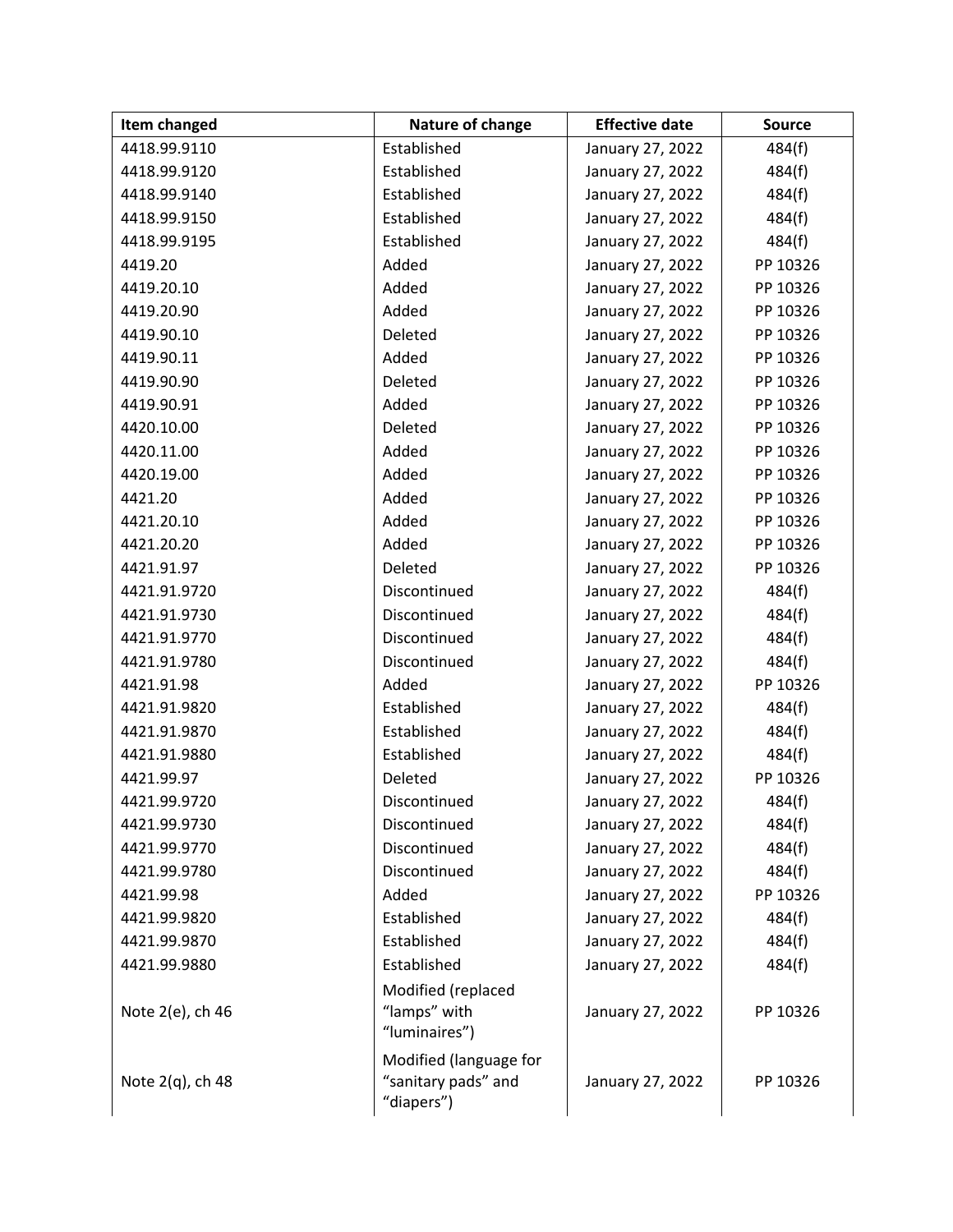| Item changed | Nature of change | Effective date | Source |
|---|---|---|---|
| 4418.99.9110 | Established | January 27, 2022 | 484(f) |
| 4418.99.9120 | Established | January 27, 2022 | 484(f) |
| 4418.99.9140 | Established | January 27, 2022 | 484(f) |
| 4418.99.9150 | Established | January 27, 2022 | 484(f) |
| 4418.99.9195 | Established | January 27, 2022 | 484(f) |
| 4419.20 | Added | January 27, 2022 | PP 10326 |
| 4419.20.10 | Added | January 27, 2022 | PP 10326 |
| 4419.20.90 | Added | January 27, 2022 | PP 10326 |
| 4419.90.10 | Deleted | January 27, 2022 | PP 10326 |
| 4419.90.11 | Added | January 27, 2022 | PP 10326 |
| 4419.90.90 | Deleted | January 27, 2022 | PP 10326 |
| 4419.90.91 | Added | January 27, 2022 | PP 10326 |
| 4420.10.00 | Deleted | January 27, 2022 | PP 10326 |
| 4420.11.00 | Added | January 27, 2022 | PP 10326 |
| 4420.19.00 | Added | January 27, 2022 | PP 10326 |
| 4421.20 | Added | January 27, 2022 | PP 10326 |
| 4421.20.10 | Added | January 27, 2022 | PP 10326 |
| 4421.20.20 | Added | January 27, 2022 | PP 10326 |
| 4421.91.97 | Deleted | January 27, 2022 | PP 10326 |
| 4421.91.9720 | Discontinued | January 27, 2022 | 484(f) |
| 4421.91.9730 | Discontinued | January 27, 2022 | 484(f) |
| 4421.91.9770 | Discontinued | January 27, 2022 | 484(f) |
| 4421.91.9780 | Discontinued | January 27, 2022 | 484(f) |
| 4421.91.98 | Added | January 27, 2022 | PP 10326 |
| 4421.91.9820 | Established | January 27, 2022 | 484(f) |
| 4421.91.9870 | Established | January 27, 2022 | 484(f) |
| 4421.91.9880 | Established | January 27, 2022 | 484(f) |
| 4421.99.97 | Deleted | January 27, 2022 | PP 10326 |
| 4421.99.9720 | Discontinued | January 27, 2022 | 484(f) |
| 4421.99.9730 | Discontinued | January 27, 2022 | 484(f) |
| 4421.99.9770 | Discontinued | January 27, 2022 | 484(f) |
| 4421.99.9780 | Discontinued | January 27, 2022 | 484(f) |
| 4421.99.98 | Added | January 27, 2022 | PP 10326 |
| 4421.99.9820 | Established | January 27, 2022 | 484(f) |
| 4421.99.9870 | Established | January 27, 2022 | 484(f) |
| 4421.99.9880 | Established | January 27, 2022 | 484(f) |
| Note 2(e), ch 46 | Modified (replaced "lamps" with "luminaires") | January 27, 2022 | PP 10326 |
| Note 2(q), ch 48 | Modified (language for "sanitary pads" and "diapers") | January 27, 2022 | PP 10326 |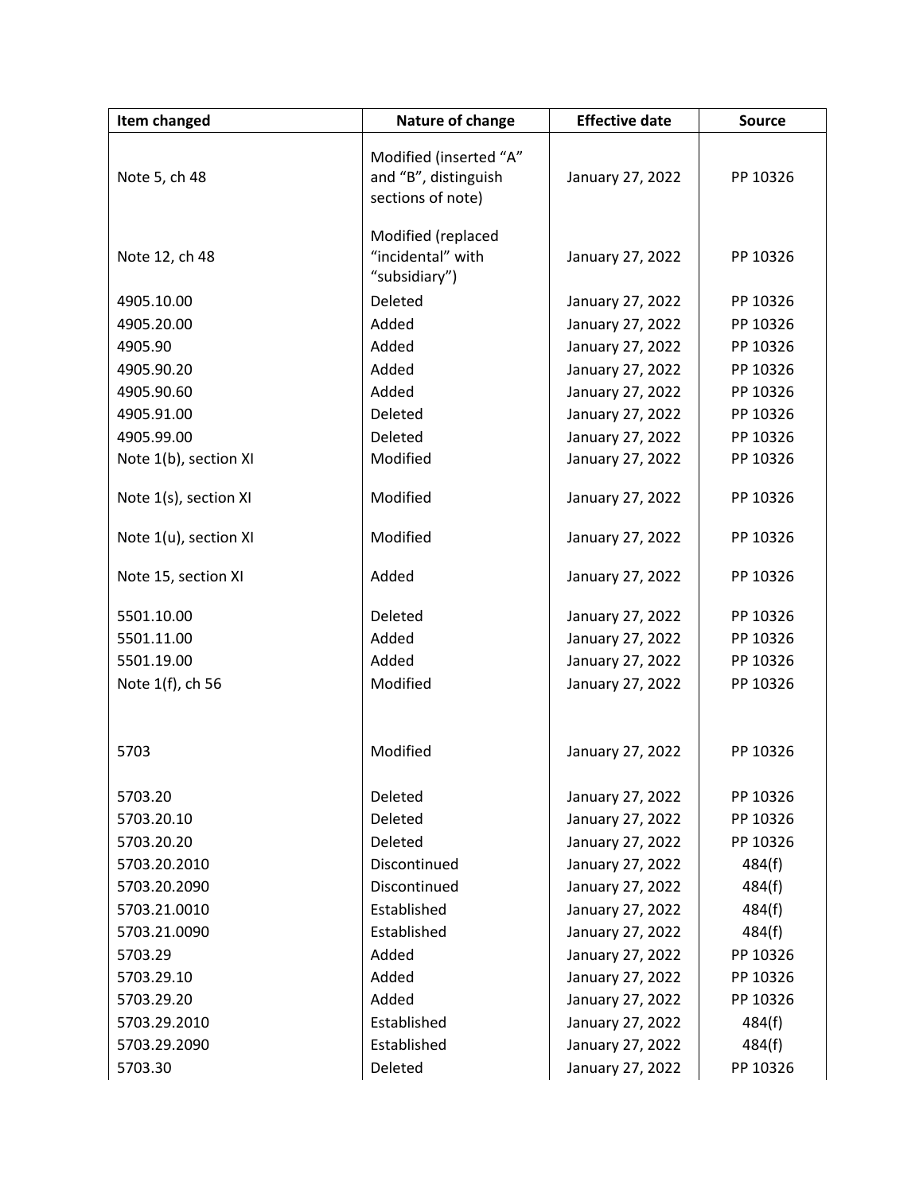| Item changed | Nature of change | Effective date | Source |
|---|---|---|---|
| Note 5, ch 48 | Modified (inserted "A" and "B", distinguish sections of note) | January 27, 2022 | PP 10326 |
| Note 12, ch 48 | Modified (replaced "incidental" with "subsidiary") | January 27, 2022 | PP 10326 |
| 4905.10.00 | Deleted | January 27, 2022 | PP 10326 |
| 4905.20.00 | Added | January 27, 2022 | PP 10326 |
| 4905.90 | Added | January 27, 2022 | PP 10326 |
| 4905.90.20 | Added | January 27, 2022 | PP 10326 |
| 4905.90.60 | Added | January 27, 2022 | PP 10326 |
| 4905.91.00 | Deleted | January 27, 2022 | PP 10326 |
| 4905.99.00 | Deleted | January 27, 2022 | PP 10326 |
| Note 1(b), section XI | Modified | January 27, 2022 | PP 10326 |
| Note 1(s), section XI | Modified | January 27, 2022 | PP 10326 |
| Note 1(u), section XI | Modified | January 27, 2022 | PP 10326 |
| Note 15, section XI | Added | January 27, 2022 | PP 10326 |
| 5501.10.00 | Deleted | January 27, 2022 | PP 10326 |
| 5501.11.00 | Added | January 27, 2022 | PP 10326 |
| 5501.19.00 | Added | January 27, 2022 | PP 10326 |
| Note 1(f), ch 56 | Modified | January 27, 2022 | PP 10326 |
| 5703 | Modified | January 27, 2022 | PP 10326 |
| 5703.20 | Deleted | January 27, 2022 | PP 10326 |
| 5703.20.10 | Deleted | January 27, 2022 | PP 10326 |
| 5703.20.20 | Deleted | January 27, 2022 | PP 10326 |
| 5703.20.2010 | Discontinued | January 27, 2022 | 484(f) |
| 5703.20.2090 | Discontinued | January 27, 2022 | 484(f) |
| 5703.21.0010 | Established | January 27, 2022 | 484(f) |
| 5703.21.0090 | Established | January 27, 2022 | 484(f) |
| 5703.29 | Added | January 27, 2022 | PP 10326 |
| 5703.29.10 | Added | January 27, 2022 | PP 10326 |
| 5703.29.20 | Added | January 27, 2022 | PP 10326 |
| 5703.29.2010 | Established | January 27, 2022 | 484(f) |
| 5703.29.2090 | Established | January 27, 2022 | 484(f) |
| 5703.30 | Deleted | January 27, 2022 | PP 10326 |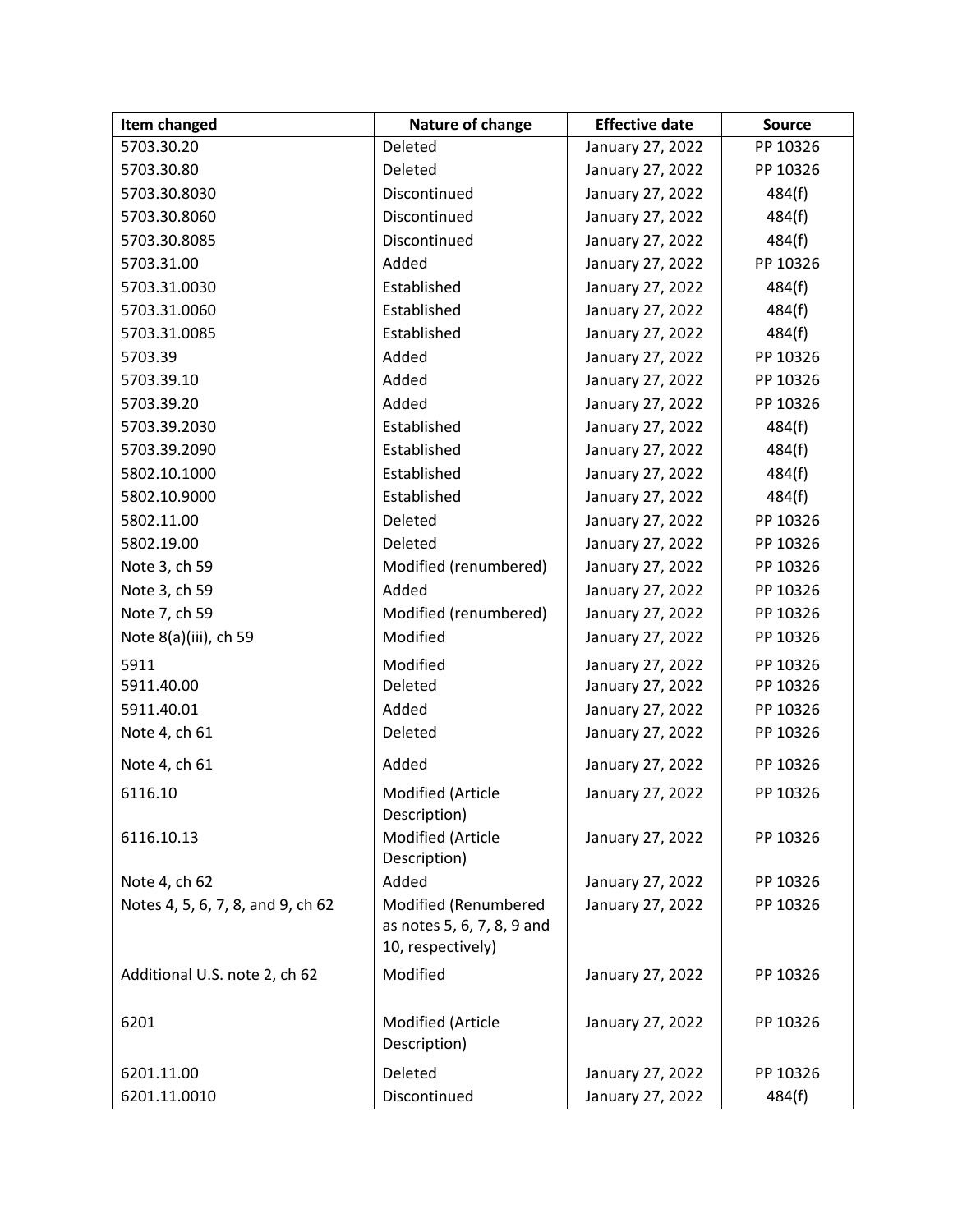| Item changed | Nature of change | Effective date | Source |
|---|---|---|---|
| 5703.30.20 | Deleted | January 27, 2022 | PP 10326 |
| 5703.30.80 | Deleted | January 27, 2022 | PP 10326 |
| 5703.30.8030 | Discontinued | January 27, 2022 | 484(f) |
| 5703.30.8060 | Discontinued | January 27, 2022 | 484(f) |
| 5703.30.8085 | Discontinued | January 27, 2022 | 484(f) |
| 5703.31.00 | Added | January 27, 2022 | PP 10326 |
| 5703.31.0030 | Established | January 27, 2022 | 484(f) |
| 5703.31.0060 | Established | January 27, 2022 | 484(f) |
| 5703.31.0085 | Established | January 27, 2022 | 484(f) |
| 5703.39 | Added | January 27, 2022 | PP 10326 |
| 5703.39.10 | Added | January 27, 2022 | PP 10326 |
| 5703.39.20 | Added | January 27, 2022 | PP 10326 |
| 5703.39.2030 | Established | January 27, 2022 | 484(f) |
| 5703.39.2090 | Established | January 27, 2022 | 484(f) |
| 5802.10.1000 | Established | January 27, 2022 | 484(f) |
| 5802.10.9000 | Established | January 27, 2022 | 484(f) |
| 5802.11.00 | Deleted | January 27, 2022 | PP 10326 |
| 5802.19.00 | Deleted | January 27, 2022 | PP 10326 |
| Note 3, ch 59 | Modified (renumbered) | January 27, 2022 | PP 10326 |
| Note 3, ch 59 | Added | January 27, 2022 | PP 10326 |
| Note 7, ch 59 | Modified (renumbered) | January 27, 2022 | PP 10326 |
| Note 8(a)(iii), ch 59 | Modified | January 27, 2022 | PP 10326 |
| 5911 | Modified | January 27, 2022 | PP 10326 |
| 5911.40.00 | Deleted | January 27, 2022 | PP 10326 |
| 5911.40.01 | Added | January 27, 2022 | PP 10326 |
| Note 4, ch 61 | Deleted | January 27, 2022 | PP 10326 |
| Note 4, ch 61 | Added | January 27, 2022 | PP 10326 |
| 6116.10 | Modified (Article Description) | January 27, 2022 | PP 10326 |
| 6116.10.13 | Modified (Article Description) | January 27, 2022 | PP 10326 |
| Note 4, ch 62 | Added | January 27, 2022 | PP 10326 |
| Notes 4, 5, 6, 7, 8, and 9, ch 62 | Modified (Renumbered as notes 5, 6, 7, 8, 9 and 10, respectively) | January 27, 2022 | PP 10326 |
| Additional U.S. note 2, ch 62 | Modified | January 27, 2022 | PP 10326 |
| 6201 | Modified (Article Description) | January 27, 2022 | PP 10326 |
| 6201.11.00 | Deleted | January 27, 2022 | PP 10326 |
| 6201.11.0010 | Discontinued | January 27, 2022 | 484(f) |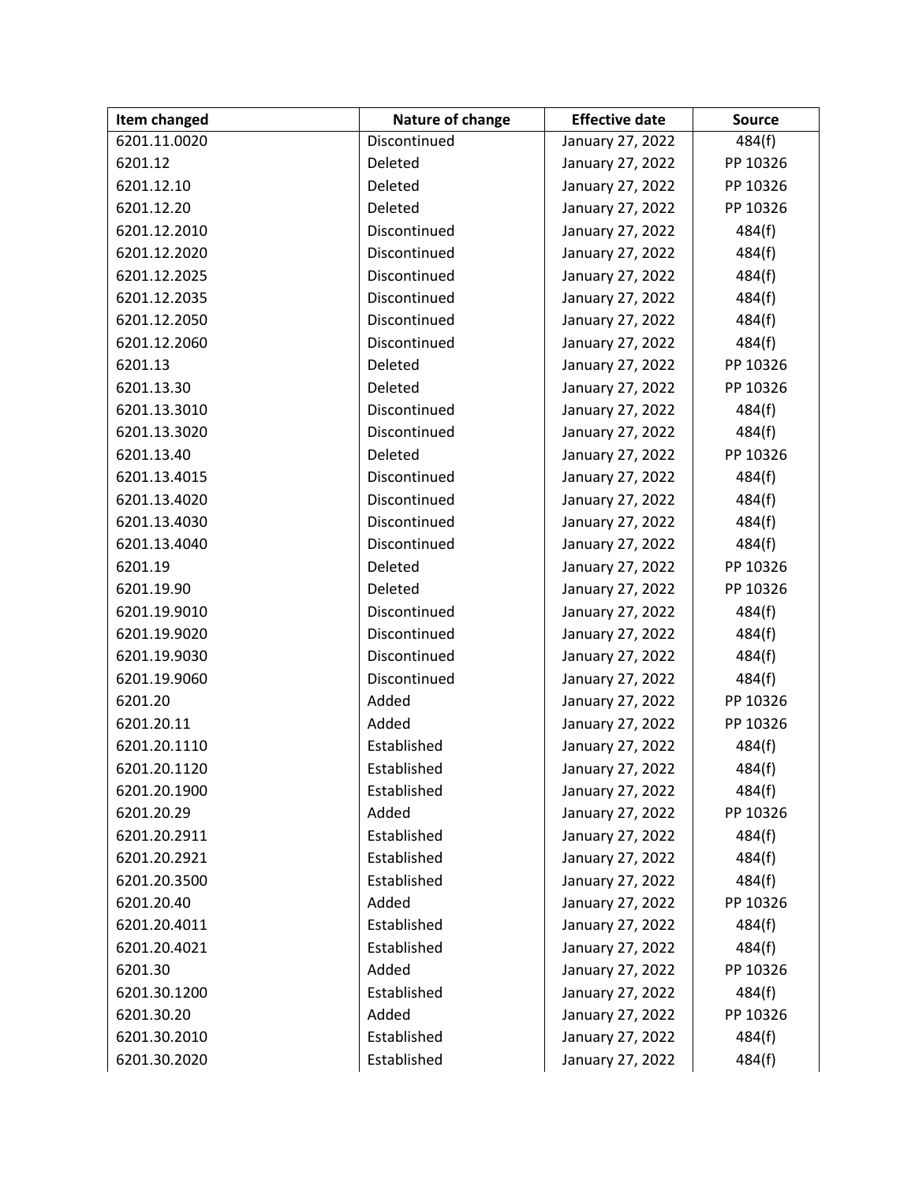| Item changed | Nature of change | Effective date | Source |
|---|---|---|---|
| 6201.11.0020 | Discontinued | January 27, 2022 | 484(f) |
| 6201.12 | Deleted | January 27, 2022 | PP 10326 |
| 6201.12.10 | Deleted | January 27, 2022 | PP 10326 |
| 6201.12.20 | Deleted | January 27, 2022 | PP 10326 |
| 6201.12.2010 | Discontinued | January 27, 2022 | 484(f) |
| 6201.12.2020 | Discontinued | January 27, 2022 | 484(f) |
| 6201.12.2025 | Discontinued | January 27, 2022 | 484(f) |
| 6201.12.2035 | Discontinued | January 27, 2022 | 484(f) |
| 6201.12.2050 | Discontinued | January 27, 2022 | 484(f) |
| 6201.12.2060 | Discontinued | January 27, 2022 | 484(f) |
| 6201.13 | Deleted | January 27, 2022 | PP 10326 |
| 6201.13.30 | Deleted | January 27, 2022 | PP 10326 |
| 6201.13.3010 | Discontinued | January 27, 2022 | 484(f) |
| 6201.13.3020 | Discontinued | January 27, 2022 | 484(f) |
| 6201.13.40 | Deleted | January 27, 2022 | PP 10326 |
| 6201.13.4015 | Discontinued | January 27, 2022 | 484(f) |
| 6201.13.4020 | Discontinued | January 27, 2022 | 484(f) |
| 6201.13.4030 | Discontinued | January 27, 2022 | 484(f) |
| 6201.13.4040 | Discontinued | January 27, 2022 | 484(f) |
| 6201.19 | Deleted | January 27, 2022 | PP 10326 |
| 6201.19.90 | Deleted | January 27, 2022 | PP 10326 |
| 6201.19.9010 | Discontinued | January 27, 2022 | 484(f) |
| 6201.19.9020 | Discontinued | January 27, 2022 | 484(f) |
| 6201.19.9030 | Discontinued | January 27, 2022 | 484(f) |
| 6201.19.9060 | Discontinued | January 27, 2022 | 484(f) |
| 6201.20 | Added | January 27, 2022 | PP 10326 |
| 6201.20.11 | Added | January 27, 2022 | PP 10326 |
| 6201.20.1110 | Established | January 27, 2022 | 484(f) |
| 6201.20.1120 | Established | January 27, 2022 | 484(f) |
| 6201.20.1900 | Established | January 27, 2022 | 484(f) |
| 6201.20.29 | Added | January 27, 2022 | PP 10326 |
| 6201.20.2911 | Established | January 27, 2022 | 484(f) |
| 6201.20.2921 | Established | January 27, 2022 | 484(f) |
| 6201.20.3500 | Established | January 27, 2022 | 484(f) |
| 6201.20.40 | Added | January 27, 2022 | PP 10326 |
| 6201.20.4011 | Established | January 27, 2022 | 484(f) |
| 6201.20.4021 | Established | January 27, 2022 | 484(f) |
| 6201.30 | Added | January 27, 2022 | PP 10326 |
| 6201.30.1200 | Established | January 27, 2022 | 484(f) |
| 6201.30.20 | Added | January 27, 2022 | PP 10326 |
| 6201.30.2010 | Established | January 27, 2022 | 484(f) |
| 6201.30.2020 | Established | January 27, 2022 | 484(f) |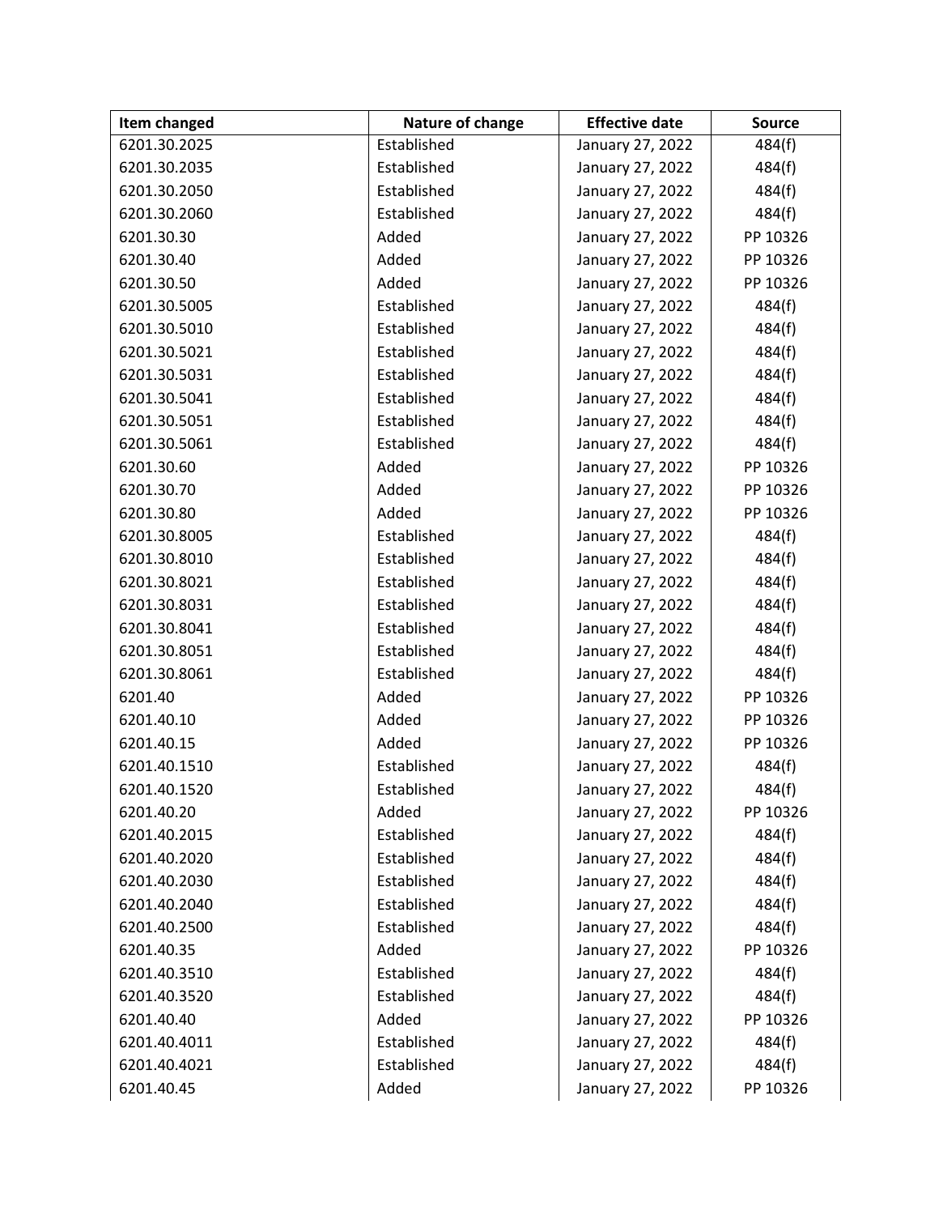| Item changed | Nature of change | Effective date | Source |
|---|---|---|---|
| 6201.30.2025 | Established | January 27, 2022 | 484(f) |
| 6201.30.2035 | Established | January 27, 2022 | 484(f) |
| 6201.30.2050 | Established | January 27, 2022 | 484(f) |
| 6201.30.2060 | Established | January 27, 2022 | 484(f) |
| 6201.30.30 | Added | January 27, 2022 | PP 10326 |
| 6201.30.40 | Added | January 27, 2022 | PP 10326 |
| 6201.30.50 | Added | January 27, 2022 | PP 10326 |
| 6201.30.5005 | Established | January 27, 2022 | 484(f) |
| 6201.30.5010 | Established | January 27, 2022 | 484(f) |
| 6201.30.5021 | Established | January 27, 2022 | 484(f) |
| 6201.30.5031 | Established | January 27, 2022 | 484(f) |
| 6201.30.5041 | Established | January 27, 2022 | 484(f) |
| 6201.30.5051 | Established | January 27, 2022 | 484(f) |
| 6201.30.5061 | Established | January 27, 2022 | 484(f) |
| 6201.30.60 | Added | January 27, 2022 | PP 10326 |
| 6201.30.70 | Added | January 27, 2022 | PP 10326 |
| 6201.30.80 | Added | January 27, 2022 | PP 10326 |
| 6201.30.8005 | Established | January 27, 2022 | 484(f) |
| 6201.30.8010 | Established | January 27, 2022 | 484(f) |
| 6201.30.8021 | Established | January 27, 2022 | 484(f) |
| 6201.30.8031 | Established | January 27, 2022 | 484(f) |
| 6201.30.8041 | Established | January 27, 2022 | 484(f) |
| 6201.30.8051 | Established | January 27, 2022 | 484(f) |
| 6201.30.8061 | Established | January 27, 2022 | 484(f) |
| 6201.40 | Added | January 27, 2022 | PP 10326 |
| 6201.40.10 | Added | January 27, 2022 | PP 10326 |
| 6201.40.15 | Added | January 27, 2022 | PP 10326 |
| 6201.40.1510 | Established | January 27, 2022 | 484(f) |
| 6201.40.1520 | Established | January 27, 2022 | 484(f) |
| 6201.40.20 | Added | January 27, 2022 | PP 10326 |
| 6201.40.2015 | Established | January 27, 2022 | 484(f) |
| 6201.40.2020 | Established | January 27, 2022 | 484(f) |
| 6201.40.2030 | Established | January 27, 2022 | 484(f) |
| 6201.40.2040 | Established | January 27, 2022 | 484(f) |
| 6201.40.2500 | Established | January 27, 2022 | 484(f) |
| 6201.40.35 | Added | January 27, 2022 | PP 10326 |
| 6201.40.3510 | Established | January 27, 2022 | 484(f) |
| 6201.40.3520 | Established | January 27, 2022 | 484(f) |
| 6201.40.40 | Added | January 27, 2022 | PP 10326 |
| 6201.40.4011 | Established | January 27, 2022 | 484(f) |
| 6201.40.4021 | Established | January 27, 2022 | 484(f) |
| 6201.40.45 | Added | January 27, 2022 | PP 10326 |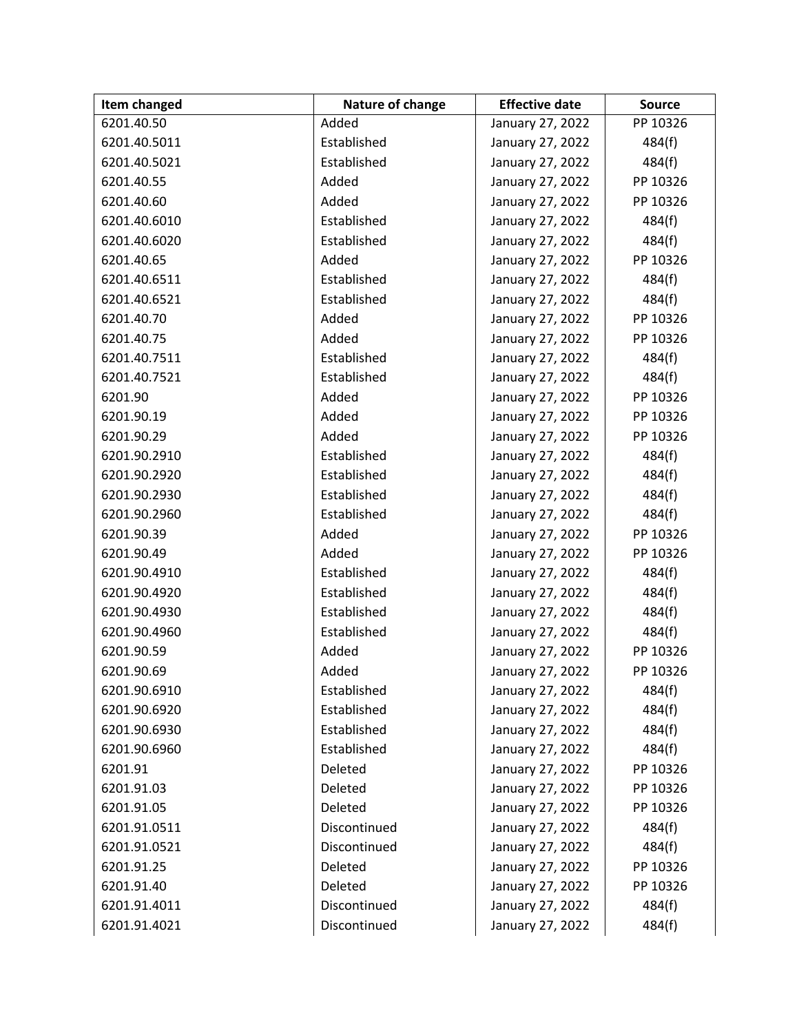| Item changed | Nature of change | Effective date | Source |
|---|---|---|---|
| 6201.40.50 | Added | January 27, 2022 | PP 10326 |
| 6201.40.5011 | Established | January 27, 2022 | 484(f) |
| 6201.40.5021 | Established | January 27, 2022 | 484(f) |
| 6201.40.55 | Added | January 27, 2022 | PP 10326 |
| 6201.40.60 | Added | January 27, 2022 | PP 10326 |
| 6201.40.6010 | Established | January 27, 2022 | 484(f) |
| 6201.40.6020 | Established | January 27, 2022 | 484(f) |
| 6201.40.65 | Added | January 27, 2022 | PP 10326 |
| 6201.40.6511 | Established | January 27, 2022 | 484(f) |
| 6201.40.6521 | Established | January 27, 2022 | 484(f) |
| 6201.40.70 | Added | January 27, 2022 | PP 10326 |
| 6201.40.75 | Added | January 27, 2022 | PP 10326 |
| 6201.40.7511 | Established | January 27, 2022 | 484(f) |
| 6201.40.7521 | Established | January 27, 2022 | 484(f) |
| 6201.90 | Added | January 27, 2022 | PP 10326 |
| 6201.90.19 | Added | January 27, 2022 | PP 10326 |
| 6201.90.29 | Added | January 27, 2022 | PP 10326 |
| 6201.90.2910 | Established | January 27, 2022 | 484(f) |
| 6201.90.2920 | Established | January 27, 2022 | 484(f) |
| 6201.90.2930 | Established | January 27, 2022 | 484(f) |
| 6201.90.2960 | Established | January 27, 2022 | 484(f) |
| 6201.90.39 | Added | January 27, 2022 | PP 10326 |
| 6201.90.49 | Added | January 27, 2022 | PP 10326 |
| 6201.90.4910 | Established | January 27, 2022 | 484(f) |
| 6201.90.4920 | Established | January 27, 2022 | 484(f) |
| 6201.90.4930 | Established | January 27, 2022 | 484(f) |
| 6201.90.4960 | Established | January 27, 2022 | 484(f) |
| 6201.90.59 | Added | January 27, 2022 | PP 10326 |
| 6201.90.69 | Added | January 27, 2022 | PP 10326 |
| 6201.90.6910 | Established | January 27, 2022 | 484(f) |
| 6201.90.6920 | Established | January 27, 2022 | 484(f) |
| 6201.90.6930 | Established | January 27, 2022 | 484(f) |
| 6201.90.6960 | Established | January 27, 2022 | 484(f) |
| 6201.91 | Deleted | January 27, 2022 | PP 10326 |
| 6201.91.03 | Deleted | January 27, 2022 | PP 10326 |
| 6201.91.05 | Deleted | January 27, 2022 | PP 10326 |
| 6201.91.0511 | Discontinued | January 27, 2022 | 484(f) |
| 6201.91.0521 | Discontinued | January 27, 2022 | 484(f) |
| 6201.91.25 | Deleted | January 27, 2022 | PP 10326 |
| 6201.91.40 | Deleted | January 27, 2022 | PP 10326 |
| 6201.91.4011 | Discontinued | January 27, 2022 | 484(f) |
| 6201.91.4021 | Discontinued | January 27, 2022 | 484(f) |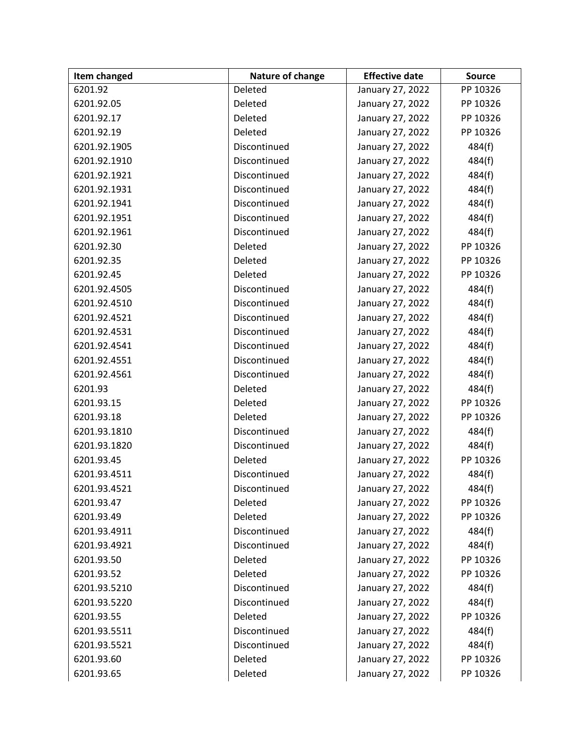| Item changed | Nature of change | Effective date | Source |
|---|---|---|---|
| 6201.92 | Deleted | January 27, 2022 | PP 10326 |
| 6201.92.05 | Deleted | January 27, 2022 | PP 10326 |
| 6201.92.17 | Deleted | January 27, 2022 | PP 10326 |
| 6201.92.19 | Deleted | January 27, 2022 | PP 10326 |
| 6201.92.1905 | Discontinued | January 27, 2022 | 484(f) |
| 6201.92.1910 | Discontinued | January 27, 2022 | 484(f) |
| 6201.92.1921 | Discontinued | January 27, 2022 | 484(f) |
| 6201.92.1931 | Discontinued | January 27, 2022 | 484(f) |
| 6201.92.1941 | Discontinued | January 27, 2022 | 484(f) |
| 6201.92.1951 | Discontinued | January 27, 2022 | 484(f) |
| 6201.92.1961 | Discontinued | January 27, 2022 | 484(f) |
| 6201.92.30 | Deleted | January 27, 2022 | PP 10326 |
| 6201.92.35 | Deleted | January 27, 2022 | PP 10326 |
| 6201.92.45 | Deleted | January 27, 2022 | PP 10326 |
| 6201.92.4505 | Discontinued | January 27, 2022 | 484(f) |
| 6201.92.4510 | Discontinued | January 27, 2022 | 484(f) |
| 6201.92.4521 | Discontinued | January 27, 2022 | 484(f) |
| 6201.92.4531 | Discontinued | January 27, 2022 | 484(f) |
| 6201.92.4541 | Discontinued | January 27, 2022 | 484(f) |
| 6201.92.4551 | Discontinued | January 27, 2022 | 484(f) |
| 6201.92.4561 | Discontinued | January 27, 2022 | 484(f) |
| 6201.93 | Deleted | January 27, 2022 | 484(f) |
| 6201.93.15 | Deleted | January 27, 2022 | PP 10326 |
| 6201.93.18 | Deleted | January 27, 2022 | PP 10326 |
| 6201.93.1810 | Discontinued | January 27, 2022 | 484(f) |
| 6201.93.1820 | Discontinued | January 27, 2022 | 484(f) |
| 6201.93.45 | Deleted | January 27, 2022 | PP 10326 |
| 6201.93.4511 | Discontinued | January 27, 2022 | 484(f) |
| 6201.93.4521 | Discontinued | January 27, 2022 | 484(f) |
| 6201.93.47 | Deleted | January 27, 2022 | PP 10326 |
| 6201.93.49 | Deleted | January 27, 2022 | PP 10326 |
| 6201.93.4911 | Discontinued | January 27, 2022 | 484(f) |
| 6201.93.4921 | Discontinued | January 27, 2022 | 484(f) |
| 6201.93.50 | Deleted | January 27, 2022 | PP 10326 |
| 6201.93.52 | Deleted | January 27, 2022 | PP 10326 |
| 6201.93.5210 | Discontinued | January 27, 2022 | 484(f) |
| 6201.93.5220 | Discontinued | January 27, 2022 | 484(f) |
| 6201.93.55 | Deleted | January 27, 2022 | PP 10326 |
| 6201.93.5511 | Discontinued | January 27, 2022 | 484(f) |
| 6201.93.5521 | Discontinued | January 27, 2022 | 484(f) |
| 6201.93.60 | Deleted | January 27, 2022 | PP 10326 |
| 6201.93.65 | Deleted | January 27, 2022 | PP 10326 |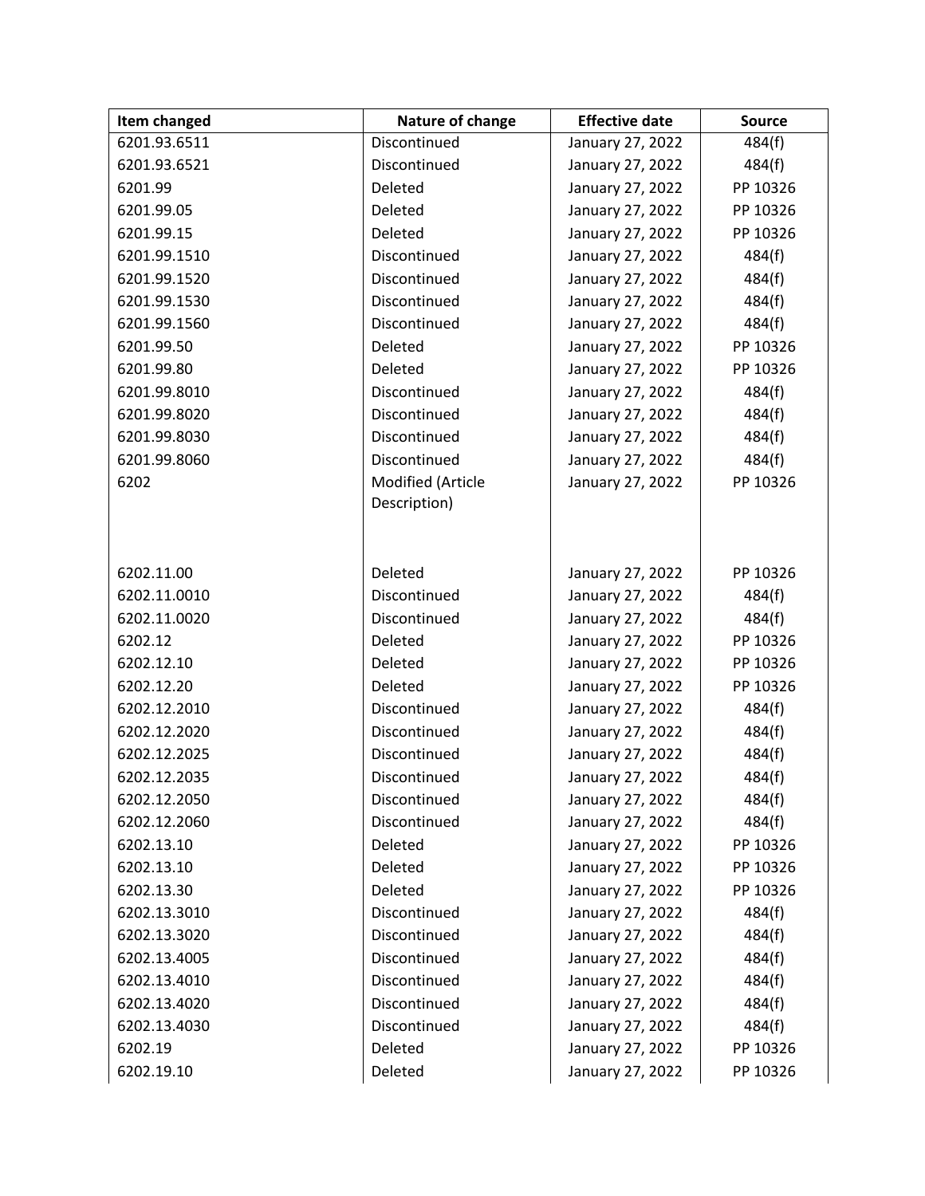| Item changed | Nature of change | Effective date | Source |
| --- | --- | --- | --- |
| 6201.93.6511 | Discontinued | January 27, 2022 | 484(f) |
| 6201.93.6521 | Discontinued | January 27, 2022 | 484(f) |
| 6201.99 | Deleted | January 27, 2022 | PP 10326 |
| 6201.99.05 | Deleted | January 27, 2022 | PP 10326 |
| 6201.99.15 | Deleted | January 27, 2022 | PP 10326 |
| 6201.99.1510 | Discontinued | January 27, 2022 | 484(f) |
| 6201.99.1520 | Discontinued | January 27, 2022 | 484(f) |
| 6201.99.1530 | Discontinued | January 27, 2022 | 484(f) |
| 6201.99.1560 | Discontinued | January 27, 2022 | 484(f) |
| 6201.99.50 | Deleted | January 27, 2022 | PP 10326 |
| 6201.99.80 | Deleted | January 27, 2022 | PP 10326 |
| 6201.99.8010 | Discontinued | January 27, 2022 | 484(f) |
| 6201.99.8020 | Discontinued | January 27, 2022 | 484(f) |
| 6201.99.8030 | Discontinued | January 27, 2022 | 484(f) |
| 6201.99.8060 | Discontinued | January 27, 2022 | 484(f) |
| 6202 | Modified (Article Description) | January 27, 2022 | PP 10326 |
| 6202.11.00 | Deleted | January 27, 2022 | PP 10326 |
| 6202.11.0010 | Discontinued | January 27, 2022 | 484(f) |
| 6202.11.0020 | Discontinued | January 27, 2022 | 484(f) |
| 6202.12 | Deleted | January 27, 2022 | PP 10326 |
| 6202.12.10 | Deleted | January 27, 2022 | PP 10326 |
| 6202.12.20 | Deleted | January 27, 2022 | PP 10326 |
| 6202.12.2010 | Discontinued | January 27, 2022 | 484(f) |
| 6202.12.2020 | Discontinued | January 27, 2022 | 484(f) |
| 6202.12.2025 | Discontinued | January 27, 2022 | 484(f) |
| 6202.12.2035 | Discontinued | January 27, 2022 | 484(f) |
| 6202.12.2050 | Discontinued | January 27, 2022 | 484(f) |
| 6202.12.2060 | Discontinued | January 27, 2022 | 484(f) |
| 6202.13.10 | Deleted | January 27, 2022 | PP 10326 |
| 6202.13.10 | Deleted | January 27, 2022 | PP 10326 |
| 6202.13.30 | Deleted | January 27, 2022 | PP 10326 |
| 6202.13.3010 | Discontinued | January 27, 2022 | 484(f) |
| 6202.13.3020 | Discontinued | January 27, 2022 | 484(f) |
| 6202.13.4005 | Discontinued | January 27, 2022 | 484(f) |
| 6202.13.4010 | Discontinued | January 27, 2022 | 484(f) |
| 6202.13.4020 | Discontinued | January 27, 2022 | 484(f) |
| 6202.13.4030 | Discontinued | January 27, 2022 | 484(f) |
| 6202.19 | Deleted | January 27, 2022 | PP 10326 |
| 6202.19.10 | Deleted | January 27, 2022 | PP 10326 |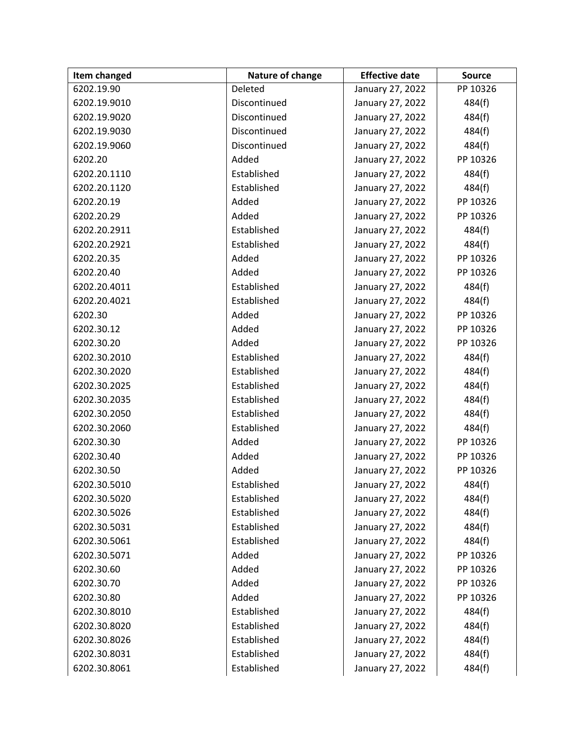| Item changed | Nature of change | Effective date | Source |
| --- | --- | --- | --- |
| 6202.19.90 | Deleted | January 27, 2022 | PP 10326 |
| 6202.19.9010 | Discontinued | January 27, 2022 | 484(f) |
| 6202.19.9020 | Discontinued | January 27, 2022 | 484(f) |
| 6202.19.9030 | Discontinued | January 27, 2022 | 484(f) |
| 6202.19.9060 | Discontinued | January 27, 2022 | 484(f) |
| 6202.20 | Added | January 27, 2022 | PP 10326 |
| 6202.20.1110 | Established | January 27, 2022 | 484(f) |
| 6202.20.1120 | Established | January 27, 2022 | 484(f) |
| 6202.20.19 | Added | January 27, 2022 | PP 10326 |
| 6202.20.29 | Added | January 27, 2022 | PP 10326 |
| 6202.20.2911 | Established | January 27, 2022 | 484(f) |
| 6202.20.2921 | Established | January 27, 2022 | 484(f) |
| 6202.20.35 | Added | January 27, 2022 | PP 10326 |
| 6202.20.40 | Added | January 27, 2022 | PP 10326 |
| 6202.20.4011 | Established | January 27, 2022 | 484(f) |
| 6202.20.4021 | Established | January 27, 2022 | 484(f) |
| 6202.30 | Added | January 27, 2022 | PP 10326 |
| 6202.30.12 | Added | January 27, 2022 | PP 10326 |
| 6202.30.20 | Added | January 27, 2022 | PP 10326 |
| 6202.30.2010 | Established | January 27, 2022 | 484(f) |
| 6202.30.2020 | Established | January 27, 2022 | 484(f) |
| 6202.30.2025 | Established | January 27, 2022 | 484(f) |
| 6202.30.2035 | Established | January 27, 2022 | 484(f) |
| 6202.30.2050 | Established | January 27, 2022 | 484(f) |
| 6202.30.2060 | Established | January 27, 2022 | 484(f) |
| 6202.30.30 | Added | January 27, 2022 | PP 10326 |
| 6202.30.40 | Added | January 27, 2022 | PP 10326 |
| 6202.30.50 | Added | January 27, 2022 | PP 10326 |
| 6202.30.5010 | Established | January 27, 2022 | 484(f) |
| 6202.30.5020 | Established | January 27, 2022 | 484(f) |
| 6202.30.5026 | Established | January 27, 2022 | 484(f) |
| 6202.30.5031 | Established | January 27, 2022 | 484(f) |
| 6202.30.5061 | Established | January 27, 2022 | 484(f) |
| 6202.30.5071 | Added | January 27, 2022 | PP 10326 |
| 6202.30.60 | Added | January 27, 2022 | PP 10326 |
| 6202.30.70 | Added | January 27, 2022 | PP 10326 |
| 6202.30.80 | Added | January 27, 2022 | PP 10326 |
| 6202.30.8010 | Established | January 27, 2022 | 484(f) |
| 6202.30.8020 | Established | January 27, 2022 | 484(f) |
| 6202.30.8026 | Established | January 27, 2022 | 484(f) |
| 6202.30.8031 | Established | January 27, 2022 | 484(f) |
| 6202.30.8061 | Established | January 27, 2022 | 484(f) |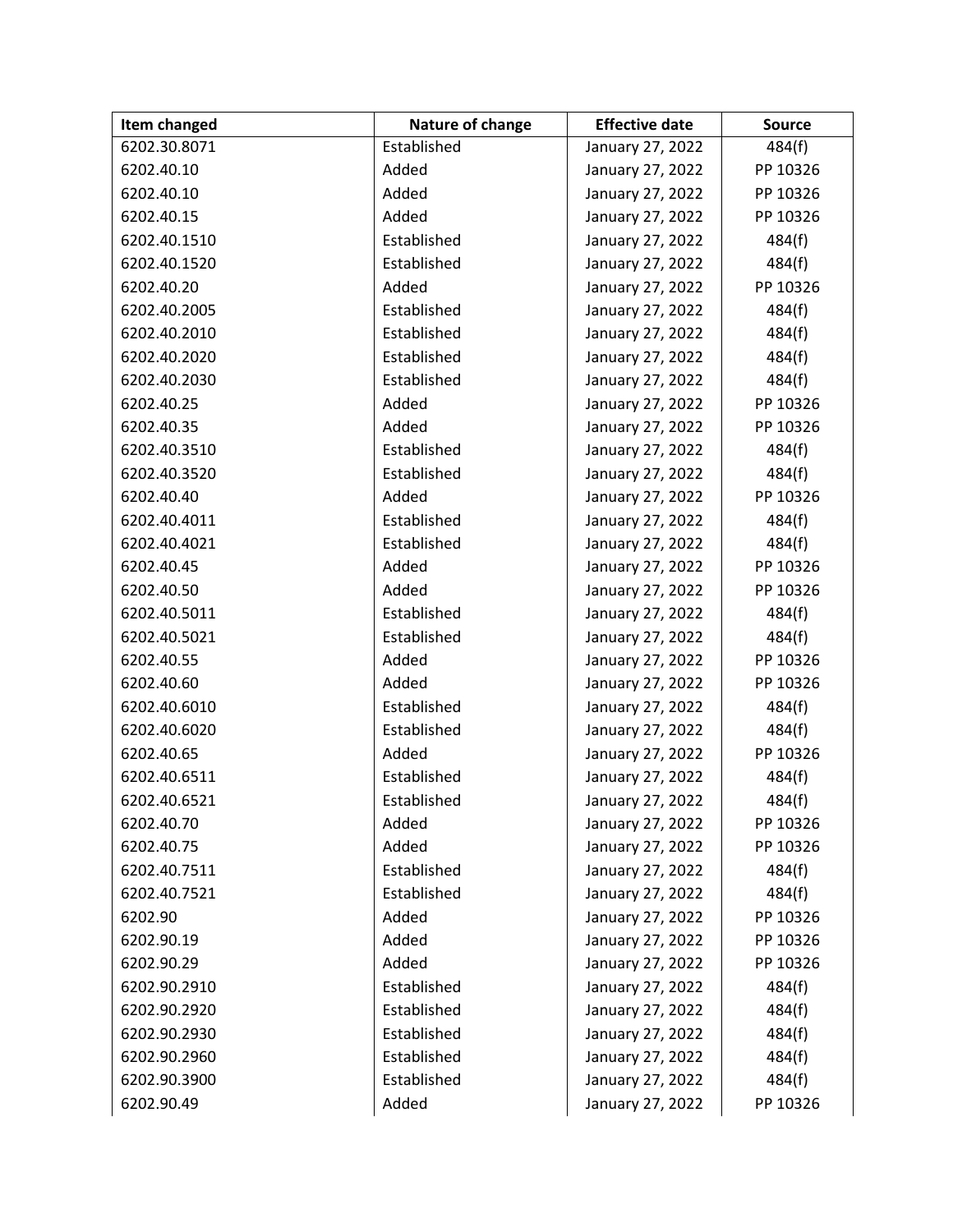| Item changed | Nature of change | Effective date | Source |
|---|---|---|---|
| 6202.30.8071 | Established | January 27, 2022 | 484(f) |
| 6202.40.10 | Added | January 27, 2022 | PP 10326 |
| 6202.40.10 | Added | January 27, 2022 | PP 10326 |
| 6202.40.15 | Added | January 27, 2022 | PP 10326 |
| 6202.40.1510 | Established | January 27, 2022 | 484(f) |
| 6202.40.1520 | Established | January 27, 2022 | 484(f) |
| 6202.40.20 | Added | January 27, 2022 | PP 10326 |
| 6202.40.2005 | Established | January 27, 2022 | 484(f) |
| 6202.40.2010 | Established | January 27, 2022 | 484(f) |
| 6202.40.2020 | Established | January 27, 2022 | 484(f) |
| 6202.40.2030 | Established | January 27, 2022 | 484(f) |
| 6202.40.25 | Added | January 27, 2022 | PP 10326 |
| 6202.40.35 | Added | January 27, 2022 | PP 10326 |
| 6202.40.3510 | Established | January 27, 2022 | 484(f) |
| 6202.40.3520 | Established | January 27, 2022 | 484(f) |
| 6202.40.40 | Added | January 27, 2022 | PP 10326 |
| 6202.40.4011 | Established | January 27, 2022 | 484(f) |
| 6202.40.4021 | Established | January 27, 2022 | 484(f) |
| 6202.40.45 | Added | January 27, 2022 | PP 10326 |
| 6202.40.50 | Added | January 27, 2022 | PP 10326 |
| 6202.40.5011 | Established | January 27, 2022 | 484(f) |
| 6202.40.5021 | Established | January 27, 2022 | 484(f) |
| 6202.40.55 | Added | January 27, 2022 | PP 10326 |
| 6202.40.60 | Added | January 27, 2022 | PP 10326 |
| 6202.40.6010 | Established | January 27, 2022 | 484(f) |
| 6202.40.6020 | Established | January 27, 2022 | 484(f) |
| 6202.40.65 | Added | January 27, 2022 | PP 10326 |
| 6202.40.6511 | Established | January 27, 2022 | 484(f) |
| 6202.40.6521 | Established | January 27, 2022 | 484(f) |
| 6202.40.70 | Added | January 27, 2022 | PP 10326 |
| 6202.40.75 | Added | January 27, 2022 | PP 10326 |
| 6202.40.7511 | Established | January 27, 2022 | 484(f) |
| 6202.40.7521 | Established | January 27, 2022 | 484(f) |
| 6202.90 | Added | January 27, 2022 | PP 10326 |
| 6202.90.19 | Added | January 27, 2022 | PP 10326 |
| 6202.90.29 | Added | January 27, 2022 | PP 10326 |
| 6202.90.2910 | Established | January 27, 2022 | 484(f) |
| 6202.90.2920 | Established | January 27, 2022 | 484(f) |
| 6202.90.2930 | Established | January 27, 2022 | 484(f) |
| 6202.90.2960 | Established | January 27, 2022 | 484(f) |
| 6202.90.3900 | Established | January 27, 2022 | 484(f) |
| 6202.90.49 | Added | January 27, 2022 | PP 10326 |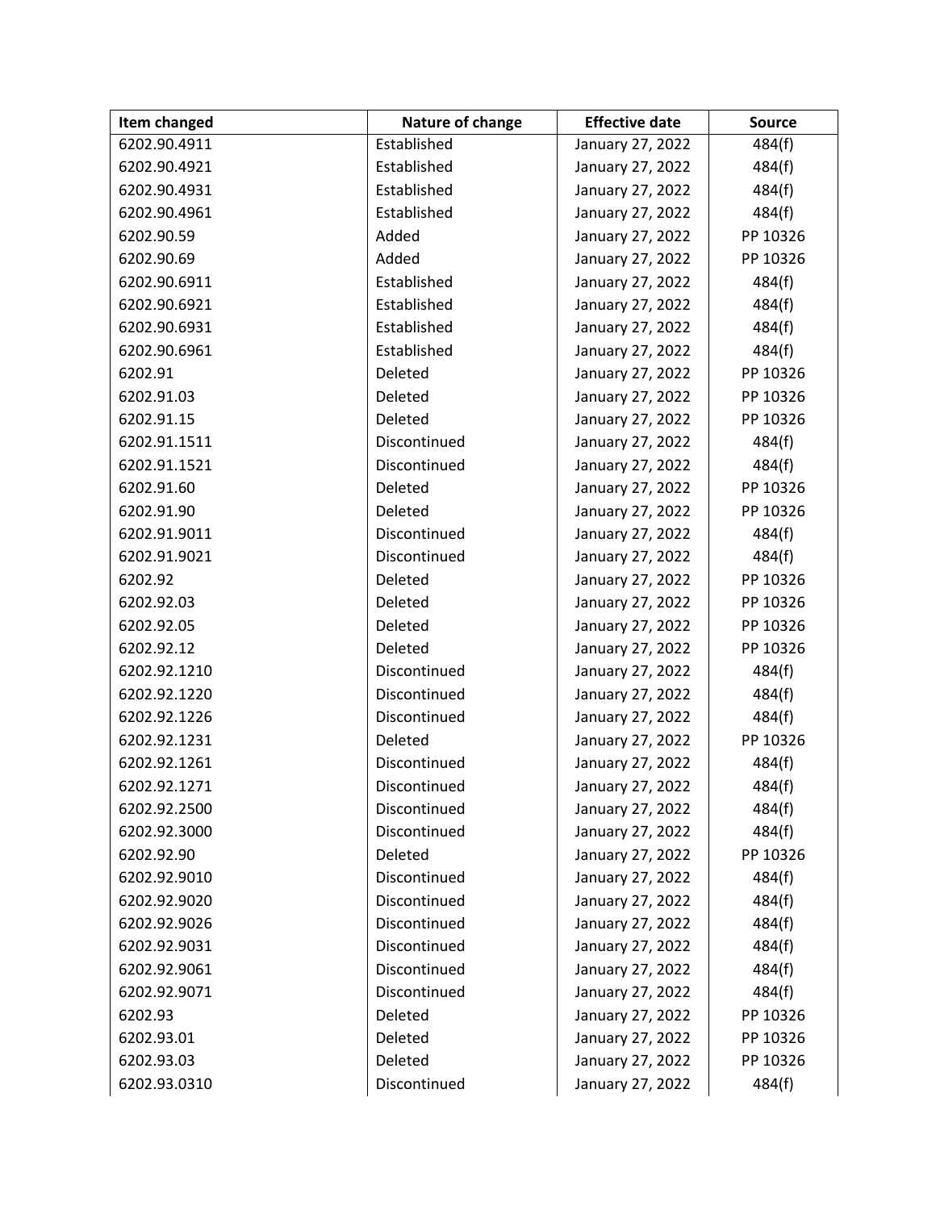| Item changed | Nature of change | Effective date | Source |
|---|---|---|---|
| 6202.90.4911 | Established | January 27, 2022 | 484(f) |
| 6202.90.4921 | Established | January 27, 2022 | 484(f) |
| 6202.90.4931 | Established | January 27, 2022 | 484(f) |
| 6202.90.4961 | Established | January 27, 2022 | 484(f) |
| 6202.90.59 | Added | January 27, 2022 | PP 10326 |
| 6202.90.69 | Added | January 27, 2022 | PP 10326 |
| 6202.90.6911 | Established | January 27, 2022 | 484(f) |
| 6202.90.6921 | Established | January 27, 2022 | 484(f) |
| 6202.90.6931 | Established | January 27, 2022 | 484(f) |
| 6202.90.6961 | Established | January 27, 2022 | 484(f) |
| 6202.91 | Deleted | January 27, 2022 | PP 10326 |
| 6202.91.03 | Deleted | January 27, 2022 | PP 10326 |
| 6202.91.15 | Deleted | January 27, 2022 | PP 10326 |
| 6202.91.1511 | Discontinued | January 27, 2022 | 484(f) |
| 6202.91.1521 | Discontinued | January 27, 2022 | 484(f) |
| 6202.91.60 | Deleted | January 27, 2022 | PP 10326 |
| 6202.91.90 | Deleted | January 27, 2022 | PP 10326 |
| 6202.91.9011 | Discontinued | January 27, 2022 | 484(f) |
| 6202.91.9021 | Discontinued | January 27, 2022 | 484(f) |
| 6202.92 | Deleted | January 27, 2022 | PP 10326 |
| 6202.92.03 | Deleted | January 27, 2022 | PP 10326 |
| 6202.92.05 | Deleted | January 27, 2022 | PP 10326 |
| 6202.92.12 | Deleted | January 27, 2022 | PP 10326 |
| 6202.92.1210 | Discontinued | January 27, 2022 | 484(f) |
| 6202.92.1220 | Discontinued | January 27, 2022 | 484(f) |
| 6202.92.1226 | Discontinued | January 27, 2022 | 484(f) |
| 6202.92.1231 | Deleted | January 27, 2022 | PP 10326 |
| 6202.92.1261 | Discontinued | January 27, 2022 | 484(f) |
| 6202.92.1271 | Discontinued | January 27, 2022 | 484(f) |
| 6202.92.2500 | Discontinued | January 27, 2022 | 484(f) |
| 6202.92.3000 | Discontinued | January 27, 2022 | 484(f) |
| 6202.92.90 | Deleted | January 27, 2022 | PP 10326 |
| 6202.92.9010 | Discontinued | January 27, 2022 | 484(f) |
| 6202.92.9020 | Discontinued | January 27, 2022 | 484(f) |
| 6202.92.9026 | Discontinued | January 27, 2022 | 484(f) |
| 6202.92.9031 | Discontinued | January 27, 2022 | 484(f) |
| 6202.92.9061 | Discontinued | January 27, 2022 | 484(f) |
| 6202.92.9071 | Discontinued | January 27, 2022 | 484(f) |
| 6202.93 | Deleted | January 27, 2022 | PP 10326 |
| 6202.93.01 | Deleted | January 27, 2022 | PP 10326 |
| 6202.93.03 | Deleted | January 27, 2022 | PP 10326 |
| 6202.93.0310 | Discontinued | January 27, 2022 | 484(f) |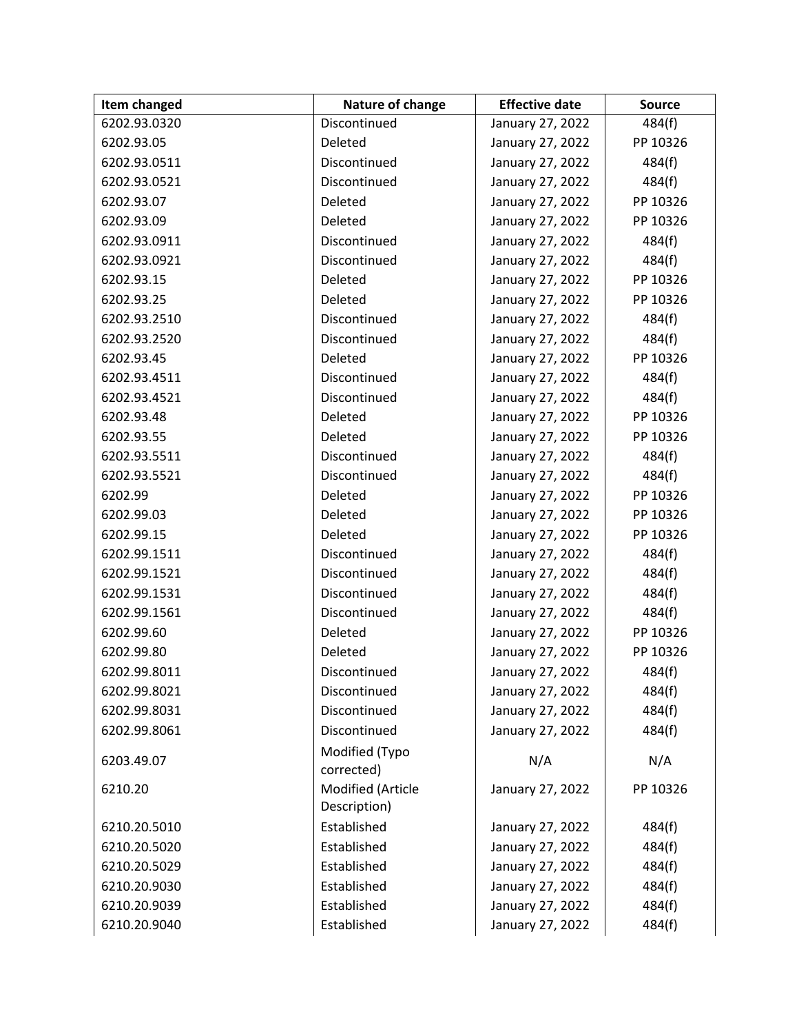| Item changed | Nature of change | Effective date | Source |
|---|---|---|---|
| 6202.93.0320 | Discontinued | January 27, 2022 | 484(f) |
| 6202.93.05 | Deleted | January 27, 2022 | PP 10326 |
| 6202.93.0511 | Discontinued | January 27, 2022 | 484(f) |
| 6202.93.0521 | Discontinued | January 27, 2022 | 484(f) |
| 6202.93.07 | Deleted | January 27, 2022 | PP 10326 |
| 6202.93.09 | Deleted | January 27, 2022 | PP 10326 |
| 6202.93.0911 | Discontinued | January 27, 2022 | 484(f) |
| 6202.93.0921 | Discontinued | January 27, 2022 | 484(f) |
| 6202.93.15 | Deleted | January 27, 2022 | PP 10326 |
| 6202.93.25 | Deleted | January 27, 2022 | PP 10326 |
| 6202.93.2510 | Discontinued | January 27, 2022 | 484(f) |
| 6202.93.2520 | Discontinued | January 27, 2022 | 484(f) |
| 6202.93.45 | Deleted | January 27, 2022 | PP 10326 |
| 6202.93.4511 | Discontinued | January 27, 2022 | 484(f) |
| 6202.93.4521 | Discontinued | January 27, 2022 | 484(f) |
| 6202.93.48 | Deleted | January 27, 2022 | PP 10326 |
| 6202.93.55 | Deleted | January 27, 2022 | PP 10326 |
| 6202.93.5511 | Discontinued | January 27, 2022 | 484(f) |
| 6202.93.5521 | Discontinued | January 27, 2022 | 484(f) |
| 6202.99 | Deleted | January 27, 2022 | PP 10326 |
| 6202.99.03 | Deleted | January 27, 2022 | PP 10326 |
| 6202.99.15 | Deleted | January 27, 2022 | PP 10326 |
| 6202.99.1511 | Discontinued | January 27, 2022 | 484(f) |
| 6202.99.1521 | Discontinued | January 27, 2022 | 484(f) |
| 6202.99.1531 | Discontinued | January 27, 2022 | 484(f) |
| 6202.99.1561 | Discontinued | January 27, 2022 | 484(f) |
| 6202.99.60 | Deleted | January 27, 2022 | PP 10326 |
| 6202.99.80 | Deleted | January 27, 2022 | PP 10326 |
| 6202.99.8011 | Discontinued | January 27, 2022 | 484(f) |
| 6202.99.8021 | Discontinued | January 27, 2022 | 484(f) |
| 6202.99.8031 | Discontinued | January 27, 2022 | 484(f) |
| 6202.99.8061 | Discontinued | January 27, 2022 | 484(f) |
| 6203.49.07 | Modified (Typo corrected) | N/A | N/A |
| 6210.20 | Modified (Article Description) | January 27, 2022 | PP 10326 |
| 6210.20.5010 | Established | January 27, 2022 | 484(f) |
| 6210.20.5020 | Established | January 27, 2022 | 484(f) |
| 6210.20.5029 | Established | January 27, 2022 | 484(f) |
| 6210.20.9030 | Established | January 27, 2022 | 484(f) |
| 6210.20.9039 | Established | January 27, 2022 | 484(f) |
| 6210.20.9040 | Established | January 27, 2022 | 484(f) |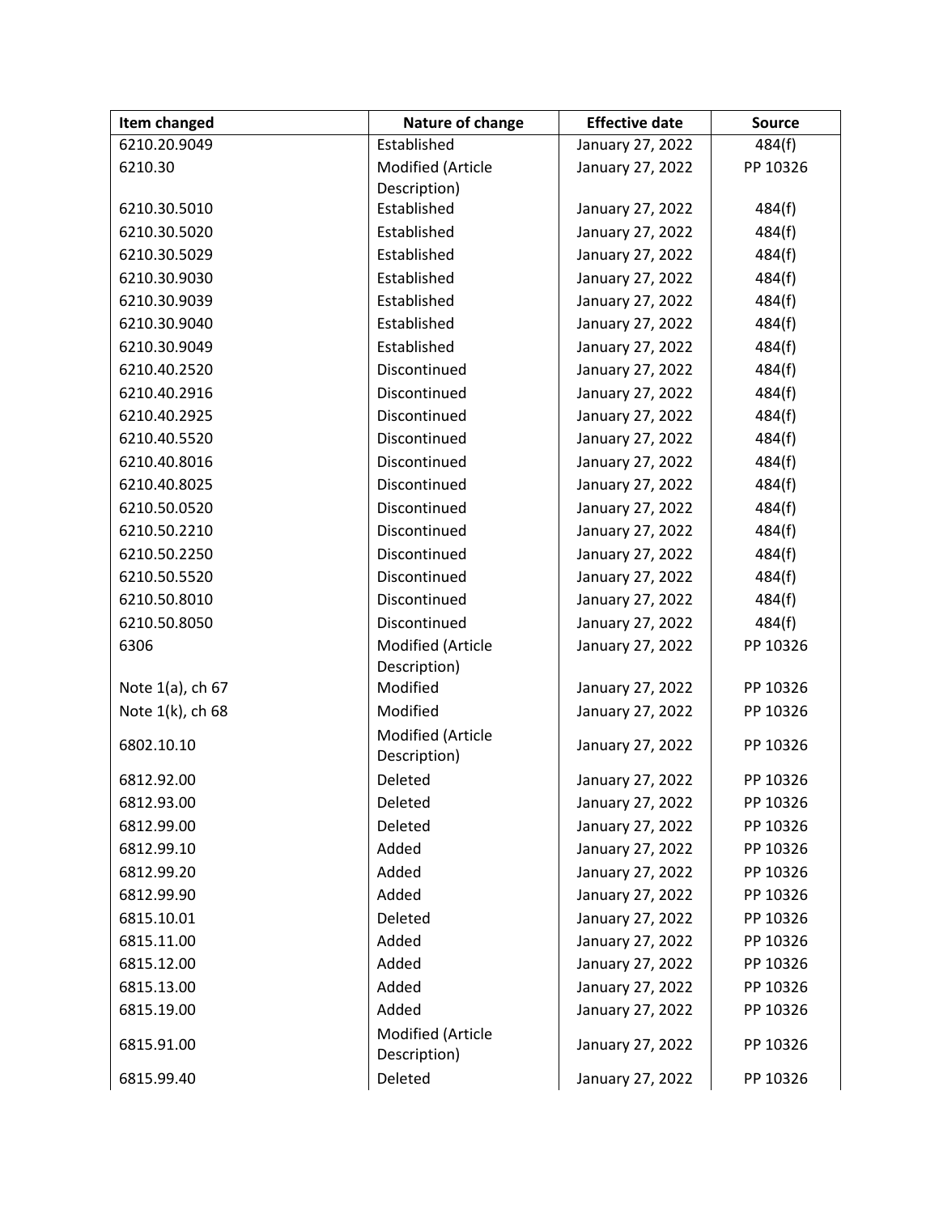| Item changed | Nature of change | Effective date | Source |
| --- | --- | --- | --- |
| 6210.20.9049 | Established | January 27, 2022 | 484(f) |
| 6210.30 | Modified (Article Description) | January 27, 2022 | PP 10326 |
| 6210.30.5010 | Established | January 27, 2022 | 484(f) |
| 6210.30.5020 | Established | January 27, 2022 | 484(f) |
| 6210.30.5029 | Established | January 27, 2022 | 484(f) |
| 6210.30.9030 | Established | January 27, 2022 | 484(f) |
| 6210.30.9039 | Established | January 27, 2022 | 484(f) |
| 6210.30.9040 | Established | January 27, 2022 | 484(f) |
| 6210.30.9049 | Established | January 27, 2022 | 484(f) |
| 6210.40.2520 | Discontinued | January 27, 2022 | 484(f) |
| 6210.40.2916 | Discontinued | January 27, 2022 | 484(f) |
| 6210.40.2925 | Discontinued | January 27, 2022 | 484(f) |
| 6210.40.5520 | Discontinued | January 27, 2022 | 484(f) |
| 6210.40.8016 | Discontinued | January 27, 2022 | 484(f) |
| 6210.40.8025 | Discontinued | January 27, 2022 | 484(f) |
| 6210.50.0520 | Discontinued | January 27, 2022 | 484(f) |
| 6210.50.2210 | Discontinued | January 27, 2022 | 484(f) |
| 6210.50.2250 | Discontinued | January 27, 2022 | 484(f) |
| 6210.50.5520 | Discontinued | January 27, 2022 | 484(f) |
| 6210.50.8010 | Discontinued | January 27, 2022 | 484(f) |
| 6210.50.8050 | Discontinued | January 27, 2022 | 484(f) |
| 6306 | Modified (Article Description) | January 27, 2022 | PP 10326 |
| Note 1(a), ch 67 | Modified | January 27, 2022 | PP 10326 |
| Note 1(k), ch 68 | Modified | January 27, 2022 | PP 10326 |
| 6802.10.10 | Modified (Article Description) | January 27, 2022 | PP 10326 |
| 6812.92.00 | Deleted | January 27, 2022 | PP 10326 |
| 6812.93.00 | Deleted | January 27, 2022 | PP 10326 |
| 6812.99.00 | Deleted | January 27, 2022 | PP 10326 |
| 6812.99.10 | Added | January 27, 2022 | PP 10326 |
| 6812.99.20 | Added | January 27, 2022 | PP 10326 |
| 6812.99.90 | Added | January 27, 2022 | PP 10326 |
| 6815.10.01 | Deleted | January 27, 2022 | PP 10326 |
| 6815.11.00 | Added | January 27, 2022 | PP 10326 |
| 6815.12.00 | Added | January 27, 2022 | PP 10326 |
| 6815.13.00 | Added | January 27, 2022 | PP 10326 |
| 6815.19.00 | Added | January 27, 2022 | PP 10326 |
| 6815.91.00 | Modified (Article Description) | January 27, 2022 | PP 10326 |
| 6815.99.40 | Deleted | January 27, 2022 | PP 10326 |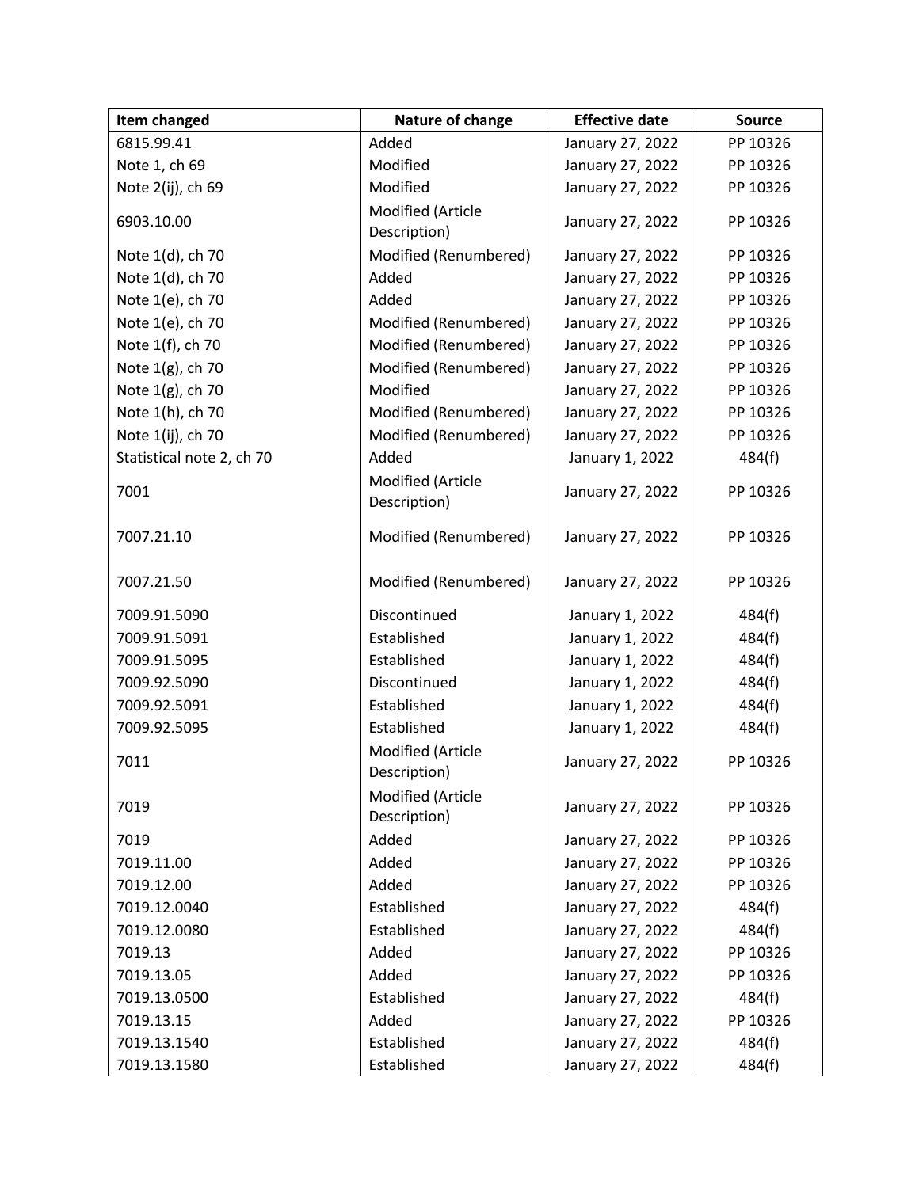| Item changed | Nature of change | Effective date | Source |
| --- | --- | --- | --- |
| 6815.99.41 | Added | January 27, 2022 | PP 10326 |
| Note 1, ch 69 | Modified | January 27, 2022 | PP 10326 |
| Note 2(ij), ch 69 | Modified | January 27, 2022 | PP 10326 |
| 6903.10.00 | Modified (Article Description) | January 27, 2022 | PP 10326 |
| Note 1(d), ch 70 | Modified (Renumbered) | January 27, 2022 | PP 10326 |
| Note 1(d), ch 70 | Added | January 27, 2022 | PP 10326 |
| Note 1(e), ch 70 | Added | January 27, 2022 | PP 10326 |
| Note 1(e), ch 70 | Modified (Renumbered) | January 27, 2022 | PP 10326 |
| Note 1(f), ch 70 | Modified (Renumbered) | January 27, 2022 | PP 10326 |
| Note 1(g), ch 70 | Modified (Renumbered) | January 27, 2022 | PP 10326 |
| Note 1(g), ch 70 | Modified | January 27, 2022 | PP 10326 |
| Note 1(h), ch 70 | Modified (Renumbered) | January 27, 2022 | PP 10326 |
| Note 1(ij), ch 70 | Modified (Renumbered) | January 27, 2022 | PP 10326 |
| Statistical note 2, ch 70 | Added | January 1, 2022 | 484(f) |
| 7001 | Modified (Article Description) | January 27, 2022 | PP 10326 |
| 7007.21.10 | Modified (Renumbered) | January 27, 2022 | PP 10326 |
| 7007.21.50 | Modified (Renumbered) | January 27, 2022 | PP 10326 |
| 7009.91.5090 | Discontinued | January 1, 2022 | 484(f) |
| 7009.91.5091 | Established | January 1, 2022 | 484(f) |
| 7009.91.5095 | Established | January 1, 2022 | 484(f) |
| 7009.92.5090 | Discontinued | January 1, 2022 | 484(f) |
| 7009.92.5091 | Established | January 1, 2022 | 484(f) |
| 7009.92.5095 | Established | January 1, 2022 | 484(f) |
| 7011 | Modified (Article Description) | January 27, 2022 | PP 10326 |
| 7019 | Modified (Article Description) | January 27, 2022 | PP 10326 |
| 7019 | Added | January 27, 2022 | PP 10326 |
| 7019.11.00 | Added | January 27, 2022 | PP 10326 |
| 7019.12.00 | Added | January 27, 2022 | PP 10326 |
| 7019.12.0040 | Established | January 27, 2022 | 484(f) |
| 7019.12.0080 | Established | January 27, 2022 | 484(f) |
| 7019.13 | Added | January 27, 2022 | PP 10326 |
| 7019.13.05 | Added | January 27, 2022 | PP 10326 |
| 7019.13.0500 | Established | January 27, 2022 | 484(f) |
| 7019.13.15 | Added | January 27, 2022 | PP 10326 |
| 7019.13.1540 | Established | January 27, 2022 | 484(f) |
| 7019.13.1580 | Established | January 27, 2022 | 484(f) |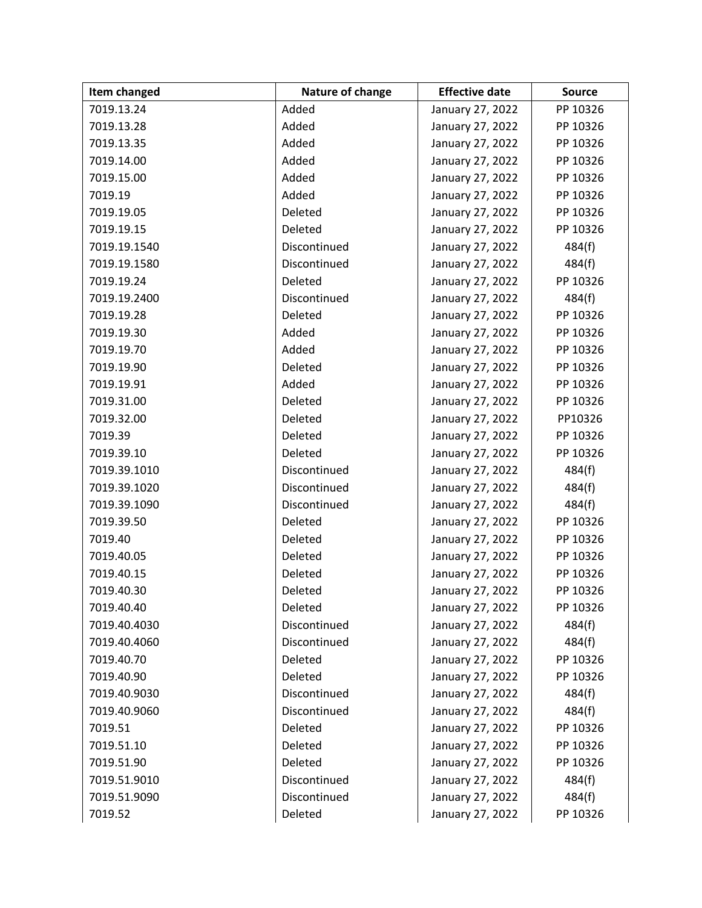| Item changed | Nature of change | Effective date | Source |
| --- | --- | --- | --- |
| 7019.13.24 | Added | January 27, 2022 | PP 10326 |
| 7019.13.28 | Added | January 27, 2022 | PP 10326 |
| 7019.13.35 | Added | January 27, 2022 | PP 10326 |
| 7019.14.00 | Added | January 27, 2022 | PP 10326 |
| 7019.15.00 | Added | January 27, 2022 | PP 10326 |
| 7019.19 | Added | January 27, 2022 | PP 10326 |
| 7019.19.05 | Deleted | January 27, 2022 | PP 10326 |
| 7019.19.15 | Deleted | January 27, 2022 | PP 10326 |
| 7019.19.1540 | Discontinued | January 27, 2022 | 484(f) |
| 7019.19.1580 | Discontinued | January 27, 2022 | 484(f) |
| 7019.19.24 | Deleted | January 27, 2022 | PP 10326 |
| 7019.19.2400 | Discontinued | January 27, 2022 | 484(f) |
| 7019.19.28 | Deleted | January 27, 2022 | PP 10326 |
| 7019.19.30 | Added | January 27, 2022 | PP 10326 |
| 7019.19.70 | Added | January 27, 2022 | PP 10326 |
| 7019.19.90 | Deleted | January 27, 2022 | PP 10326 |
| 7019.19.91 | Added | January 27, 2022 | PP 10326 |
| 7019.31.00 | Deleted | January 27, 2022 | PP 10326 |
| 7019.32.00 | Deleted | January 27, 2022 | PP10326 |
| 7019.39 | Deleted | January 27, 2022 | PP 10326 |
| 7019.39.10 | Deleted | January 27, 2022 | PP 10326 |
| 7019.39.1010 | Discontinued | January 27, 2022 | 484(f) |
| 7019.39.1020 | Discontinued | January 27, 2022 | 484(f) |
| 7019.39.1090 | Discontinued | January 27, 2022 | 484(f) |
| 7019.39.50 | Deleted | January 27, 2022 | PP 10326 |
| 7019.40 | Deleted | January 27, 2022 | PP 10326 |
| 7019.40.05 | Deleted | January 27, 2022 | PP 10326 |
| 7019.40.15 | Deleted | January 27, 2022 | PP 10326 |
| 7019.40.30 | Deleted | January 27, 2022 | PP 10326 |
| 7019.40.40 | Deleted | January 27, 2022 | PP 10326 |
| 7019.40.4030 | Discontinued | January 27, 2022 | 484(f) |
| 7019.40.4060 | Discontinued | January 27, 2022 | 484(f) |
| 7019.40.70 | Deleted | January 27, 2022 | PP 10326 |
| 7019.40.90 | Deleted | January 27, 2022 | PP 10326 |
| 7019.40.9030 | Discontinued | January 27, 2022 | 484(f) |
| 7019.40.9060 | Discontinued | January 27, 2022 | 484(f) |
| 7019.51 | Deleted | January 27, 2022 | PP 10326 |
| 7019.51.10 | Deleted | January 27, 2022 | PP 10326 |
| 7019.51.90 | Deleted | January 27, 2022 | PP 10326 |
| 7019.51.9010 | Discontinued | January 27, 2022 | 484(f) |
| 7019.51.9090 | Discontinued | January 27, 2022 | 484(f) |
| 7019.52 | Deleted | January 27, 2022 | PP 10326 |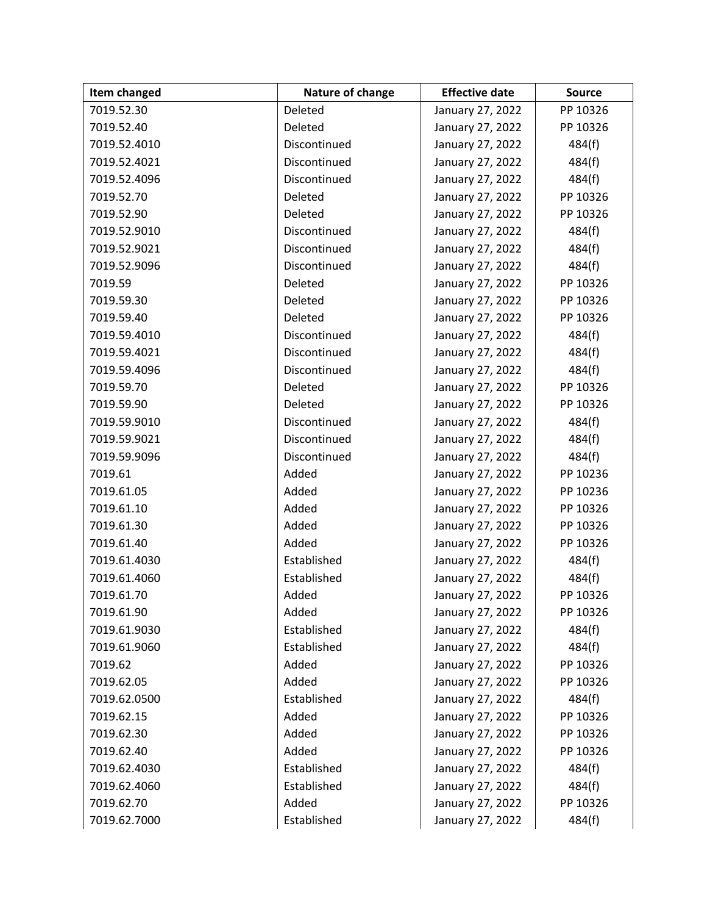| Item changed | Nature of change | Effective date | Source |
| --- | --- | --- | --- |
| 7019.52.30 | Deleted | January 27, 2022 | PP 10326 |
| 7019.52.40 | Deleted | January 27, 2022 | PP 10326 |
| 7019.52.4010 | Discontinued | January 27, 2022 | 484(f) |
| 7019.52.4021 | Discontinued | January 27, 2022 | 484(f) |
| 7019.52.4096 | Discontinued | January 27, 2022 | 484(f) |
| 7019.52.70 | Deleted | January 27, 2022 | PP 10326 |
| 7019.52.90 | Deleted | January 27, 2022 | PP 10326 |
| 7019.52.9010 | Discontinued | January 27, 2022 | 484(f) |
| 7019.52.9021 | Discontinued | January 27, 2022 | 484(f) |
| 7019.52.9096 | Discontinued | January 27, 2022 | 484(f) |
| 7019.59 | Deleted | January 27, 2022 | PP 10326 |
| 7019.59.30 | Deleted | January 27, 2022 | PP 10326 |
| 7019.59.40 | Deleted | January 27, 2022 | PP 10326 |
| 7019.59.4010 | Discontinued | January 27, 2022 | 484(f) |
| 7019.59.4021 | Discontinued | January 27, 2022 | 484(f) |
| 7019.59.4096 | Discontinued | January 27, 2022 | 484(f) |
| 7019.59.70 | Deleted | January 27, 2022 | PP 10326 |
| 7019.59.90 | Deleted | January 27, 2022 | PP 10326 |
| 7019.59.9010 | Discontinued | January 27, 2022 | 484(f) |
| 7019.59.9021 | Discontinued | January 27, 2022 | 484(f) |
| 7019.59.9096 | Discontinued | January 27, 2022 | 484(f) |
| 7019.61 | Added | January 27, 2022 | PP 10236 |
| 7019.61.05 | Added | January 27, 2022 | PP 10236 |
| 7019.61.10 | Added | January 27, 2022 | PP 10326 |
| 7019.61.30 | Added | January 27, 2022 | PP 10326 |
| 7019.61.40 | Added | January 27, 2022 | PP 10326 |
| 7019.61.4030 | Established | January 27, 2022 | 484(f) |
| 7019.61.4060 | Established | January 27, 2022 | 484(f) |
| 7019.61.70 | Added | January 27, 2022 | PP 10326 |
| 7019.61.90 | Added | January 27, 2022 | PP 10326 |
| 7019.61.9030 | Established | January 27, 2022 | 484(f) |
| 7019.61.9060 | Established | January 27, 2022 | 484(f) |
| 7019.62 | Added | January 27, 2022 | PP 10326 |
| 7019.62.05 | Added | January 27, 2022 | PP 10326 |
| 7019.62.0500 | Established | January 27, 2022 | 484(f) |
| 7019.62.15 | Added | January 27, 2022 | PP 10326 |
| 7019.62.30 | Added | January 27, 2022 | PP 10326 |
| 7019.62.40 | Added | January 27, 2022 | PP 10326 |
| 7019.62.4030 | Established | January 27, 2022 | 484(f) |
| 7019.62.4060 | Established | January 27, 2022 | 484(f) |
| 7019.62.70 | Added | January 27, 2022 | PP 10326 |
| 7019.62.7000 | Established | January 27, 2022 | 484(f) |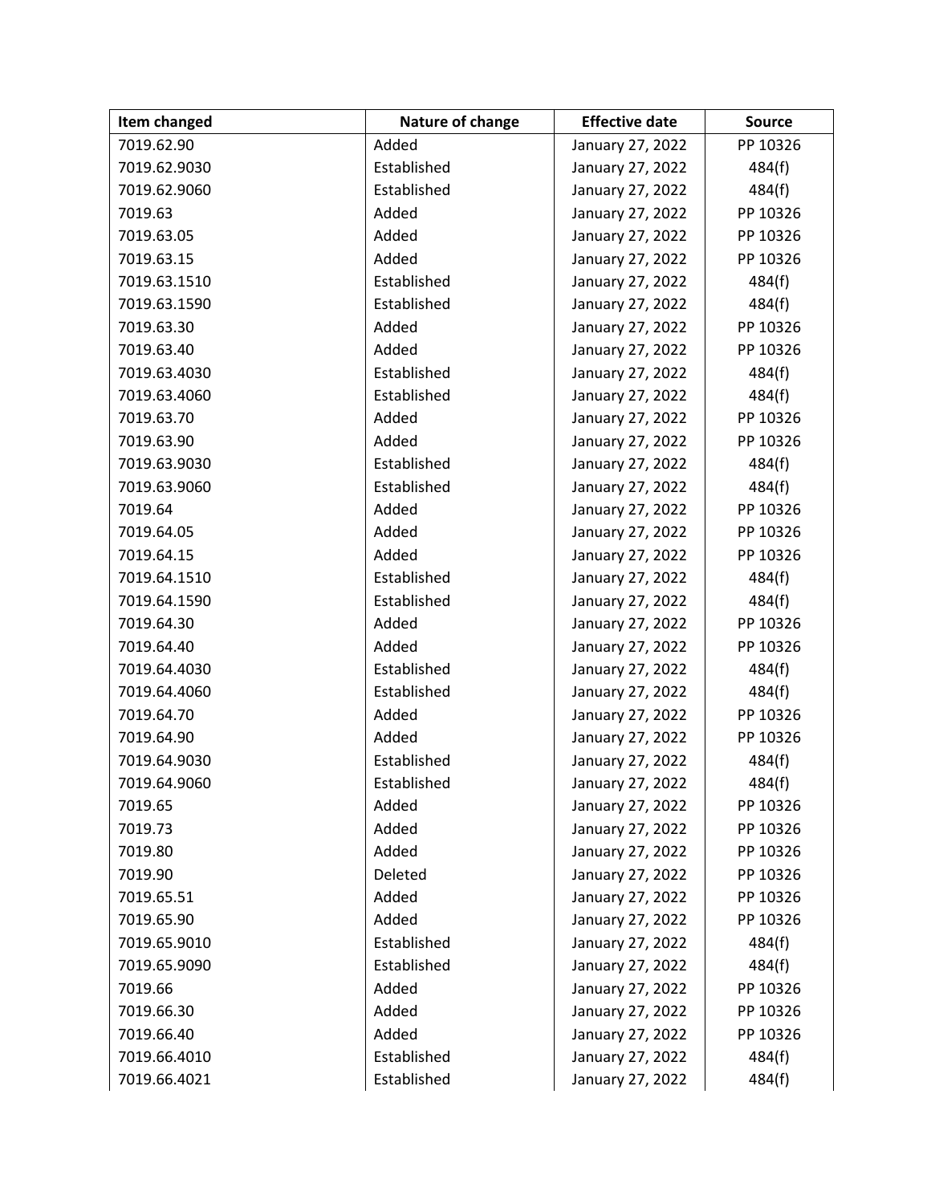| Item changed | Nature of change | Effective date | Source |
| --- | --- | --- | --- |
| 7019.62.90 | Added | January 27, 2022 | PP 10326 |
| 7019.62.9030 | Established | January 27, 2022 | 484(f) |
| 7019.62.9060 | Established | January 27, 2022 | 484(f) |
| 7019.63 | Added | January 27, 2022 | PP 10326 |
| 7019.63.05 | Added | January 27, 2022 | PP 10326 |
| 7019.63.15 | Added | January 27, 2022 | PP 10326 |
| 7019.63.1510 | Established | January 27, 2022 | 484(f) |
| 7019.63.1590 | Established | January 27, 2022 | 484(f) |
| 7019.63.30 | Added | January 27, 2022 | PP 10326 |
| 7019.63.40 | Added | January 27, 2022 | PP 10326 |
| 7019.63.4030 | Established | January 27, 2022 | 484(f) |
| 7019.63.4060 | Established | January 27, 2022 | 484(f) |
| 7019.63.70 | Added | January 27, 2022 | PP 10326 |
| 7019.63.90 | Added | January 27, 2022 | PP 10326 |
| 7019.63.9030 | Established | January 27, 2022 | 484(f) |
| 7019.63.9060 | Established | January 27, 2022 | 484(f) |
| 7019.64 | Added | January 27, 2022 | PP 10326 |
| 7019.64.05 | Added | January 27, 2022 | PP 10326 |
| 7019.64.15 | Added | January 27, 2022 | PP 10326 |
| 7019.64.1510 | Established | January 27, 2022 | 484(f) |
| 7019.64.1590 | Established | January 27, 2022 | 484(f) |
| 7019.64.30 | Added | January 27, 2022 | PP 10326 |
| 7019.64.40 | Added | January 27, 2022 | PP 10326 |
| 7019.64.4030 | Established | January 27, 2022 | 484(f) |
| 7019.64.4060 | Established | January 27, 2022 | 484(f) |
| 7019.64.70 | Added | January 27, 2022 | PP 10326 |
| 7019.64.90 | Added | January 27, 2022 | PP 10326 |
| 7019.64.9030 | Established | January 27, 2022 | 484(f) |
| 7019.64.9060 | Established | January 27, 2022 | 484(f) |
| 7019.65 | Added | January 27, 2022 | PP 10326 |
| 7019.73 | Added | January 27, 2022 | PP 10326 |
| 7019.80 | Added | January 27, 2022 | PP 10326 |
| 7019.90 | Deleted | January 27, 2022 | PP 10326 |
| 7019.65.51 | Added | January 27, 2022 | PP 10326 |
| 7019.65.90 | Added | January 27, 2022 | PP 10326 |
| 7019.65.9010 | Established | January 27, 2022 | 484(f) |
| 7019.65.9090 | Established | January 27, 2022 | 484(f) |
| 7019.66 | Added | January 27, 2022 | PP 10326 |
| 7019.66.30 | Added | January 27, 2022 | PP 10326 |
| 7019.66.40 | Added | January 27, 2022 | PP 10326 |
| 7019.66.4010 | Established | January 27, 2022 | 484(f) |
| 7019.66.4021 | Established | January 27, 2022 | 484(f) |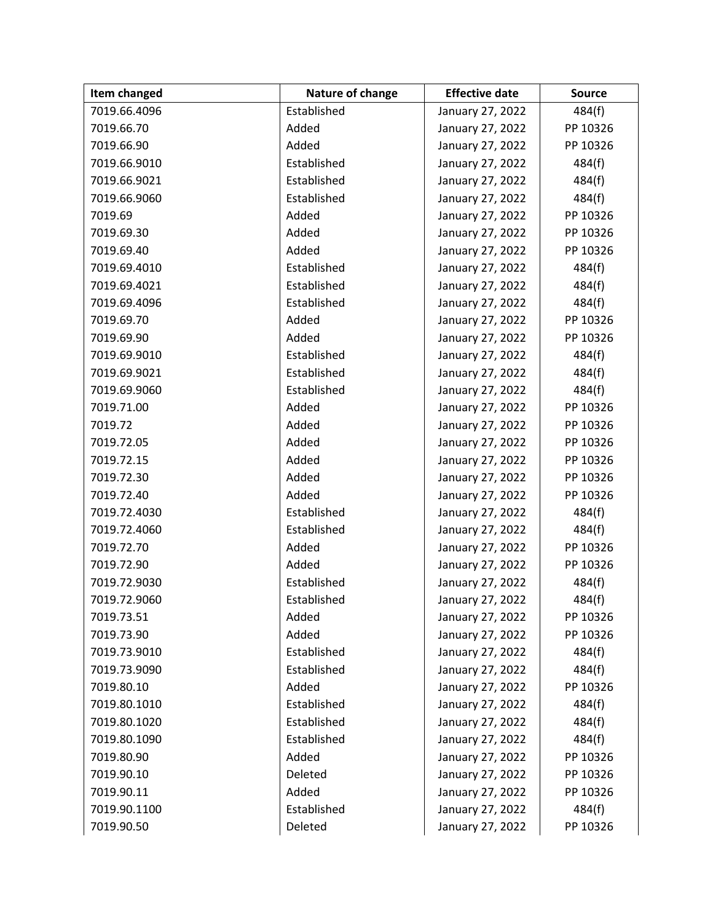| Item changed | Nature of change | Effective date | Source |
| --- | --- | --- | --- |
| 7019.66.4096 | Established | January 27, 2022 | 484(f) |
| 7019.66.70 | Added | January 27, 2022 | PP 10326 |
| 7019.66.90 | Added | January 27, 2022 | PP 10326 |
| 7019.66.9010 | Established | January 27, 2022 | 484(f) |
| 7019.66.9021 | Established | January 27, 2022 | 484(f) |
| 7019.66.9060 | Established | January 27, 2022 | 484(f) |
| 7019.69 | Added | January 27, 2022 | PP 10326 |
| 7019.69.30 | Added | January 27, 2022 | PP 10326 |
| 7019.69.40 | Added | January 27, 2022 | PP 10326 |
| 7019.69.4010 | Established | January 27, 2022 | 484(f) |
| 7019.69.4021 | Established | January 27, 2022 | 484(f) |
| 7019.69.4096 | Established | January 27, 2022 | 484(f) |
| 7019.69.70 | Added | January 27, 2022 | PP 10326 |
| 7019.69.90 | Added | January 27, 2022 | PP 10326 |
| 7019.69.9010 | Established | January 27, 2022 | 484(f) |
| 7019.69.9021 | Established | January 27, 2022 | 484(f) |
| 7019.69.9060 | Established | January 27, 2022 | 484(f) |
| 7019.71.00 | Added | January 27, 2022 | PP 10326 |
| 7019.72 | Added | January 27, 2022 | PP 10326 |
| 7019.72.05 | Added | January 27, 2022 | PP 10326 |
| 7019.72.15 | Added | January 27, 2022 | PP 10326 |
| 7019.72.30 | Added | January 27, 2022 | PP 10326 |
| 7019.72.40 | Added | January 27, 2022 | PP 10326 |
| 7019.72.4030 | Established | January 27, 2022 | 484(f) |
| 7019.72.4060 | Established | January 27, 2022 | 484(f) |
| 7019.72.70 | Added | January 27, 2022 | PP 10326 |
| 7019.72.90 | Added | January 27, 2022 | PP 10326 |
| 7019.72.9030 | Established | January 27, 2022 | 484(f) |
| 7019.72.9060 | Established | January 27, 2022 | 484(f) |
| 7019.73.51 | Added | January 27, 2022 | PP 10326 |
| 7019.73.90 | Added | January 27, 2022 | PP 10326 |
| 7019.73.9010 | Established | January 27, 2022 | 484(f) |
| 7019.73.9090 | Established | January 27, 2022 | 484(f) |
| 7019.80.10 | Added | January 27, 2022 | PP 10326 |
| 7019.80.1010 | Established | January 27, 2022 | 484(f) |
| 7019.80.1020 | Established | January 27, 2022 | 484(f) |
| 7019.80.1090 | Established | January 27, 2022 | 484(f) |
| 7019.80.90 | Added | January 27, 2022 | PP 10326 |
| 7019.90.10 | Deleted | January 27, 2022 | PP 10326 |
| 7019.90.11 | Added | January 27, 2022 | PP 10326 |
| 7019.90.1100 | Established | January 27, 2022 | 484(f) |
| 7019.90.50 | Deleted | January 27, 2022 | PP 10326 |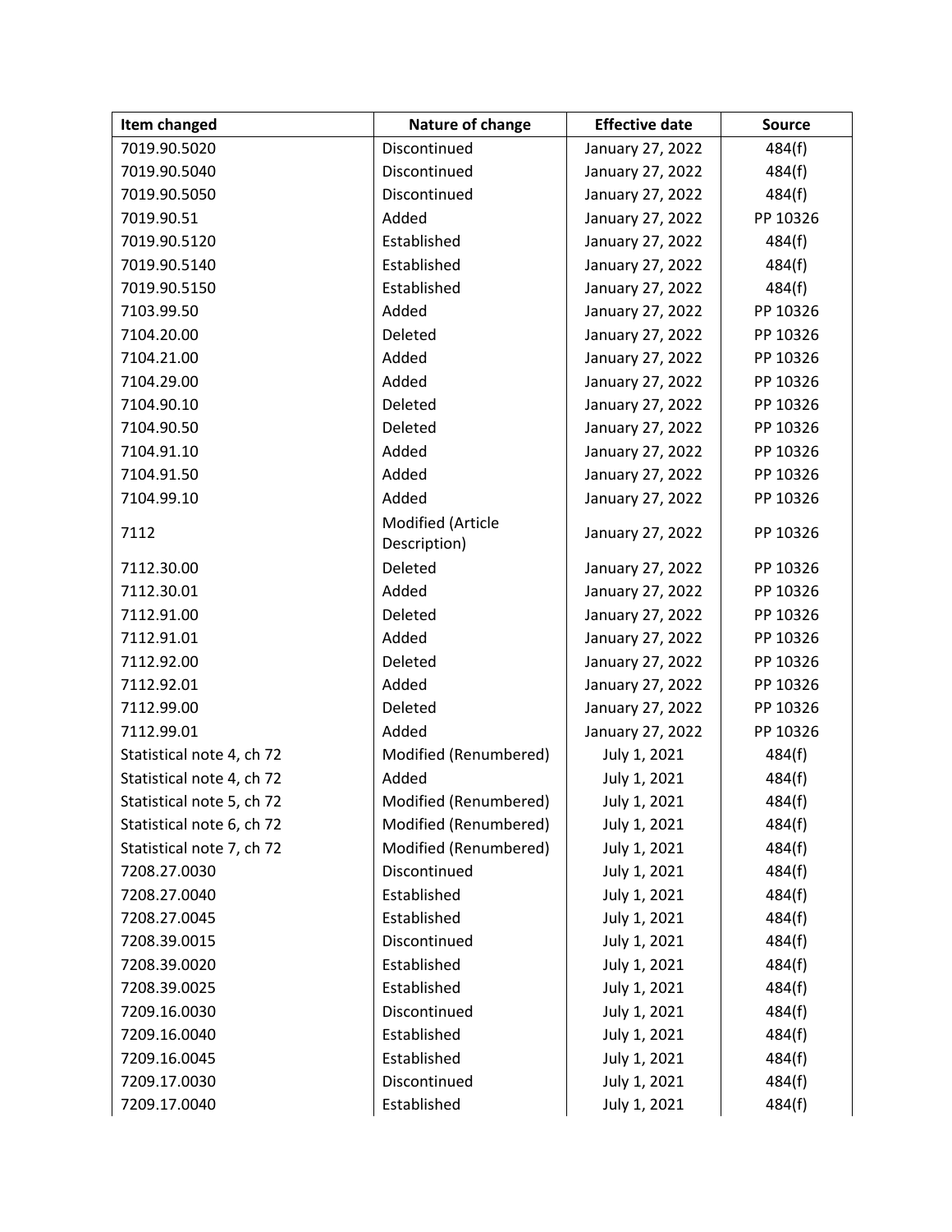| Item changed | Nature of change | Effective date | Source |
|---|---|---|---|
| 7019.90.5020 | Discontinued | January 27, 2022 | 484(f) |
| 7019.90.5040 | Discontinued | January 27, 2022 | 484(f) |
| 7019.90.5050 | Discontinued | January 27, 2022 | 484(f) |
| 7019.90.51 | Added | January 27, 2022 | PP 10326 |
| 7019.90.5120 | Established | January 27, 2022 | 484(f) |
| 7019.90.5140 | Established | January 27, 2022 | 484(f) |
| 7019.90.5150 | Established | January 27, 2022 | 484(f) |
| 7103.99.50 | Added | January 27, 2022 | PP 10326 |
| 7104.20.00 | Deleted | January 27, 2022 | PP 10326 |
| 7104.21.00 | Added | January 27, 2022 | PP 10326 |
| 7104.29.00 | Added | January 27, 2022 | PP 10326 |
| 7104.90.10 | Deleted | January 27, 2022 | PP 10326 |
| 7104.90.50 | Deleted | January 27, 2022 | PP 10326 |
| 7104.91.10 | Added | January 27, 2022 | PP 10326 |
| 7104.91.50 | Added | January 27, 2022 | PP 10326 |
| 7104.99.10 | Added | January 27, 2022 | PP 10326 |
| 7112 | Modified (Article Description) | January 27, 2022 | PP 10326 |
| 7112.30.00 | Deleted | January 27, 2022 | PP 10326 |
| 7112.30.01 | Added | January 27, 2022 | PP 10326 |
| 7112.91.00 | Deleted | January 27, 2022 | PP 10326 |
| 7112.91.01 | Added | January 27, 2022 | PP 10326 |
| 7112.92.00 | Deleted | January 27, 2022 | PP 10326 |
| 7112.92.01 | Added | January 27, 2022 | PP 10326 |
| 7112.99.00 | Deleted | January 27, 2022 | PP 10326 |
| 7112.99.01 | Added | January 27, 2022 | PP 10326 |
| Statistical note 4, ch 72 | Modified (Renumbered) | July 1, 2021 | 484(f) |
| Statistical note 4, ch 72 | Added | July 1, 2021 | 484(f) |
| Statistical note 5, ch 72 | Modified (Renumbered) | July 1, 2021 | 484(f) |
| Statistical note 6, ch 72 | Modified (Renumbered) | July 1, 2021 | 484(f) |
| Statistical note 7, ch 72 | Modified (Renumbered) | July 1, 2021 | 484(f) |
| 7208.27.0030 | Discontinued | July 1, 2021 | 484(f) |
| 7208.27.0040 | Established | July 1, 2021 | 484(f) |
| 7208.27.0045 | Established | July 1, 2021 | 484(f) |
| 7208.39.0015 | Discontinued | July 1, 2021 | 484(f) |
| 7208.39.0020 | Established | July 1, 2021 | 484(f) |
| 7208.39.0025 | Established | July 1, 2021 | 484(f) |
| 7209.16.0030 | Discontinued | July 1, 2021 | 484(f) |
| 7209.16.0040 | Established | July 1, 2021 | 484(f) |
| 7209.16.0045 | Established | July 1, 2021 | 484(f) |
| 7209.17.0030 | Discontinued | July 1, 2021 | 484(f) |
| 7209.17.0040 | Established | July 1, 2021 | 484(f) |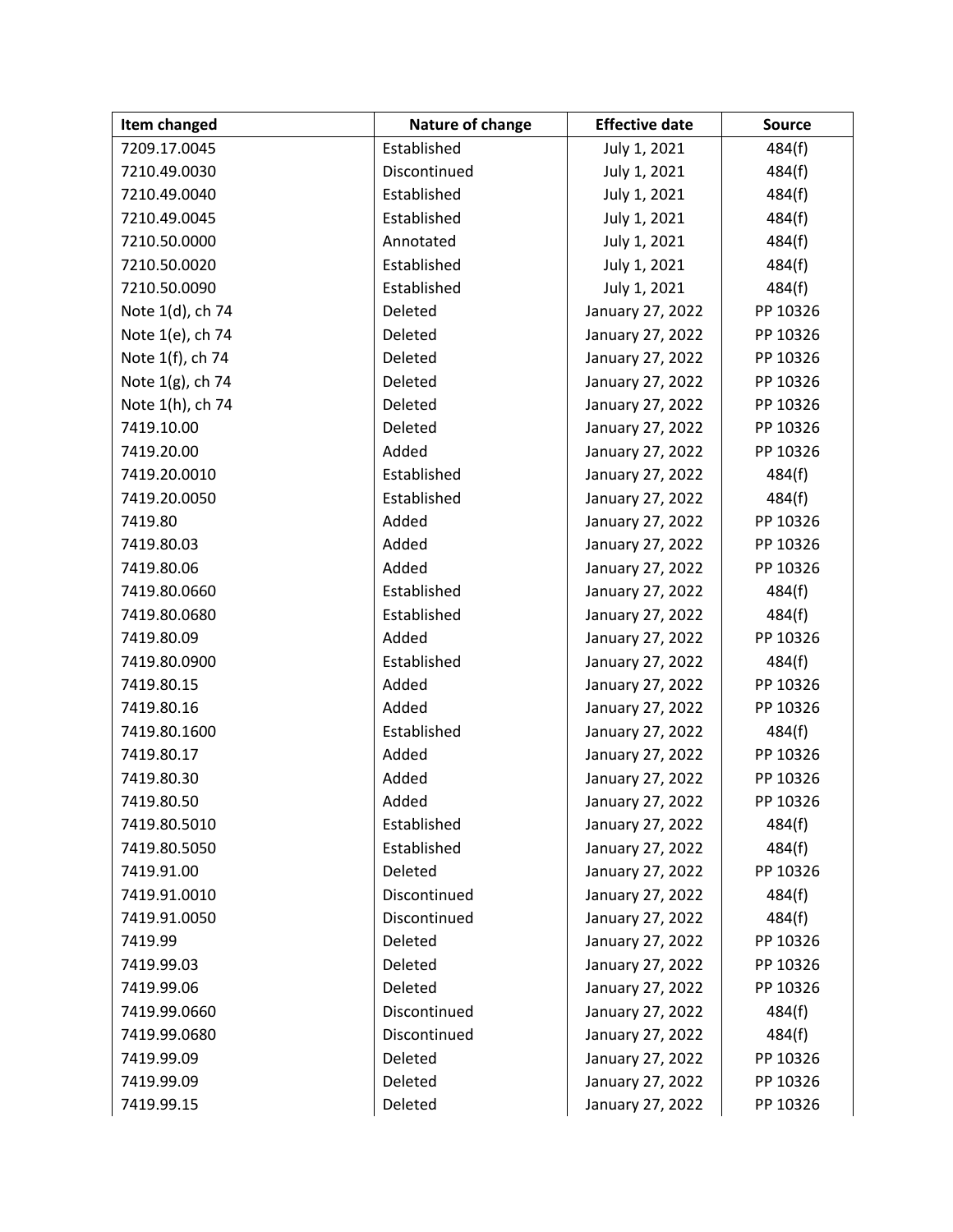| Item changed | Nature of change | Effective date | Source |
|---|---|---|---|
| 7209.17.0045 | Established | July 1, 2021 | 484(f) |
| 7210.49.0030 | Discontinued | July 1, 2021 | 484(f) |
| 7210.49.0040 | Established | July 1, 2021 | 484(f) |
| 7210.49.0045 | Established | July 1, 2021 | 484(f) |
| 7210.50.0000 | Annotated | July 1, 2021 | 484(f) |
| 7210.50.0020 | Established | July 1, 2021 | 484(f) |
| 7210.50.0090 | Established | July 1, 2021 | 484(f) |
| Note 1(d), ch 74 | Deleted | January 27, 2022 | PP 10326 |
| Note 1(e), ch 74 | Deleted | January 27, 2022 | PP 10326 |
| Note 1(f), ch 74 | Deleted | January 27, 2022 | PP 10326 |
| Note 1(g), ch 74 | Deleted | January 27, 2022 | PP 10326 |
| Note 1(h), ch 74 | Deleted | January 27, 2022 | PP 10326 |
| 7419.10.00 | Deleted | January 27, 2022 | PP 10326 |
| 7419.20.00 | Added | January 27, 2022 | PP 10326 |
| 7419.20.0010 | Established | January 27, 2022 | 484(f) |
| 7419.20.0050 | Established | January 27, 2022 | 484(f) |
| 7419.80 | Added | January 27, 2022 | PP 10326 |
| 7419.80.03 | Added | January 27, 2022 | PP 10326 |
| 7419.80.06 | Added | January 27, 2022 | PP 10326 |
| 7419.80.0660 | Established | January 27, 2022 | 484(f) |
| 7419.80.0680 | Established | January 27, 2022 | 484(f) |
| 7419.80.09 | Added | January 27, 2022 | PP 10326 |
| 7419.80.0900 | Established | January 27, 2022 | 484(f) |
| 7419.80.15 | Added | January 27, 2022 | PP 10326 |
| 7419.80.16 | Added | January 27, 2022 | PP 10326 |
| 7419.80.1600 | Established | January 27, 2022 | 484(f) |
| 7419.80.17 | Added | January 27, 2022 | PP 10326 |
| 7419.80.30 | Added | January 27, 2022 | PP 10326 |
| 7419.80.50 | Added | January 27, 2022 | PP 10326 |
| 7419.80.5010 | Established | January 27, 2022 | 484(f) |
| 7419.80.5050 | Established | January 27, 2022 | 484(f) |
| 7419.91.00 | Deleted | January 27, 2022 | PP 10326 |
| 7419.91.0010 | Discontinued | January 27, 2022 | 484(f) |
| 7419.91.0050 | Discontinued | January 27, 2022 | 484(f) |
| 7419.99 | Deleted | January 27, 2022 | PP 10326 |
| 7419.99.03 | Deleted | January 27, 2022 | PP 10326 |
| 7419.99.06 | Deleted | January 27, 2022 | PP 10326 |
| 7419.99.0660 | Discontinued | January 27, 2022 | 484(f) |
| 7419.99.0680 | Discontinued | January 27, 2022 | 484(f) |
| 7419.99.09 | Deleted | January 27, 2022 | PP 10326 |
| 7419.99.09 | Deleted | January 27, 2022 | PP 10326 |
| 7419.99.15 | Deleted | January 27, 2022 | PP 10326 |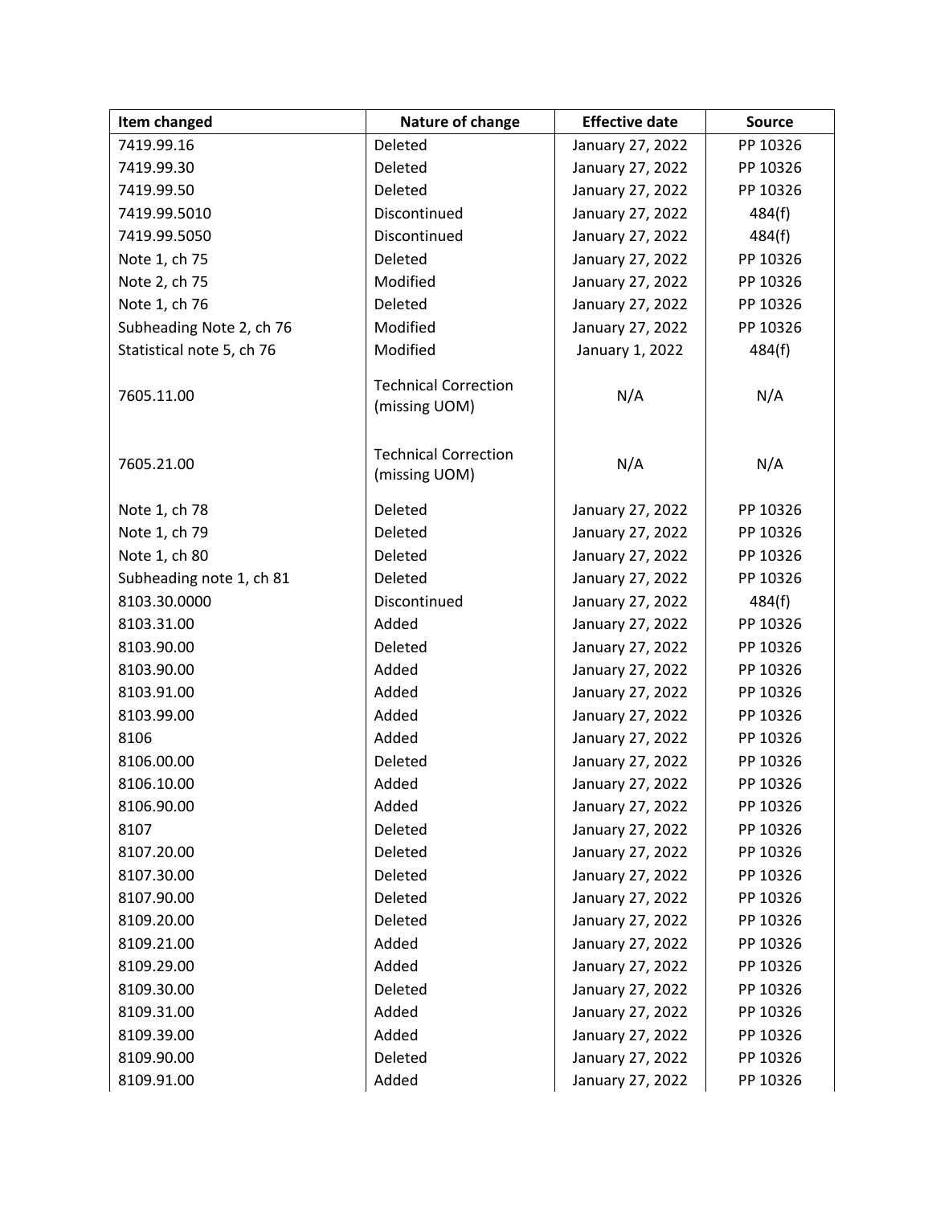| Item changed | Nature of change | Effective date | Source |
| --- | --- | --- | --- |
| 7419.99.16 | Deleted | January 27, 2022 | PP 10326 |
| 7419.99.30 | Deleted | January 27, 2022 | PP 10326 |
| 7419.99.50 | Deleted | January 27, 2022 | PP 10326 |
| 7419.99.5010 | Discontinued | January 27, 2022 | 484(f) |
| 7419.99.5050 | Discontinued | January 27, 2022 | 484(f) |
| Note 1, ch 75 | Deleted | January 27, 2022 | PP 10326 |
| Note 2, ch 75 | Modified | January 27, 2022 | PP 10326 |
| Note 1, ch 76 | Deleted | January 27, 2022 | PP 10326 |
| Subheading Note 2, ch 76 | Modified | January 27, 2022 | PP 10326 |
| Statistical note 5, ch 76 | Modified | January 1, 2022 | 484(f) |
| 7605.11.00 | Technical Correction (missing UOM) | N/A | N/A |
| 7605.21.00 | Technical Correction (missing UOM) | N/A | N/A |
| Note 1, ch 78 | Deleted | January 27, 2022 | PP 10326 |
| Note 1, ch 79 | Deleted | January 27, 2022 | PP 10326 |
| Note 1, ch 80 | Deleted | January 27, 2022 | PP 10326 |
| Subheading note 1, ch 81 | Deleted | January 27, 2022 | PP 10326 |
| 8103.30.0000 | Discontinued | January 27, 2022 | 484(f) |
| 8103.31.00 | Added | January 27, 2022 | PP 10326 |
| 8103.90.00 | Deleted | January 27, 2022 | PP 10326 |
| 8103.90.00 | Added | January 27, 2022 | PP 10326 |
| 8103.91.00 | Added | January 27, 2022 | PP 10326 |
| 8103.99.00 | Added | January 27, 2022 | PP 10326 |
| 8106 | Added | January 27, 2022 | PP 10326 |
| 8106.00.00 | Deleted | January 27, 2022 | PP 10326 |
| 8106.10.00 | Added | January 27, 2022 | PP 10326 |
| 8106.90.00 | Added | January 27, 2022 | PP 10326 |
| 8107 | Deleted | January 27, 2022 | PP 10326 |
| 8107.20.00 | Deleted | January 27, 2022 | PP 10326 |
| 8107.30.00 | Deleted | January 27, 2022 | PP 10326 |
| 8107.90.00 | Deleted | January 27, 2022 | PP 10326 |
| 8109.20.00 | Deleted | January 27, 2022 | PP 10326 |
| 8109.21.00 | Added | January 27, 2022 | PP 10326 |
| 8109.29.00 | Added | January 27, 2022 | PP 10326 |
| 8109.30.00 | Deleted | January 27, 2022 | PP 10326 |
| 8109.31.00 | Added | January 27, 2022 | PP 10326 |
| 8109.39.00 | Added | January 27, 2022 | PP 10326 |
| 8109.90.00 | Deleted | January 27, 2022 | PP 10326 |
| 8109.91.00 | Added | January 27, 2022 | PP 10326 |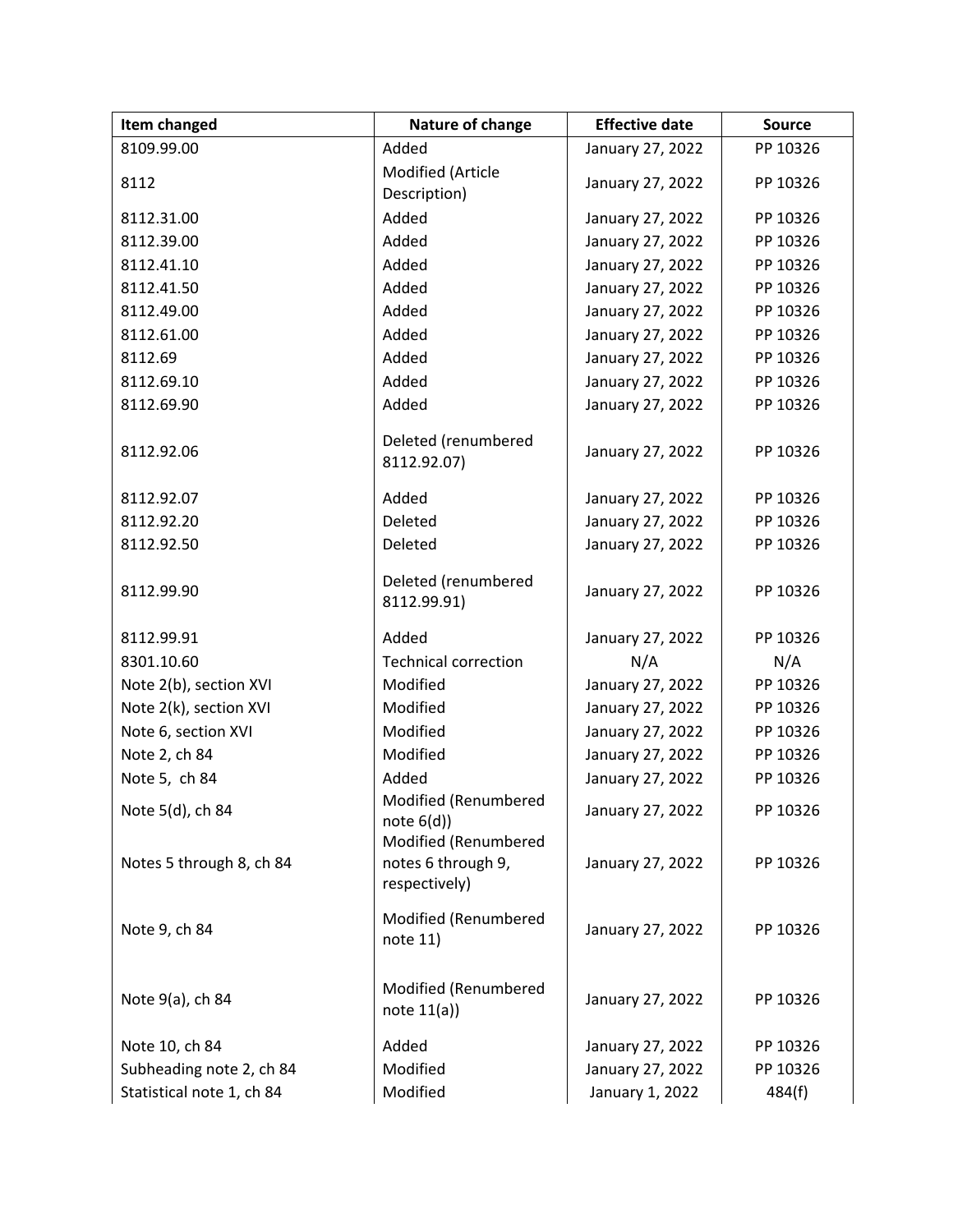| Item changed | Nature of change | Effective date | Source |
| --- | --- | --- | --- |
| 8109.99.00 | Added | January 27, 2022 | PP 10326 |
| 8112 | Modified (Article Description) | January 27, 2022 | PP 10326 |
| 8112.31.00 | Added | January 27, 2022 | PP 10326 |
| 8112.39.00 | Added | January 27, 2022 | PP 10326 |
| 8112.41.10 | Added | January 27, 2022 | PP 10326 |
| 8112.41.50 | Added | January 27, 2022 | PP 10326 |
| 8112.49.00 | Added | January 27, 2022 | PP 10326 |
| 8112.61.00 | Added | January 27, 2022 | PP 10326 |
| 8112.69 | Added | January 27, 2022 | PP 10326 |
| 8112.69.10 | Added | January 27, 2022 | PP 10326 |
| 8112.69.90 | Added | January 27, 2022 | PP 10326 |
| 8112.92.06 | Deleted (renumbered 8112.92.07) | January 27, 2022 | PP 10326 |
| 8112.92.07 | Added | January 27, 2022 | PP 10326 |
| 8112.92.20 | Deleted | January 27, 2022 | PP 10326 |
| 8112.92.50 | Deleted | January 27, 2022 | PP 10326 |
| 8112.99.90 | Deleted (renumbered 8112.99.91) | January 27, 2022 | PP 10326 |
| 8112.99.91 | Added | January 27, 2022 | PP 10326 |
| 8301.10.60 | Technical correction | N/A | N/A |
| Note 2(b), section XVI | Modified | January 27, 2022 | PP 10326 |
| Note 2(k), section XVI | Modified | January 27, 2022 | PP 10326 |
| Note 6, section XVI | Modified | January 27, 2022 | PP 10326 |
| Note 2, ch 84 | Modified | January 27, 2022 | PP 10326 |
| Note 5, ch 84 | Added | January 27, 2022 | PP 10326 |
| Note 5(d), ch 84 | Modified (Renumbered note 6(d)) | January 27, 2022 | PP 10326 |
| Notes 5 through 8, ch 84 | Modified (Renumbered notes 6 through 9, respectively) | January 27, 2022 | PP 10326 |
| Note 9, ch 84 | Modified (Renumbered note 11) | January 27, 2022 | PP 10326 |
| Note 9(a), ch 84 | Modified (Renumbered note 11(a)) | January 27, 2022 | PP 10326 |
| Note 10, ch 84 | Added | January 27, 2022 | PP 10326 |
| Subheading note 2, ch 84 | Modified | January 27, 2022 | PP 10326 |
| Statistical note 1, ch 84 | Modified | January 1, 2022 | 484(f) |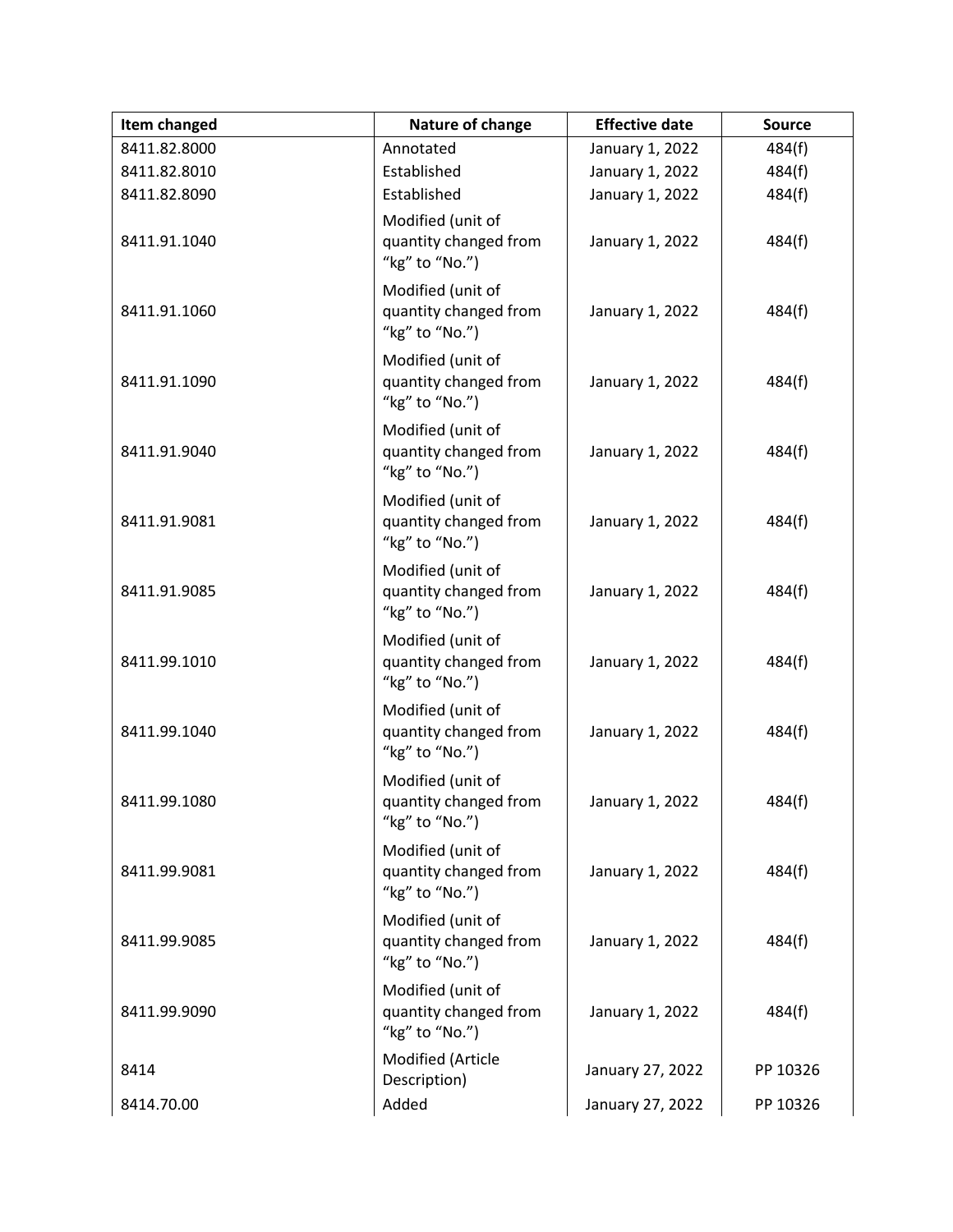| Item changed | Nature of change | Effective date | Source |
| --- | --- | --- | --- |
| 8411.82.8000 | Annotated | January 1, 2022 | 484(f) |
| 8411.82.8010 | Established | January 1, 2022 | 484(f) |
| 8411.82.8090 | Established | January 1, 2022 | 484(f) |
| 8411.91.1040 | Modified (unit of quantity changed from “kg” to “No.”) | January 1, 2022 | 484(f) |
| 8411.91.1060 | Modified (unit of quantity changed from “kg” to “No.”) | January 1, 2022 | 484(f) |
| 8411.91.1090 | Modified (unit of quantity changed from “kg” to “No.”) | January 1, 2022 | 484(f) |
| 8411.91.9040 | Modified (unit of quantity changed from “kg” to “No.”) | January 1, 2022 | 484(f) |
| 8411.91.9081 | Modified (unit of quantity changed from “kg” to “No.”) | January 1, 2022 | 484(f) |
| 8411.91.9085 | Modified (unit of quantity changed from “kg” to “No.”) | January 1, 2022 | 484(f) |
| 8411.99.1010 | Modified (unit of quantity changed from “kg” to “No.”) | January 1, 2022 | 484(f) |
| 8411.99.1040 | Modified (unit of quantity changed from “kg” to “No.”) | January 1, 2022 | 484(f) |
| 8411.99.1080 | Modified (unit of quantity changed from “kg” to “No.”) | January 1, 2022 | 484(f) |
| 8411.99.9081 | Modified (unit of quantity changed from “kg” to “No.”) | January 1, 2022 | 484(f) |
| 8411.99.9085 | Modified (unit of quantity changed from “kg” to “No.”) | January 1, 2022 | 484(f) |
| 8411.99.9090 | Modified (unit of quantity changed from “kg” to “No.”) | January 1, 2022 | 484(f) |
| 8414 | Modified (Article Description) | January 27, 2022 | PP 10326 |
| 8414.70.00 | Added | January 27, 2022 | PP 10326 |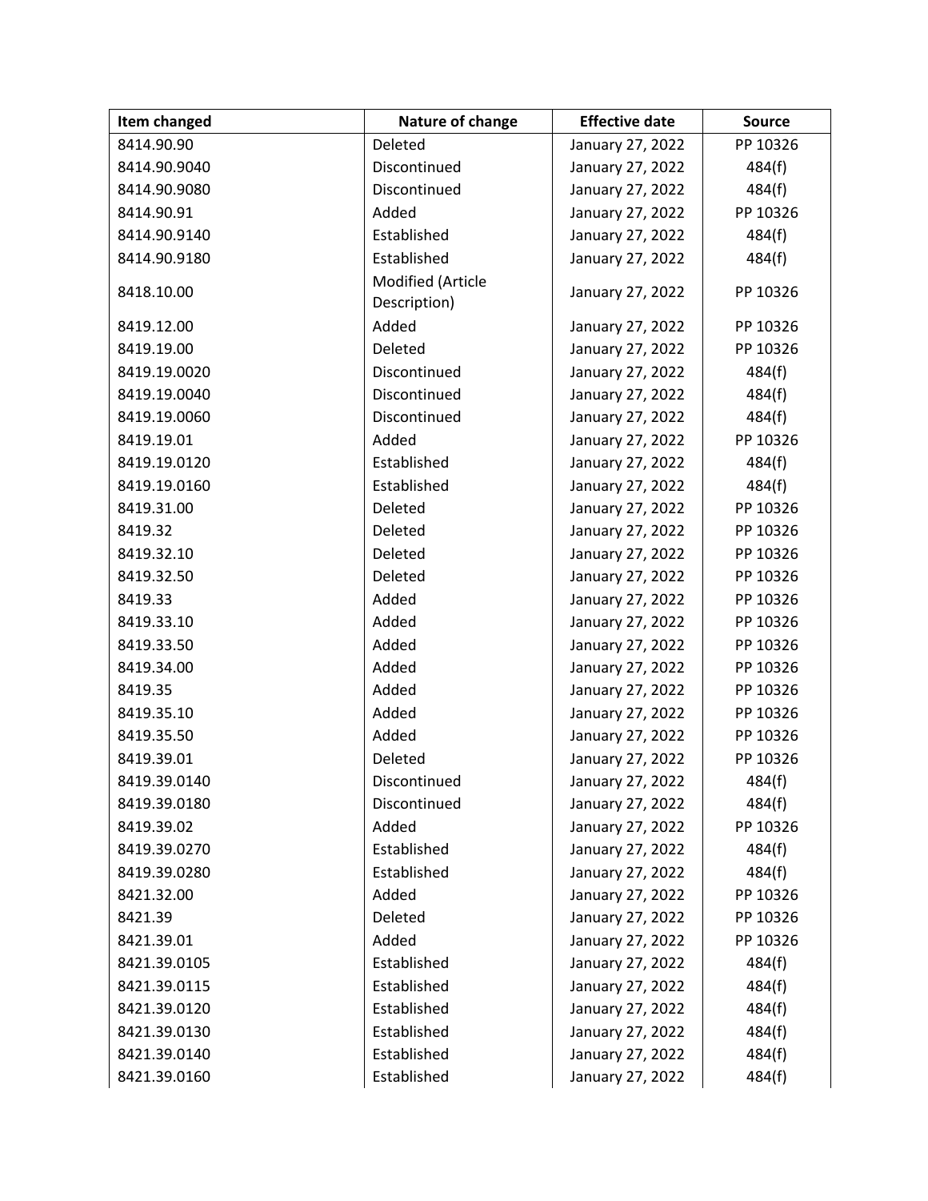| Item changed | Nature of change | Effective date | Source |
| --- | --- | --- | --- |
| 8414.90.90 | Deleted | January 27, 2022 | PP 10326 |
| 8414.90.9040 | Discontinued | January 27, 2022 | 484(f) |
| 8414.90.9080 | Discontinued | January 27, 2022 | 484(f) |
| 8414.90.91 | Added | January 27, 2022 | PP 10326 |
| 8414.90.9140 | Established | January 27, 2022 | 484(f) |
| 8414.90.9180 | Established | January 27, 2022 | 484(f) |
| 8418.10.00 | Modified (Article Description) | January 27, 2022 | PP 10326 |
| 8419.12.00 | Added | January 27, 2022 | PP 10326 |
| 8419.19.00 | Deleted | January 27, 2022 | PP 10326 |
| 8419.19.0020 | Discontinued | January 27, 2022 | 484(f) |
| 8419.19.0040 | Discontinued | January 27, 2022 | 484(f) |
| 8419.19.0060 | Discontinued | January 27, 2022 | 484(f) |
| 8419.19.01 | Added | January 27, 2022 | PP 10326 |
| 8419.19.0120 | Established | January 27, 2022 | 484(f) |
| 8419.19.0160 | Established | January 27, 2022 | 484(f) |
| 8419.31.00 | Deleted | January 27, 2022 | PP 10326 |
| 8419.32 | Deleted | January 27, 2022 | PP 10326 |
| 8419.32.10 | Deleted | January 27, 2022 | PP 10326 |
| 8419.32.50 | Deleted | January 27, 2022 | PP 10326 |
| 8419.33 | Added | January 27, 2022 | PP 10326 |
| 8419.33.10 | Added | January 27, 2022 | PP 10326 |
| 8419.33.50 | Added | January 27, 2022 | PP 10326 |
| 8419.34.00 | Added | January 27, 2022 | PP 10326 |
| 8419.35 | Added | January 27, 2022 | PP 10326 |
| 8419.35.10 | Added | January 27, 2022 | PP 10326 |
| 8419.35.50 | Added | January 27, 2022 | PP 10326 |
| 8419.39.01 | Deleted | January 27, 2022 | PP 10326 |
| 8419.39.0140 | Discontinued | January 27, 2022 | 484(f) |
| 8419.39.0180 | Discontinued | January 27, 2022 | 484(f) |
| 8419.39.02 | Added | January 27, 2022 | PP 10326 |
| 8419.39.0270 | Established | January 27, 2022 | 484(f) |
| 8419.39.0280 | Established | January 27, 2022 | 484(f) |
| 8421.32.00 | Added | January 27, 2022 | PP 10326 |
| 8421.39 | Deleted | January 27, 2022 | PP 10326 |
| 8421.39.01 | Added | January 27, 2022 | PP 10326 |
| 8421.39.0105 | Established | January 27, 2022 | 484(f) |
| 8421.39.0115 | Established | January 27, 2022 | 484(f) |
| 8421.39.0120 | Established | January 27, 2022 | 484(f) |
| 8421.39.0130 | Established | January 27, 2022 | 484(f) |
| 8421.39.0140 | Established | January 27, 2022 | 484(f) |
| 8421.39.0160 | Established | January 27, 2022 | 484(f) |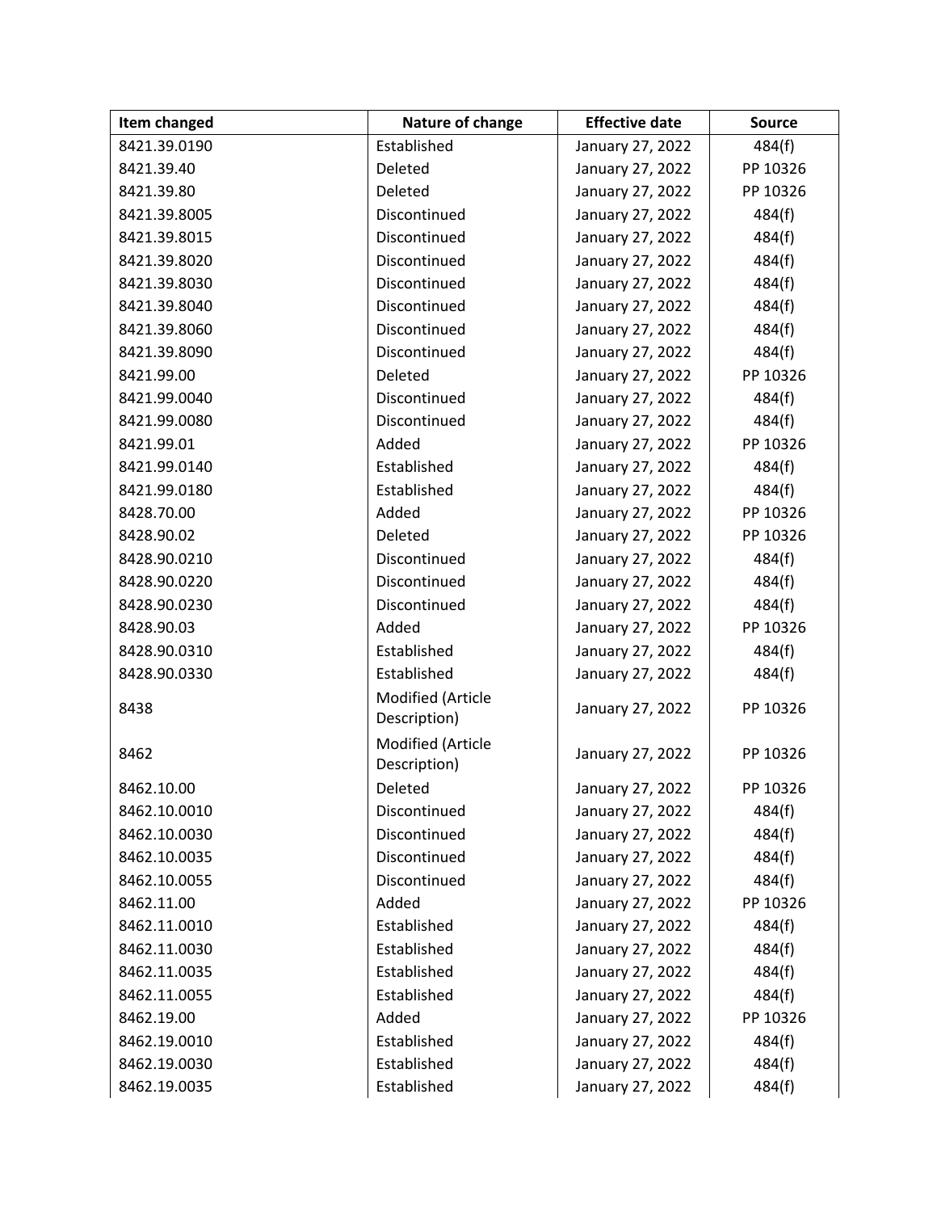| Item changed | Nature of change | Effective date | Source |
|---|---|---|---|
| 8421.39.0190 | Established | January 27, 2022 | 484(f) |
| 8421.39.40 | Deleted | January 27, 2022 | PP 10326 |
| 8421.39.80 | Deleted | January 27, 2022 | PP 10326 |
| 8421.39.8005 | Discontinued | January 27, 2022 | 484(f) |
| 8421.39.8015 | Discontinued | January 27, 2022 | 484(f) |
| 8421.39.8020 | Discontinued | January 27, 2022 | 484(f) |
| 8421.39.8030 | Discontinued | January 27, 2022 | 484(f) |
| 8421.39.8040 | Discontinued | January 27, 2022 | 484(f) |
| 8421.39.8060 | Discontinued | January 27, 2022 | 484(f) |
| 8421.39.8090 | Discontinued | January 27, 2022 | 484(f) |
| 8421.99.00 | Deleted | January 27, 2022 | PP 10326 |
| 8421.99.0040 | Discontinued | January 27, 2022 | 484(f) |
| 8421.99.0080 | Discontinued | January 27, 2022 | 484(f) |
| 8421.99.01 | Added | January 27, 2022 | PP 10326 |
| 8421.99.0140 | Established | January 27, 2022 | 484(f) |
| 8421.99.0180 | Established | January 27, 2022 | 484(f) |
| 8428.70.00 | Added | January 27, 2022 | PP 10326 |
| 8428.90.02 | Deleted | January 27, 2022 | PP 10326 |
| 8428.90.0210 | Discontinued | January 27, 2022 | 484(f) |
| 8428.90.0220 | Discontinued | January 27, 2022 | 484(f) |
| 8428.90.0230 | Discontinued | January 27, 2022 | 484(f) |
| 8428.90.03 | Added | January 27, 2022 | PP 10326 |
| 8428.90.0310 | Established | January 27, 2022 | 484(f) |
| 8428.90.0330 | Established | January 27, 2022 | 484(f) |
| 8438 | Modified (Article Description) | January 27, 2022 | PP 10326 |
| 8462 | Modified (Article Description) | January 27, 2022 | PP 10326 |
| 8462.10.00 | Deleted | January 27, 2022 | PP 10326 |
| 8462.10.0010 | Discontinued | January 27, 2022 | 484(f) |
| 8462.10.0030 | Discontinued | January 27, 2022 | 484(f) |
| 8462.10.0035 | Discontinued | January 27, 2022 | 484(f) |
| 8462.10.0055 | Discontinued | January 27, 2022 | 484(f) |
| 8462.11.00 | Added | January 27, 2022 | PP 10326 |
| 8462.11.0010 | Established | January 27, 2022 | 484(f) |
| 8462.11.0030 | Established | January 27, 2022 | 484(f) |
| 8462.11.0035 | Established | January 27, 2022 | 484(f) |
| 8462.11.0055 | Established | January 27, 2022 | 484(f) |
| 8462.19.00 | Added | January 27, 2022 | PP 10326 |
| 8462.19.0010 | Established | January 27, 2022 | 484(f) |
| 8462.19.0030 | Established | January 27, 2022 | 484(f) |
| 8462.19.0035 | Established | January 27, 2022 | 484(f) |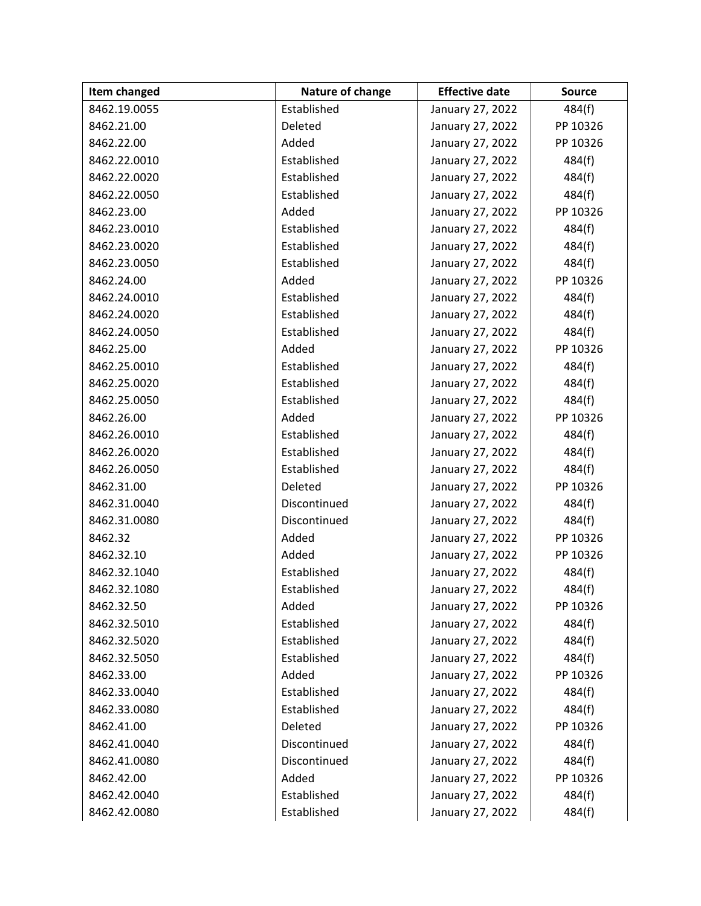| Item changed | Nature of change | Effective date | Source |
| --- | --- | --- | --- |
| 8462.19.0055 | Established | January 27, 2022 | 484(f) |
| 8462.21.00 | Deleted | January 27, 2022 | PP 10326 |
| 8462.22.00 | Added | January 27, 2022 | PP 10326 |
| 8462.22.0010 | Established | January 27, 2022 | 484(f) |
| 8462.22.0020 | Established | January 27, 2022 | 484(f) |
| 8462.22.0050 | Established | January 27, 2022 | 484(f) |
| 8462.23.00 | Added | January 27, 2022 | PP 10326 |
| 8462.23.0010 | Established | January 27, 2022 | 484(f) |
| 8462.23.0020 | Established | January 27, 2022 | 484(f) |
| 8462.23.0050 | Established | January 27, 2022 | 484(f) |
| 8462.24.00 | Added | January 27, 2022 | PP 10326 |
| 8462.24.0010 | Established | January 27, 2022 | 484(f) |
| 8462.24.0020 | Established | January 27, 2022 | 484(f) |
| 8462.24.0050 | Established | January 27, 2022 | 484(f) |
| 8462.25.00 | Added | January 27, 2022 | PP 10326 |
| 8462.25.0010 | Established | January 27, 2022 | 484(f) |
| 8462.25.0020 | Established | January 27, 2022 | 484(f) |
| 8462.25.0050 | Established | January 27, 2022 | 484(f) |
| 8462.26.00 | Added | January 27, 2022 | PP 10326 |
| 8462.26.0010 | Established | January 27, 2022 | 484(f) |
| 8462.26.0020 | Established | January 27, 2022 | 484(f) |
| 8462.26.0050 | Established | January 27, 2022 | 484(f) |
| 8462.31.00 | Deleted | January 27, 2022 | PP 10326 |
| 8462.31.0040 | Discontinued | January 27, 2022 | 484(f) |
| 8462.31.0080 | Discontinued | January 27, 2022 | 484(f) |
| 8462.32 | Added | January 27, 2022 | PP 10326 |
| 8462.32.10 | Added | January 27, 2022 | PP 10326 |
| 8462.32.1040 | Established | January 27, 2022 | 484(f) |
| 8462.32.1080 | Established | January 27, 2022 | 484(f) |
| 8462.32.50 | Added | January 27, 2022 | PP 10326 |
| 8462.32.5010 | Established | January 27, 2022 | 484(f) |
| 8462.32.5020 | Established | January 27, 2022 | 484(f) |
| 8462.32.5050 | Established | January 27, 2022 | 484(f) |
| 8462.33.00 | Added | January 27, 2022 | PP 10326 |
| 8462.33.0040 | Established | January 27, 2022 | 484(f) |
| 8462.33.0080 | Established | January 27, 2022 | 484(f) |
| 8462.41.00 | Deleted | January 27, 2022 | PP 10326 |
| 8462.41.0040 | Discontinued | January 27, 2022 | 484(f) |
| 8462.41.0080 | Discontinued | January 27, 2022 | 484(f) |
| 8462.42.00 | Added | January 27, 2022 | PP 10326 |
| 8462.42.0040 | Established | January 27, 2022 | 484(f) |
| 8462.42.0080 | Established | January 27, 2022 | 484(f) |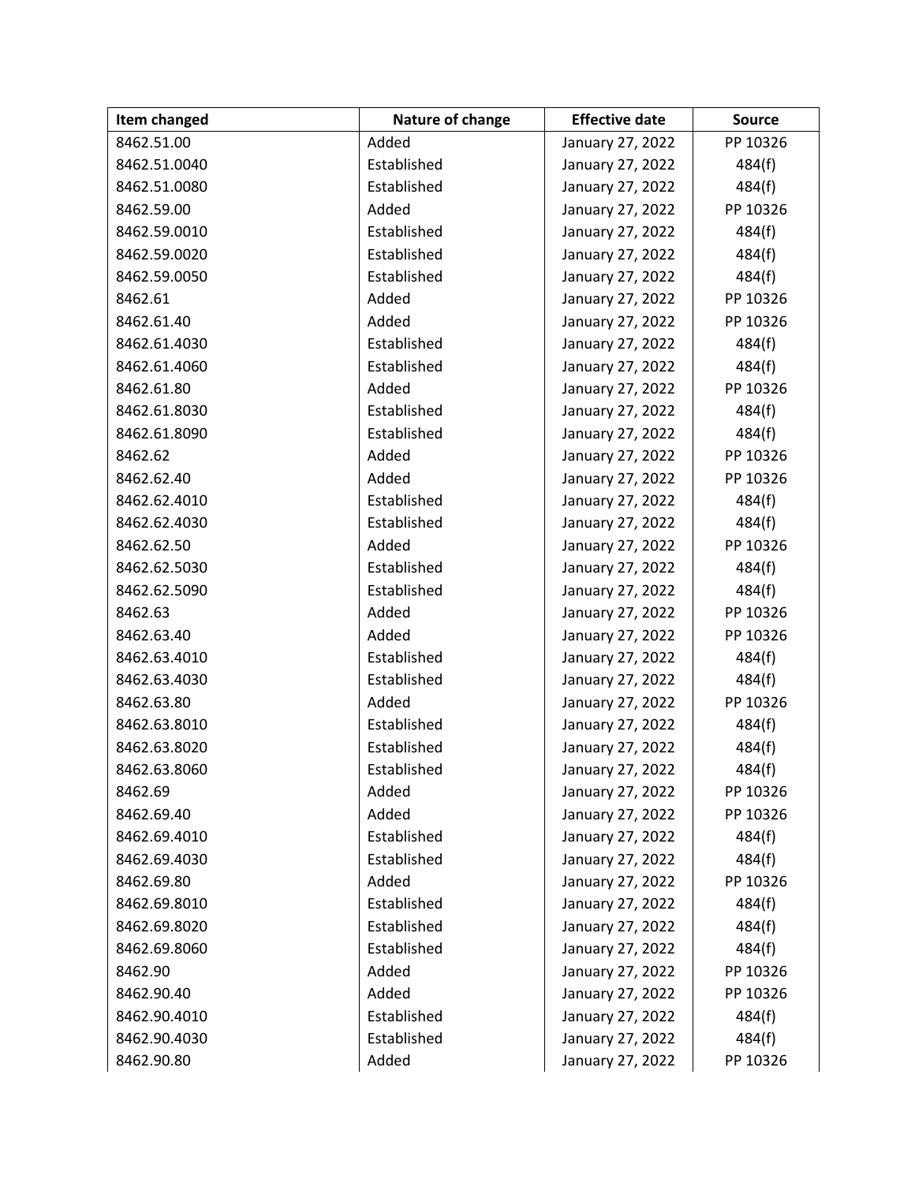| Item changed | Nature of change | Effective date | Source |
|---|---|---|---|
| 8462.51.00 | Added | January 27, 2022 | PP 10326 |
| 8462.51.0040 | Established | January 27, 2022 | 484(f) |
| 8462.51.0080 | Established | January 27, 2022 | 484(f) |
| 8462.59.00 | Added | January 27, 2022 | PP 10326 |
| 8462.59.0010 | Established | January 27, 2022 | 484(f) |
| 8462.59.0020 | Established | January 27, 2022 | 484(f) |
| 8462.59.0050 | Established | January 27, 2022 | 484(f) |
| 8462.61 | Added | January 27, 2022 | PP 10326 |
| 8462.61.40 | Added | January 27, 2022 | PP 10326 |
| 8462.61.4030 | Established | January 27, 2022 | 484(f) |
| 8462.61.4060 | Established | January 27, 2022 | 484(f) |
| 8462.61.80 | Added | January 27, 2022 | PP 10326 |
| 8462.61.8030 | Established | January 27, 2022 | 484(f) |
| 8462.61.8090 | Established | January 27, 2022 | 484(f) |
| 8462.62 | Added | January 27, 2022 | PP 10326 |
| 8462.62.40 | Added | January 27, 2022 | PP 10326 |
| 8462.62.4010 | Established | January 27, 2022 | 484(f) |
| 8462.62.4030 | Established | January 27, 2022 | 484(f) |
| 8462.62.50 | Added | January 27, 2022 | PP 10326 |
| 8462.62.5030 | Established | January 27, 2022 | 484(f) |
| 8462.62.5090 | Established | January 27, 2022 | 484(f) |
| 8462.63 | Added | January 27, 2022 | PP 10326 |
| 8462.63.40 | Added | January 27, 2022 | PP 10326 |
| 8462.63.4010 | Established | January 27, 2022 | 484(f) |
| 8462.63.4030 | Established | January 27, 2022 | 484(f) |
| 8462.63.80 | Added | January 27, 2022 | PP 10326 |
| 8462.63.8010 | Established | January 27, 2022 | 484(f) |
| 8462.63.8020 | Established | January 27, 2022 | 484(f) |
| 8462.63.8060 | Established | January 27, 2022 | 484(f) |
| 8462.69 | Added | January 27, 2022 | PP 10326 |
| 8462.69.40 | Added | January 27, 2022 | PP 10326 |
| 8462.69.4010 | Established | January 27, 2022 | 484(f) |
| 8462.69.4030 | Established | January 27, 2022 | 484(f) |
| 8462.69.80 | Added | January 27, 2022 | PP 10326 |
| 8462.69.8010 | Established | January 27, 2022 | 484(f) |
| 8462.69.8020 | Established | January 27, 2022 | 484(f) |
| 8462.69.8060 | Established | January 27, 2022 | 484(f) |
| 8462.90 | Added | January 27, 2022 | PP 10326 |
| 8462.90.40 | Added | January 27, 2022 | PP 10326 |
| 8462.90.4010 | Established | January 27, 2022 | 484(f) |
| 8462.90.4030 | Established | January 27, 2022 | 484(f) |
| 8462.90.80 | Added | January 27, 2022 | PP 10326 |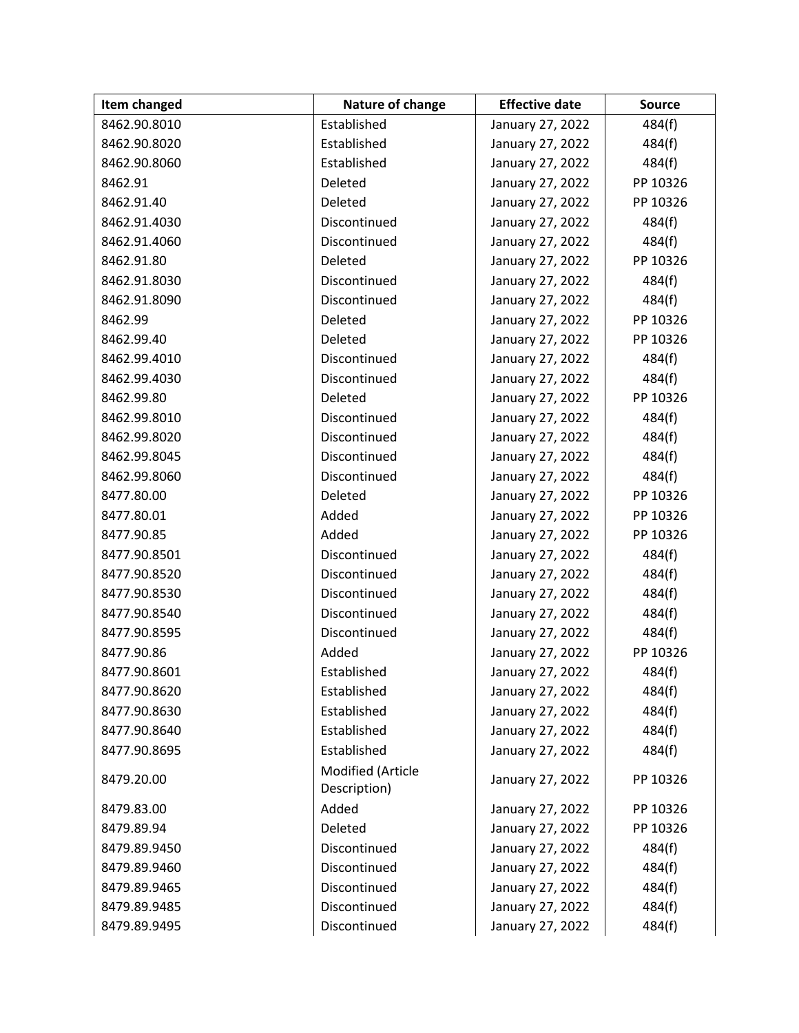| Item changed | Nature of change | Effective date | Source |
| --- | --- | --- | --- |
| 8462.90.8010 | Established | January 27, 2022 | 484(f) |
| 8462.90.8020 | Established | January 27, 2022 | 484(f) |
| 8462.90.8060 | Established | January 27, 2022 | 484(f) |
| 8462.91 | Deleted | January 27, 2022 | PP 10326 |
| 8462.91.40 | Deleted | January 27, 2022 | PP 10326 |
| 8462.91.4030 | Discontinued | January 27, 2022 | 484(f) |
| 8462.91.4060 | Discontinued | January 27, 2022 | 484(f) |
| 8462.91.80 | Deleted | January 27, 2022 | PP 10326 |
| 8462.91.8030 | Discontinued | January 27, 2022 | 484(f) |
| 8462.91.8090 | Discontinued | January 27, 2022 | 484(f) |
| 8462.99 | Deleted | January 27, 2022 | PP 10326 |
| 8462.99.40 | Deleted | January 27, 2022 | PP 10326 |
| 8462.99.4010 | Discontinued | January 27, 2022 | 484(f) |
| 8462.99.4030 | Discontinued | January 27, 2022 | 484(f) |
| 8462.99.80 | Deleted | January 27, 2022 | PP 10326 |
| 8462.99.8010 | Discontinued | January 27, 2022 | 484(f) |
| 8462.99.8020 | Discontinued | January 27, 2022 | 484(f) |
| 8462.99.8045 | Discontinued | January 27, 2022 | 484(f) |
| 8462.99.8060 | Discontinued | January 27, 2022 | 484(f) |
| 8477.80.00 | Deleted | January 27, 2022 | PP 10326 |
| 8477.80.01 | Added | January 27, 2022 | PP 10326 |
| 8477.90.85 | Added | January 27, 2022 | PP 10326 |
| 8477.90.8501 | Discontinued | January 27, 2022 | 484(f) |
| 8477.90.8520 | Discontinued | January 27, 2022 | 484(f) |
| 8477.90.8530 | Discontinued | January 27, 2022 | 484(f) |
| 8477.90.8540 | Discontinued | January 27, 2022 | 484(f) |
| 8477.90.8595 | Discontinued | January 27, 2022 | 484(f) |
| 8477.90.86 | Added | January 27, 2022 | PP 10326 |
| 8477.90.8601 | Established | January 27, 2022 | 484(f) |
| 8477.90.8620 | Established | January 27, 2022 | 484(f) |
| 8477.90.8630 | Established | January 27, 2022 | 484(f) |
| 8477.90.8640 | Established | January 27, 2022 | 484(f) |
| 8477.90.8695 | Established | January 27, 2022 | 484(f) |
| 8479.20.00 | Modified (Article Description) | January 27, 2022 | PP 10326 |
| 8479.83.00 | Added | January 27, 2022 | PP 10326 |
| 8479.89.94 | Deleted | January 27, 2022 | PP 10326 |
| 8479.89.9450 | Discontinued | January 27, 2022 | 484(f) |
| 8479.89.9460 | Discontinued | January 27, 2022 | 484(f) |
| 8479.89.9465 | Discontinued | January 27, 2022 | 484(f) |
| 8479.89.9485 | Discontinued | January 27, 2022 | 484(f) |
| 8479.89.9495 | Discontinued | January 27, 2022 | 484(f) |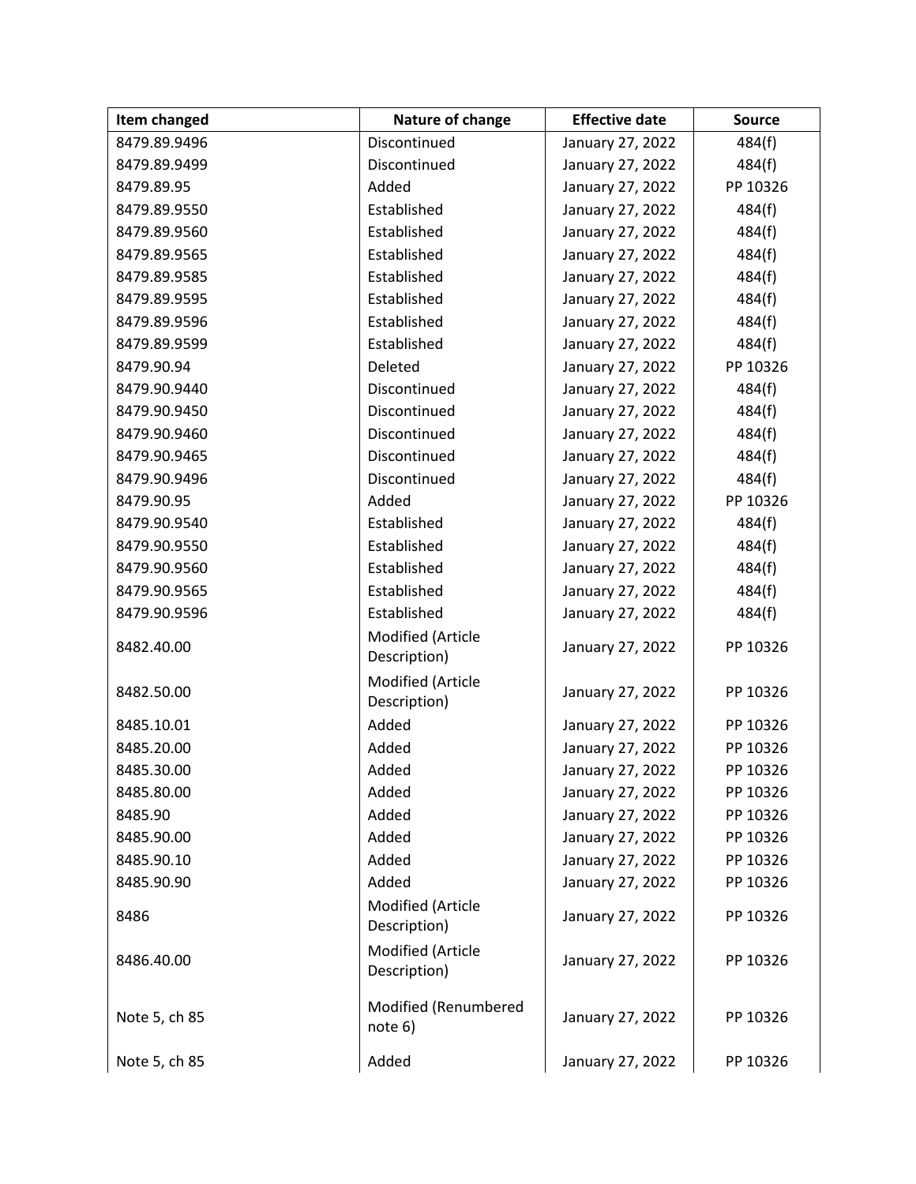| Item changed | Nature of change | Effective date | Source |
|---|---|---|---|
| 8479.89.9496 | Discontinued | January 27, 2022 | 484(f) |
| 8479.89.9499 | Discontinued | January 27, 2022 | 484(f) |
| 8479.89.95 | Added | January 27, 2022 | PP 10326 |
| 8479.89.9550 | Established | January 27, 2022 | 484(f) |
| 8479.89.9560 | Established | January 27, 2022 | 484(f) |
| 8479.89.9565 | Established | January 27, 2022 | 484(f) |
| 8479.89.9585 | Established | January 27, 2022 | 484(f) |
| 8479.89.9595 | Established | January 27, 2022 | 484(f) |
| 8479.89.9596 | Established | January 27, 2022 | 484(f) |
| 8479.89.9599 | Established | January 27, 2022 | 484(f) |
| 8479.90.94 | Deleted | January 27, 2022 | PP 10326 |
| 8479.90.9440 | Discontinued | January 27, 2022 | 484(f) |
| 8479.90.9450 | Discontinued | January 27, 2022 | 484(f) |
| 8479.90.9460 | Discontinued | January 27, 2022 | 484(f) |
| 8479.90.9465 | Discontinued | January 27, 2022 | 484(f) |
| 8479.90.9496 | Discontinued | January 27, 2022 | 484(f) |
| 8479.90.95 | Added | January 27, 2022 | PP 10326 |
| 8479.90.9540 | Established | January 27, 2022 | 484(f) |
| 8479.90.9550 | Established | January 27, 2022 | 484(f) |
| 8479.90.9560 | Established | January 27, 2022 | 484(f) |
| 8479.90.9565 | Established | January 27, 2022 | 484(f) |
| 8479.90.9596 | Established | January 27, 2022 | 484(f) |
| 8482.40.00 | Modified (Article Description) | January 27, 2022 | PP 10326 |
| 8482.50.00 | Modified (Article Description) | January 27, 2022 | PP 10326 |
| 8485.10.01 | Added | January 27, 2022 | PP 10326 |
| 8485.20.00 | Added | January 27, 2022 | PP 10326 |
| 8485.30.00 | Added | January 27, 2022 | PP 10326 |
| 8485.80.00 | Added | January 27, 2022 | PP 10326 |
| 8485.90 | Added | January 27, 2022 | PP 10326 |
| 8485.90.00 | Added | January 27, 2022 | PP 10326 |
| 8485.90.10 | Added | January 27, 2022 | PP 10326 |
| 8485.90.90 | Added | January 27, 2022 | PP 10326 |
| 8486 | Modified (Article Description) | January 27, 2022 | PP 10326 |
| 8486.40.00 | Modified (Article Description) | January 27, 2022 | PP 10326 |
| Note 5, ch 85 | Modified (Renumbered note 6) | January 27, 2022 | PP 10326 |
| Note 5, ch 85 | Added | January 27, 2022 | PP 10326 |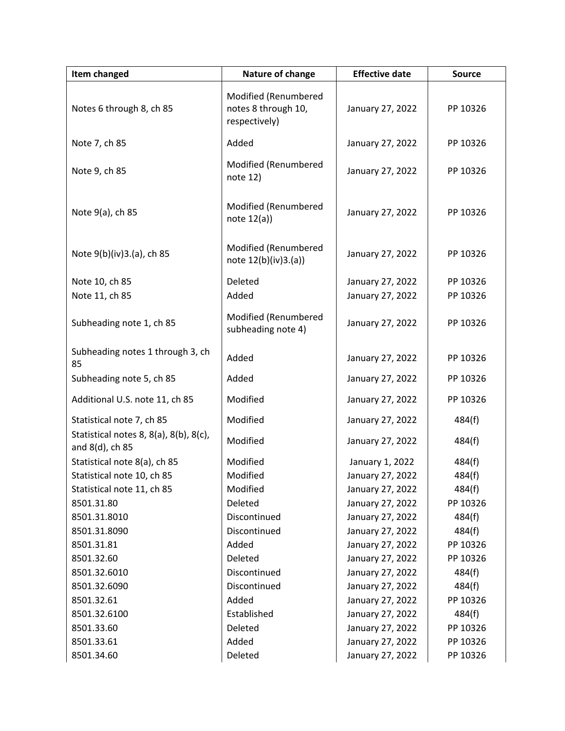| Item changed | Nature of change | Effective date | Source |
|---|---|---|---|
| Notes 6 through 8, ch 85 | Modified (Renumbered notes 8 through 10, respectively) | January 27, 2022 | PP 10326 |
| Note 7, ch 85 | Added | January 27, 2022 | PP 10326 |
| Note 9, ch 85 | Modified (Renumbered note 12) | January 27, 2022 | PP 10326 |
| Note 9(a), ch 85 | Modified (Renumbered note 12(a)) | January 27, 2022 | PP 10326 |
| Note 9(b)(iv)3.(a), ch 85 | Modified (Renumbered note 12(b)(iv)3.(a)) | January 27, 2022 | PP 10326 |
| Note 10, ch 85 | Deleted | January 27, 2022 | PP 10326 |
| Note 11, ch 85 | Added | January 27, 2022 | PP 10326 |
| Subheading note 1, ch 85 | Modified (Renumbered subheading note 4) | January 27, 2022 | PP 10326 |
| Subheading notes 1 through 3, ch 85 | Added | January 27, 2022 | PP 10326 |
| Subheading note 5, ch 85 | Added | January 27, 2022 | PP 10326 |
| Additional U.S. note 11, ch 85 | Modified | January 27, 2022 | PP 10326 |
| Statistical note 7, ch 85 | Modified | January 27, 2022 | 484(f) |
| Statistical notes 8, 8(a), 8(b), 8(c), and 8(d), ch 85 | Modified | January 27, 2022 | 484(f) |
| Statistical note 8(a), ch 85 | Modified | January 1, 2022 | 484(f) |
| Statistical note 10, ch 85 | Modified | January 27, 2022 | 484(f) |
| Statistical note 11, ch 85 | Modified | January 27, 2022 | 484(f) |
| 8501.31.80 | Deleted | January 27, 2022 | PP 10326 |
| 8501.31.8010 | Discontinued | January 27, 2022 | 484(f) |
| 8501.31.8090 | Discontinued | January 27, 2022 | 484(f) |
| 8501.31.81 | Added | January 27, 2022 | PP 10326 |
| 8501.32.60 | Deleted | January 27, 2022 | PP 10326 |
| 8501.32.6010 | Discontinued | January 27, 2022 | 484(f) |
| 8501.32.6090 | Discontinued | January 27, 2022 | 484(f) |
| 8501.32.61 | Added | January 27, 2022 | PP 10326 |
| 8501.32.6100 | Established | January 27, 2022 | 484(f) |
| 8501.33.60 | Deleted | January 27, 2022 | PP 10326 |
| 8501.33.61 | Added | January 27, 2022 | PP 10326 |
| 8501.34.60 | Deleted | January 27, 2022 | PP 10326 |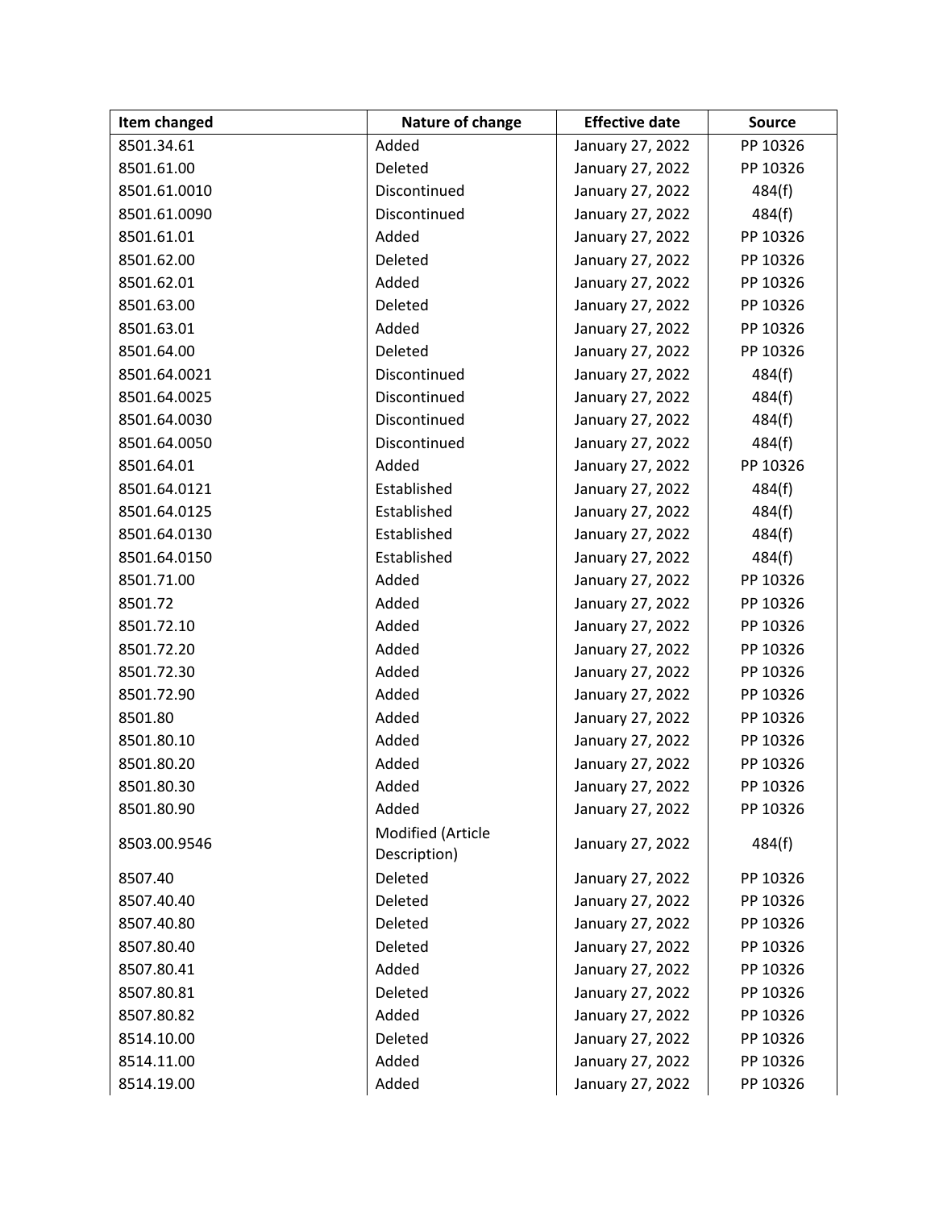| Item changed | Nature of change | Effective date | Source |
|---|---|---|---|
| 8501.34.61 | Added | January 27, 2022 | PP 10326 |
| 8501.61.00 | Deleted | January 27, 2022 | PP 10326 |
| 8501.61.0010 | Discontinued | January 27, 2022 | 484(f) |
| 8501.61.0090 | Discontinued | January 27, 2022 | 484(f) |
| 8501.61.01 | Added | January 27, 2022 | PP 10326 |
| 8501.62.00 | Deleted | January 27, 2022 | PP 10326 |
| 8501.62.01 | Added | January 27, 2022 | PP 10326 |
| 8501.63.00 | Deleted | January 27, 2022 | PP 10326 |
| 8501.63.01 | Added | January 27, 2022 | PP 10326 |
| 8501.64.00 | Deleted | January 27, 2022 | PP 10326 |
| 8501.64.0021 | Discontinued | January 27, 2022 | 484(f) |
| 8501.64.0025 | Discontinued | January 27, 2022 | 484(f) |
| 8501.64.0030 | Discontinued | January 27, 2022 | 484(f) |
| 8501.64.0050 | Discontinued | January 27, 2022 | 484(f) |
| 8501.64.01 | Added | January 27, 2022 | PP 10326 |
| 8501.64.0121 | Established | January 27, 2022 | 484(f) |
| 8501.64.0125 | Established | January 27, 2022 | 484(f) |
| 8501.64.0130 | Established | January 27, 2022 | 484(f) |
| 8501.64.0150 | Established | January 27, 2022 | 484(f) |
| 8501.71.00 | Added | January 27, 2022 | PP 10326 |
| 8501.72 | Added | January 27, 2022 | PP 10326 |
| 8501.72.10 | Added | January 27, 2022 | PP 10326 |
| 8501.72.20 | Added | January 27, 2022 | PP 10326 |
| 8501.72.30 | Added | January 27, 2022 | PP 10326 |
| 8501.72.90 | Added | January 27, 2022 | PP 10326 |
| 8501.80 | Added | January 27, 2022 | PP 10326 |
| 8501.80.10 | Added | January 27, 2022 | PP 10326 |
| 8501.80.20 | Added | January 27, 2022 | PP 10326 |
| 8501.80.30 | Added | January 27, 2022 | PP 10326 |
| 8501.80.90 | Added | January 27, 2022 | PP 10326 |
| 8503.00.9546 | Modified (Article Description) | January 27, 2022 | 484(f) |
| 8507.40 | Deleted | January 27, 2022 | PP 10326 |
| 8507.40.40 | Deleted | January 27, 2022 | PP 10326 |
| 8507.40.80 | Deleted | January 27, 2022 | PP 10326 |
| 8507.80.40 | Deleted | January 27, 2022 | PP 10326 |
| 8507.80.41 | Added | January 27, 2022 | PP 10326 |
| 8507.80.81 | Deleted | January 27, 2022 | PP 10326 |
| 8507.80.82 | Added | January 27, 2022 | PP 10326 |
| 8514.10.00 | Deleted | January 27, 2022 | PP 10326 |
| 8514.11.00 | Added | January 27, 2022 | PP 10326 |
| 8514.19.00 | Added | January 27, 2022 | PP 10326 |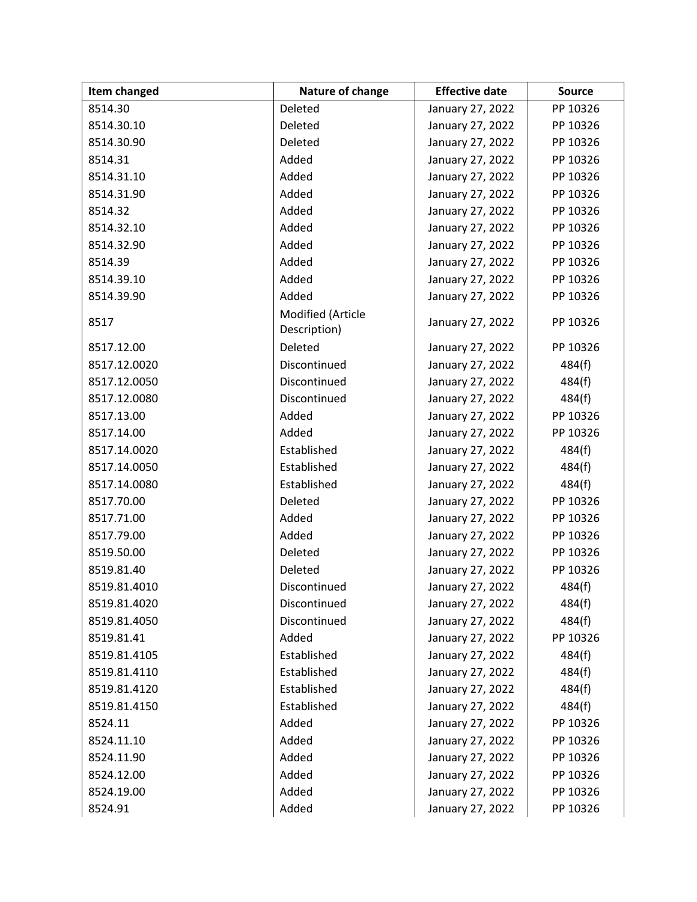| Item changed | Nature of change | Effective date | Source |
|---|---|---|---|
| 8514.30 | Deleted | January 27, 2022 | PP 10326 |
| 8514.30.10 | Deleted | January 27, 2022 | PP 10326 |
| 8514.30.90 | Deleted | January 27, 2022 | PP 10326 |
| 8514.31 | Added | January 27, 2022 | PP 10326 |
| 8514.31.10 | Added | January 27, 2022 | PP 10326 |
| 8514.31.90 | Added | January 27, 2022 | PP 10326 |
| 8514.32 | Added | January 27, 2022 | PP 10326 |
| 8514.32.10 | Added | January 27, 2022 | PP 10326 |
| 8514.32.90 | Added | January 27, 2022 | PP 10326 |
| 8514.39 | Added | January 27, 2022 | PP 10326 |
| 8514.39.10 | Added | January 27, 2022 | PP 10326 |
| 8514.39.90 | Added | January 27, 2022 | PP 10326 |
| 8517 | Modified (Article Description) | January 27, 2022 | PP 10326 |
| 8517.12.00 | Deleted | January 27, 2022 | PP 10326 |
| 8517.12.0020 | Discontinued | January 27, 2022 | 484(f) |
| 8517.12.0050 | Discontinued | January 27, 2022 | 484(f) |
| 8517.12.0080 | Discontinued | January 27, 2022 | 484(f) |
| 8517.13.00 | Added | January 27, 2022 | PP 10326 |
| 8517.14.00 | Added | January 27, 2022 | PP 10326 |
| 8517.14.0020 | Established | January 27, 2022 | 484(f) |
| 8517.14.0050 | Established | January 27, 2022 | 484(f) |
| 8517.14.0080 | Established | January 27, 2022 | 484(f) |
| 8517.70.00 | Deleted | January 27, 2022 | PP 10326 |
| 8517.71.00 | Added | January 27, 2022 | PP 10326 |
| 8517.79.00 | Added | January 27, 2022 | PP 10326 |
| 8519.50.00 | Deleted | January 27, 2022 | PP 10326 |
| 8519.81.40 | Deleted | January 27, 2022 | PP 10326 |
| 8519.81.4010 | Discontinued | January 27, 2022 | 484(f) |
| 8519.81.4020 | Discontinued | January 27, 2022 | 484(f) |
| 8519.81.4050 | Discontinued | January 27, 2022 | 484(f) |
| 8519.81.41 | Added | January 27, 2022 | PP 10326 |
| 8519.81.4105 | Established | January 27, 2022 | 484(f) |
| 8519.81.4110 | Established | January 27, 2022 | 484(f) |
| 8519.81.4120 | Established | January 27, 2022 | 484(f) |
| 8519.81.4150 | Established | January 27, 2022 | 484(f) |
| 8524.11 | Added | January 27, 2022 | PP 10326 |
| 8524.11.10 | Added | January 27, 2022 | PP 10326 |
| 8524.11.90 | Added | January 27, 2022 | PP 10326 |
| 8524.12.00 | Added | January 27, 2022 | PP 10326 |
| 8524.19.00 | Added | January 27, 2022 | PP 10326 |
| 8524.91 | Added | January 27, 2022 | PP 10326 |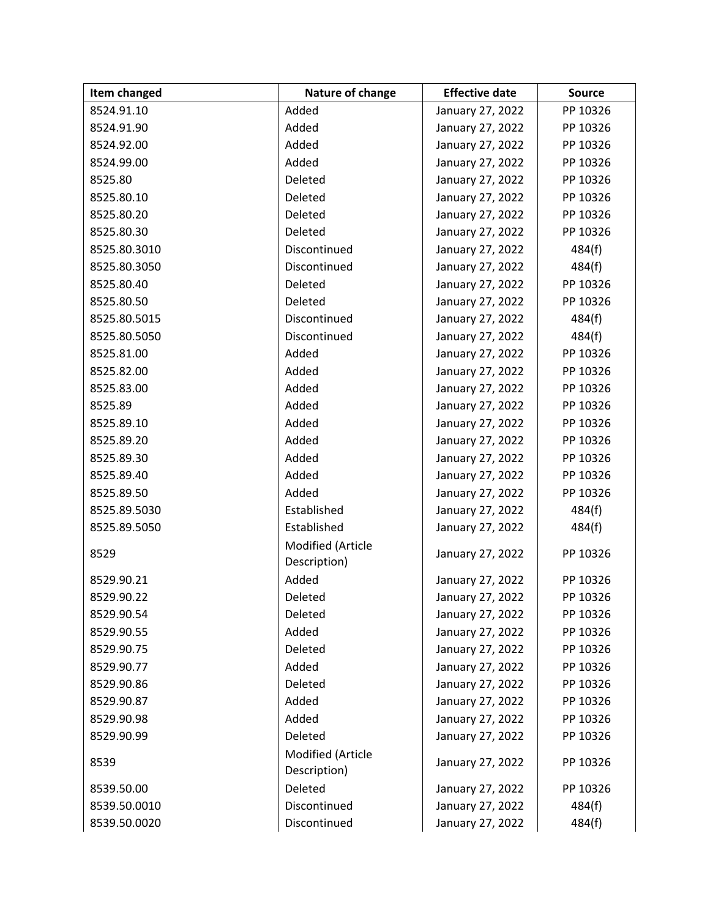| Item changed | Nature of change | Effective date | Source |
|---|---|---|---|
| 8524.91.10 | Added | January 27, 2022 | PP 10326 |
| 8524.91.90 | Added | January 27, 2022 | PP 10326 |
| 8524.92.00 | Added | January 27, 2022 | PP 10326 |
| 8524.99.00 | Added | January 27, 2022 | PP 10326 |
| 8525.80 | Deleted | January 27, 2022 | PP 10326 |
| 8525.80.10 | Deleted | January 27, 2022 | PP 10326 |
| 8525.80.20 | Deleted | January 27, 2022 | PP 10326 |
| 8525.80.30 | Deleted | January 27, 2022 | PP 10326 |
| 8525.80.3010 | Discontinued | January 27, 2022 | 484(f) |
| 8525.80.3050 | Discontinued | January 27, 2022 | 484(f) |
| 8525.80.40 | Deleted | January 27, 2022 | PP 10326 |
| 8525.80.50 | Deleted | January 27, 2022 | PP 10326 |
| 8525.80.5015 | Discontinued | January 27, 2022 | 484(f) |
| 8525.80.5050 | Discontinued | January 27, 2022 | 484(f) |
| 8525.81.00 | Added | January 27, 2022 | PP 10326 |
| 8525.82.00 | Added | January 27, 2022 | PP 10326 |
| 8525.83.00 | Added | January 27, 2022 | PP 10326 |
| 8525.89 | Added | January 27, 2022 | PP 10326 |
| 8525.89.10 | Added | January 27, 2022 | PP 10326 |
| 8525.89.20 | Added | January 27, 2022 | PP 10326 |
| 8525.89.30 | Added | January 27, 2022 | PP 10326 |
| 8525.89.40 | Added | January 27, 2022 | PP 10326 |
| 8525.89.50 | Added | January 27, 2022 | PP 10326 |
| 8525.89.5030 | Established | January 27, 2022 | 484(f) |
| 8525.89.5050 | Established | January 27, 2022 | 484(f) |
| 8529 | Modified (Article Description) | January 27, 2022 | PP 10326 |
| 8529.90.21 | Added | January 27, 2022 | PP 10326 |
| 8529.90.22 | Deleted | January 27, 2022 | PP 10326 |
| 8529.90.54 | Deleted | January 27, 2022 | PP 10326 |
| 8529.90.55 | Added | January 27, 2022 | PP 10326 |
| 8529.90.75 | Deleted | January 27, 2022 | PP 10326 |
| 8529.90.77 | Added | January 27, 2022 | PP 10326 |
| 8529.90.86 | Deleted | January 27, 2022 | PP 10326 |
| 8529.90.87 | Added | January 27, 2022 | PP 10326 |
| 8529.90.98 | Added | January 27, 2022 | PP 10326 |
| 8529.90.99 | Deleted | January 27, 2022 | PP 10326 |
| 8539 | Modified (Article Description) | January 27, 2022 | PP 10326 |
| 8539.50.00 | Deleted | January 27, 2022 | PP 10326 |
| 8539.50.0010 | Discontinued | January 27, 2022 | 484(f) |
| 8539.50.0020 | Discontinued | January 27, 2022 | 484(f) |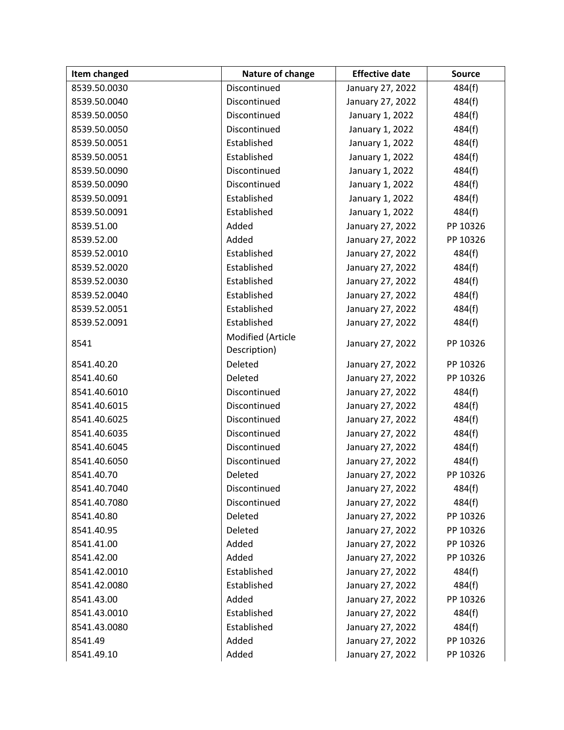| Item changed | Nature of change | Effective date | Source |
| --- | --- | --- | --- |
| 8539.50.0030 | Discontinued | January 27, 2022 | 484(f) |
| 8539.50.0040 | Discontinued | January 27, 2022 | 484(f) |
| 8539.50.0050 | Discontinued | January 1, 2022 | 484(f) |
| 8539.50.0050 | Discontinued | January 1, 2022 | 484(f) |
| 8539.50.0051 | Established | January 1, 2022 | 484(f) |
| 8539.50.0051 | Established | January 1, 2022 | 484(f) |
| 8539.50.0090 | Discontinued | January 1, 2022 | 484(f) |
| 8539.50.0090 | Discontinued | January 1, 2022 | 484(f) |
| 8539.50.0091 | Established | January 1, 2022 | 484(f) |
| 8539.50.0091 | Established | January 1, 2022 | 484(f) |
| 8539.51.00 | Added | January 27, 2022 | PP 10326 |
| 8539.52.00 | Added | January 27, 2022 | PP 10326 |
| 8539.52.0010 | Established | January 27, 2022 | 484(f) |
| 8539.52.0020 | Established | January 27, 2022 | 484(f) |
| 8539.52.0030 | Established | January 27, 2022 | 484(f) |
| 8539.52.0040 | Established | January 27, 2022 | 484(f) |
| 8539.52.0051 | Established | January 27, 2022 | 484(f) |
| 8539.52.0091 | Established | January 27, 2022 | 484(f) |
| 8541 | Modified (Article Description) | January 27, 2022 | PP 10326 |
| 8541.40.20 | Deleted | January 27, 2022 | PP 10326 |
| 8541.40.60 | Deleted | January 27, 2022 | PP 10326 |
| 8541.40.6010 | Discontinued | January 27, 2022 | 484(f) |
| 8541.40.6015 | Discontinued | January 27, 2022 | 484(f) |
| 8541.40.6025 | Discontinued | January 27, 2022 | 484(f) |
| 8541.40.6035 | Discontinued | January 27, 2022 | 484(f) |
| 8541.40.6045 | Discontinued | January 27, 2022 | 484(f) |
| 8541.40.6050 | Discontinued | January 27, 2022 | 484(f) |
| 8541.40.70 | Deleted | January 27, 2022 | PP 10326 |
| 8541.40.7040 | Discontinued | January 27, 2022 | 484(f) |
| 8541.40.7080 | Discontinued | January 27, 2022 | 484(f) |
| 8541.40.80 | Deleted | January 27, 2022 | PP 10326 |
| 8541.40.95 | Deleted | January 27, 2022 | PP 10326 |
| 8541.41.00 | Added | January 27, 2022 | PP 10326 |
| 8541.42.00 | Added | January 27, 2022 | PP 10326 |
| 8541.42.0010 | Established | January 27, 2022 | 484(f) |
| 8541.42.0080 | Established | January 27, 2022 | 484(f) |
| 8541.43.00 | Added | January 27, 2022 | PP 10326 |
| 8541.43.0010 | Established | January 27, 2022 | 484(f) |
| 8541.43.0080 | Established | January 27, 2022 | 484(f) |
| 8541.49 | Added | January 27, 2022 | PP 10326 |
| 8541.49.10 | Added | January 27, 2022 | PP 10326 |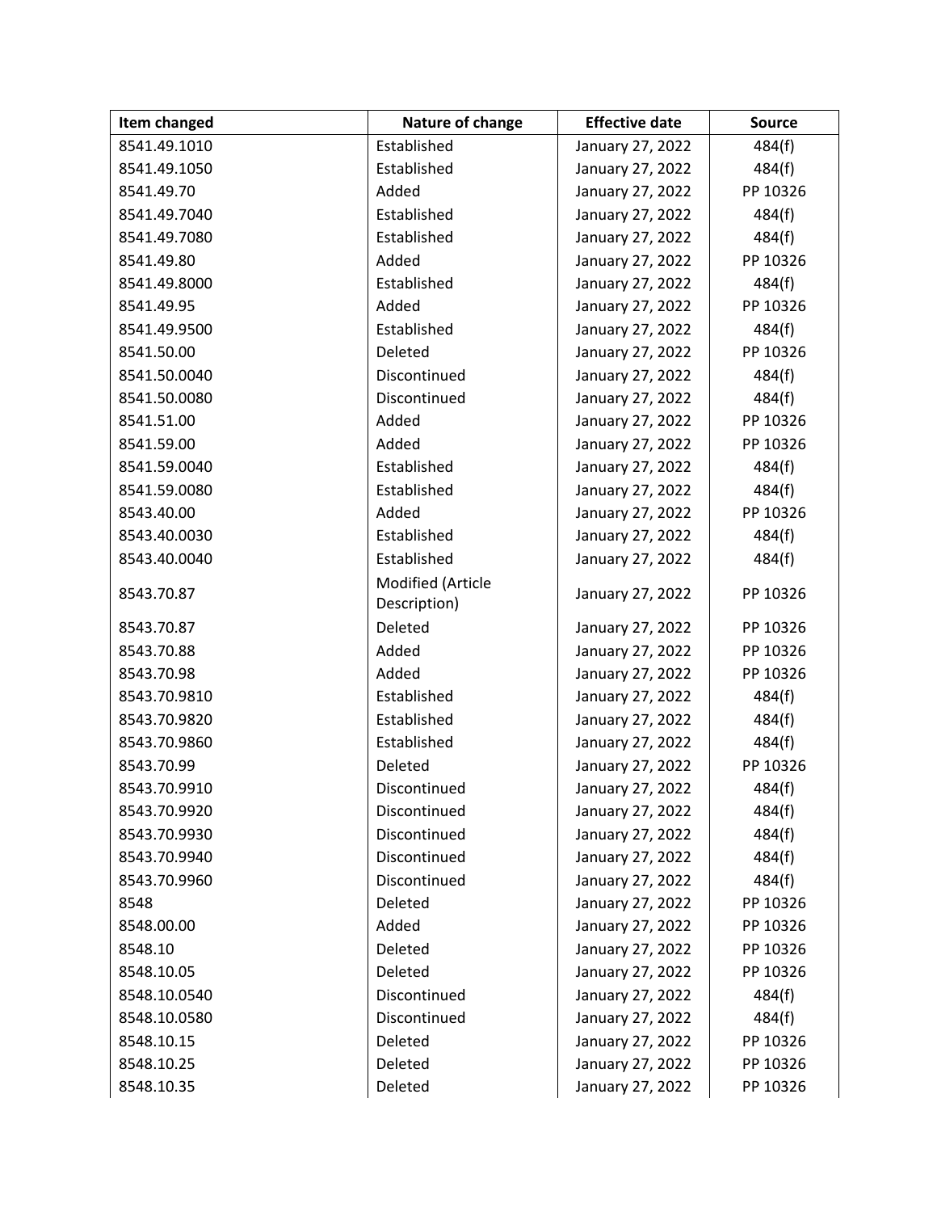| Item changed | Nature of change | Effective date | Source |
|---|---|---|---|
| 8541.49.1010 | Established | January 27, 2022 | 484(f) |
| 8541.49.1050 | Established | January 27, 2022 | 484(f) |
| 8541.49.70 | Added | January 27, 2022 | PP 10326 |
| 8541.49.7040 | Established | January 27, 2022 | 484(f) |
| 8541.49.7080 | Established | January 27, 2022 | 484(f) |
| 8541.49.80 | Added | January 27, 2022 | PP 10326 |
| 8541.49.8000 | Established | January 27, 2022 | 484(f) |
| 8541.49.95 | Added | January 27, 2022 | PP 10326 |
| 8541.49.9500 | Established | January 27, 2022 | 484(f) |
| 8541.50.00 | Deleted | January 27, 2022 | PP 10326 |
| 8541.50.0040 | Discontinued | January 27, 2022 | 484(f) |
| 8541.50.0080 | Discontinued | January 27, 2022 | 484(f) |
| 8541.51.00 | Added | January 27, 2022 | PP 10326 |
| 8541.59.00 | Added | January 27, 2022 | PP 10326 |
| 8541.59.0040 | Established | January 27, 2022 | 484(f) |
| 8541.59.0080 | Established | January 27, 2022 | 484(f) |
| 8543.40.00 | Added | January 27, 2022 | PP 10326 |
| 8543.40.0030 | Established | January 27, 2022 | 484(f) |
| 8543.40.0040 | Established | January 27, 2022 | 484(f) |
| 8543.70.87 | Modified (Article Description) | January 27, 2022 | PP 10326 |
| 8543.70.87 | Deleted | January 27, 2022 | PP 10326 |
| 8543.70.88 | Added | January 27, 2022 | PP 10326 |
| 8543.70.98 | Added | January 27, 2022 | PP 10326 |
| 8543.70.9810 | Established | January 27, 2022 | 484(f) |
| 8543.70.9820 | Established | January 27, 2022 | 484(f) |
| 8543.70.9860 | Established | January 27, 2022 | 484(f) |
| 8543.70.99 | Deleted | January 27, 2022 | PP 10326 |
| 8543.70.9910 | Discontinued | January 27, 2022 | 484(f) |
| 8543.70.9920 | Discontinued | January 27, 2022 | 484(f) |
| 8543.70.9930 | Discontinued | January 27, 2022 | 484(f) |
| 8543.70.9940 | Discontinued | January 27, 2022 | 484(f) |
| 8543.70.9960 | Discontinued | January 27, 2022 | 484(f) |
| 8548 | Deleted | January 27, 2022 | PP 10326 |
| 8548.00.00 | Added | January 27, 2022 | PP 10326 |
| 8548.10 | Deleted | January 27, 2022 | PP 10326 |
| 8548.10.05 | Deleted | January 27, 2022 | PP 10326 |
| 8548.10.0540 | Discontinued | January 27, 2022 | 484(f) |
| 8548.10.0580 | Discontinued | January 27, 2022 | 484(f) |
| 8548.10.15 | Deleted | January 27, 2022 | PP 10326 |
| 8548.10.25 | Deleted | January 27, 2022 | PP 10326 |
| 8548.10.35 | Deleted | January 27, 2022 | PP 10326 |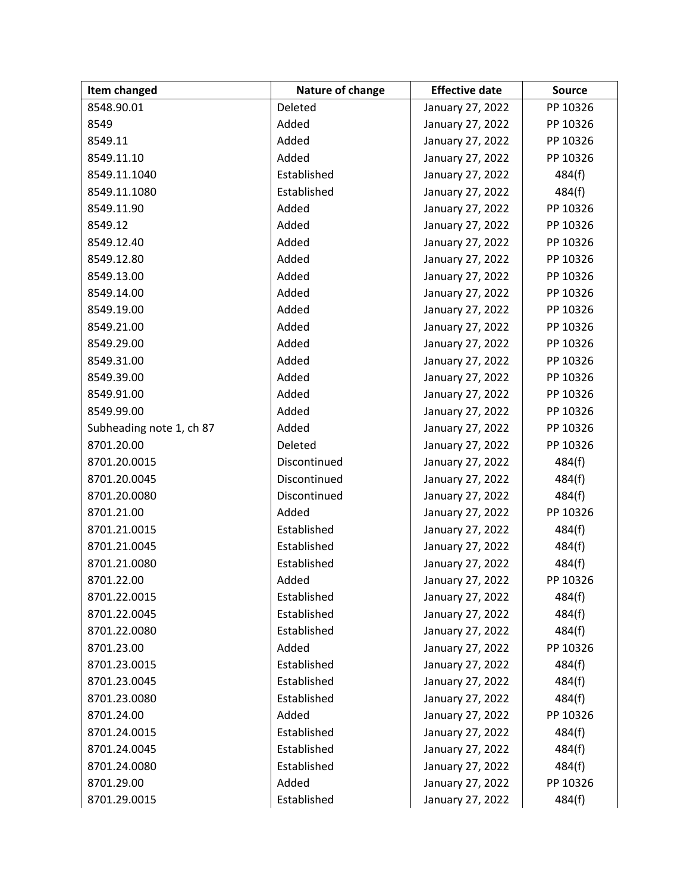| Item changed | Nature of change | Effective date | Source |
| --- | --- | --- | --- |
| 8548.90.01 | Deleted | January 27, 2022 | PP 10326 |
| 8549 | Added | January 27, 2022 | PP 10326 |
| 8549.11 | Added | January 27, 2022 | PP 10326 |
| 8549.11.10 | Added | January 27, 2022 | PP 10326 |
| 8549.11.1040 | Established | January 27, 2022 | 484(f) |
| 8549.11.1080 | Established | January 27, 2022 | 484(f) |
| 8549.11.90 | Added | January 27, 2022 | PP 10326 |
| 8549.12 | Added | January 27, 2022 | PP 10326 |
| 8549.12.40 | Added | January 27, 2022 | PP 10326 |
| 8549.12.80 | Added | January 27, 2022 | PP 10326 |
| 8549.13.00 | Added | January 27, 2022 | PP 10326 |
| 8549.14.00 | Added | January 27, 2022 | PP 10326 |
| 8549.19.00 | Added | January 27, 2022 | PP 10326 |
| 8549.21.00 | Added | January 27, 2022 | PP 10326 |
| 8549.29.00 | Added | January 27, 2022 | PP 10326 |
| 8549.31.00 | Added | January 27, 2022 | PP 10326 |
| 8549.39.00 | Added | January 27, 2022 | PP 10326 |
| 8549.91.00 | Added | January 27, 2022 | PP 10326 |
| 8549.99.00 | Added | January 27, 2022 | PP 10326 |
| Subheading note 1, ch 87 | Added | January 27, 2022 | PP 10326 |
| 8701.20.00 | Deleted | January 27, 2022 | PP 10326 |
| 8701.20.0015 | Discontinued | January 27, 2022 | 484(f) |
| 8701.20.0045 | Discontinued | January 27, 2022 | 484(f) |
| 8701.20.0080 | Discontinued | January 27, 2022 | 484(f) |
| 8701.21.00 | Added | January 27, 2022 | PP 10326 |
| 8701.21.0015 | Established | January 27, 2022 | 484(f) |
| 8701.21.0045 | Established | January 27, 2022 | 484(f) |
| 8701.21.0080 | Established | January 27, 2022 | 484(f) |
| 8701.22.00 | Added | January 27, 2022 | PP 10326 |
| 8701.22.0015 | Established | January 27, 2022 | 484(f) |
| 8701.22.0045 | Established | January 27, 2022 | 484(f) |
| 8701.22.0080 | Established | January 27, 2022 | 484(f) |
| 8701.23.00 | Added | January 27, 2022 | PP 10326 |
| 8701.23.0015 | Established | January 27, 2022 | 484(f) |
| 8701.23.0045 | Established | January 27, 2022 | 484(f) |
| 8701.23.0080 | Established | January 27, 2022 | 484(f) |
| 8701.24.00 | Added | January 27, 2022 | PP 10326 |
| 8701.24.0015 | Established | January 27, 2022 | 484(f) |
| 8701.24.0045 | Established | January 27, 2022 | 484(f) |
| 8701.24.0080 | Established | January 27, 2022 | 484(f) |
| 8701.29.00 | Added | January 27, 2022 | PP 10326 |
| 8701.29.0015 | Established | January 27, 2022 | 484(f) |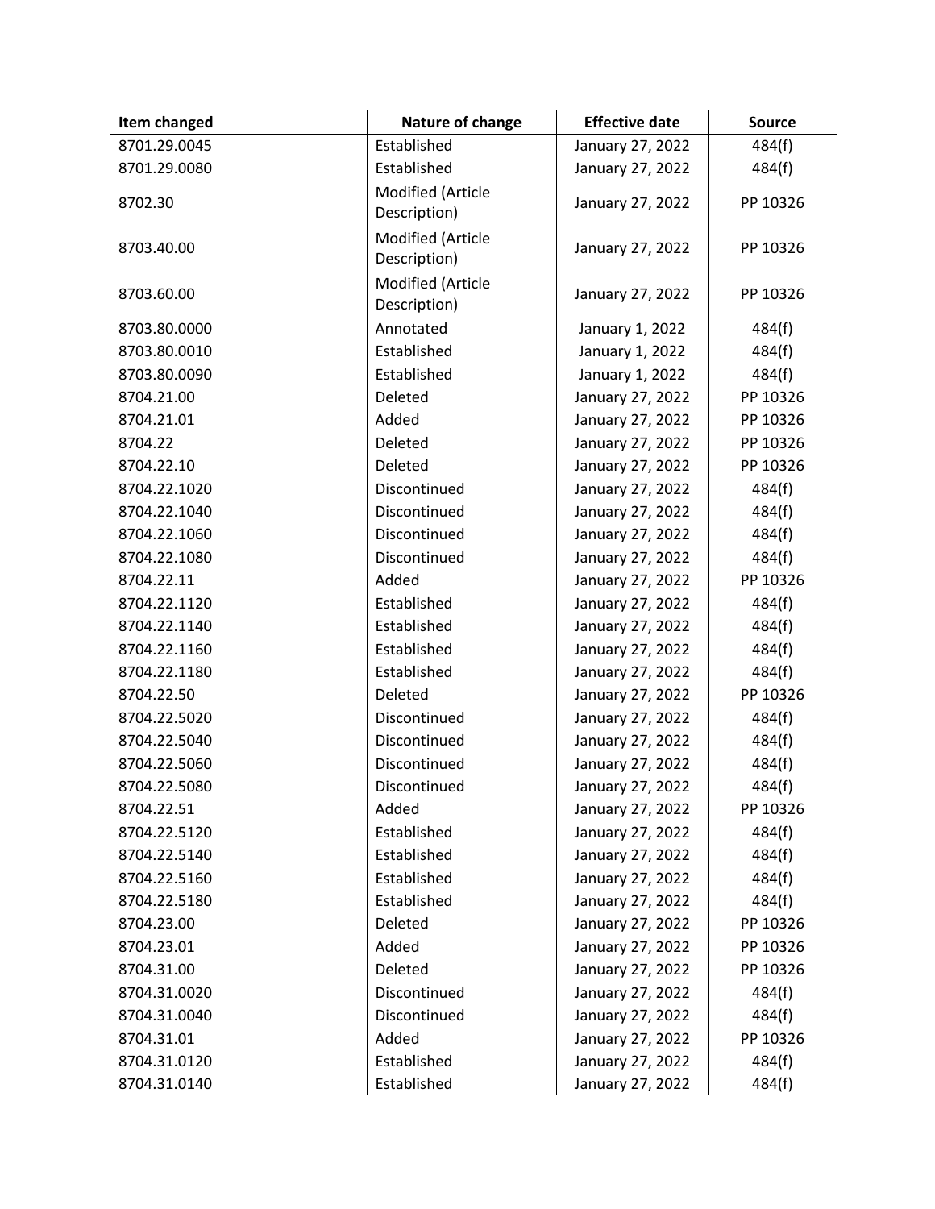| Item changed | Nature of change | Effective date | Source |
|---|---|---|---|
| 8701.29.0045 | Established | January 27, 2022 | 484(f) |
| 8701.29.0080 | Established | January 27, 2022 | 484(f) |
| 8702.30 | Modified (Article Description) | January 27, 2022 | PP 10326 |
| 8703.40.00 | Modified (Article Description) | January 27, 2022 | PP 10326 |
| 8703.60.00 | Modified (Article Description) | January 27, 2022 | PP 10326 |
| 8703.80.0000 | Annotated | January 1, 2022 | 484(f) |
| 8703.80.0010 | Established | January 1, 2022 | 484(f) |
| 8703.80.0090 | Established | January 1, 2022 | 484(f) |
| 8704.21.00 | Deleted | January 27, 2022 | PP 10326 |
| 8704.21.01 | Added | January 27, 2022 | PP 10326 |
| 8704.22 | Deleted | January 27, 2022 | PP 10326 |
| 8704.22.10 | Deleted | January 27, 2022 | PP 10326 |
| 8704.22.1020 | Discontinued | January 27, 2022 | 484(f) |
| 8704.22.1040 | Discontinued | January 27, 2022 | 484(f) |
| 8704.22.1060 | Discontinued | January 27, 2022 | 484(f) |
| 8704.22.1080 | Discontinued | January 27, 2022 | 484(f) |
| 8704.22.11 | Added | January 27, 2022 | PP 10326 |
| 8704.22.1120 | Established | January 27, 2022 | 484(f) |
| 8704.22.1140 | Established | January 27, 2022 | 484(f) |
| 8704.22.1160 | Established | January 27, 2022 | 484(f) |
| 8704.22.1180 | Established | January 27, 2022 | 484(f) |
| 8704.22.50 | Deleted | January 27, 2022 | PP 10326 |
| 8704.22.5020 | Discontinued | January 27, 2022 | 484(f) |
| 8704.22.5040 | Discontinued | January 27, 2022 | 484(f) |
| 8704.22.5060 | Discontinued | January 27, 2022 | 484(f) |
| 8704.22.5080 | Discontinued | January 27, 2022 | 484(f) |
| 8704.22.51 | Added | January 27, 2022 | PP 10326 |
| 8704.22.5120 | Established | January 27, 2022 | 484(f) |
| 8704.22.5140 | Established | January 27, 2022 | 484(f) |
| 8704.22.5160 | Established | January 27, 2022 | 484(f) |
| 8704.22.5180 | Established | January 27, 2022 | 484(f) |
| 8704.23.00 | Deleted | January 27, 2022 | PP 10326 |
| 8704.23.01 | Added | January 27, 2022 | PP 10326 |
| 8704.31.00 | Deleted | January 27, 2022 | PP 10326 |
| 8704.31.0020 | Discontinued | January 27, 2022 | 484(f) |
| 8704.31.0040 | Discontinued | January 27, 2022 | 484(f) |
| 8704.31.01 | Added | January 27, 2022 | PP 10326 |
| 8704.31.0120 | Established | January 27, 2022 | 484(f) |
| 8704.31.0140 | Established | January 27, 2022 | 484(f) |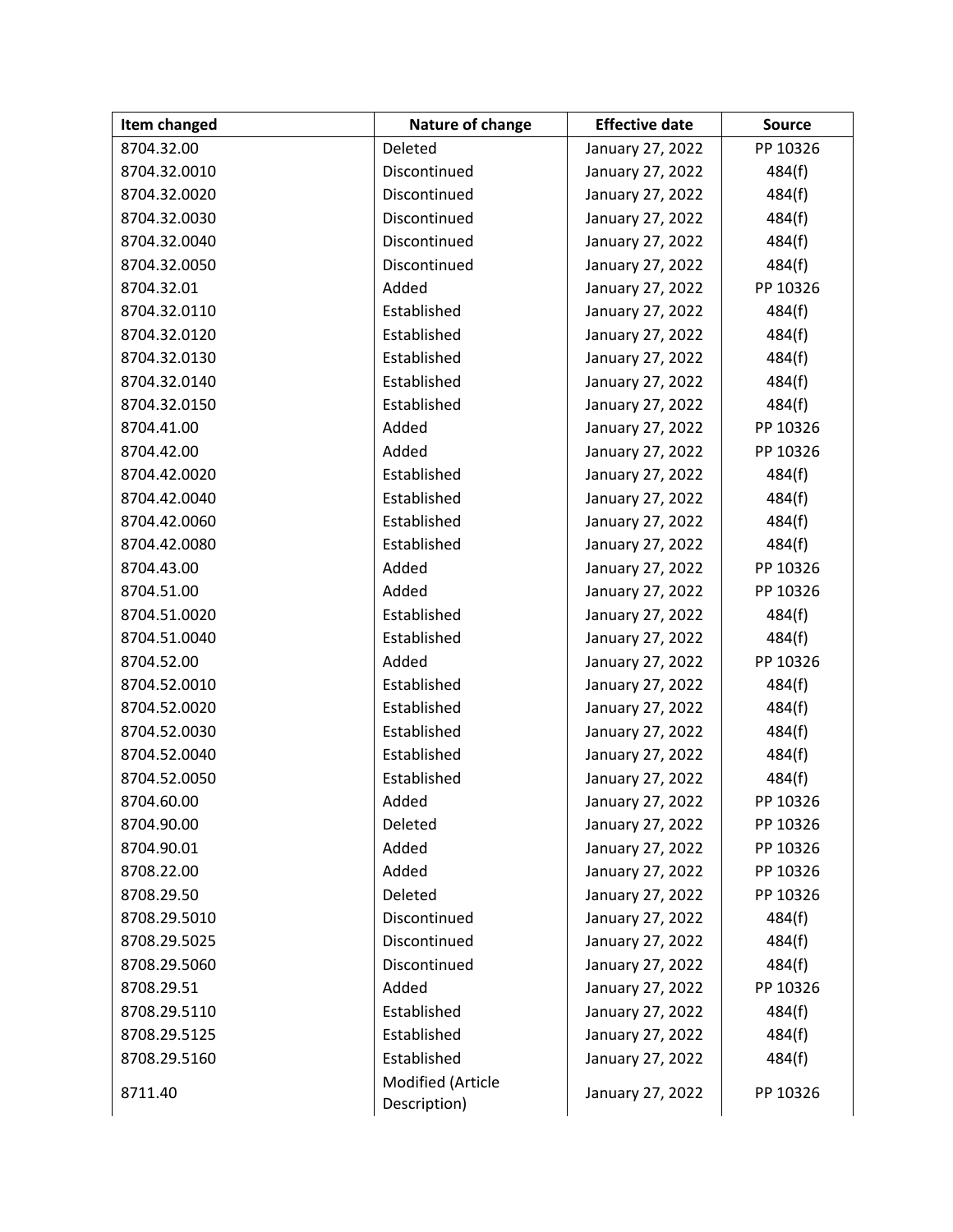| Item changed | Nature of change | Effective date | Source |
|---|---|---|---|
| 8704.32.00 | Deleted | January 27, 2022 | PP 10326 |
| 8704.32.0010 | Discontinued | January 27, 2022 | 484(f) |
| 8704.32.0020 | Discontinued | January 27, 2022 | 484(f) |
| 8704.32.0030 | Discontinued | January 27, 2022 | 484(f) |
| 8704.32.0040 | Discontinued | January 27, 2022 | 484(f) |
| 8704.32.0050 | Discontinued | January 27, 2022 | 484(f) |
| 8704.32.01 | Added | January 27, 2022 | PP 10326 |
| 8704.32.0110 | Established | January 27, 2022 | 484(f) |
| 8704.32.0120 | Established | January 27, 2022 | 484(f) |
| 8704.32.0130 | Established | January 27, 2022 | 484(f) |
| 8704.32.0140 | Established | January 27, 2022 | 484(f) |
| 8704.32.0150 | Established | January 27, 2022 | 484(f) |
| 8704.41.00 | Added | January 27, 2022 | PP 10326 |
| 8704.42.00 | Added | January 27, 2022 | PP 10326 |
| 8704.42.0020 | Established | January 27, 2022 | 484(f) |
| 8704.42.0040 | Established | January 27, 2022 | 484(f) |
| 8704.42.0060 | Established | January 27, 2022 | 484(f) |
| 8704.42.0080 | Established | January 27, 2022 | 484(f) |
| 8704.43.00 | Added | January 27, 2022 | PP 10326 |
| 8704.51.00 | Added | January 27, 2022 | PP 10326 |
| 8704.51.0020 | Established | January 27, 2022 | 484(f) |
| 8704.51.0040 | Established | January 27, 2022 | 484(f) |
| 8704.52.00 | Added | January 27, 2022 | PP 10326 |
| 8704.52.0010 | Established | January 27, 2022 | 484(f) |
| 8704.52.0020 | Established | January 27, 2022 | 484(f) |
| 8704.52.0030 | Established | January 27, 2022 | 484(f) |
| 8704.52.0040 | Established | January 27, 2022 | 484(f) |
| 8704.52.0050 | Established | January 27, 2022 | 484(f) |
| 8704.60.00 | Added | January 27, 2022 | PP 10326 |
| 8704.90.00 | Deleted | January 27, 2022 | PP 10326 |
| 8704.90.01 | Added | January 27, 2022 | PP 10326 |
| 8708.22.00 | Added | January 27, 2022 | PP 10326 |
| 8708.29.50 | Deleted | January 27, 2022 | PP 10326 |
| 8708.29.5010 | Discontinued | January 27, 2022 | 484(f) |
| 8708.29.5025 | Discontinued | January 27, 2022 | 484(f) |
| 8708.29.5060 | Discontinued | January 27, 2022 | 484(f) |
| 8708.29.51 | Added | January 27, 2022 | PP 10326 |
| 8708.29.5110 | Established | January 27, 2022 | 484(f) |
| 8708.29.5125 | Established | January 27, 2022 | 484(f) |
| 8708.29.5160 | Established | January 27, 2022 | 484(f) |
| 8711.40 | Modified (Article Description) | January 27, 2022 | PP 10326 |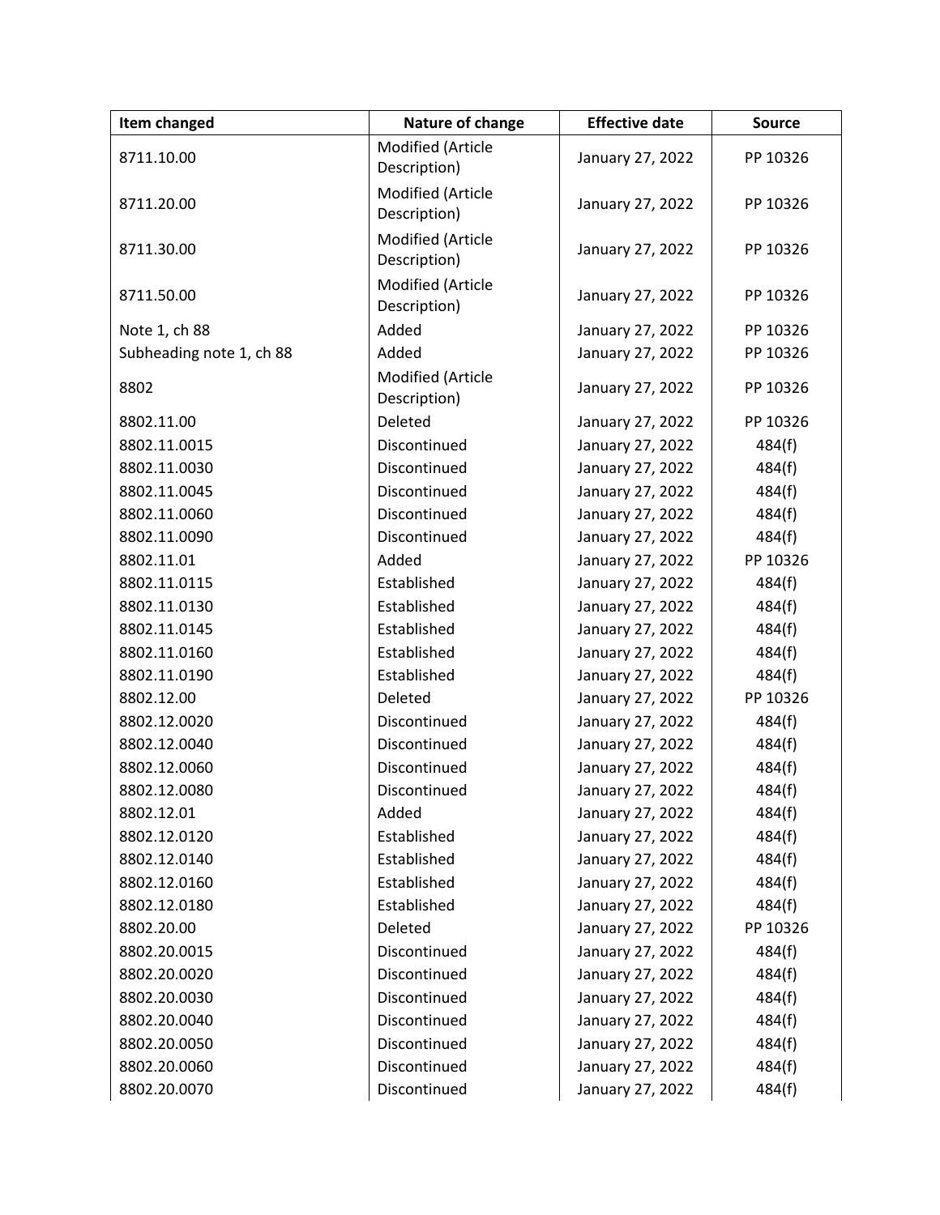| Item changed | Nature of change | Effective date | Source |
| --- | --- | --- | --- |
| 8711.10.00 | Modified (Article Description) | January 27, 2022 | PP 10326 |
| 8711.20.00 | Modified (Article Description) | January 27, 2022 | PP 10326 |
| 8711.30.00 | Modified (Article Description) | January 27, 2022 | PP 10326 |
| 8711.50.00 | Modified (Article Description) | January 27, 2022 | PP 10326 |
| Note 1, ch 88 | Added | January 27, 2022 | PP 10326 |
| Subheading note 1, ch 88 | Added | January 27, 2022 | PP 10326 |
| 8802 | Modified (Article Description) | January 27, 2022 | PP 10326 |
| 8802.11.00 | Deleted | January 27, 2022 | PP 10326 |
| 8802.11.0015 | Discontinued | January 27, 2022 | 484(f) |
| 8802.11.0030 | Discontinued | January 27, 2022 | 484(f) |
| 8802.11.0045 | Discontinued | January 27, 2022 | 484(f) |
| 8802.11.0060 | Discontinued | January 27, 2022 | 484(f) |
| 8802.11.0090 | Discontinued | January 27, 2022 | 484(f) |
| 8802.11.01 | Added | January 27, 2022 | PP 10326 |
| 8802.11.0115 | Established | January 27, 2022 | 484(f) |
| 8802.11.0130 | Established | January 27, 2022 | 484(f) |
| 8802.11.0145 | Established | January 27, 2022 | 484(f) |
| 8802.11.0160 | Established | January 27, 2022 | 484(f) |
| 8802.11.0190 | Established | January 27, 2022 | 484(f) |
| 8802.12.00 | Deleted | January 27, 2022 | PP 10326 |
| 8802.12.0020 | Discontinued | January 27, 2022 | 484(f) |
| 8802.12.0040 | Discontinued | January 27, 2022 | 484(f) |
| 8802.12.0060 | Discontinued | January 27, 2022 | 484(f) |
| 8802.12.0080 | Discontinued | January 27, 2022 | 484(f) |
| 8802.12.01 | Added | January 27, 2022 | 484(f) |
| 8802.12.0120 | Established | January 27, 2022 | 484(f) |
| 8802.12.0140 | Established | January 27, 2022 | 484(f) |
| 8802.12.0160 | Established | January 27, 2022 | 484(f) |
| 8802.12.0180 | Established | January 27, 2022 | 484(f) |
| 8802.20.00 | Deleted | January 27, 2022 | PP 10326 |
| 8802.20.0015 | Discontinued | January 27, 2022 | 484(f) |
| 8802.20.0020 | Discontinued | January 27, 2022 | 484(f) |
| 8802.20.0030 | Discontinued | January 27, 2022 | 484(f) |
| 8802.20.0040 | Discontinued | January 27, 2022 | 484(f) |
| 8802.20.0050 | Discontinued | January 27, 2022 | 484(f) |
| 8802.20.0060 | Discontinued | January 27, 2022 | 484(f) |
| 8802.20.0070 | Discontinued | January 27, 2022 | 484(f) |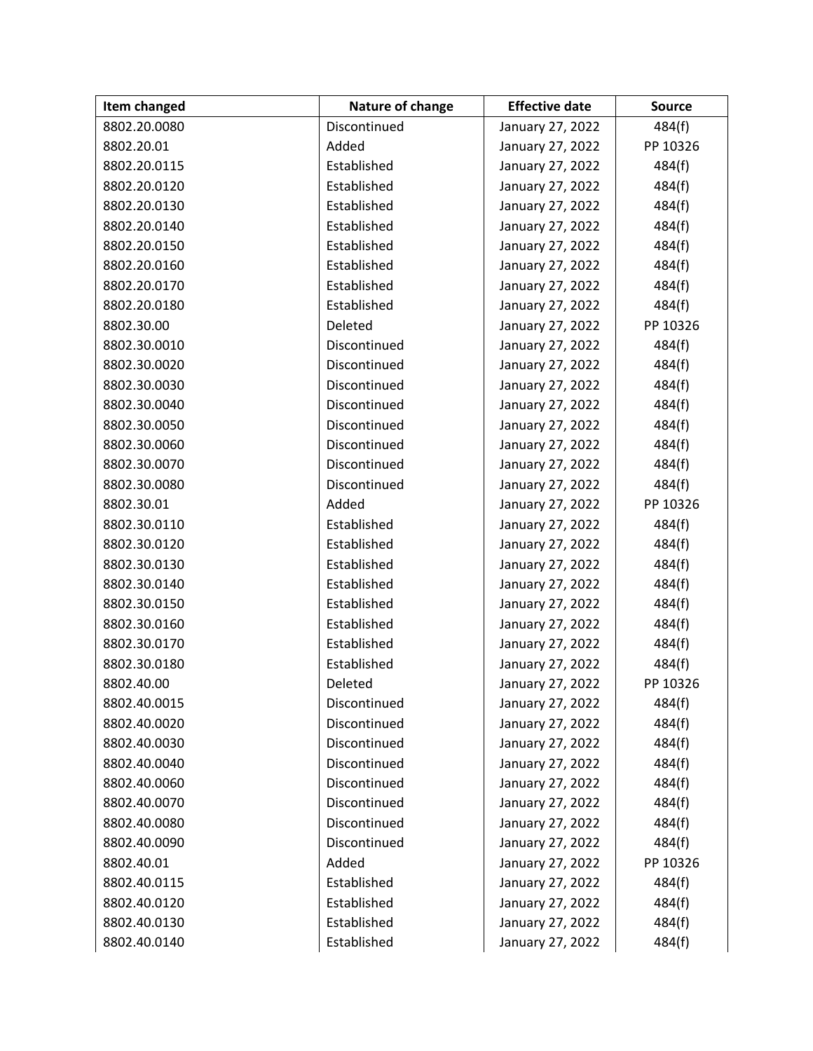| Item changed | Nature of change | Effective date | Source |
|---|---|---|---|
| 8802.20.0080 | Discontinued | January 27, 2022 | 484(f) |
| 8802.20.01 | Added | January 27, 2022 | PP 10326 |
| 8802.20.0115 | Established | January 27, 2022 | 484(f) |
| 8802.20.0120 | Established | January 27, 2022 | 484(f) |
| 8802.20.0130 | Established | January 27, 2022 | 484(f) |
| 8802.20.0140 | Established | January 27, 2022 | 484(f) |
| 8802.20.0150 | Established | January 27, 2022 | 484(f) |
| 8802.20.0160 | Established | January 27, 2022 | 484(f) |
| 8802.20.0170 | Established | January 27, 2022 | 484(f) |
| 8802.20.0180 | Established | January 27, 2022 | 484(f) |
| 8802.30.00 | Deleted | January 27, 2022 | PP 10326 |
| 8802.30.0010 | Discontinued | January 27, 2022 | 484(f) |
| 8802.30.0020 | Discontinued | January 27, 2022 | 484(f) |
| 8802.30.0030 | Discontinued | January 27, 2022 | 484(f) |
| 8802.30.0040 | Discontinued | January 27, 2022 | 484(f) |
| 8802.30.0050 | Discontinued | January 27, 2022 | 484(f) |
| 8802.30.0060 | Discontinued | January 27, 2022 | 484(f) |
| 8802.30.0070 | Discontinued | January 27, 2022 | 484(f) |
| 8802.30.0080 | Discontinued | January 27, 2022 | 484(f) |
| 8802.30.01 | Added | January 27, 2022 | PP 10326 |
| 8802.30.0110 | Established | January 27, 2022 | 484(f) |
| 8802.30.0120 | Established | January 27, 2022 | 484(f) |
| 8802.30.0130 | Established | January 27, 2022 | 484(f) |
| 8802.30.0140 | Established | January 27, 2022 | 484(f) |
| 8802.30.0150 | Established | January 27, 2022 | 484(f) |
| 8802.30.0160 | Established | January 27, 2022 | 484(f) |
| 8802.30.0170 | Established | January 27, 2022 | 484(f) |
| 8802.30.0180 | Established | January 27, 2022 | 484(f) |
| 8802.40.00 | Deleted | January 27, 2022 | PP 10326 |
| 8802.40.0015 | Discontinued | January 27, 2022 | 484(f) |
| 8802.40.0020 | Discontinued | January 27, 2022 | 484(f) |
| 8802.40.0030 | Discontinued | January 27, 2022 | 484(f) |
| 8802.40.0040 | Discontinued | January 27, 2022 | 484(f) |
| 8802.40.0060 | Discontinued | January 27, 2022 | 484(f) |
| 8802.40.0070 | Discontinued | January 27, 2022 | 484(f) |
| 8802.40.0080 | Discontinued | January 27, 2022 | 484(f) |
| 8802.40.0090 | Discontinued | January 27, 2022 | 484(f) |
| 8802.40.01 | Added | January 27, 2022 | PP 10326 |
| 8802.40.0115 | Established | January 27, 2022 | 484(f) |
| 8802.40.0120 | Established | January 27, 2022 | 484(f) |
| 8802.40.0130 | Established | January 27, 2022 | 484(f) |
| 8802.40.0140 | Established | January 27, 2022 | 484(f) |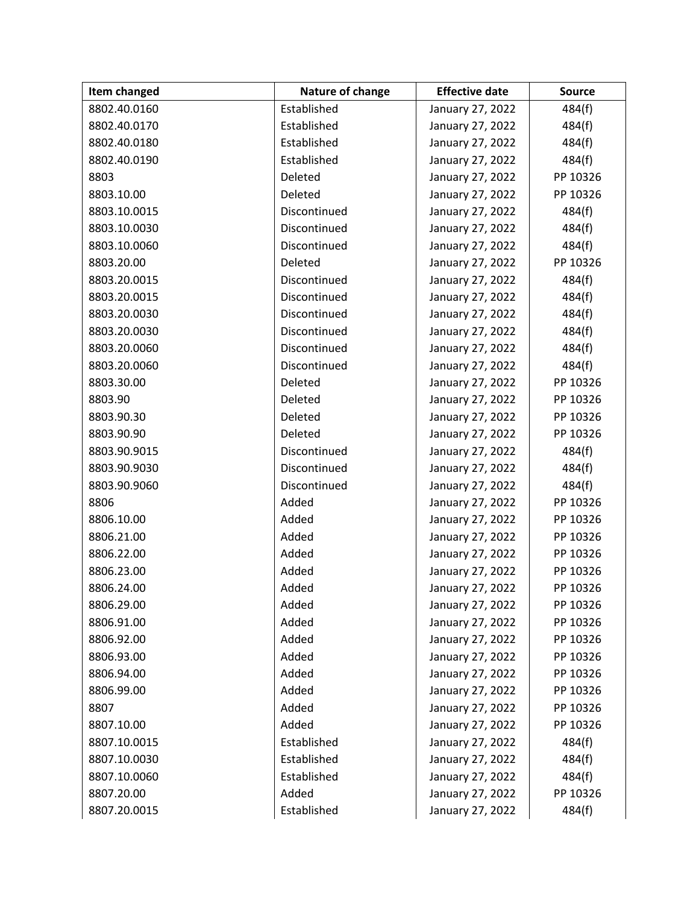| Item changed | Nature of change | Effective date | Source |
|---|---|---|---|
| 8802.40.0160 | Established | January 27, 2022 | 484(f) |
| 8802.40.0170 | Established | January 27, 2022 | 484(f) |
| 8802.40.0180 | Established | January 27, 2022 | 484(f) |
| 8802.40.0190 | Established | January 27, 2022 | 484(f) |
| 8803 | Deleted | January 27, 2022 | PP 10326 |
| 8803.10.00 | Deleted | January 27, 2022 | PP 10326 |
| 8803.10.0015 | Discontinued | January 27, 2022 | 484(f) |
| 8803.10.0030 | Discontinued | January 27, 2022 | 484(f) |
| 8803.10.0060 | Discontinued | January 27, 2022 | 484(f) |
| 8803.20.00 | Deleted | January 27, 2022 | PP 10326 |
| 8803.20.0015 | Discontinued | January 27, 2022 | 484(f) |
| 8803.20.0015 | Discontinued | January 27, 2022 | 484(f) |
| 8803.20.0030 | Discontinued | January 27, 2022 | 484(f) |
| 8803.20.0030 | Discontinued | January 27, 2022 | 484(f) |
| 8803.20.0060 | Discontinued | January 27, 2022 | 484(f) |
| 8803.20.0060 | Discontinued | January 27, 2022 | 484(f) |
| 8803.30.00 | Deleted | January 27, 2022 | PP 10326 |
| 8803.90 | Deleted | January 27, 2022 | PP 10326 |
| 8803.90.30 | Deleted | January 27, 2022 | PP 10326 |
| 8803.90.90 | Deleted | January 27, 2022 | PP 10326 |
| 8803.90.9015 | Discontinued | January 27, 2022 | 484(f) |
| 8803.90.9030 | Discontinued | January 27, 2022 | 484(f) |
| 8803.90.9060 | Discontinued | January 27, 2022 | 484(f) |
| 8806 | Added | January 27, 2022 | PP 10326 |
| 8806.10.00 | Added | January 27, 2022 | PP 10326 |
| 8806.21.00 | Added | January 27, 2022 | PP 10326 |
| 8806.22.00 | Added | January 27, 2022 | PP 10326 |
| 8806.23.00 | Added | January 27, 2022 | PP 10326 |
| 8806.24.00 | Added | January 27, 2022 | PP 10326 |
| 8806.29.00 | Added | January 27, 2022 | PP 10326 |
| 8806.91.00 | Added | January 27, 2022 | PP 10326 |
| 8806.92.00 | Added | January 27, 2022 | PP 10326 |
| 8806.93.00 | Added | January 27, 2022 | PP 10326 |
| 8806.94.00 | Added | January 27, 2022 | PP 10326 |
| 8806.99.00 | Added | January 27, 2022 | PP 10326 |
| 8807 | Added | January 27, 2022 | PP 10326 |
| 8807.10.00 | Added | January 27, 2022 | PP 10326 |
| 8807.10.0015 | Established | January 27, 2022 | 484(f) |
| 8807.10.0030 | Established | January 27, 2022 | 484(f) |
| 8807.10.0060 | Established | January 27, 2022 | 484(f) |
| 8807.20.00 | Added | January 27, 2022 | PP 10326 |
| 8807.20.0015 | Established | January 27, 2022 | 484(f) |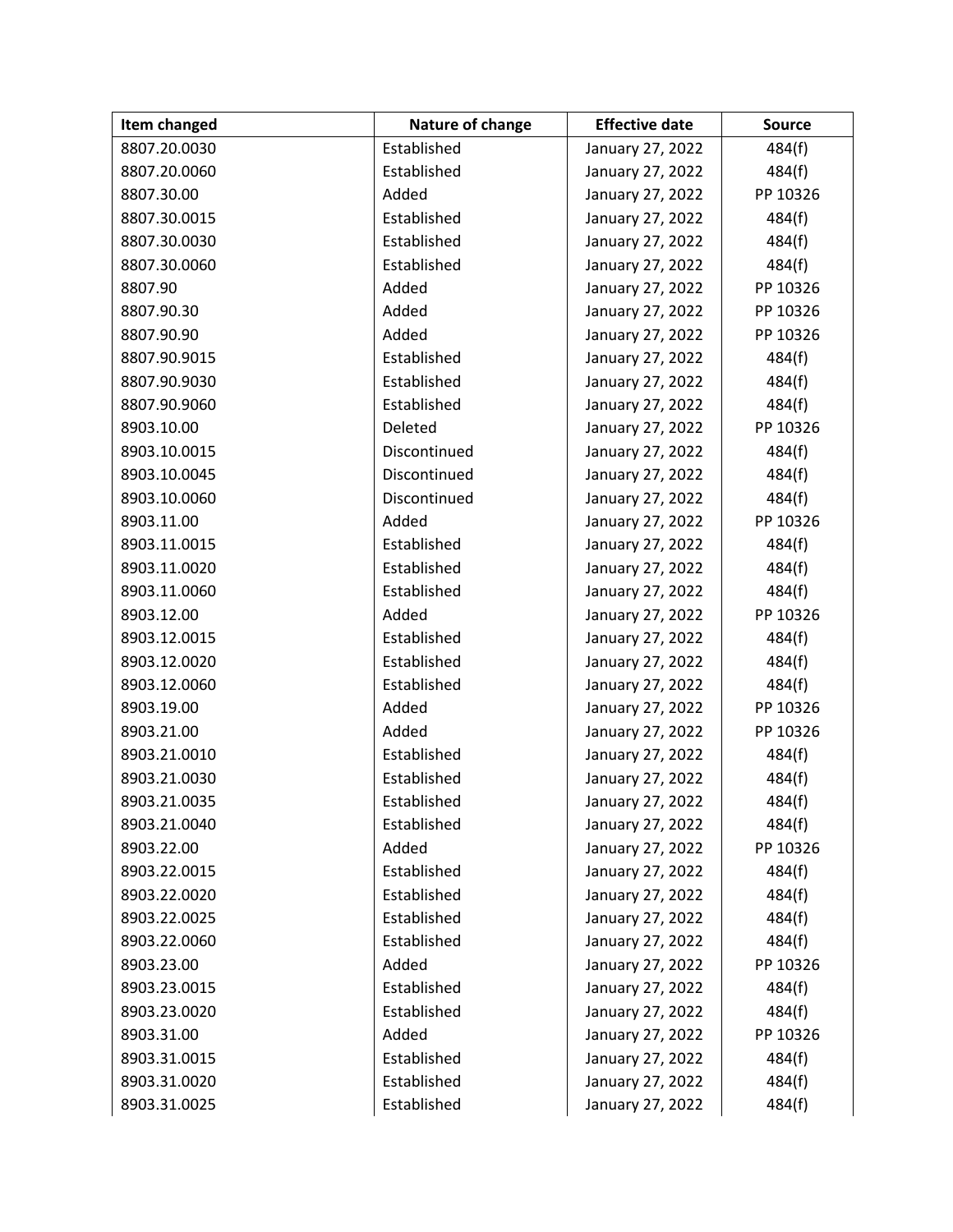| Item changed | Nature of change | Effective date | Source |
|---|---|---|---|
| 8807.20.0030 | Established | January 27, 2022 | 484(f) |
| 8807.20.0060 | Established | January 27, 2022 | 484(f) |
| 8807.30.00 | Added | January 27, 2022 | PP 10326 |
| 8807.30.0015 | Established | January 27, 2022 | 484(f) |
| 8807.30.0030 | Established | January 27, 2022 | 484(f) |
| 8807.30.0060 | Established | January 27, 2022 | 484(f) |
| 8807.90 | Added | January 27, 2022 | PP 10326 |
| 8807.90.30 | Added | January 27, 2022 | PP 10326 |
| 8807.90.90 | Added | January 27, 2022 | PP 10326 |
| 8807.90.9015 | Established | January 27, 2022 | 484(f) |
| 8807.90.9030 | Established | January 27, 2022 | 484(f) |
| 8807.90.9060 | Established | January 27, 2022 | 484(f) |
| 8903.10.00 | Deleted | January 27, 2022 | PP 10326 |
| 8903.10.0015 | Discontinued | January 27, 2022 | 484(f) |
| 8903.10.0045 | Discontinued | January 27, 2022 | 484(f) |
| 8903.10.0060 | Discontinued | January 27, 2022 | 484(f) |
| 8903.11.00 | Added | January 27, 2022 | PP 10326 |
| 8903.11.0015 | Established | January 27, 2022 | 484(f) |
| 8903.11.0020 | Established | January 27, 2022 | 484(f) |
| 8903.11.0060 | Established | January 27, 2022 | 484(f) |
| 8903.12.00 | Added | January 27, 2022 | PP 10326 |
| 8903.12.0015 | Established | January 27, 2022 | 484(f) |
| 8903.12.0020 | Established | January 27, 2022 | 484(f) |
| 8903.12.0060 | Established | January 27, 2022 | 484(f) |
| 8903.19.00 | Added | January 27, 2022 | PP 10326 |
| 8903.21.00 | Added | January 27, 2022 | PP 10326 |
| 8903.21.0010 | Established | January 27, 2022 | 484(f) |
| 8903.21.0030 | Established | January 27, 2022 | 484(f) |
| 8903.21.0035 | Established | January 27, 2022 | 484(f) |
| 8903.21.0040 | Established | January 27, 2022 | 484(f) |
| 8903.22.00 | Added | January 27, 2022 | PP 10326 |
| 8903.22.0015 | Established | January 27, 2022 | 484(f) |
| 8903.22.0020 | Established | January 27, 2022 | 484(f) |
| 8903.22.0025 | Established | January 27, 2022 | 484(f) |
| 8903.22.0060 | Established | January 27, 2022 | 484(f) |
| 8903.23.00 | Added | January 27, 2022 | PP 10326 |
| 8903.23.0015 | Established | January 27, 2022 | 484(f) |
| 8903.23.0020 | Established | January 27, 2022 | 484(f) |
| 8903.31.00 | Added | January 27, 2022 | PP 10326 |
| 8903.31.0015 | Established | January 27, 2022 | 484(f) |
| 8903.31.0020 | Established | January 27, 2022 | 484(f) |
| 8903.31.0025 | Established | January 27, 2022 | 484(f) |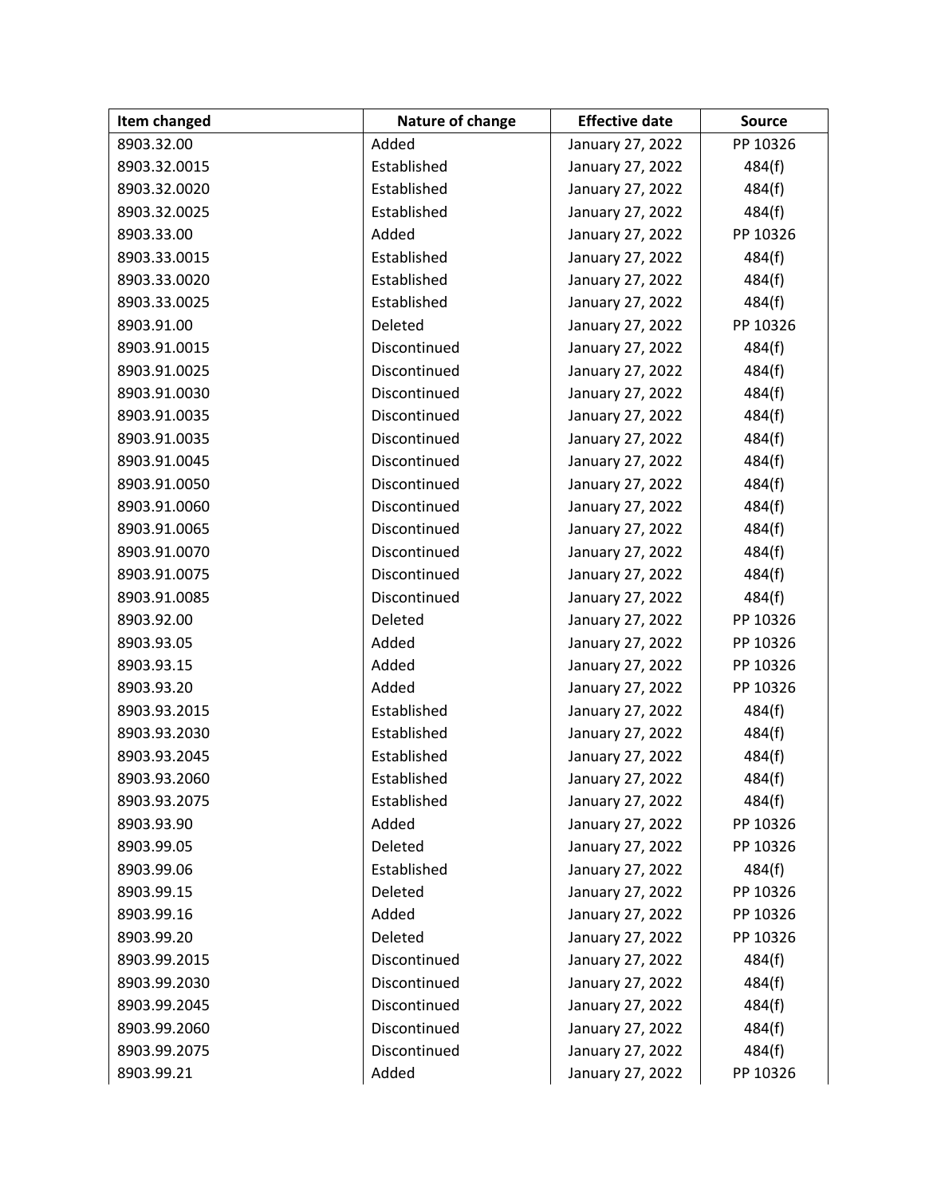| Item changed | Nature of change | Effective date | Source |
|---|---|---|---|
| 8903.32.00 | Added | January 27, 2022 | PP 10326 |
| 8903.32.0015 | Established | January 27, 2022 | 484(f) |
| 8903.32.0020 | Established | January 27, 2022 | 484(f) |
| 8903.32.0025 | Established | January 27, 2022 | 484(f) |
| 8903.33.00 | Added | January 27, 2022 | PP 10326 |
| 8903.33.0015 | Established | January 27, 2022 | 484(f) |
| 8903.33.0020 | Established | January 27, 2022 | 484(f) |
| 8903.33.0025 | Established | January 27, 2022 | 484(f) |
| 8903.91.00 | Deleted | January 27, 2022 | PP 10326 |
| 8903.91.0015 | Discontinued | January 27, 2022 | 484(f) |
| 8903.91.0025 | Discontinued | January 27, 2022 | 484(f) |
| 8903.91.0030 | Discontinued | January 27, 2022 | 484(f) |
| 8903.91.0035 | Discontinued | January 27, 2022 | 484(f) |
| 8903.91.0035 | Discontinued | January 27, 2022 | 484(f) |
| 8903.91.0045 | Discontinued | January 27, 2022 | 484(f) |
| 8903.91.0050 | Discontinued | January 27, 2022 | 484(f) |
| 8903.91.0060 | Discontinued | January 27, 2022 | 484(f) |
| 8903.91.0065 | Discontinued | January 27, 2022 | 484(f) |
| 8903.91.0070 | Discontinued | January 27, 2022 | 484(f) |
| 8903.91.0075 | Discontinued | January 27, 2022 | 484(f) |
| 8903.91.0085 | Discontinued | January 27, 2022 | 484(f) |
| 8903.92.00 | Deleted | January 27, 2022 | PP 10326 |
| 8903.93.05 | Added | January 27, 2022 | PP 10326 |
| 8903.93.15 | Added | January 27, 2022 | PP 10326 |
| 8903.93.20 | Added | January 27, 2022 | PP 10326 |
| 8903.93.2015 | Established | January 27, 2022 | 484(f) |
| 8903.93.2030 | Established | January 27, 2022 | 484(f) |
| 8903.93.2045 | Established | January 27, 2022 | 484(f) |
| 8903.93.2060 | Established | January 27, 2022 | 484(f) |
| 8903.93.2075 | Established | January 27, 2022 | 484(f) |
| 8903.93.90 | Added | January 27, 2022 | PP 10326 |
| 8903.99.05 | Deleted | January 27, 2022 | PP 10326 |
| 8903.99.06 | Established | January 27, 2022 | 484(f) |
| 8903.99.15 | Deleted | January 27, 2022 | PP 10326 |
| 8903.99.16 | Added | January 27, 2022 | PP 10326 |
| 8903.99.20 | Deleted | January 27, 2022 | PP 10326 |
| 8903.99.2015 | Discontinued | January 27, 2022 | 484(f) |
| 8903.99.2030 | Discontinued | January 27, 2022 | 484(f) |
| 8903.99.2045 | Discontinued | January 27, 2022 | 484(f) |
| 8903.99.2060 | Discontinued | January 27, 2022 | 484(f) |
| 8903.99.2075 | Discontinued | January 27, 2022 | 484(f) |
| 8903.99.21 | Added | January 27, 2022 | PP 10326 |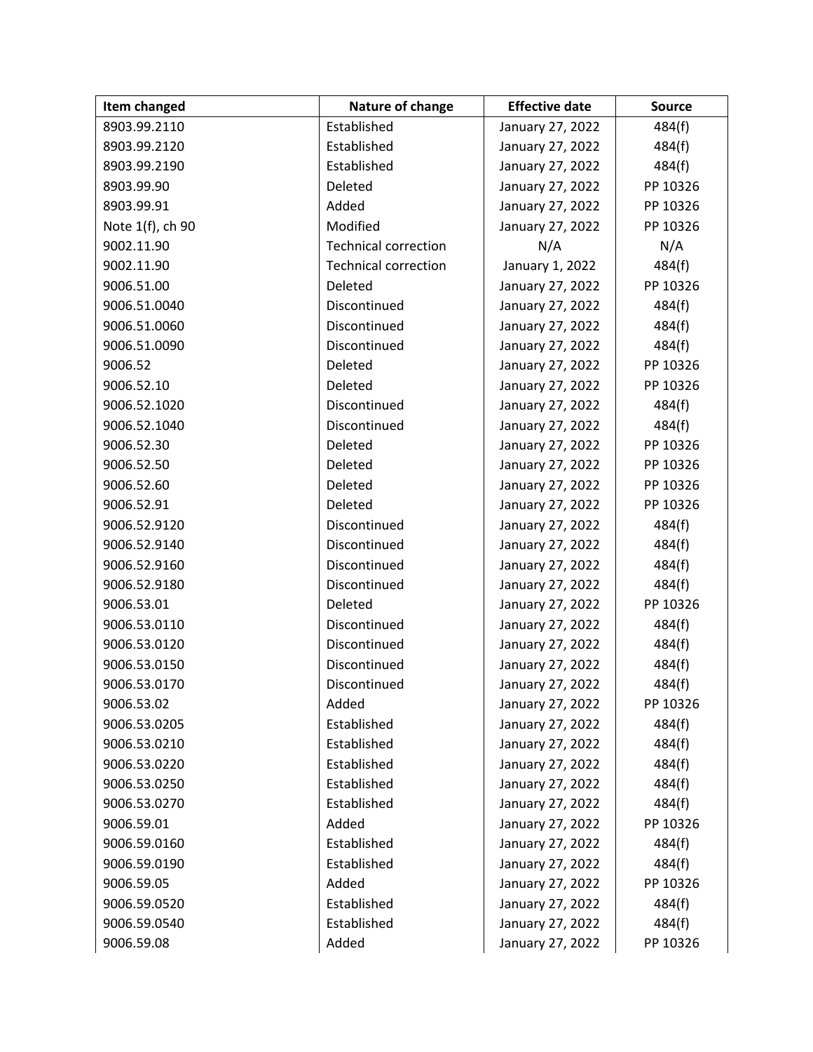| Item changed | Nature of change | Effective date | Source |
|---|---|---|---|
| 8903.99.2110 | Established | January 27, 2022 | 484(f) |
| 8903.99.2120 | Established | January 27, 2022 | 484(f) |
| 8903.99.2190 | Established | January 27, 2022 | 484(f) |
| 8903.99.90 | Deleted | January 27, 2022 | PP 10326 |
| 8903.99.91 | Added | January 27, 2022 | PP 10326 |
| Note 1(f), ch 90 | Modified | January 27, 2022 | PP 10326 |
| 9002.11.90 | Technical correction | N/A | N/A |
| 9002.11.90 | Technical correction | January 1, 2022 | 484(f) |
| 9006.51.00 | Deleted | January 27, 2022 | PP 10326 |
| 9006.51.0040 | Discontinued | January 27, 2022 | 484(f) |
| 9006.51.0060 | Discontinued | January 27, 2022 | 484(f) |
| 9006.51.0090 | Discontinued | January 27, 2022 | 484(f) |
| 9006.52 | Deleted | January 27, 2022 | PP 10326 |
| 9006.52.10 | Deleted | January 27, 2022 | PP 10326 |
| 9006.52.1020 | Discontinued | January 27, 2022 | 484(f) |
| 9006.52.1040 | Discontinued | January 27, 2022 | 484(f) |
| 9006.52.30 | Deleted | January 27, 2022 | PP 10326 |
| 9006.52.50 | Deleted | January 27, 2022 | PP 10326 |
| 9006.52.60 | Deleted | January 27, 2022 | PP 10326 |
| 9006.52.91 | Deleted | January 27, 2022 | PP 10326 |
| 9006.52.9120 | Discontinued | January 27, 2022 | 484(f) |
| 9006.52.9140 | Discontinued | January 27, 2022 | 484(f) |
| 9006.52.9160 | Discontinued | January 27, 2022 | 484(f) |
| 9006.52.9180 | Discontinued | January 27, 2022 | 484(f) |
| 9006.53.01 | Deleted | January 27, 2022 | PP 10326 |
| 9006.53.0110 | Discontinued | January 27, 2022 | 484(f) |
| 9006.53.0120 | Discontinued | January 27, 2022 | 484(f) |
| 9006.53.0150 | Discontinued | January 27, 2022 | 484(f) |
| 9006.53.0170 | Discontinued | January 27, 2022 | 484(f) |
| 9006.53.02 | Added | January 27, 2022 | PP 10326 |
| 9006.53.0205 | Established | January 27, 2022 | 484(f) |
| 9006.53.0210 | Established | January 27, 2022 | 484(f) |
| 9006.53.0220 | Established | January 27, 2022 | 484(f) |
| 9006.53.0250 | Established | January 27, 2022 | 484(f) |
| 9006.53.0270 | Established | January 27, 2022 | 484(f) |
| 9006.59.01 | Added | January 27, 2022 | PP 10326 |
| 9006.59.0160 | Established | January 27, 2022 | 484(f) |
| 9006.59.0190 | Established | January 27, 2022 | 484(f) |
| 9006.59.05 | Added | January 27, 2022 | PP 10326 |
| 9006.59.0520 | Established | January 27, 2022 | 484(f) |
| 9006.59.0540 | Established | January 27, 2022 | 484(f) |
| 9006.59.08 | Added | January 27, 2022 | PP 10326 |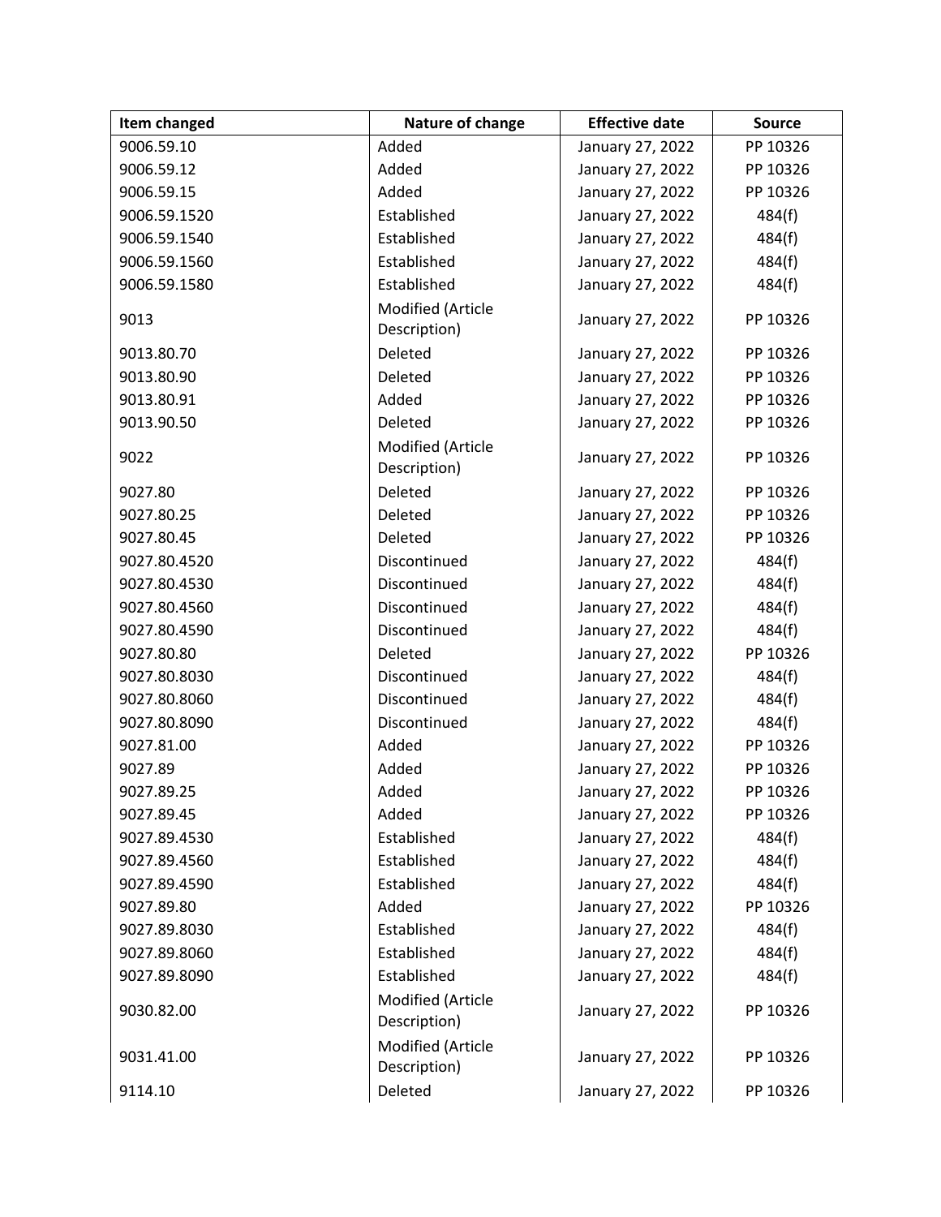| Item changed | Nature of change | Effective date | Source |
|---|---|---|---|
| 9006.59.10 | Added | January 27, 2022 | PP 10326 |
| 9006.59.12 | Added | January 27, 2022 | PP 10326 |
| 9006.59.15 | Added | January 27, 2022 | PP 10326 |
| 9006.59.1520 | Established | January 27, 2022 | 484(f) |
| 9006.59.1540 | Established | January 27, 2022 | 484(f) |
| 9006.59.1560 | Established | January 27, 2022 | 484(f) |
| 9006.59.1580 | Established | January 27, 2022 | 484(f) |
| 9013 | Modified (Article Description) | January 27, 2022 | PP 10326 |
| 9013.80.70 | Deleted | January 27, 2022 | PP 10326 |
| 9013.80.90 | Deleted | January 27, 2022 | PP 10326 |
| 9013.80.91 | Added | January 27, 2022 | PP 10326 |
| 9013.90.50 | Deleted | January 27, 2022 | PP 10326 |
| 9022 | Modified (Article Description) | January 27, 2022 | PP 10326 |
| 9027.80 | Deleted | January 27, 2022 | PP 10326 |
| 9027.80.25 | Deleted | January 27, 2022 | PP 10326 |
| 9027.80.45 | Deleted | January 27, 2022 | PP 10326 |
| 9027.80.4520 | Discontinued | January 27, 2022 | 484(f) |
| 9027.80.4530 | Discontinued | January 27, 2022 | 484(f) |
| 9027.80.4560 | Discontinued | January 27, 2022 | 484(f) |
| 9027.80.4590 | Discontinued | January 27, 2022 | 484(f) |
| 9027.80.80 | Deleted | January 27, 2022 | PP 10326 |
| 9027.80.8030 | Discontinued | January 27, 2022 | 484(f) |
| 9027.80.8060 | Discontinued | January 27, 2022 | 484(f) |
| 9027.80.8090 | Discontinued | January 27, 2022 | 484(f) |
| 9027.81.00 | Added | January 27, 2022 | PP 10326 |
| 9027.89 | Added | January 27, 2022 | PP 10326 |
| 9027.89.25 | Added | January 27, 2022 | PP 10326 |
| 9027.89.45 | Added | January 27, 2022 | PP 10326 |
| 9027.89.4530 | Established | January 27, 2022 | 484(f) |
| 9027.89.4560 | Established | January 27, 2022 | 484(f) |
| 9027.89.4590 | Established | January 27, 2022 | 484(f) |
| 9027.89.80 | Added | January 27, 2022 | PP 10326 |
| 9027.89.8030 | Established | January 27, 2022 | 484(f) |
| 9027.89.8060 | Established | January 27, 2022 | 484(f) |
| 9027.89.8090 | Established | January 27, 2022 | 484(f) |
| 9030.82.00 | Modified (Article Description) | January 27, 2022 | PP 10326 |
| 9031.41.00 | Modified (Article Description) | January 27, 2022 | PP 10326 |
| 9114.10 | Deleted | January 27, 2022 | PP 10326 |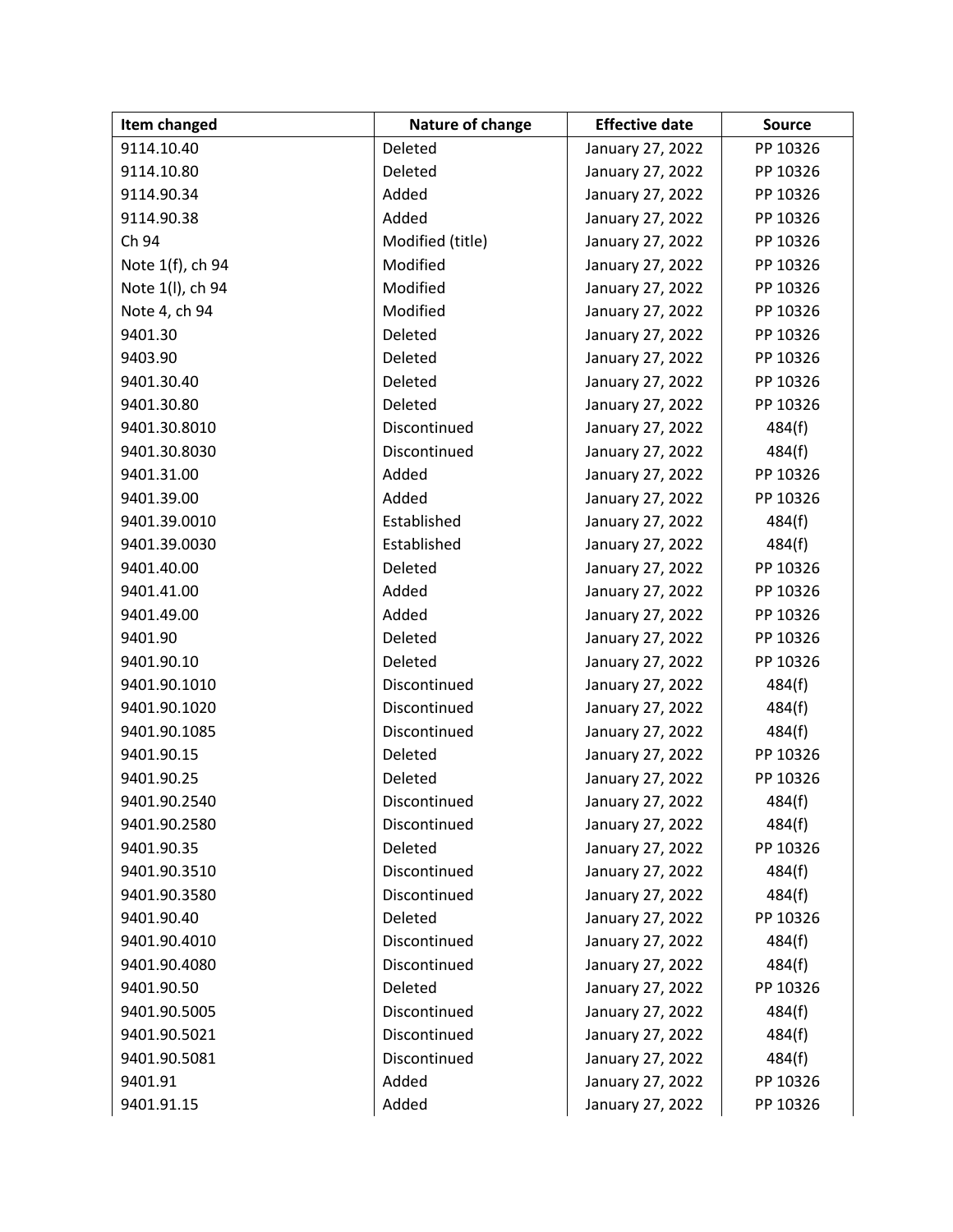| Item changed | Nature of change | Effective date | Source |
|---|---|---|---|
| 9114.10.40 | Deleted | January 27, 2022 | PP 10326 |
| 9114.10.80 | Deleted | January 27, 2022 | PP 10326 |
| 9114.90.34 | Added | January 27, 2022 | PP 10326 |
| 9114.90.38 | Added | January 27, 2022 | PP 10326 |
| Ch 94 | Modified (title) | January 27, 2022 | PP 10326 |
| Note 1(f), ch 94 | Modified | January 27, 2022 | PP 10326 |
| Note 1(l), ch 94 | Modified | January 27, 2022 | PP 10326 |
| Note 4, ch 94 | Modified | January 27, 2022 | PP 10326 |
| 9401.30 | Deleted | January 27, 2022 | PP 10326 |
| 9403.90 | Deleted | January 27, 2022 | PP 10326 |
| 9401.30.40 | Deleted | January 27, 2022 | PP 10326 |
| 9401.30.80 | Deleted | January 27, 2022 | PP 10326 |
| 9401.30.8010 | Discontinued | January 27, 2022 | 484(f) |
| 9401.30.8030 | Discontinued | January 27, 2022 | 484(f) |
| 9401.31.00 | Added | January 27, 2022 | PP 10326 |
| 9401.39.00 | Added | January 27, 2022 | PP 10326 |
| 9401.39.0010 | Established | January 27, 2022 | 484(f) |
| 9401.39.0030 | Established | January 27, 2022 | 484(f) |
| 9401.40.00 | Deleted | January 27, 2022 | PP 10326 |
| 9401.41.00 | Added | January 27, 2022 | PP 10326 |
| 9401.49.00 | Added | January 27, 2022 | PP 10326 |
| 9401.90 | Deleted | January 27, 2022 | PP 10326 |
| 9401.90.10 | Deleted | January 27, 2022 | PP 10326 |
| 9401.90.1010 | Discontinued | January 27, 2022 | 484(f) |
| 9401.90.1020 | Discontinued | January 27, 2022 | 484(f) |
| 9401.90.1085 | Discontinued | January 27, 2022 | 484(f) |
| 9401.90.15 | Deleted | January 27, 2022 | PP 10326 |
| 9401.90.25 | Deleted | January 27, 2022 | PP 10326 |
| 9401.90.2540 | Discontinued | January 27, 2022 | 484(f) |
| 9401.90.2580 | Discontinued | January 27, 2022 | 484(f) |
| 9401.90.35 | Deleted | January 27, 2022 | PP 10326 |
| 9401.90.3510 | Discontinued | January 27, 2022 | 484(f) |
| 9401.90.3580 | Discontinued | January 27, 2022 | 484(f) |
| 9401.90.40 | Deleted | January 27, 2022 | PP 10326 |
| 9401.90.4010 | Discontinued | January 27, 2022 | 484(f) |
| 9401.90.4080 | Discontinued | January 27, 2022 | 484(f) |
| 9401.90.50 | Deleted | January 27, 2022 | PP 10326 |
| 9401.90.5005 | Discontinued | January 27, 2022 | 484(f) |
| 9401.90.5021 | Discontinued | January 27, 2022 | 484(f) |
| 9401.90.5081 | Discontinued | January 27, 2022 | 484(f) |
| 9401.91 | Added | January 27, 2022 | PP 10326 |
| 9401.91.15 | Added | January 27, 2022 | PP 10326 |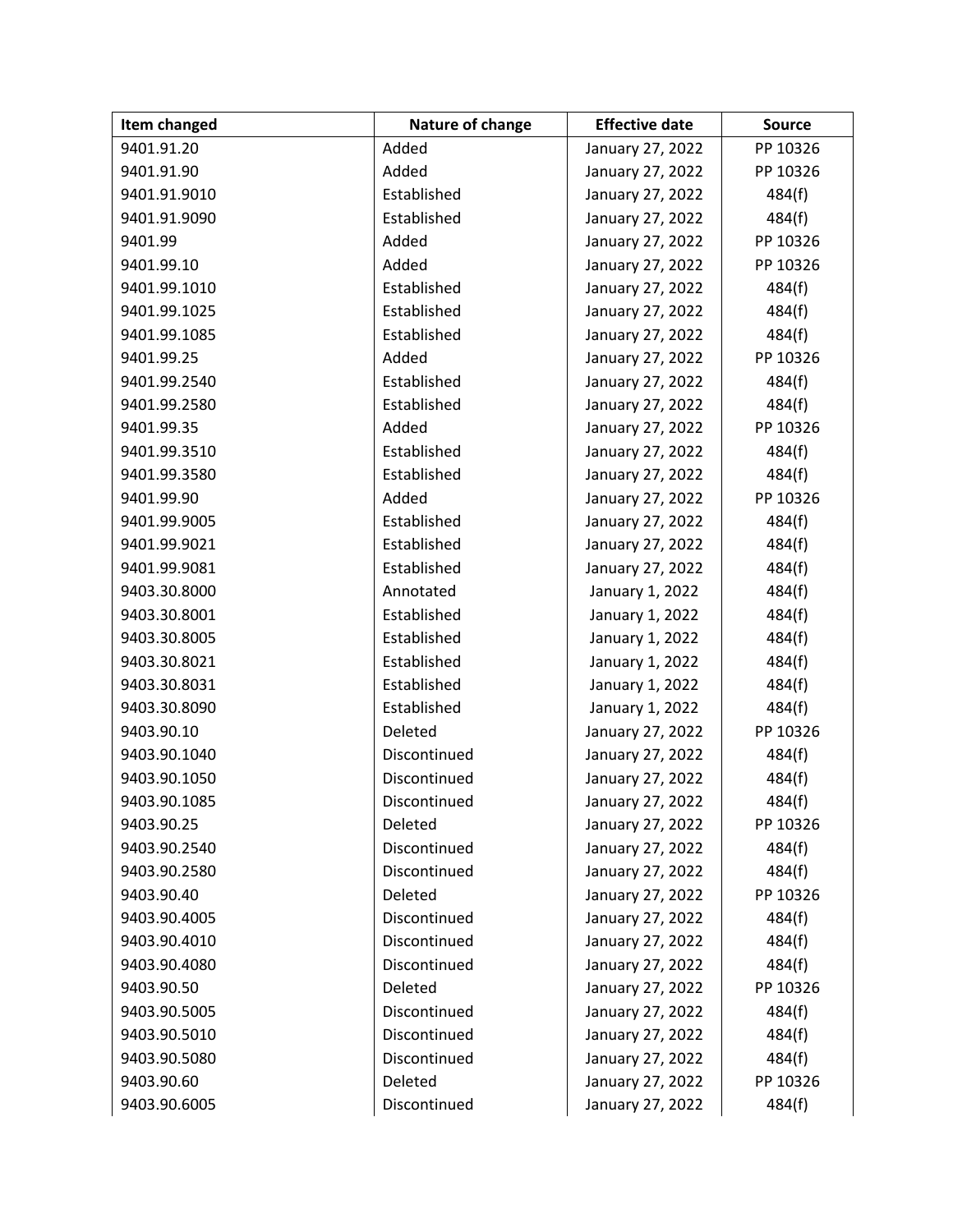| Item changed | Nature of change | Effective date | Source |
|---|---|---|---|
| 9401.91.20 | Added | January 27, 2022 | PP 10326 |
| 9401.91.90 | Added | January 27, 2022 | PP 10326 |
| 9401.91.9010 | Established | January 27, 2022 | 484(f) |
| 9401.91.9090 | Established | January 27, 2022 | 484(f) |
| 9401.99 | Added | January 27, 2022 | PP 10326 |
| 9401.99.10 | Added | January 27, 2022 | PP 10326 |
| 9401.99.1010 | Established | January 27, 2022 | 484(f) |
| 9401.99.1025 | Established | January 27, 2022 | 484(f) |
| 9401.99.1085 | Established | January 27, 2022 | 484(f) |
| 9401.99.25 | Added | January 27, 2022 | PP 10326 |
| 9401.99.2540 | Established | January 27, 2022 | 484(f) |
| 9401.99.2580 | Established | January 27, 2022 | 484(f) |
| 9401.99.35 | Added | January 27, 2022 | PP 10326 |
| 9401.99.3510 | Established | January 27, 2022 | 484(f) |
| 9401.99.3580 | Established | January 27, 2022 | 484(f) |
| 9401.99.90 | Added | January 27, 2022 | PP 10326 |
| 9401.99.9005 | Established | January 27, 2022 | 484(f) |
| 9401.99.9021 | Established | January 27, 2022 | 484(f) |
| 9401.99.9081 | Established | January 27, 2022 | 484(f) |
| 9403.30.8000 | Annotated | January 1, 2022 | 484(f) |
| 9403.30.8001 | Established | January 1, 2022 | 484(f) |
| 9403.30.8005 | Established | January 1, 2022 | 484(f) |
| 9403.30.8021 | Established | January 1, 2022 | 484(f) |
| 9403.30.8031 | Established | January 1, 2022 | 484(f) |
| 9403.30.8090 | Established | January 1, 2022 | 484(f) |
| 9403.90.10 | Deleted | January 27, 2022 | PP 10326 |
| 9403.90.1040 | Discontinued | January 27, 2022 | 484(f) |
| 9403.90.1050 | Discontinued | January 27, 2022 | 484(f) |
| 9403.90.1085 | Discontinued | January 27, 2022 | 484(f) |
| 9403.90.25 | Deleted | January 27, 2022 | PP 10326 |
| 9403.90.2540 | Discontinued | January 27, 2022 | 484(f) |
| 9403.90.2580 | Discontinued | January 27, 2022 | 484(f) |
| 9403.90.40 | Deleted | January 27, 2022 | PP 10326 |
| 9403.90.4005 | Discontinued | January 27, 2022 | 484(f) |
| 9403.90.4010 | Discontinued | January 27, 2022 | 484(f) |
| 9403.90.4080 | Discontinued | January 27, 2022 | 484(f) |
| 9403.90.50 | Deleted | January 27, 2022 | PP 10326 |
| 9403.90.5005 | Discontinued | January 27, 2022 | 484(f) |
| 9403.90.5010 | Discontinued | January 27, 2022 | 484(f) |
| 9403.90.5080 | Discontinued | January 27, 2022 | 484(f) |
| 9403.90.60 | Deleted | January 27, 2022 | PP 10326 |
| 9403.90.6005 | Discontinued | January 27, 2022 | 484(f) |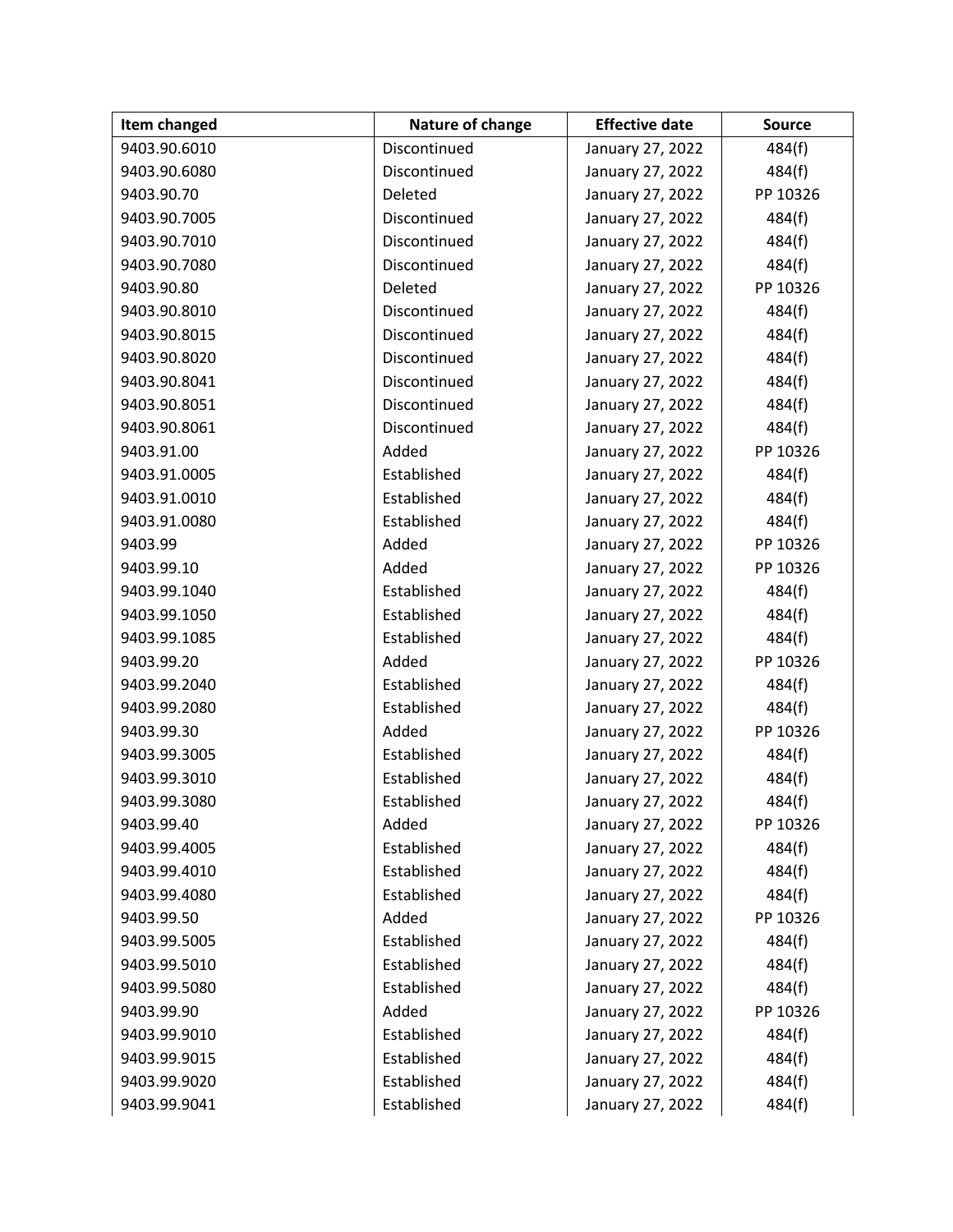| Item changed | Nature of change | Effective date | Source |
|---|---|---|---|
| 9403.90.6010 | Discontinued | January 27, 2022 | 484(f) |
| 9403.90.6080 | Discontinued | January 27, 2022 | 484(f) |
| 9403.90.70 | Deleted | January 27, 2022 | PP 10326 |
| 9403.90.7005 | Discontinued | January 27, 2022 | 484(f) |
| 9403.90.7010 | Discontinued | January 27, 2022 | 484(f) |
| 9403.90.7080 | Discontinued | January 27, 2022 | 484(f) |
| 9403.90.80 | Deleted | January 27, 2022 | PP 10326 |
| 9403.90.8010 | Discontinued | January 27, 2022 | 484(f) |
| 9403.90.8015 | Discontinued | January 27, 2022 | 484(f) |
| 9403.90.8020 | Discontinued | January 27, 2022 | 484(f) |
| 9403.90.8041 | Discontinued | January 27, 2022 | 484(f) |
| 9403.90.8051 | Discontinued | January 27, 2022 | 484(f) |
| 9403.90.8061 | Discontinued | January 27, 2022 | 484(f) |
| 9403.91.00 | Added | January 27, 2022 | PP 10326 |
| 9403.91.0005 | Established | January 27, 2022 | 484(f) |
| 9403.91.0010 | Established | January 27, 2022 | 484(f) |
| 9403.91.0080 | Established | January 27, 2022 | 484(f) |
| 9403.99 | Added | January 27, 2022 | PP 10326 |
| 9403.99.10 | Added | January 27, 2022 | PP 10326 |
| 9403.99.1040 | Established | January 27, 2022 | 484(f) |
| 9403.99.1050 | Established | January 27, 2022 | 484(f) |
| 9403.99.1085 | Established | January 27, 2022 | 484(f) |
| 9403.99.20 | Added | January 27, 2022 | PP 10326 |
| 9403.99.2040 | Established | January 27, 2022 | 484(f) |
| 9403.99.2080 | Established | January 27, 2022 | 484(f) |
| 9403.99.30 | Added | January 27, 2022 | PP 10326 |
| 9403.99.3005 | Established | January 27, 2022 | 484(f) |
| 9403.99.3010 | Established | January 27, 2022 | 484(f) |
| 9403.99.3080 | Established | January 27, 2022 | 484(f) |
| 9403.99.40 | Added | January 27, 2022 | PP 10326 |
| 9403.99.4005 | Established | January 27, 2022 | 484(f) |
| 9403.99.4010 | Established | January 27, 2022 | 484(f) |
| 9403.99.4080 | Established | January 27, 2022 | 484(f) |
| 9403.99.50 | Added | January 27, 2022 | PP 10326 |
| 9403.99.5005 | Established | January 27, 2022 | 484(f) |
| 9403.99.5010 | Established | January 27, 2022 | 484(f) |
| 9403.99.5080 | Established | January 27, 2022 | 484(f) |
| 9403.99.90 | Added | January 27, 2022 | PP 10326 |
| 9403.99.9010 | Established | January 27, 2022 | 484(f) |
| 9403.99.9015 | Established | January 27, 2022 | 484(f) |
| 9403.99.9020 | Established | January 27, 2022 | 484(f) |
| 9403.99.9041 | Established | January 27, 2022 | 484(f) |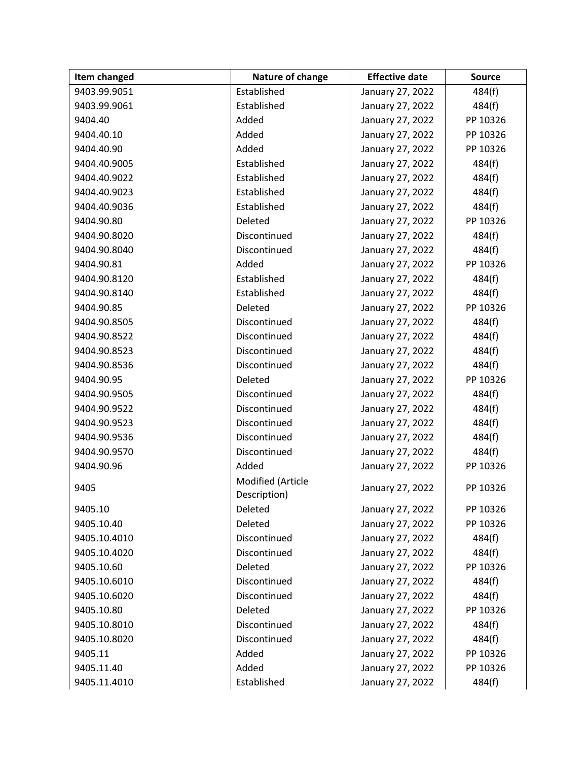| Item changed | Nature of change | Effective date | Source |
| --- | --- | --- | --- |
| 9403.99.9051 | Established | January 27, 2022 | 484(f) |
| 9403.99.9061 | Established | January 27, 2022 | 484(f) |
| 9404.40 | Added | January 27, 2022 | PP 10326 |
| 9404.40.10 | Added | January 27, 2022 | PP 10326 |
| 9404.40.90 | Added | January 27, 2022 | PP 10326 |
| 9404.40.9005 | Established | January 27, 2022 | 484(f) |
| 9404.40.9022 | Established | January 27, 2022 | 484(f) |
| 9404.40.9023 | Established | January 27, 2022 | 484(f) |
| 9404.40.9036 | Established | January 27, 2022 | 484(f) |
| 9404.90.80 | Deleted | January 27, 2022 | PP 10326 |
| 9404.90.8020 | Discontinued | January 27, 2022 | 484(f) |
| 9404.90.8040 | Discontinued | January 27, 2022 | 484(f) |
| 9404.90.81 | Added | January 27, 2022 | PP 10326 |
| 9404.90.8120 | Established | January 27, 2022 | 484(f) |
| 9404.90.8140 | Established | January 27, 2022 | 484(f) |
| 9404.90.85 | Deleted | January 27, 2022 | PP 10326 |
| 9404.90.8505 | Discontinued | January 27, 2022 | 484(f) |
| 9404.90.8522 | Discontinued | January 27, 2022 | 484(f) |
| 9404.90.8523 | Discontinued | January 27, 2022 | 484(f) |
| 9404.90.8536 | Discontinued | January 27, 2022 | 484(f) |
| 9404.90.95 | Deleted | January 27, 2022 | PP 10326 |
| 9404.90.9505 | Discontinued | January 27, 2022 | 484(f) |
| 9404.90.9522 | Discontinued | January 27, 2022 | 484(f) |
| 9404.90.9523 | Discontinued | January 27, 2022 | 484(f) |
| 9404.90.9536 | Discontinued | January 27, 2022 | 484(f) |
| 9404.90.9570 | Discontinued | January 27, 2022 | 484(f) |
| 9404.90.96 | Added | January 27, 2022 | PP 10326 |
| 9405 | Modified (Article Description) | January 27, 2022 | PP 10326 |
| 9405.10 | Deleted | January 27, 2022 | PP 10326 |
| 9405.10.40 | Deleted | January 27, 2022 | PP 10326 |
| 9405.10.4010 | Discontinued | January 27, 2022 | 484(f) |
| 9405.10.4020 | Discontinued | January 27, 2022 | 484(f) |
| 9405.10.60 | Deleted | January 27, 2022 | PP 10326 |
| 9405.10.6010 | Discontinued | January 27, 2022 | 484(f) |
| 9405.10.6020 | Discontinued | January 27, 2022 | 484(f) |
| 9405.10.80 | Deleted | January 27, 2022 | PP 10326 |
| 9405.10.8010 | Discontinued | January 27, 2022 | 484(f) |
| 9405.10.8020 | Discontinued | January 27, 2022 | 484(f) |
| 9405.11 | Added | January 27, 2022 | PP 10326 |
| 9405.11.40 | Added | January 27, 2022 | PP 10326 |
| 9405.11.4010 | Established | January 27, 2022 | 484(f) |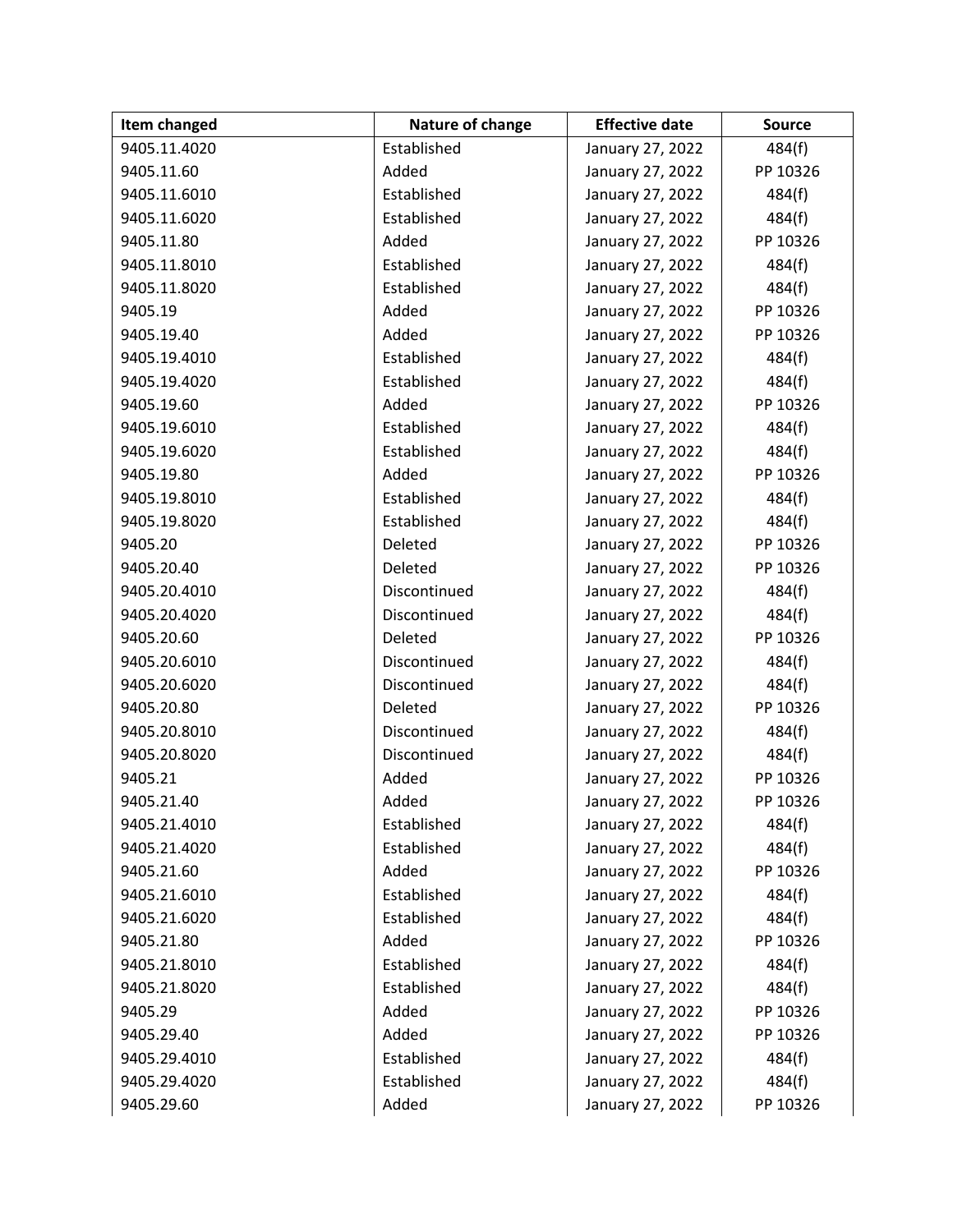| Item changed | Nature of change | Effective date | Source |
|---|---|---|---|
| 9405.11.4020 | Established | January 27, 2022 | 484(f) |
| 9405.11.60 | Added | January 27, 2022 | PP 10326 |
| 9405.11.6010 | Established | January 27, 2022 | 484(f) |
| 9405.11.6020 | Established | January 27, 2022 | 484(f) |
| 9405.11.80 | Added | January 27, 2022 | PP 10326 |
| 9405.11.8010 | Established | January 27, 2022 | 484(f) |
| 9405.11.8020 | Established | January 27, 2022 | 484(f) |
| 9405.19 | Added | January 27, 2022 | PP 10326 |
| 9405.19.40 | Added | January 27, 2022 | PP 10326 |
| 9405.19.4010 | Established | January 27, 2022 | 484(f) |
| 9405.19.4020 | Established | January 27, 2022 | 484(f) |
| 9405.19.60 | Added | January 27, 2022 | PP 10326 |
| 9405.19.6010 | Established | January 27, 2022 | 484(f) |
| 9405.19.6020 | Established | January 27, 2022 | 484(f) |
| 9405.19.80 | Added | January 27, 2022 | PP 10326 |
| 9405.19.8010 | Established | January 27, 2022 | 484(f) |
| 9405.19.8020 | Established | January 27, 2022 | 484(f) |
| 9405.20 | Deleted | January 27, 2022 | PP 10326 |
| 9405.20.40 | Deleted | January 27, 2022 | PP 10326 |
| 9405.20.4010 | Discontinued | January 27, 2022 | 484(f) |
| 9405.20.4020 | Discontinued | January 27, 2022 | 484(f) |
| 9405.20.60 | Deleted | January 27, 2022 | PP 10326 |
| 9405.20.6010 | Discontinued | January 27, 2022 | 484(f) |
| 9405.20.6020 | Discontinued | January 27, 2022 | 484(f) |
| 9405.20.80 | Deleted | January 27, 2022 | PP 10326 |
| 9405.20.8010 | Discontinued | January 27, 2022 | 484(f) |
| 9405.20.8020 | Discontinued | January 27, 2022 | 484(f) |
| 9405.21 | Added | January 27, 2022 | PP 10326 |
| 9405.21.40 | Added | January 27, 2022 | PP 10326 |
| 9405.21.4010 | Established | January 27, 2022 | 484(f) |
| 9405.21.4020 | Established | January 27, 2022 | 484(f) |
| 9405.21.60 | Added | January 27, 2022 | PP 10326 |
| 9405.21.6010 | Established | January 27, 2022 | 484(f) |
| 9405.21.6020 | Established | January 27, 2022 | 484(f) |
| 9405.21.80 | Added | January 27, 2022 | PP 10326 |
| 9405.21.8010 | Established | January 27, 2022 | 484(f) |
| 9405.21.8020 | Established | January 27, 2022 | 484(f) |
| 9405.29 | Added | January 27, 2022 | PP 10326 |
| 9405.29.40 | Added | January 27, 2022 | PP 10326 |
| 9405.29.4010 | Established | January 27, 2022 | 484(f) |
| 9405.29.4020 | Established | January 27, 2022 | 484(f) |
| 9405.29.60 | Added | January 27, 2022 | PP 10326 |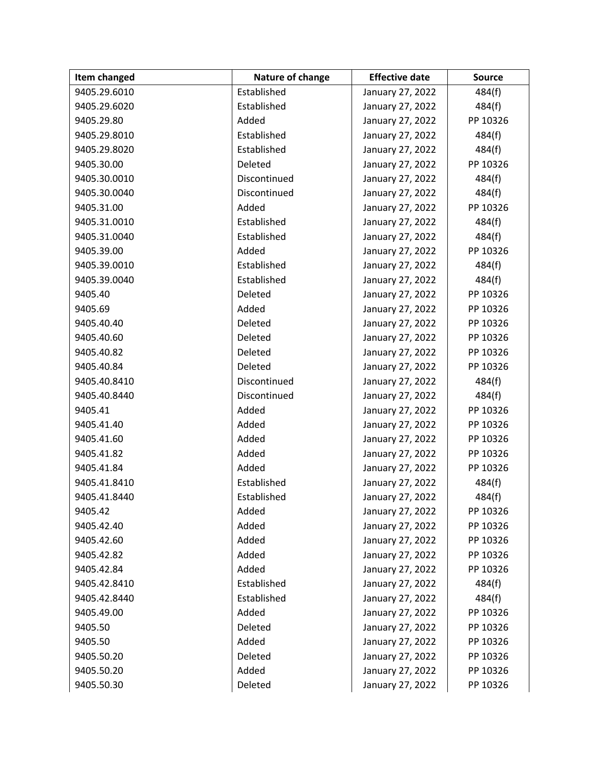| Item changed | Nature of change | Effective date | Source |
|---|---|---|---|
| 9405.29.6010 | Established | January 27, 2022 | 484(f) |
| 9405.29.6020 | Established | January 27, 2022 | 484(f) |
| 9405.29.80 | Added | January 27, 2022 | PP 10326 |
| 9405.29.8010 | Established | January 27, 2022 | 484(f) |
| 9405.29.8020 | Established | January 27, 2022 | 484(f) |
| 9405.30.00 | Deleted | January 27, 2022 | PP 10326 |
| 9405.30.0010 | Discontinued | January 27, 2022 | 484(f) |
| 9405.30.0040 | Discontinued | January 27, 2022 | 484(f) |
| 9405.31.00 | Added | January 27, 2022 | PP 10326 |
| 9405.31.0010 | Established | January 27, 2022 | 484(f) |
| 9405.31.0040 | Established | January 27, 2022 | 484(f) |
| 9405.39.00 | Added | January 27, 2022 | PP 10326 |
| 9405.39.0010 | Established | January 27, 2022 | 484(f) |
| 9405.39.0040 | Established | January 27, 2022 | 484(f) |
| 9405.40 | Deleted | January 27, 2022 | PP 10326 |
| 9405.69 | Added | January 27, 2022 | PP 10326 |
| 9405.40.40 | Deleted | January 27, 2022 | PP 10326 |
| 9405.40.60 | Deleted | January 27, 2022 | PP 10326 |
| 9405.40.82 | Deleted | January 27, 2022 | PP 10326 |
| 9405.40.84 | Deleted | January 27, 2022 | PP 10326 |
| 9405.40.8410 | Discontinued | January 27, 2022 | 484(f) |
| 9405.40.8440 | Discontinued | January 27, 2022 | 484(f) |
| 9405.41 | Added | January 27, 2022 | PP 10326 |
| 9405.41.40 | Added | January 27, 2022 | PP 10326 |
| 9405.41.60 | Added | January 27, 2022 | PP 10326 |
| 9405.41.82 | Added | January 27, 2022 | PP 10326 |
| 9405.41.84 | Added | January 27, 2022 | PP 10326 |
| 9405.41.8410 | Established | January 27, 2022 | 484(f) |
| 9405.41.8440 | Established | January 27, 2022 | 484(f) |
| 9405.42 | Added | January 27, 2022 | PP 10326 |
| 9405.42.40 | Added | January 27, 2022 | PP 10326 |
| 9405.42.60 | Added | January 27, 2022 | PP 10326 |
| 9405.42.82 | Added | January 27, 2022 | PP 10326 |
| 9405.42.84 | Added | January 27, 2022 | PP 10326 |
| 9405.42.8410 | Established | January 27, 2022 | 484(f) |
| 9405.42.8440 | Established | January 27, 2022 | 484(f) |
| 9405.49.00 | Added | January 27, 2022 | PP 10326 |
| 9405.50 | Deleted | January 27, 2022 | PP 10326 |
| 9405.50 | Added | January 27, 2022 | PP 10326 |
| 9405.50.20 | Deleted | January 27, 2022 | PP 10326 |
| 9405.50.20 | Added | January 27, 2022 | PP 10326 |
| 9405.50.30 | Deleted | January 27, 2022 | PP 10326 |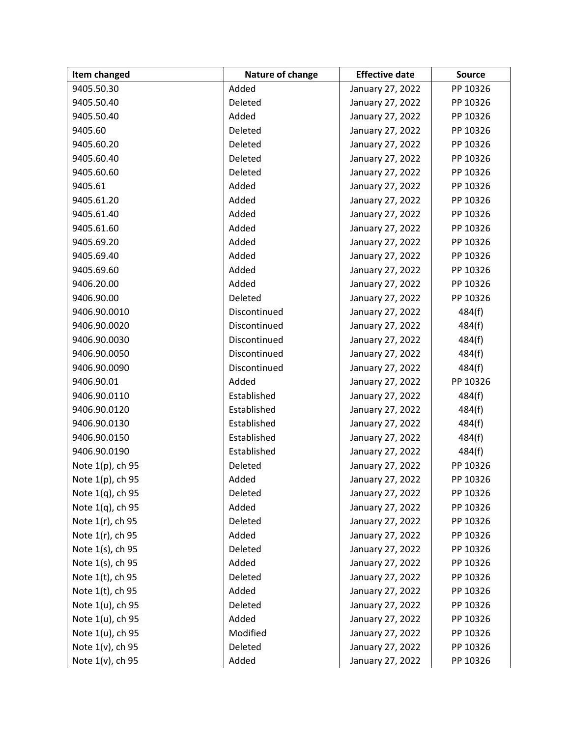| Item changed | Nature of change | Effective date | Source |
|---|---|---|---|
| 9405.50.30 | Added | January 27, 2022 | PP 10326 |
| 9405.50.40 | Deleted | January 27, 2022 | PP 10326 |
| 9405.50.40 | Added | January 27, 2022 | PP 10326 |
| 9405.60 | Deleted | January 27, 2022 | PP 10326 |
| 9405.60.20 | Deleted | January 27, 2022 | PP 10326 |
| 9405.60.40 | Deleted | January 27, 2022 | PP 10326 |
| 9405.60.60 | Deleted | January 27, 2022 | PP 10326 |
| 9405.61 | Added | January 27, 2022 | PP 10326 |
| 9405.61.20 | Added | January 27, 2022 | PP 10326 |
| 9405.61.40 | Added | January 27, 2022 | PP 10326 |
| 9405.61.60 | Added | January 27, 2022 | PP 10326 |
| 9405.69.20 | Added | January 27, 2022 | PP 10326 |
| 9405.69.40 | Added | January 27, 2022 | PP 10326 |
| 9405.69.60 | Added | January 27, 2022 | PP 10326 |
| 9406.20.00 | Added | January 27, 2022 | PP 10326 |
| 9406.90.00 | Deleted | January 27, 2022 | PP 10326 |
| 9406.90.0010 | Discontinued | January 27, 2022 | 484(f) |
| 9406.90.0020 | Discontinued | January 27, 2022 | 484(f) |
| 9406.90.0030 | Discontinued | January 27, 2022 | 484(f) |
| 9406.90.0050 | Discontinued | January 27, 2022 | 484(f) |
| 9406.90.0090 | Discontinued | January 27, 2022 | 484(f) |
| 9406.90.01 | Added | January 27, 2022 | PP 10326 |
| 9406.90.0110 | Established | January 27, 2022 | 484(f) |
| 9406.90.0120 | Established | January 27, 2022 | 484(f) |
| 9406.90.0130 | Established | January 27, 2022 | 484(f) |
| 9406.90.0150 | Established | January 27, 2022 | 484(f) |
| 9406.90.0190 | Established | January 27, 2022 | 484(f) |
| Note 1(p), ch 95 | Deleted | January 27, 2022 | PP 10326 |
| Note 1(p), ch 95 | Added | January 27, 2022 | PP 10326 |
| Note 1(q), ch 95 | Deleted | January 27, 2022 | PP 10326 |
| Note 1(q), ch 95 | Added | January 27, 2022 | PP 10326 |
| Note 1(r), ch 95 | Deleted | January 27, 2022 | PP 10326 |
| Note 1(r), ch 95 | Added | January 27, 2022 | PP 10326 |
| Note 1(s), ch 95 | Deleted | January 27, 2022 | PP 10326 |
| Note 1(s), ch 95 | Added | January 27, 2022 | PP 10326 |
| Note 1(t), ch 95 | Deleted | January 27, 2022 | PP 10326 |
| Note 1(t), ch 95 | Added | January 27, 2022 | PP 10326 |
| Note 1(u), ch 95 | Deleted | January 27, 2022 | PP 10326 |
| Note 1(u), ch 95 | Added | January 27, 2022 | PP 10326 |
| Note 1(u), ch 95 | Modified | January 27, 2022 | PP 10326 |
| Note 1(v), ch 95 | Deleted | January 27, 2022 | PP 10326 |
| Note 1(v), ch 95 | Added | January 27, 2022 | PP 10326 |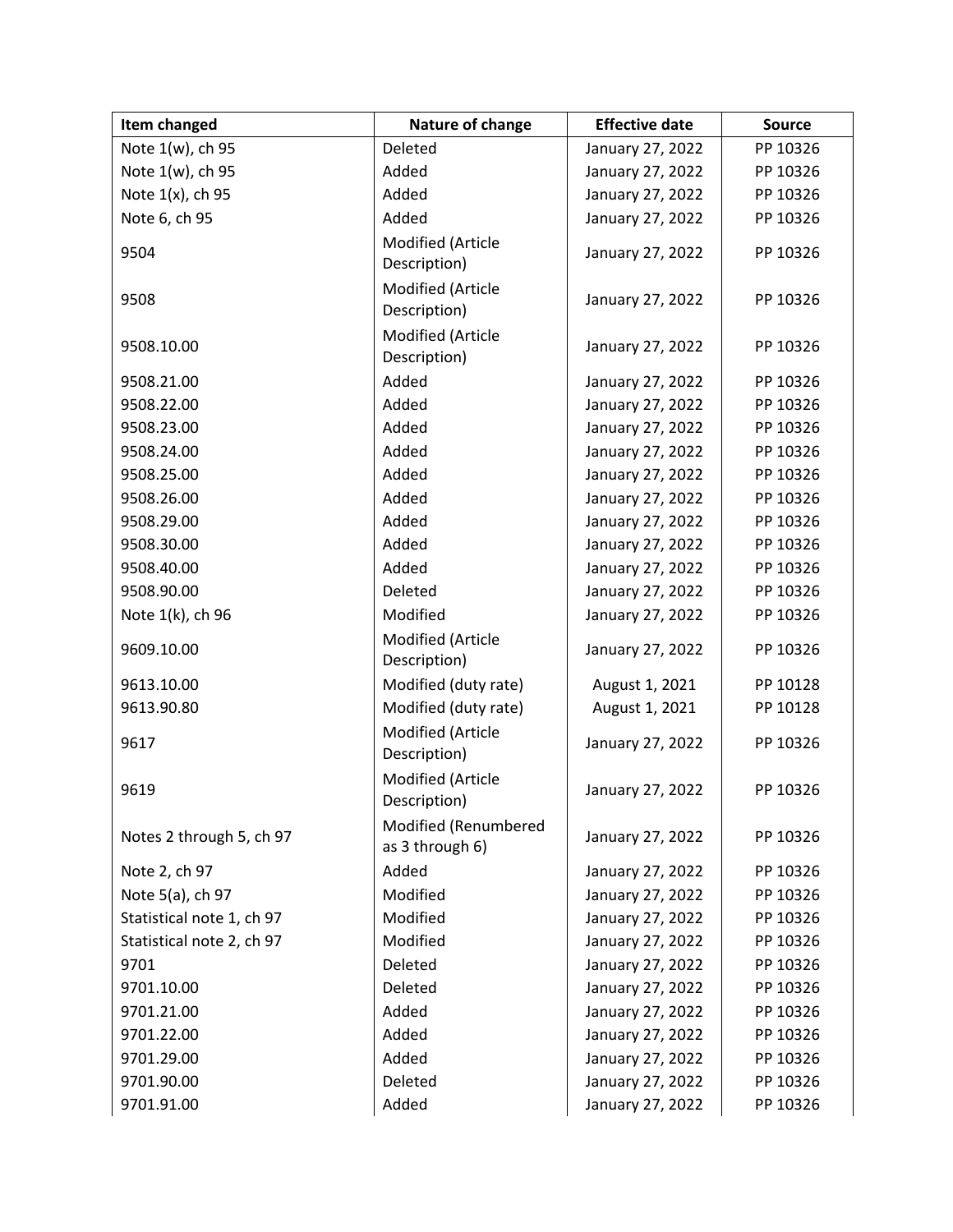| Item changed | Nature of change | Effective date | Source |
|---|---|---|---|
| Note 1(w), ch 95 | Deleted | January 27, 2022 | PP 10326 |
| Note 1(w), ch 95 | Added | January 27, 2022 | PP 10326 |
| Note 1(x), ch 95 | Added | January 27, 2022 | PP 10326 |
| Note 6, ch 95 | Added | January 27, 2022 | PP 10326 |
| 9504 | Modified (Article Description) | January 27, 2022 | PP 10326 |
| 9508 | Modified (Article Description) | January 27, 2022 | PP 10326 |
| 9508.10.00 | Modified (Article Description) | January 27, 2022 | PP 10326 |
| 9508.21.00 | Added | January 27, 2022 | PP 10326 |
| 9508.22.00 | Added | January 27, 2022 | PP 10326 |
| 9508.23.00 | Added | January 27, 2022 | PP 10326 |
| 9508.24.00 | Added | January 27, 2022 | PP 10326 |
| 9508.25.00 | Added | January 27, 2022 | PP 10326 |
| 9508.26.00 | Added | January 27, 2022 | PP 10326 |
| 9508.29.00 | Added | January 27, 2022 | PP 10326 |
| 9508.30.00 | Added | January 27, 2022 | PP 10326 |
| 9508.40.00 | Added | January 27, 2022 | PP 10326 |
| 9508.90.00 | Deleted | January 27, 2022 | PP 10326 |
| Note 1(k), ch 96 | Modified | January 27, 2022 | PP 10326 |
| 9609.10.00 | Modified (Article Description) | January 27, 2022 | PP 10326 |
| 9613.10.00 | Modified (duty rate) | August 1, 2021 | PP 10128 |
| 9613.90.80 | Modified (duty rate) | August 1, 2021 | PP 10128 |
| 9617 | Modified (Article Description) | January 27, 2022 | PP 10326 |
| 9619 | Modified (Article Description) | January 27, 2022 | PP 10326 |
| Notes 2 through 5, ch 97 | Modified (Renumbered as 3 through 6) | January 27, 2022 | PP 10326 |
| Note 2, ch 97 | Added | January 27, 2022 | PP 10326 |
| Note 5(a), ch 97 | Modified | January 27, 2022 | PP 10326 |
| Statistical note 1, ch 97 | Modified | January 27, 2022 | PP 10326 |
| Statistical note 2, ch 97 | Modified | January 27, 2022 | PP 10326 |
| 9701 | Deleted | January 27, 2022 | PP 10326 |
| 9701.10.00 | Deleted | January 27, 2022 | PP 10326 |
| 9701.21.00 | Added | January 27, 2022 | PP 10326 |
| 9701.22.00 | Added | January 27, 2022 | PP 10326 |
| 9701.29.00 | Added | January 27, 2022 | PP 10326 |
| 9701.90.00 | Deleted | January 27, 2022 | PP 10326 |
| 9701.91.00 | Added | January 27, 2022 | PP 10326 |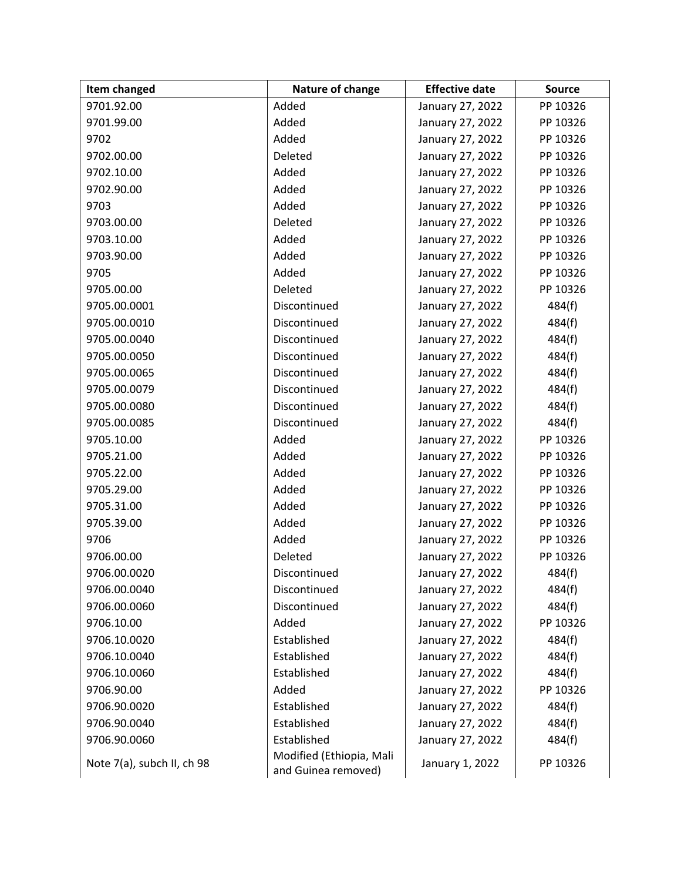| Item changed | Nature of change | Effective date | Source |
| --- | --- | --- | --- |
| 9701.92.00 | Added | January 27, 2022 | PP 10326 |
| 9701.99.00 | Added | January 27, 2022 | PP 10326 |
| 9702 | Added | January 27, 2022 | PP 10326 |
| 9702.00.00 | Deleted | January 27, 2022 | PP 10326 |
| 9702.10.00 | Added | January 27, 2022 | PP 10326 |
| 9702.90.00 | Added | January 27, 2022 | PP 10326 |
| 9703 | Added | January 27, 2022 | PP 10326 |
| 9703.00.00 | Deleted | January 27, 2022 | PP 10326 |
| 9703.10.00 | Added | January 27, 2022 | PP 10326 |
| 9703.90.00 | Added | January 27, 2022 | PP 10326 |
| 9705 | Added | January 27, 2022 | PP 10326 |
| 9705.00.00 | Deleted | January 27, 2022 | PP 10326 |
| 9705.00.0001 | Discontinued | January 27, 2022 | 484(f) |
| 9705.00.0010 | Discontinued | January 27, 2022 | 484(f) |
| 9705.00.0040 | Discontinued | January 27, 2022 | 484(f) |
| 9705.00.0050 | Discontinued | January 27, 2022 | 484(f) |
| 9705.00.0065 | Discontinued | January 27, 2022 | 484(f) |
| 9705.00.0079 | Discontinued | January 27, 2022 | 484(f) |
| 9705.00.0080 | Discontinued | January 27, 2022 | 484(f) |
| 9705.00.0085 | Discontinued | January 27, 2022 | 484(f) |
| 9705.10.00 | Added | January 27, 2022 | PP 10326 |
| 9705.21.00 | Added | January 27, 2022 | PP 10326 |
| 9705.22.00 | Added | January 27, 2022 | PP 10326 |
| 9705.29.00 | Added | January 27, 2022 | PP 10326 |
| 9705.31.00 | Added | January 27, 2022 | PP 10326 |
| 9705.39.00 | Added | January 27, 2022 | PP 10326 |
| 9706 | Added | January 27, 2022 | PP 10326 |
| 9706.00.00 | Deleted | January 27, 2022 | PP 10326 |
| 9706.00.0020 | Discontinued | January 27, 2022 | 484(f) |
| 9706.00.0040 | Discontinued | January 27, 2022 | 484(f) |
| 9706.00.0060 | Discontinued | January 27, 2022 | 484(f) |
| 9706.10.00 | Added | January 27, 2022 | PP 10326 |
| 9706.10.0020 | Established | January 27, 2022 | 484(f) |
| 9706.10.0040 | Established | January 27, 2022 | 484(f) |
| 9706.10.0060 | Established | January 27, 2022 | 484(f) |
| 9706.90.00 | Added | January 27, 2022 | PP 10326 |
| 9706.90.0020 | Established | January 27, 2022 | 484(f) |
| 9706.90.0040 | Established | January 27, 2022 | 484(f) |
| 9706.90.0060 | Established | January 27, 2022 | 484(f) |
| Note 7(a), subch II, ch 98 | Modified (Ethiopia, Mali and Guinea removed) | January 1, 2022 | PP 10326 |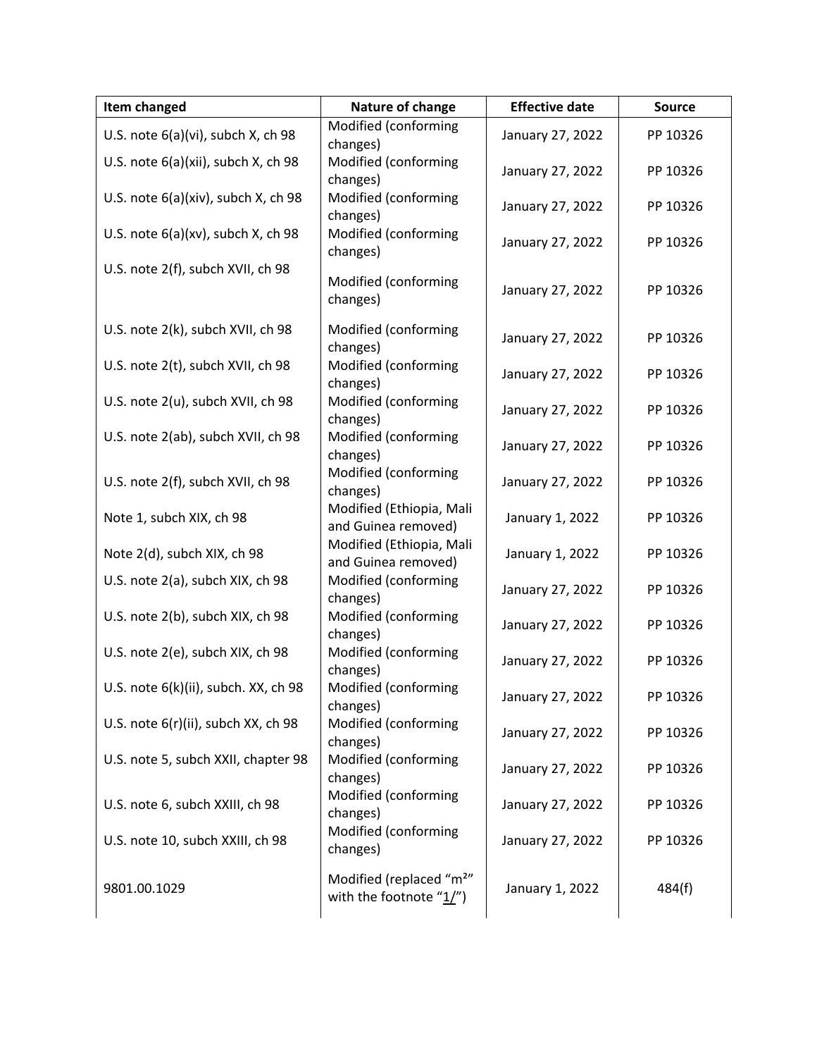| Item changed | Nature of change | Effective date | Source |
|---|---|---|---|
| U.S. note 6(a)(vi), subch X, ch 98 | Modified (conforming changes) | January 27, 2022 | PP 10326 |
| U.S. note 6(a)(xii), subch X, ch 98 | Modified (conforming changes) | January 27, 2022 | PP 10326 |
| U.S. note 6(a)(xiv), subch X, ch 98 | Modified (conforming changes) | January 27, 2022 | PP 10326 |
| U.S. note 6(a)(xv), subch X, ch 98 | Modified (conforming changes) | January 27, 2022 | PP 10326 |
| U.S. note 2(f), subch XVII, ch 98 | Modified (conforming changes) | January 27, 2022 | PP 10326 |
| U.S. note 2(k), subch XVII, ch 98 | Modified (conforming changes) | January 27, 2022 | PP 10326 |
| U.S. note 2(t), subch XVII, ch 98 | Modified (conforming changes) | January 27, 2022 | PP 10326 |
| U.S. note 2(u), subch XVII, ch 98 | Modified (conforming changes) | January 27, 2022 | PP 10326 |
| U.S. note 2(ab), subch XVII, ch 98 | Modified (conforming changes) | January 27, 2022 | PP 10326 |
| U.S. note 2(f), subch XVII, ch 98 | Modified (conforming changes) | January 27, 2022 | PP 10326 |
| Note 1, subch XIX, ch 98 | Modified (Ethiopia, Mali and Guinea removed) | January 1, 2022 | PP 10326 |
| Note 2(d), subch XIX, ch 98 | Modified (Ethiopia, Mali and Guinea removed) | January 1, 2022 | PP 10326 |
| U.S. note 2(a), subch XIX, ch 98 | Modified (conforming changes) | January 27, 2022 | PP 10326 |
| U.S. note 2(b), subch XIX, ch 98 | Modified (conforming changes) | January 27, 2022 | PP 10326 |
| U.S. note 2(e), subch XIX, ch 98 | Modified (conforming changes) | January 27, 2022 | PP 10326 |
| U.S. note 6(k)(ii), subch. XX, ch 98 | Modified (conforming changes) | January 27, 2022 | PP 10326 |
| U.S. note 6(r)(ii), subch XX, ch 98 | Modified (conforming changes) | January 27, 2022 | PP 10326 |
| U.S. note 5, subch XXII, chapter 98 | Modified (conforming changes) | January 27, 2022 | PP 10326 |
| U.S. note 6, subch XXIII, ch 98 | Modified (conforming changes) | January 27, 2022 | PP 10326 |
| U.S. note 10, subch XXIII, ch 98 | Modified (conforming changes) | January 27, 2022 | PP 10326 |
| 9801.00.1029 | Modified (replaced "$m^2$" with the footnote "1/") | January 1, 2022 | 484(f) |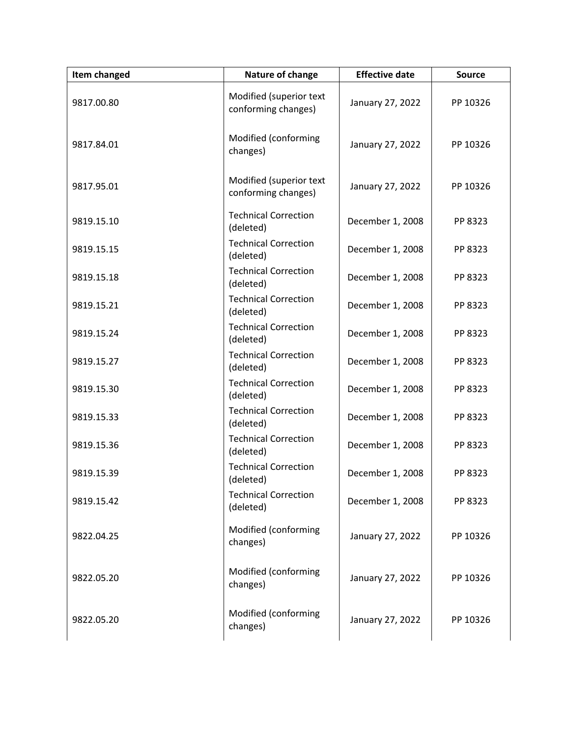| Item changed | Nature of change | Effective date | Source |
|---|---|---|---|
| 9817.00.80 | Modified (superior text conforming changes) | January 27, 2022 | PP 10326 |
| 9817.84.01 | Modified (conforming changes) | January 27, 2022 | PP 10326 |
| 9817.95.01 | Modified (superior text conforming changes) | January 27, 2022 | PP 10326 |
| 9819.15.10 | Technical Correction (deleted) | December 1, 2008 | PP 8323 |
| 9819.15.15 | Technical Correction (deleted) | December 1, 2008 | PP 8323 |
| 9819.15.18 | Technical Correction (deleted) | December 1, 2008 | PP 8323 |
| 9819.15.21 | Technical Correction (deleted) | December 1, 2008 | PP 8323 |
| 9819.15.24 | Technical Correction (deleted) | December 1, 2008 | PP 8323 |
| 9819.15.27 | Technical Correction (deleted) | December 1, 2008 | PP 8323 |
| 9819.15.30 | Technical Correction (deleted) | December 1, 2008 | PP 8323 |
| 9819.15.33 | Technical Correction (deleted) | December 1, 2008 | PP 8323 |
| 9819.15.36 | Technical Correction (deleted) | December 1, 2008 | PP 8323 |
| 9819.15.39 | Technical Correction (deleted) | December 1, 2008 | PP 8323 |
| 9819.15.42 | Technical Correction (deleted) | December 1, 2008 | PP 8323 |
| 9822.04.25 | Modified (conforming changes) | January 27, 2022 | PP 10326 |
| 9822.05.20 | Modified (conforming changes) | January 27, 2022 | PP 10326 |
| 9822.05.20 | Modified (conforming changes) | January 27, 2022 | PP 10326 |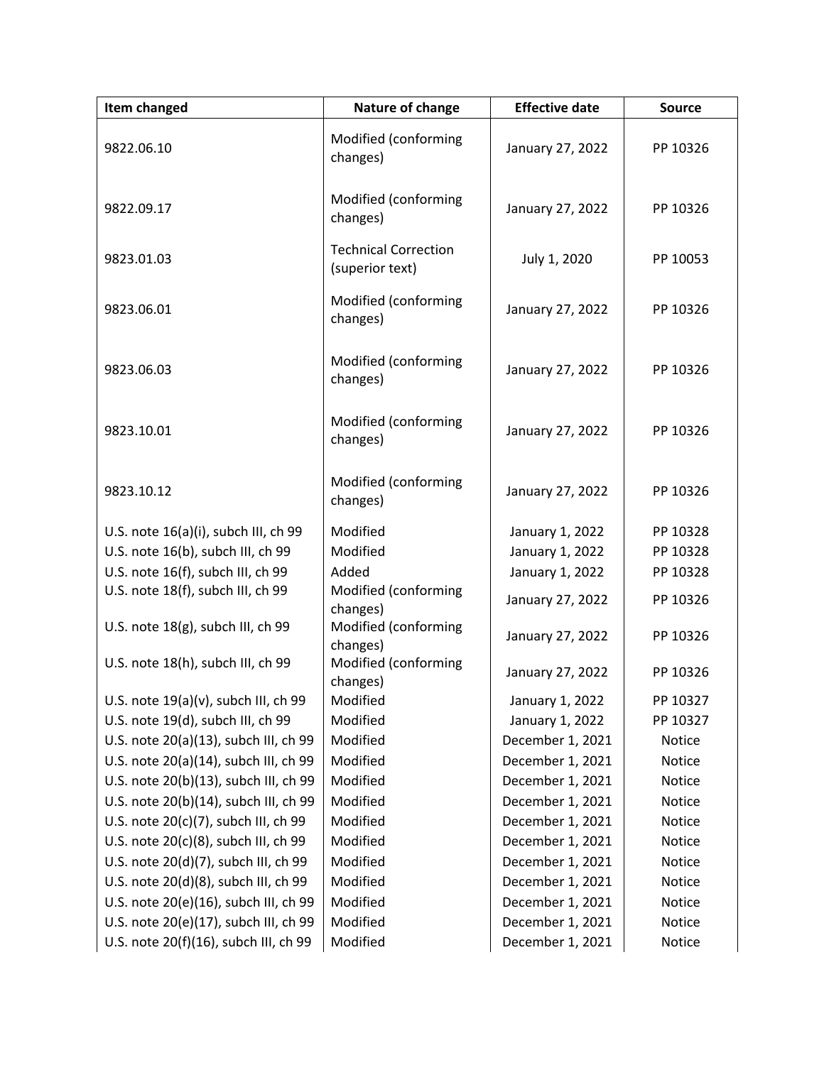| Item changed | Nature of change | Effective date | Source |
|---|---|---|---|
| 9822.06.10 | Modified (conforming changes) | January 27, 2022 | PP 10326 |
| 9822.09.17 | Modified (conforming changes) | January 27, 2022 | PP 10326 |
| 9823.01.03 | Technical Correction (superior text) | July 1, 2020 | PP 10053 |
| 9823.06.01 | Modified (conforming changes) | January 27, 2022 | PP 10326 |
| 9823.06.03 | Modified (conforming changes) | January 27, 2022 | PP 10326 |
| 9823.10.01 | Modified (conforming changes) | January 27, 2022 | PP 10326 |
| 9823.10.12 | Modified (conforming changes) | January 27, 2022 | PP 10326 |
| U.S. note 16(a)(i), subch III, ch 99 | Modified | January 1, 2022 | PP 10328 |
| U.S. note 16(b), subch III, ch 99 | Modified | January 1, 2022 | PP 10328 |
| U.S. note 16(f), subch III, ch 99 | Added | January 1, 2022 | PP 10328 |
| U.S. note 18(f), subch III, ch 99 | Modified (conforming changes) | January 27, 2022 | PP 10326 |
| U.S. note 18(g), subch III, ch 99 | Modified (conforming changes) | January 27, 2022 | PP 10326 |
| U.S. note 18(h), subch III, ch 99 | Modified (conforming changes) | January 27, 2022 | PP 10326 |
| U.S. note 19(a)(v), subch III, ch 99 | Modified | January 1, 2022 | PP 10327 |
| U.S. note 19(d), subch III, ch 99 | Modified | January 1, 2022 | PP 10327 |
| U.S. note 20(a)(13), subch III, ch 99 | Modified | December 1, 2021 | Notice |
| U.S. note 20(a)(14), subch III, ch 99 | Modified | December 1, 2021 | Notice |
| U.S. note 20(b)(13), subch III, ch 99 | Modified | December 1, 2021 | Notice |
| U.S. note 20(b)(14), subch III, ch 99 | Modified | December 1, 2021 | Notice |
| U.S. note 20(c)(7), subch III, ch 99 | Modified | December 1, 2021 | Notice |
| U.S. note 20(c)(8), subch III, ch 99 | Modified | December 1, 2021 | Notice |
| U.S. note 20(d)(7), subch III, ch 99 | Modified | December 1, 2021 | Notice |
| U.S. note 20(d)(8), subch III, ch 99 | Modified | December 1, 2021 | Notice |
| U.S. note 20(e)(16), subch III, ch 99 | Modified | December 1, 2021 | Notice |
| U.S. note 20(e)(17), subch III, ch 99 | Modified | December 1, 2021 | Notice |
| U.S. note 20(f)(16), subch III, ch 99 | Modified | December 1, 2021 | Notice |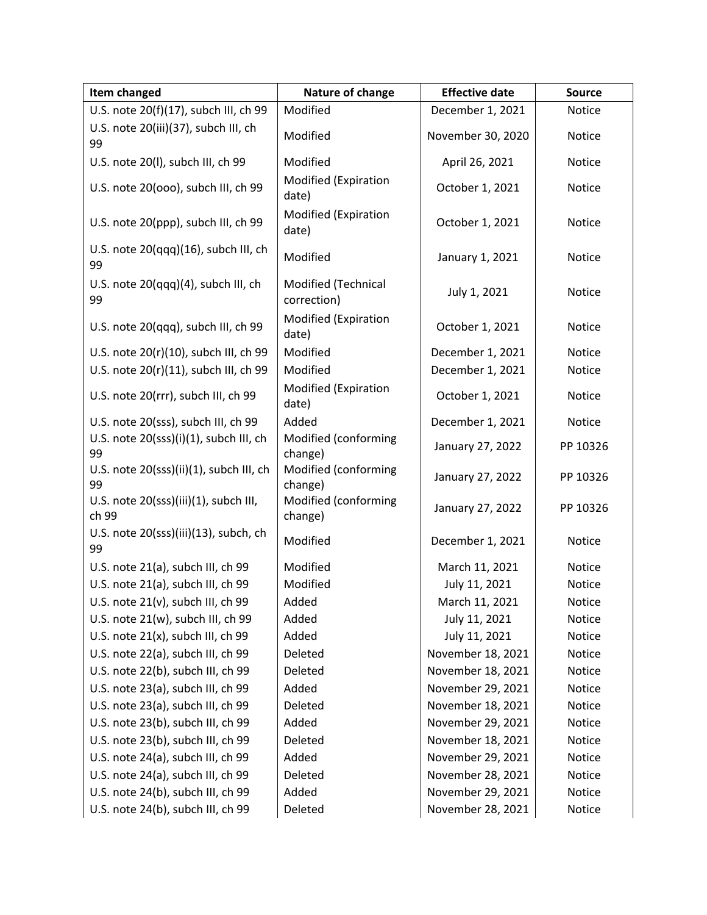| Item changed | Nature of change | Effective date | Source |
|---|---|---|---|
| U.S. note 20(f)(17), subch III, ch 99 | Modified | December 1, 2021 | Notice |
| U.S. note 20(iii)(37), subch III, ch 99 | Modified | November 30, 2020 | Notice |
| U.S. note 20(l), subch III, ch 99 | Modified | April 26, 2021 | Notice |
| U.S. note 20(ooo), subch III, ch 99 | Modified (Expiration date) | October 1, 2021 | Notice |
| U.S. note 20(ppp), subch III, ch 99 | Modified (Expiration date) | October 1, 2021 | Notice |
| U.S. note 20(qqq)(16), subch III, ch 99 | Modified | January 1, 2021 | Notice |
| U.S. note 20(qqq)(4), subch III, ch 99 | Modified (Technical correction) | July 1, 2021 | Notice |
| U.S. note 20(qqq), subch III, ch 99 | Modified (Expiration date) | October 1, 2021 | Notice |
| U.S. note 20(r)(10), subch III, ch 99 | Modified | December 1, 2021 | Notice |
| U.S. note 20(r)(11), subch III, ch 99 | Modified | December 1, 2021 | Notice |
| U.S. note 20(rrr), subch III, ch 99 | Modified (Expiration date) | October 1, 2021 | Notice |
| U.S. note 20(sss), subch III, ch 99 | Added | December 1, 2021 | Notice |
| U.S. note 20(sss)(i)(1), subch III, ch 99 | Modified (conforming change) | January 27, 2022 | PP 10326 |
| U.S. note 20(sss)(ii)(1), subch III, ch 99 | Modified (conforming change) | January 27, 2022 | PP 10326 |
| U.S. note 20(sss)(iii)(1), subch III, ch 99 | Modified (conforming change) | January 27, 2022 | PP 10326 |
| U.S. note 20(sss)(iii)(13), subch, ch 99 | Modified | December 1, 2021 | Notice |
| U.S. note 21(a), subch III, ch 99 | Modified | March 11, 2021 | Notice |
| U.S. note 21(a), subch III, ch 99 | Modified | July 11, 2021 | Notice |
| U.S. note 21(v), subch III, ch 99 | Added | March 11, 2021 | Notice |
| U.S. note 21(w), subch III, ch 99 | Added | July 11, 2021 | Notice |
| U.S. note 21(x), subch III, ch 99 | Added | July 11, 2021 | Notice |
| U.S. note 22(a), subch III, ch 99 | Deleted | November 18, 2021 | Notice |
| U.S. note 22(b), subch III, ch 99 | Deleted | November 18, 2021 | Notice |
| U.S. note 23(a), subch III, ch 99 | Added | November 29, 2021 | Notice |
| U.S. note 23(a), subch III, ch 99 | Deleted | November 18, 2021 | Notice |
| U.S. note 23(b), subch III, ch 99 | Added | November 29, 2021 | Notice |
| U.S. note 23(b), subch III, ch 99 | Deleted | November 18, 2021 | Notice |
| U.S. note 24(a), subch III, ch 99 | Added | November 29, 2021 | Notice |
| U.S. note 24(a), subch III, ch 99 | Deleted | November 28, 2021 | Notice |
| U.S. note 24(b), subch III, ch 99 | Added | November 29, 2021 | Notice |
| U.S. note 24(b), subch III, ch 99 | Deleted | November 28, 2021 | Notice |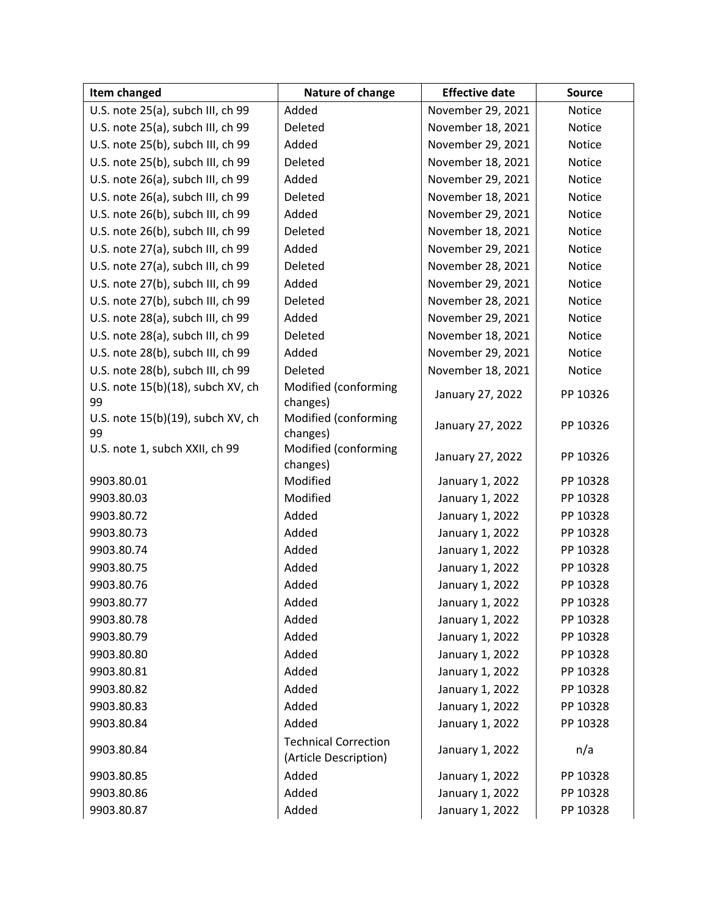| Item changed | Nature of change | Effective date | Source |
|---|---|---|---|
| U.S. note 25(a), subch III, ch 99 | Added | November 29, 2021 | Notice |
| U.S. note 25(a), subch III, ch 99 | Deleted | November 18, 2021 | Notice |
| U.S. note 25(b), subch III, ch 99 | Added | November 29, 2021 | Notice |
| U.S. note 25(b), subch III, ch 99 | Deleted | November 18, 2021 | Notice |
| U.S. note 26(a), subch III, ch 99 | Added | November 29, 2021 | Notice |
| U.S. note 26(a), subch III, ch 99 | Deleted | November 18, 2021 | Notice |
| U.S. note 26(b), subch III, ch 99 | Added | November 29, 2021 | Notice |
| U.S. note 26(b), subch III, ch 99 | Deleted | November 18, 2021 | Notice |
| U.S. note 27(a), subch III, ch 99 | Added | November 29, 2021 | Notice |
| U.S. note 27(a), subch III, ch 99 | Deleted | November 28, 2021 | Notice |
| U.S. note 27(b), subch III, ch 99 | Added | November 29, 2021 | Notice |
| U.S. note 27(b), subch III, ch 99 | Deleted | November 28, 2021 | Notice |
| U.S. note 28(a), subch III, ch 99 | Added | November 29, 2021 | Notice |
| U.S. note 28(a), subch III, ch 99 | Deleted | November 18, 2021 | Notice |
| U.S. note 28(b), subch III, ch 99 | Added | November 29, 2021 | Notice |
| U.S. note 28(b), subch III, ch 99 | Deleted | November 18, 2021 | Notice |
| U.S. note 15(b)(18), subch XV, ch 99 | Modified (conforming changes) | January 27, 2022 | PP 10326 |
| U.S. note 15(b)(19), subch XV, ch 99 | Modified (conforming changes) | January 27, 2022 | PP 10326 |
| U.S. note 1, subch XXII, ch 99 | Modified (conforming changes) | January 27, 2022 | PP 10326 |
| 9903.80.01 | Modified | January 1, 2022 | PP 10328 |
| 9903.80.03 | Modified | January 1, 2022 | PP 10328 |
| 9903.80.72 | Added | January 1, 2022 | PP 10328 |
| 9903.80.73 | Added | January 1, 2022 | PP 10328 |
| 9903.80.74 | Added | January 1, 2022 | PP 10328 |
| 9903.80.75 | Added | January 1, 2022 | PP 10328 |
| 9903.80.76 | Added | January 1, 2022 | PP 10328 |
| 9903.80.77 | Added | January 1, 2022 | PP 10328 |
| 9903.80.78 | Added | January 1, 2022 | PP 10328 |
| 9903.80.79 | Added | January 1, 2022 | PP 10328 |
| 9903.80.80 | Added | January 1, 2022 | PP 10328 |
| 9903.80.81 | Added | January 1, 2022 | PP 10328 |
| 9903.80.82 | Added | January 1, 2022 | PP 10328 |
| 9903.80.83 | Added | January 1, 2022 | PP 10328 |
| 9903.80.84 | Added | January 1, 2022 | PP 10328 |
| 9903.80.84 | Technical Correction (Article Description) | January 1, 2022 | n/a |
| 9903.80.85 | Added | January 1, 2022 | PP 10328 |
| 9903.80.86 | Added | January 1, 2022 | PP 10328 |
| 9903.80.87 | Added | January 1, 2022 | PP 10328 |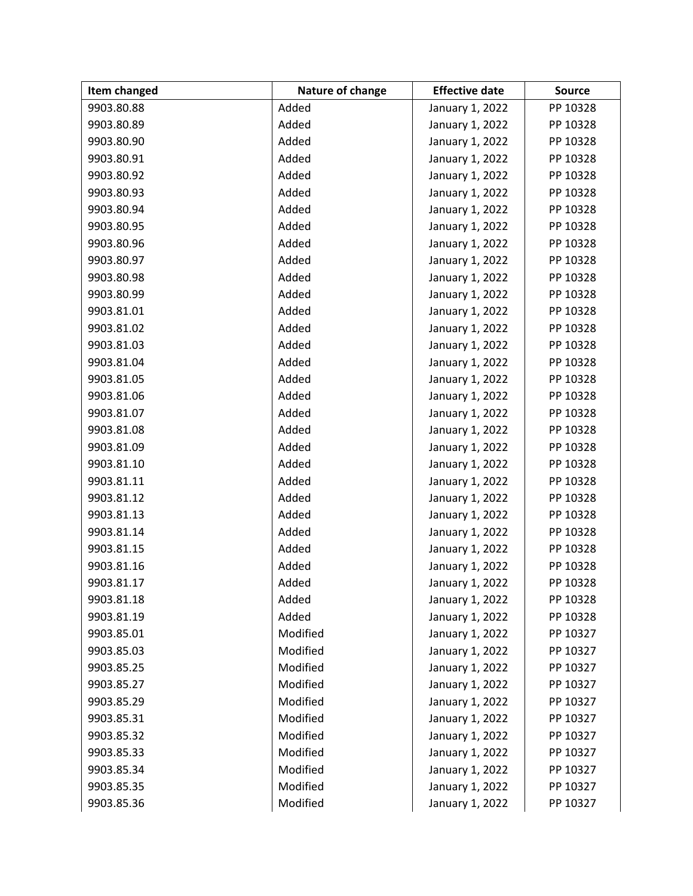| Item changed | Nature of change | Effective date | Source |
|---|---|---|---|
| 9903.80.88 | Added | January 1, 2022 | PP 10328 |
| 9903.80.89 | Added | January 1, 2022 | PP 10328 |
| 9903.80.90 | Added | January 1, 2022 | PP 10328 |
| 9903.80.91 | Added | January 1, 2022 | PP 10328 |
| 9903.80.92 | Added | January 1, 2022 | PP 10328 |
| 9903.80.93 | Added | January 1, 2022 | PP 10328 |
| 9903.80.94 | Added | January 1, 2022 | PP 10328 |
| 9903.80.95 | Added | January 1, 2022 | PP 10328 |
| 9903.80.96 | Added | January 1, 2022 | PP 10328 |
| 9903.80.97 | Added | January 1, 2022 | PP 10328 |
| 9903.80.98 | Added | January 1, 2022 | PP 10328 |
| 9903.80.99 | Added | January 1, 2022 | PP 10328 |
| 9903.81.01 | Added | January 1, 2022 | PP 10328 |
| 9903.81.02 | Added | January 1, 2022 | PP 10328 |
| 9903.81.03 | Added | January 1, 2022 | PP 10328 |
| 9903.81.04 | Added | January 1, 2022 | PP 10328 |
| 9903.81.05 | Added | January 1, 2022 | PP 10328 |
| 9903.81.06 | Added | January 1, 2022 | PP 10328 |
| 9903.81.07 | Added | January 1, 2022 | PP 10328 |
| 9903.81.08 | Added | January 1, 2022 | PP 10328 |
| 9903.81.09 | Added | January 1, 2022 | PP 10328 |
| 9903.81.10 | Added | January 1, 2022 | PP 10328 |
| 9903.81.11 | Added | January 1, 2022 | PP 10328 |
| 9903.81.12 | Added | January 1, 2022 | PP 10328 |
| 9903.81.13 | Added | January 1, 2022 | PP 10328 |
| 9903.81.14 | Added | January 1, 2022 | PP 10328 |
| 9903.81.15 | Added | January 1, 2022 | PP 10328 |
| 9903.81.16 | Added | January 1, 2022 | PP 10328 |
| 9903.81.17 | Added | January 1, 2022 | PP 10328 |
| 9903.81.18 | Added | January 1, 2022 | PP 10328 |
| 9903.81.19 | Added | January 1, 2022 | PP 10328 |
| 9903.85.01 | Modified | January 1, 2022 | PP 10327 |
| 9903.85.03 | Modified | January 1, 2022 | PP 10327 |
| 9903.85.25 | Modified | January 1, 2022 | PP 10327 |
| 9903.85.27 | Modified | January 1, 2022 | PP 10327 |
| 9903.85.29 | Modified | January 1, 2022 | PP 10327 |
| 9903.85.31 | Modified | January 1, 2022 | PP 10327 |
| 9903.85.32 | Modified | January 1, 2022 | PP 10327 |
| 9903.85.33 | Modified | January 1, 2022 | PP 10327 |
| 9903.85.34 | Modified | January 1, 2022 | PP 10327 |
| 9903.85.35 | Modified | January 1, 2022 | PP 10327 |
| 9903.85.36 | Modified | January 1, 2022 | PP 10327 |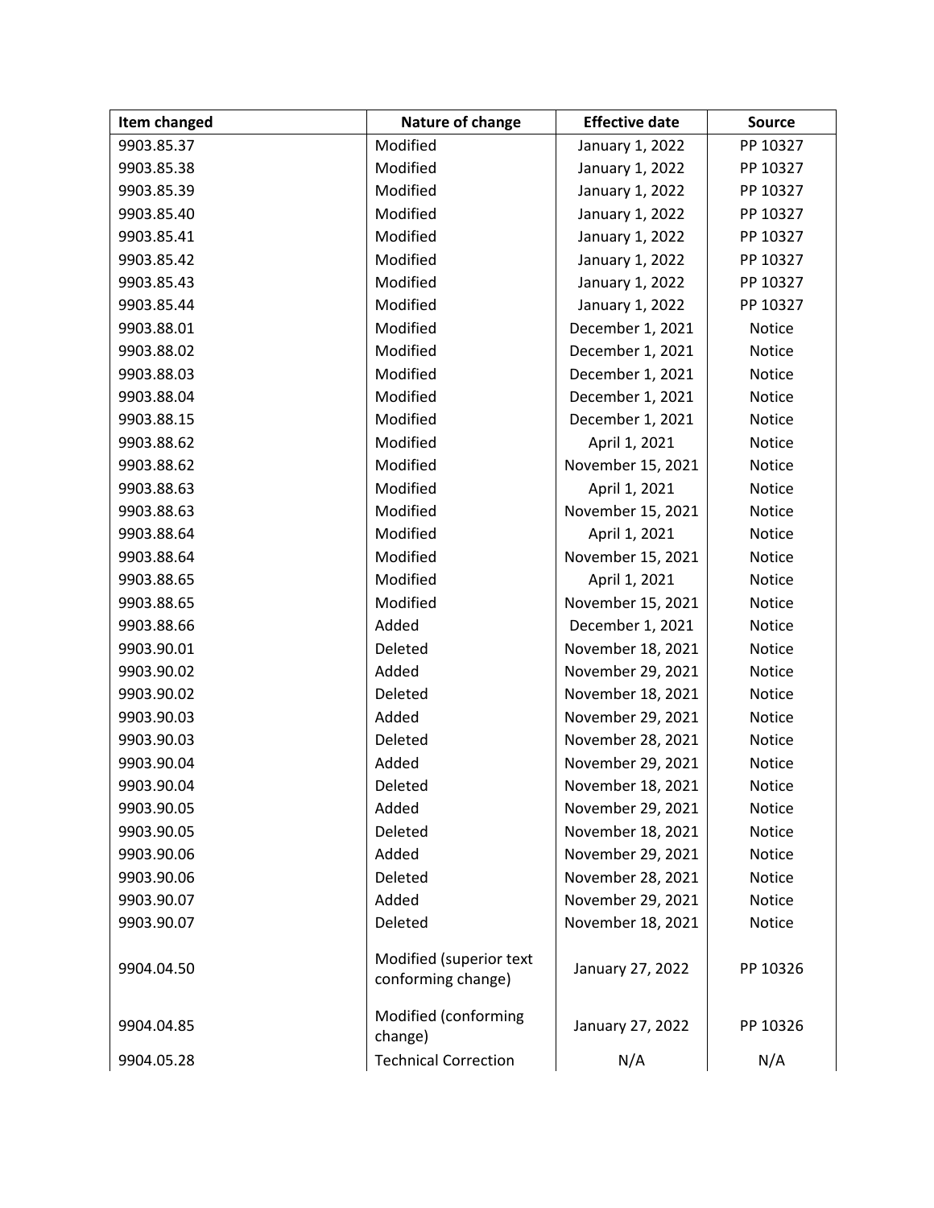| Item changed | Nature of change | Effective date | Source |
| --- | --- | --- | --- |
| 9903.85.37 | Modified | January 1, 2022 | PP 10327 |
| 9903.85.38 | Modified | January 1, 2022 | PP 10327 |
| 9903.85.39 | Modified | January 1, 2022 | PP 10327 |
| 9903.85.40 | Modified | January 1, 2022 | PP 10327 |
| 9903.85.41 | Modified | January 1, 2022 | PP 10327 |
| 9903.85.42 | Modified | January 1, 2022 | PP 10327 |
| 9903.85.43 | Modified | January 1, 2022 | PP 10327 |
| 9903.85.44 | Modified | January 1, 2022 | PP 10327 |
| 9903.88.01 | Modified | December 1, 2021 | Notice |
| 9903.88.02 | Modified | December 1, 2021 | Notice |
| 9903.88.03 | Modified | December 1, 2021 | Notice |
| 9903.88.04 | Modified | December 1, 2021 | Notice |
| 9903.88.15 | Modified | December 1, 2021 | Notice |
| 9903.88.62 | Modified | April 1, 2021 | Notice |
| 9903.88.62 | Modified | November 15, 2021 | Notice |
| 9903.88.63 | Modified | April 1, 2021 | Notice |
| 9903.88.63 | Modified | November 15, 2021 | Notice |
| 9903.88.64 | Modified | April 1, 2021 | Notice |
| 9903.88.64 | Modified | November 15, 2021 | Notice |
| 9903.88.65 | Modified | April 1, 2021 | Notice |
| 9903.88.65 | Modified | November 15, 2021 | Notice |
| 9903.88.66 | Added | December 1, 2021 | Notice |
| 9903.90.01 | Deleted | November 18, 2021 | Notice |
| 9903.90.02 | Added | November 29, 2021 | Notice |
| 9903.90.02 | Deleted | November 18, 2021 | Notice |
| 9903.90.03 | Added | November 29, 2021 | Notice |
| 9903.90.03 | Deleted | November 28, 2021 | Notice |
| 9903.90.04 | Added | November 29, 2021 | Notice |
| 9903.90.04 | Deleted | November 18, 2021 | Notice |
| 9903.90.05 | Added | November 29, 2021 | Notice |
| 9903.90.05 | Deleted | November 18, 2021 | Notice |
| 9903.90.06 | Added | November 29, 2021 | Notice |
| 9903.90.06 | Deleted | November 28, 2021 | Notice |
| 9903.90.07 | Added | November 29, 2021 | Notice |
| 9903.90.07 | Deleted | November 18, 2021 | Notice |
| 9904.04.50 | Modified (superior text conforming change) | January 27, 2022 | PP 10326 |
| 9904.04.85 | Modified (conforming change) | January 27, 2022 | PP 10326 |
| 9904.05.28 | Technical Correction | N/A | N/A |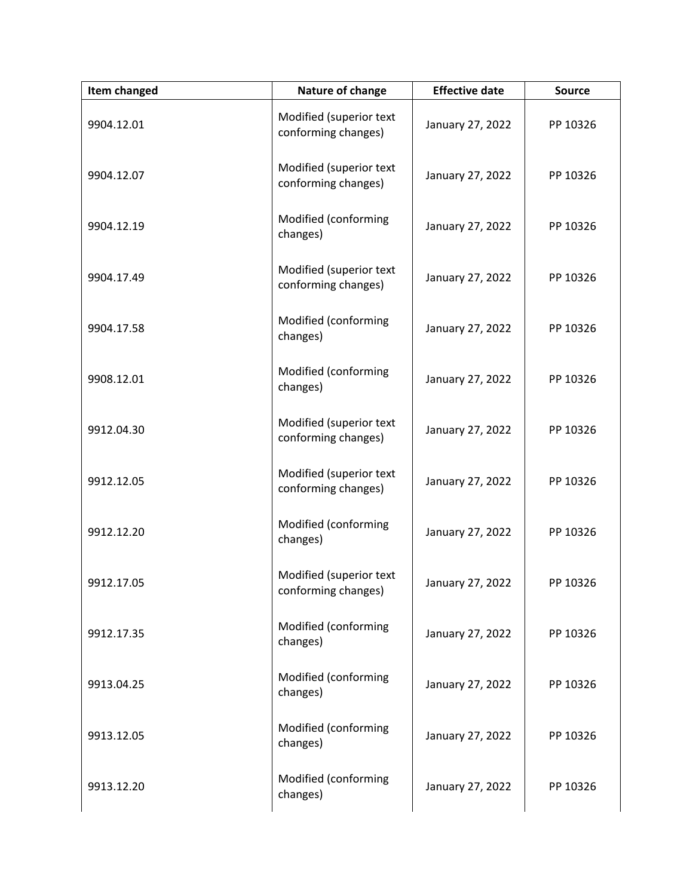| Item changed | Nature of change | Effective date | Source |
|---|---|---|---|
| 9904.12.01 | Modified (superior text conforming changes) | January 27, 2022 | PP 10326 |
| 9904.12.07 | Modified (superior text conforming changes) | January 27, 2022 | PP 10326 |
| 9904.12.19 | Modified (conforming changes) | January 27, 2022 | PP 10326 |
| 9904.17.49 | Modified (superior text conforming changes) | January 27, 2022 | PP 10326 |
| 9904.17.58 | Modified (conforming changes) | January 27, 2022 | PP 10326 |
| 9908.12.01 | Modified (conforming changes) | January 27, 2022 | PP 10326 |
| 9912.04.30 | Modified (superior text conforming changes) | January 27, 2022 | PP 10326 |
| 9912.12.05 | Modified (superior text conforming changes) | January 27, 2022 | PP 10326 |
| 9912.12.20 | Modified (conforming changes) | January 27, 2022 | PP 10326 |
| 9912.17.05 | Modified (superior text conforming changes) | January 27, 2022 | PP 10326 |
| 9912.17.35 | Modified (conforming changes) | January 27, 2022 | PP 10326 |
| 9913.04.25 | Modified (conforming changes) | January 27, 2022 | PP 10326 |
| 9913.12.05 | Modified (conforming changes) | January 27, 2022 | PP 10326 |
| 9913.12.20 | Modified (conforming changes) | January 27, 2022 | PP 10326 |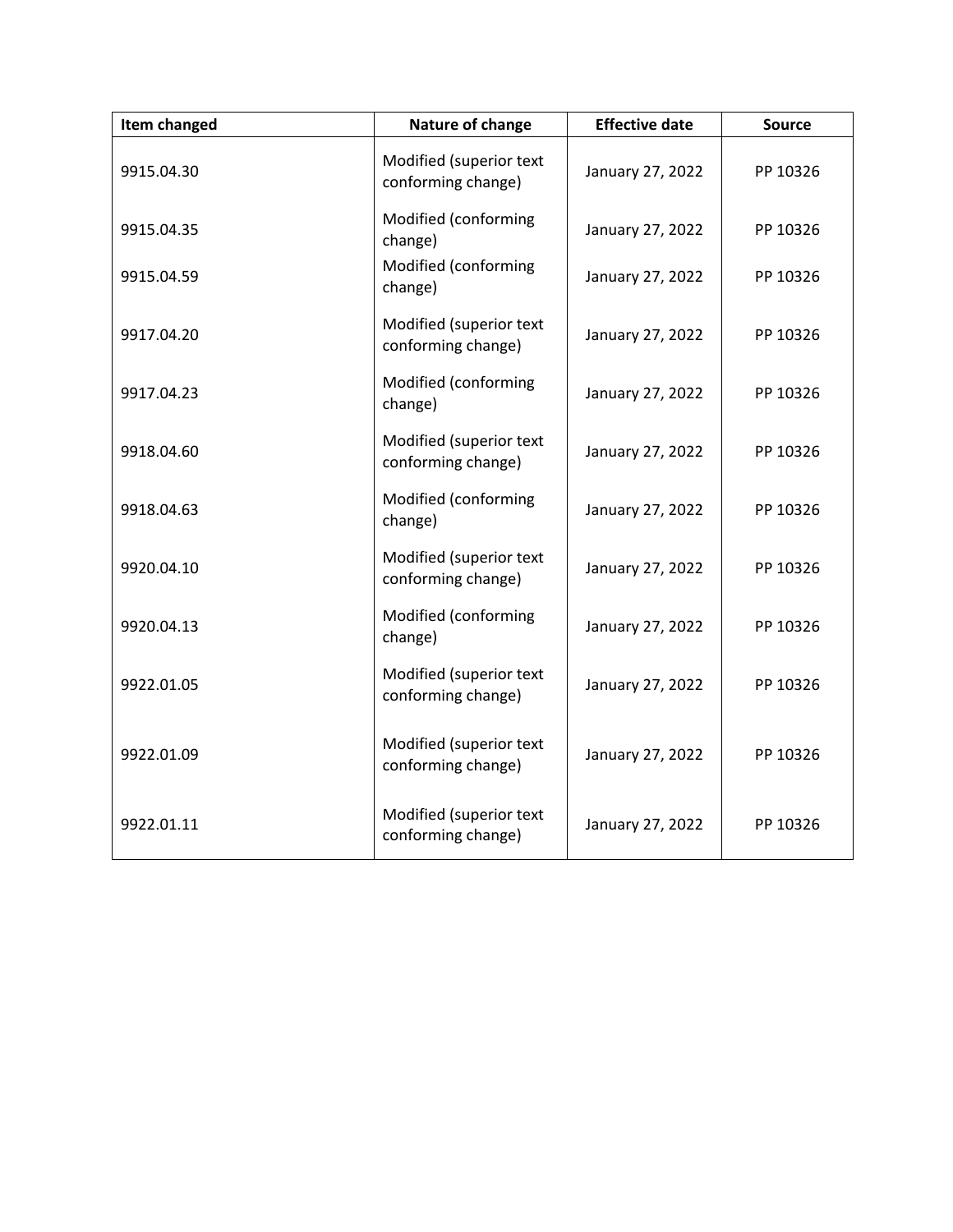| Item changed | Nature of change | Effective date | Source |
|---|---|---|---|
| 9915.04.30 | Modified (superior text conforming change) | January 27, 2022 | PP 10326 |
| 9915.04.35 | Modified (conforming change) | January 27, 2022 | PP 10326 |
| 9915.04.59 | Modified (conforming change) | January 27, 2022 | PP 10326 |
| 9917.04.20 | Modified (superior text conforming change) | January 27, 2022 | PP 10326 |
| 9917.04.23 | Modified (conforming change) | January 27, 2022 | PP 10326 |
| 9918.04.60 | Modified (superior text conforming change) | January 27, 2022 | PP 10326 |
| 9918.04.63 | Modified (conforming change) | January 27, 2022 | PP 10326 |
| 9920.04.10 | Modified (superior text conforming change) | January 27, 2022 | PP 10326 |
| 9920.04.13 | Modified (conforming change) | January 27, 2022 | PP 10326 |
| 9922.01.05 | Modified (superior text conforming change) | January 27, 2022 | PP 10326 |
| 9922.01.09 | Modified (superior text conforming change) | January 27, 2022 | PP 10326 |
| 9922.01.11 | Modified (superior text conforming change) | January 27, 2022 | PP 10326 |